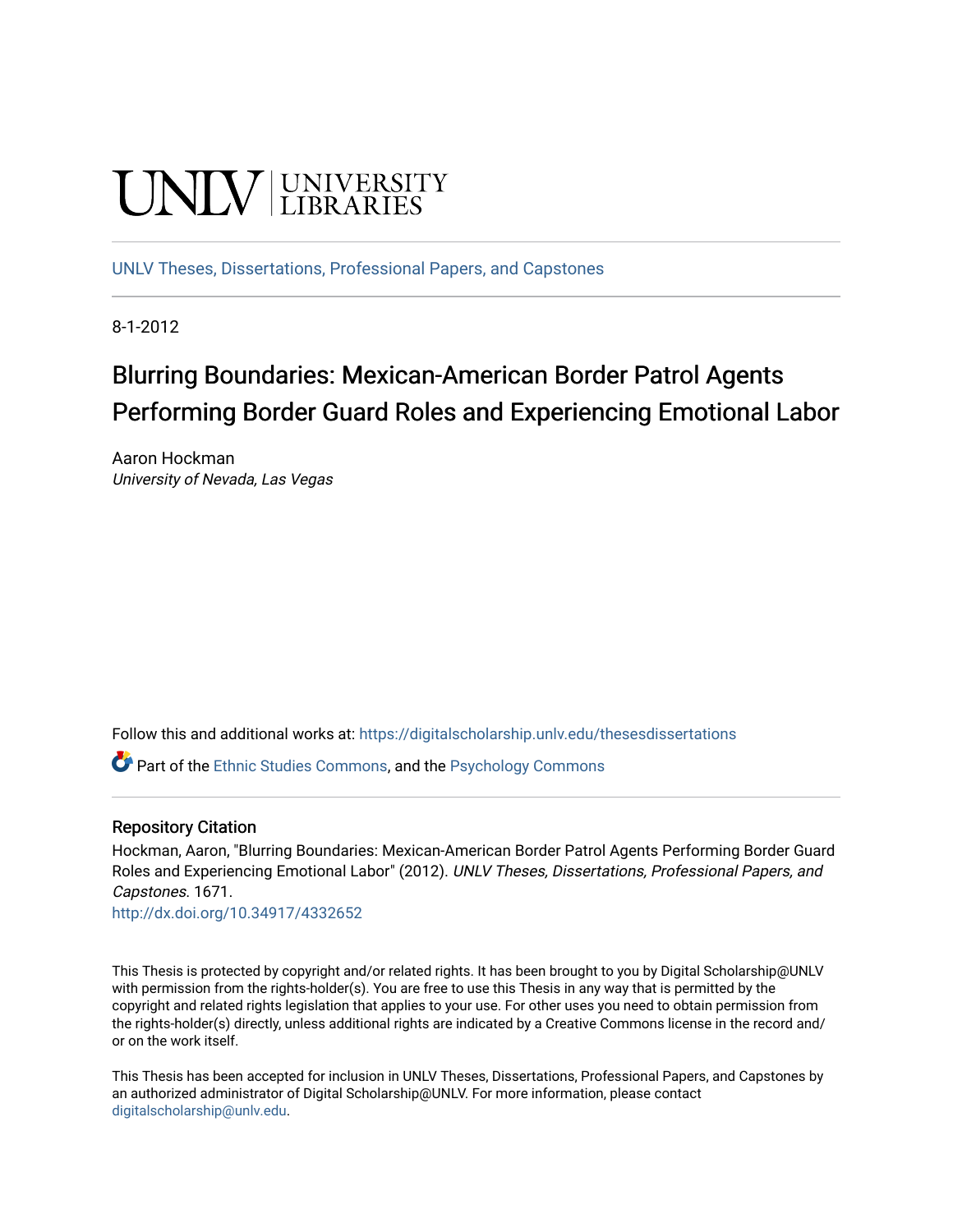UNLV | UNIVERSITY LIBRARIES

UNLV Theses, Dissertations, Professional Papers, and Capstones

8-1-2012

# Blurring Boundaries: Mexican-American Border Patrol Agents Performing Border Guard Roles and Experiencing Emotional Labor

Aaron Hockman
*University of Nevada, Las Vegas*

Follow this and additional works at: https://digitalscholarship.unlv.edu/thesesdissertations

Part of the Ethnic Studies Commons, and the Psychology Commons

## Repository Citation

Hockman, Aaron, "Blurring Boundaries: Mexican-American Border Patrol Agents Performing Border Guard Roles and Experiencing Emotional Labor" (2012). *UNLV Theses, Dissertations, Professional Papers, and Capstones*. 1671.
http://dx.doi.org/10.34917/4332652

This Thesis is protected by copyright and/or related rights. It has been brought to you by Digital Scholarship@UNLV with permission from the rights-holder(s). You are free to use this Thesis in any way that is permitted by the copyright and related rights legislation that applies to your use. For other uses you need to obtain permission from the rights-holder(s) directly, unless additional rights are indicated by a Creative Commons license in the record and/or on the work itself.

This Thesis has been accepted for inclusion in UNLV Theses, Dissertations, Professional Papers, and Capstones by an authorized administrator of Digital Scholarship@UNLV. For more information, please contact digitalscholarship@unlv.edu.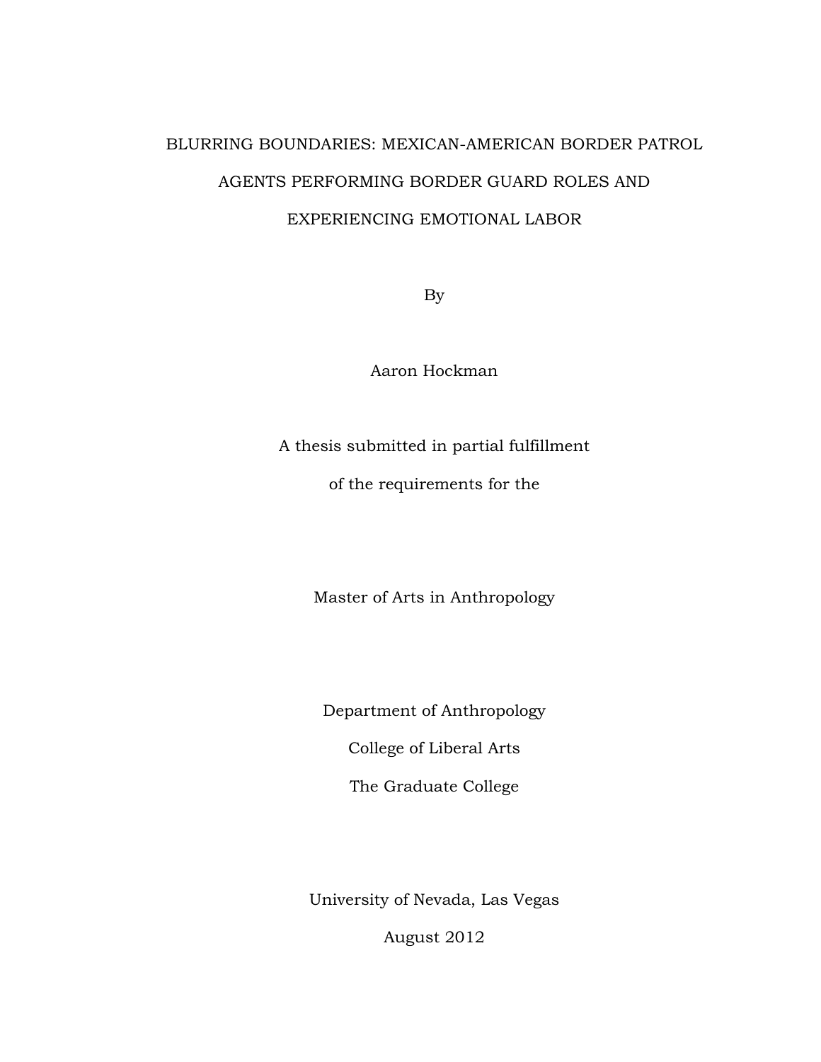# BLURRING BOUNDARIES: MEXICAN-AMERICAN BORDER PATROL AGENTS PERFORMING BORDER GUARD ROLES AND EXPERIENCING EMOTIONAL LABOR

By

Aaron Hockman

A thesis submitted in partial fulfillment

of the requirements for the

Master of Arts in Anthropology

Department of Anthropology

College of Liberal Arts

The Graduate College

University of Nevada, Las Vegas

August 2012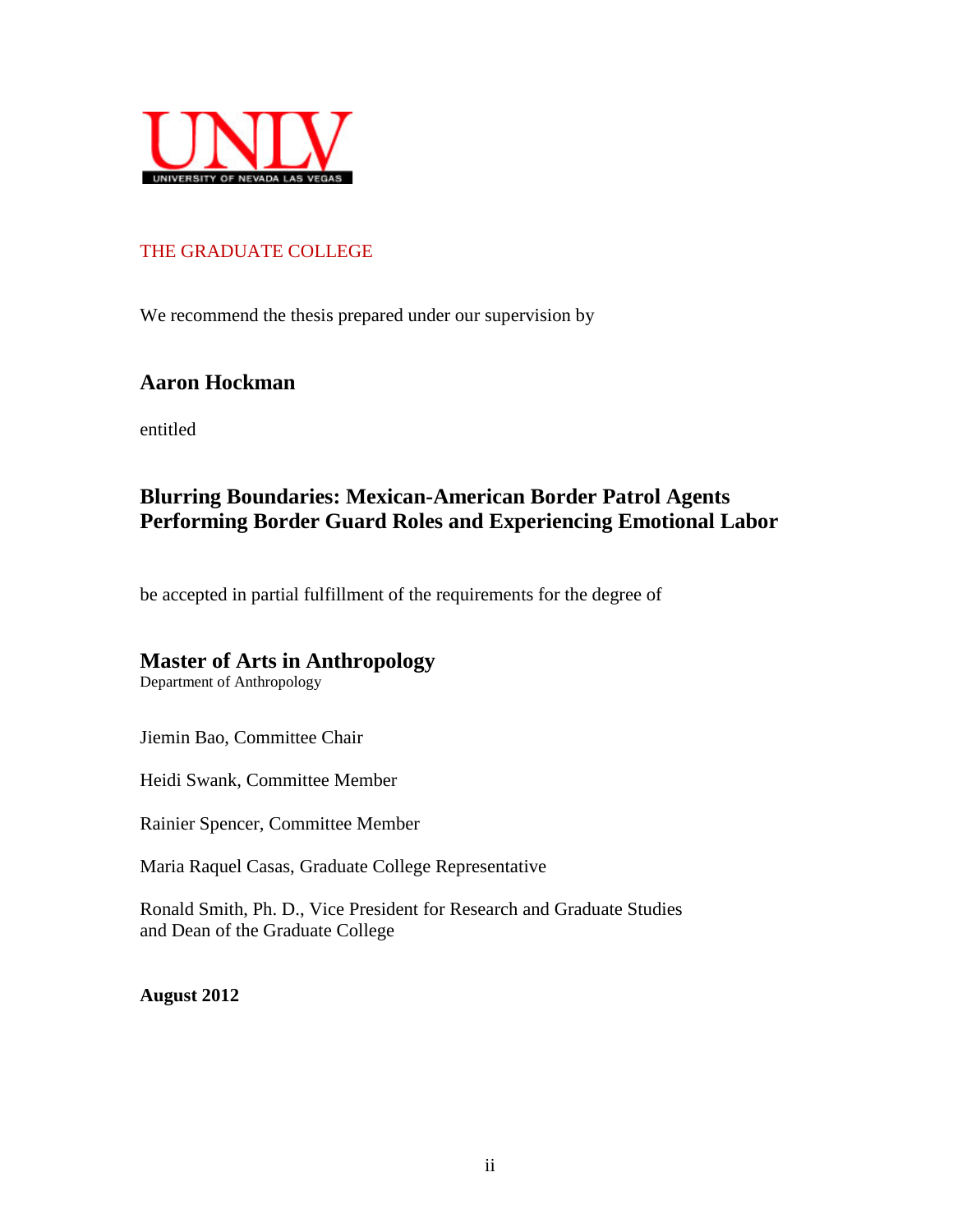UNLV

UNIVERSITY OF NEVADA LAS VEGAS

THE GRADUATE COLLEGE

We recommend the thesis prepared under our supervision by

**Aaron Hockman**

entitled

**Blurring Boundaries: Mexican-American Border Patrol Agents Performing Border Guard Roles and Experiencing Emotional Labor**

be accepted in partial fulfillment of the requirements for the degree of

**Master of Arts in Anthropology**
Department of Anthropology

Jiemin Bao, Committee Chair

Heidi Swank, Committee Member

Rainier Spencer, Committee Member

Maria Raquel Casas, Graduate College Representative

Ronald Smith, Ph. D., Vice President for Research and Graduate Studies
and Dean of the Graduate College

**August 2012**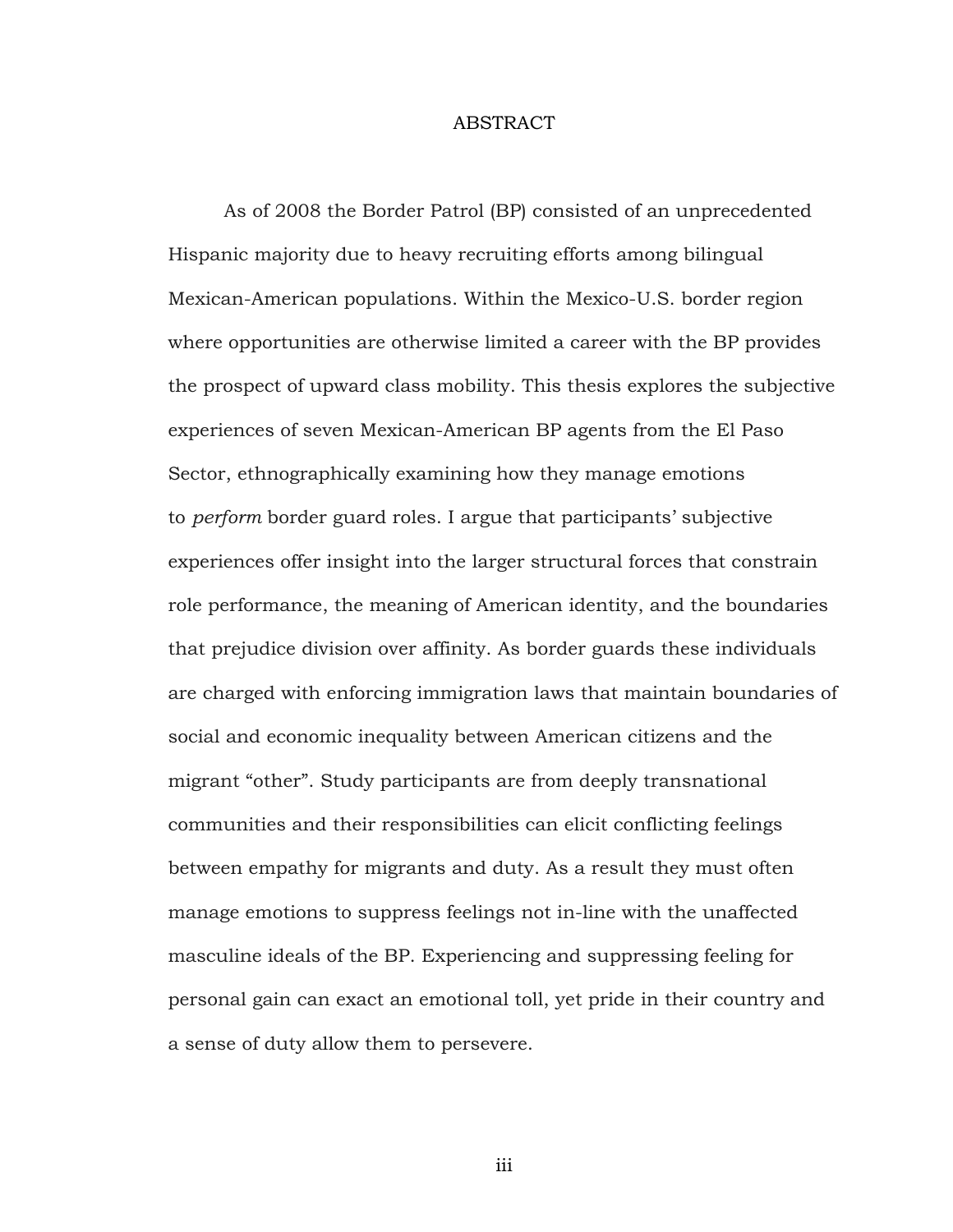# ABSTRACT

As of 2008 the Border Patrol (BP) consisted of an unprecedented Hispanic majority due to heavy recruiting efforts among bilingual Mexican-American populations. Within the Mexico-U.S. border region where opportunities are otherwise limited a career with the BP provides the prospect of upward class mobility. This thesis explores the subjective experiences of seven Mexican-American BP agents from the El Paso Sector, ethnographically examining how they manage emotions to *perform* border guard roles. I argue that participants' subjective experiences offer insight into the larger structural forces that constrain role performance, the meaning of American identity, and the boundaries that prejudice division over affinity. As border guards these individuals are charged with enforcing immigration laws that maintain boundaries of social and economic inequality between American citizens and the migrant "other". Study participants are from deeply transnational communities and their responsibilities can elicit conflicting feelings between empathy for migrants and duty. As a result they must often manage emotions to suppress feelings not in-line with the unaffected masculine ideals of the BP. Experiencing and suppressing feeling for personal gain can exact an emotional toll, yet pride in their country and a sense of duty allow them to persevere.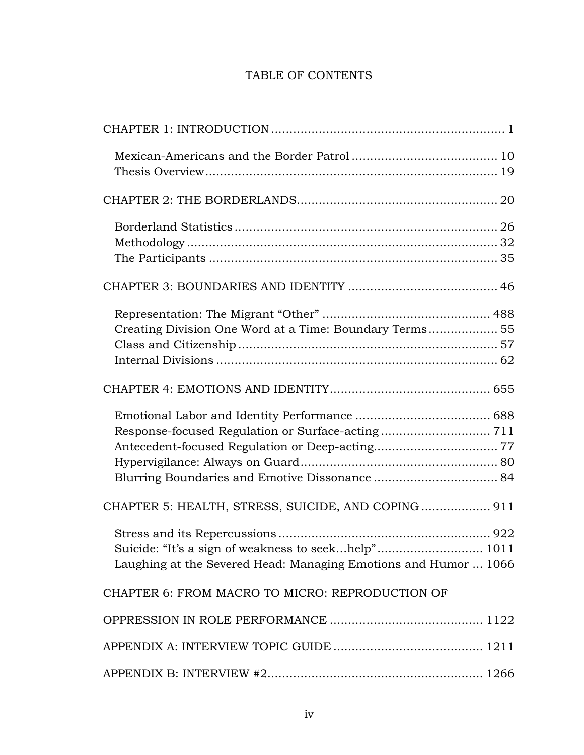# TABLE OF CONTENTS

CHAPTER 1: INTRODUCTION ................................................................ 1

- Mexican-Americans and the Border Patrol ....................................... 10
- Thesis Overview ................................................................................. 19

CHAPTER 2: THE BORDERLANDS ...................................................... 20

- Borderland Statistics .......................................................................... 26
- Methodology ....................................................................................... 32
- The Participants ................................................................................. 35

CHAPTER 3: BOUNDARIES AND IDENTITY ......................................... 46

- Representation: The Migrant "Other" .............................................. 488
- Creating Division One Word at a Time: Boundary Terms ................... 55
- Class and Citizenship ......................................................................... 57
- Internal Divisions ............................................................................... 62

CHAPTER 4: EMOTIONS AND IDENTITY ............................................ 655

- Emotional Labor and Identity Performance ..................................... 688
- Response-focused Regulation or Surface-acting .............................. 711
- Antecedent-focused Regulation or Deep-acting ................................. 77
- Hypervigilance: Always on Guard ...................................................... 80
- Blurring Boundaries and Emotive Dissonance .................................. 84

CHAPTER 5: HEALTH, STRESS, SUICIDE, AND COPING ................... 911

- Stress and its Repercussions ........................................................... 922
- Suicide: "It's a sign of weakness to seek…help" ............................ 1011
- Laughing at the Severed Head: Managing Emotions and Humor ... 1066

CHAPTER 6: FROM MACRO TO MICRO: REPRODUCTION OF OPPRESSION IN ROLE PERFORMANCE .......................................... 1122

APPENDIX A: INTERVIEW TOPIC GUIDE ........................................ 1211

APPENDIX B: INTERVIEW #2 ........................................................... 1266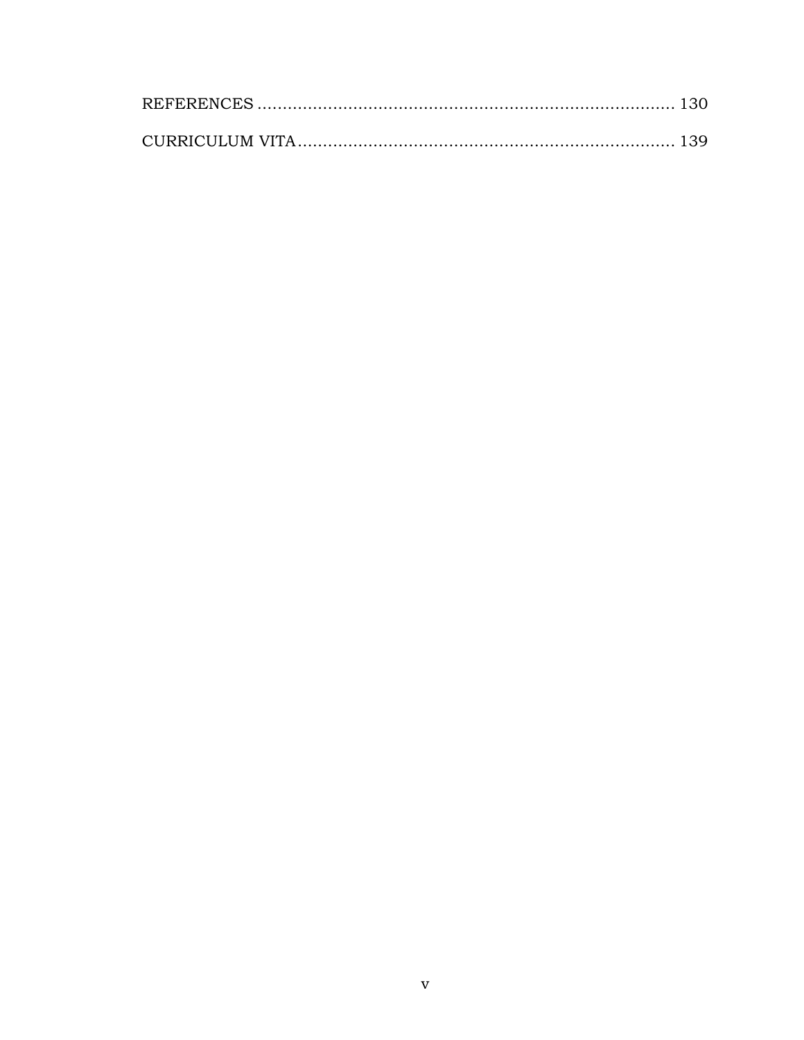REFERENCES ..................................................................................... 130

CURRICULUM VITA............................................................................ 139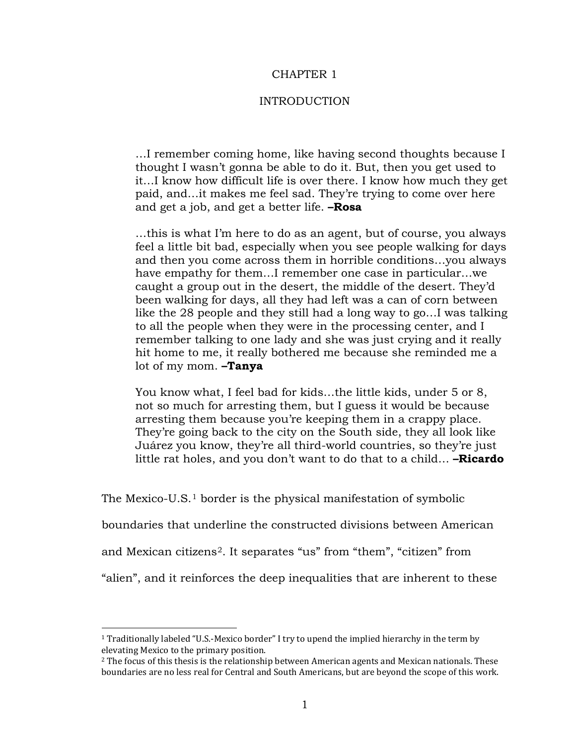# CHAPTER 1

# INTRODUCTION

> …I remember coming home, like having second thoughts because I thought I wasn't gonna be able to do it. But, then you get used to it…I know how difficult life is over there. I know how much they get paid, and…it makes me feel sad. They're trying to come over here and get a job, and get a better life. **–Rosa**

> …this is what I'm here to do as an agent, but of course, you always feel a little bit bad, especially when you see people walking for days and then you come across them in horrible conditions…you always have empathy for them…I remember one case in particular…we caught a group out in the desert, the middle of the desert. They'd been walking for days, all they had left was a can of corn between like the 28 people and they still had a long way to go…I was talking to all the people when they were in the processing center, and I remember talking to one lady and she was just crying and it really hit home to me, it really bothered me because she reminded me a lot of my mom. **–Tanya**

> You know what, I feel bad for kids…the little kids, under 5 or 8, not so much for arresting them, but I guess it would be because arresting them because you're keeping them in a crappy place. They're going back to the city on the South side, they all look like Juárez you know, they're all third-world countries, so they're just little rat holes, and you don't want to do that to a child… **–Ricardo**

The Mexico-U.S.[1] border is the physical manifestation of symbolic boundaries that underline the constructed divisions between American and Mexican citizens[2]. It separates "us" from "them", "citizen" from "alien", and it reinforces the deep inequalities that are inherent to these

[1] Traditionally labeled "U.S.-Mexico border" I try to upend the implied hierarchy in the term by elevating Mexico to the primary position.

[2] The focus of this thesis is the relationship between American agents and Mexican nationals. These boundaries are no less real for Central and South Americans, but are beyond the scope of this work.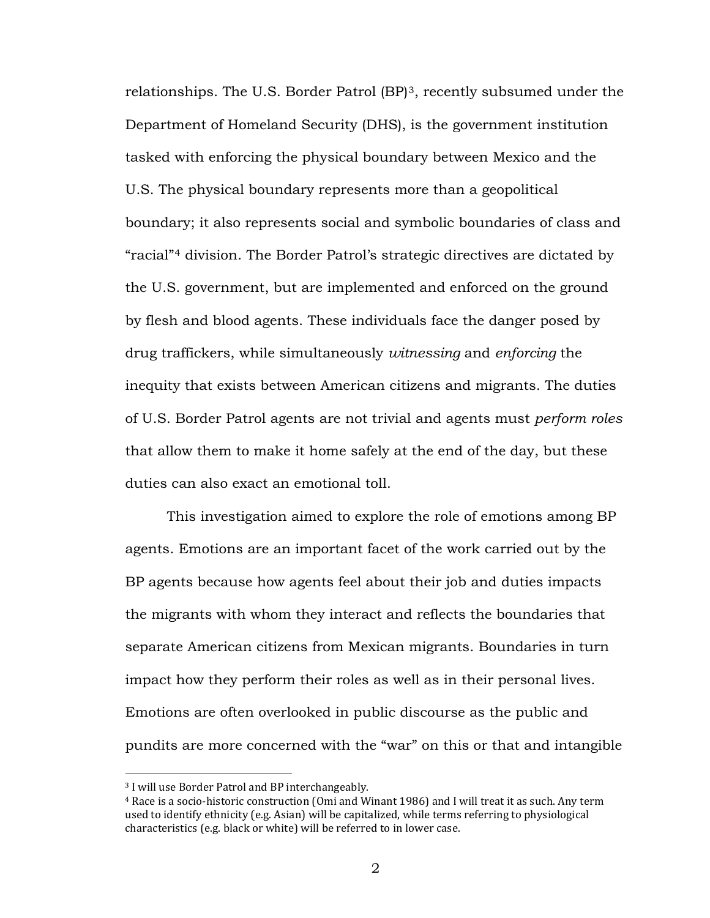relationships. The U.S. Border Patrol (BP)[3], recently subsumed under the Department of Homeland Security (DHS), is the government institution tasked with enforcing the physical boundary between Mexico and the U.S. The physical boundary represents more than a geopolitical boundary; it also represents social and symbolic boundaries of class and "racial"[4] division. The Border Patrol's strategic directives are dictated by the U.S. government, but are implemented and enforced on the ground by flesh and blood agents. These individuals face the danger posed by drug traffickers, while simultaneously *witnessing* and *enforcing* the inequity that exists between American citizens and migrants. The duties of U.S. Border Patrol agents are not trivial and agents must *perform roles* that allow them to make it home safely at the end of the day, but these duties can also exact an emotional toll.

This investigation aimed to explore the role of emotions among BP agents. Emotions are an important facet of the work carried out by the BP agents because how agents feel about their job and duties impacts the migrants with whom they interact and reflects the boundaries that separate American citizens from Mexican migrants. Boundaries in turn impact how they perform their roles as well as in their personal lives. Emotions are often overlooked in public discourse as the public and pundits are more concerned with the "war" on this or that and intangible

[3] I will use Border Patrol and BP interchangeably.

[4] Race is a socio-historic construction (Omi and Winant 1986) and I will treat it as such. Any term used to identify ethnicity (e.g. Asian) will be capitalized, while terms referring to physiological characteristics (e.g. black or white) will be referred to in lower case.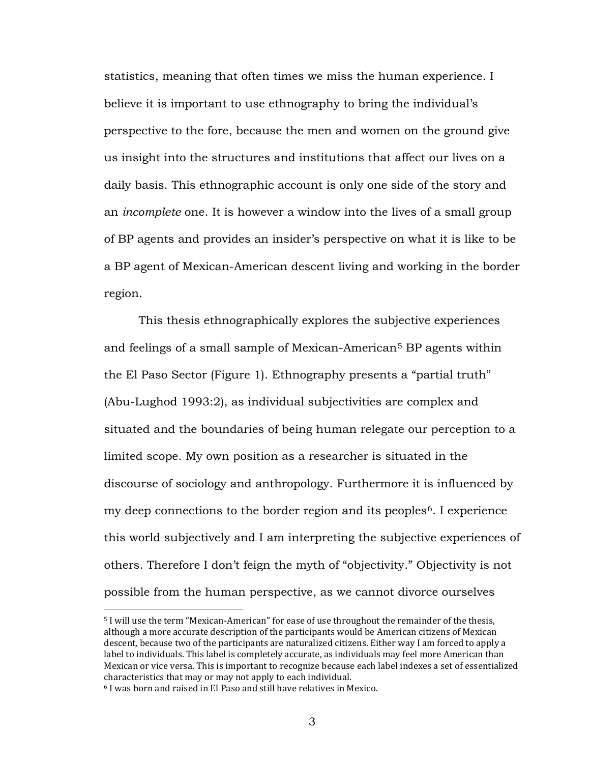statistics, meaning that often times we miss the human experience. I believe it is important to use ethnography to bring the individual's perspective to the fore, because the men and women on the ground give us insight into the structures and institutions that affect our lives on a daily basis. This ethnographic account is only one side of the story and an *incomplete* one. It is however a window into the lives of a small group of BP agents and provides an insider's perspective on what it is like to be a BP agent of Mexican-American descent living and working in the border region.

This thesis ethnographically explores the subjective experiences and feelings of a small sample of Mexican-American[5] BP agents within the El Paso Sector (Figure 1). Ethnography presents a "partial truth" (Abu-Lughod 1993:2), as individual subjectivities are complex and situated and the boundaries of being human relegate our perception to a limited scope. My own position as a researcher is situated in the discourse of sociology and anthropology. Furthermore it is influenced by my deep connections to the border region and its peoples[6]. I experience this world subjectively and I am interpreting the subjective experiences of others. Therefore I don't feign the myth of "objectivity." Objectivity is not possible from the human perspective, as we cannot divorce ourselves

[5] I will use the term "Mexican-American" for ease of use throughout the remainder of the thesis, although a more accurate description of the participants would be American citizens of Mexican descent, because two of the participants are naturalized citizens. Either way I am forced to apply a label to individuals. This label is completely accurate, as individuals may feel more American than Mexican or vice versa. This is important to recognize because each label indexes a set of essentialized characteristics that may or may not apply to each individual.

[6] I was born and raised in El Paso and still have relatives in Mexico.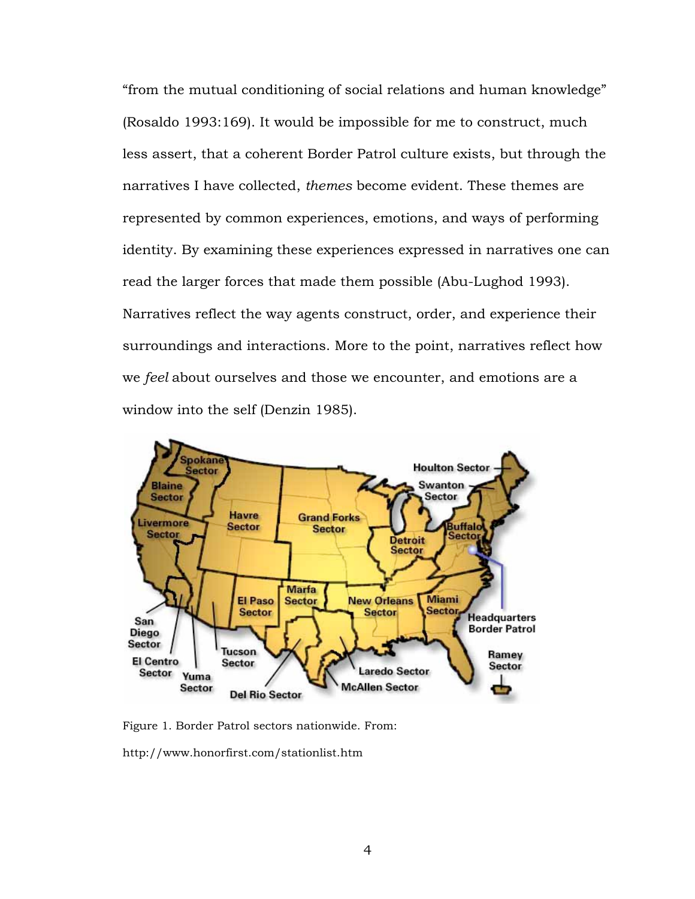"from the mutual conditioning of social relations and human knowledge" (Rosaldo 1993:169). It would be impossible for me to construct, much less assert, that a coherent Border Patrol culture exists, but through the narratives I have collected, *themes* become evident. These themes are represented by common experiences, emotions, and ways of performing identity. By examining these experiences expressed in narratives one can read the larger forces that made them possible (Abu-Lughod 1993). Narratives reflect the way agents construct, order, and experience their surroundings and interactions. More to the point, narratives reflect how we *feel* about ourselves and those we encounter, and emotions are a window into the self (Denzin 1985).

Figure 1. Border Patrol sectors nationwide. From: http://www.honorfirst.com/stationlist.htm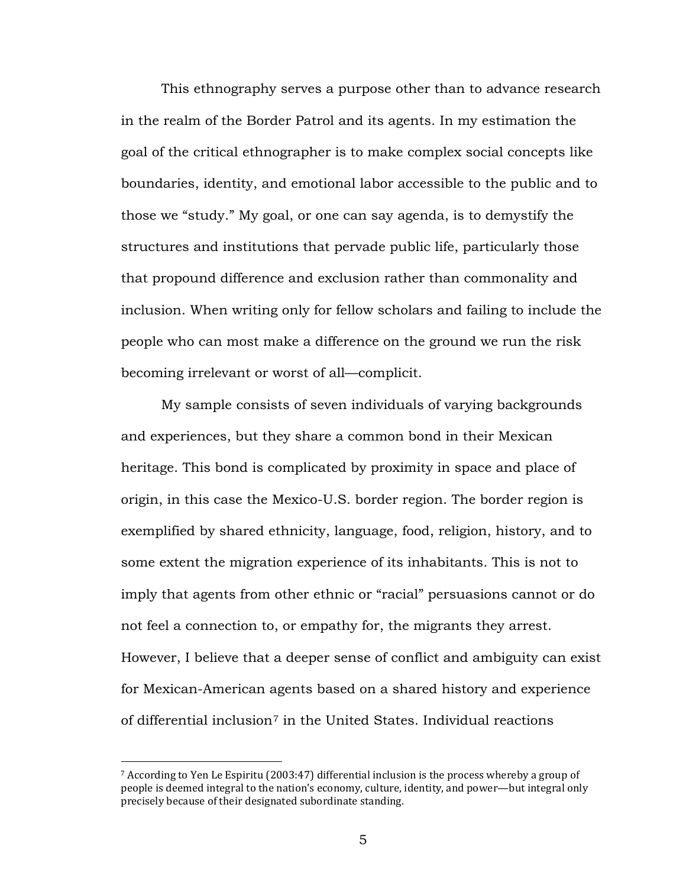This ethnography serves a purpose other than to advance research in the realm of the Border Patrol and its agents. In my estimation the goal of the critical ethnographer is to make complex social concepts like boundaries, identity, and emotional labor accessible to the public and to those we "study." My goal, or one can say agenda, is to demystify the structures and institutions that pervade public life, particularly those that propound difference and exclusion rather than commonality and inclusion. When writing only for fellow scholars and failing to include the people who can most make a difference on the ground we run the risk becoming irrelevant or worst of all—complicit.

My sample consists of seven individuals of varying backgrounds and experiences, but they share a common bond in their Mexican heritage. This bond is complicated by proximity in space and place of origin, in this case the Mexico-U.S. border region. The border region is exemplified by shared ethnicity, language, food, religion, history, and to some extent the migration experience of its inhabitants. This is not to imply that agents from other ethnic or "racial" persuasions cannot or do not feel a connection to, or empathy for, the migrants they arrest. However, I believe that a deeper sense of conflict and ambiguity can exist for Mexican-American agents based on a shared history and experience of differential inclusion[7] in the United States. Individual reactions

[7] According to Yen Le Espiritu (2003:47) differential inclusion is the process whereby a group of people is deemed integral to the nation's economy, culture, identity, and power—but integral only precisely because of their designated subordinate standing.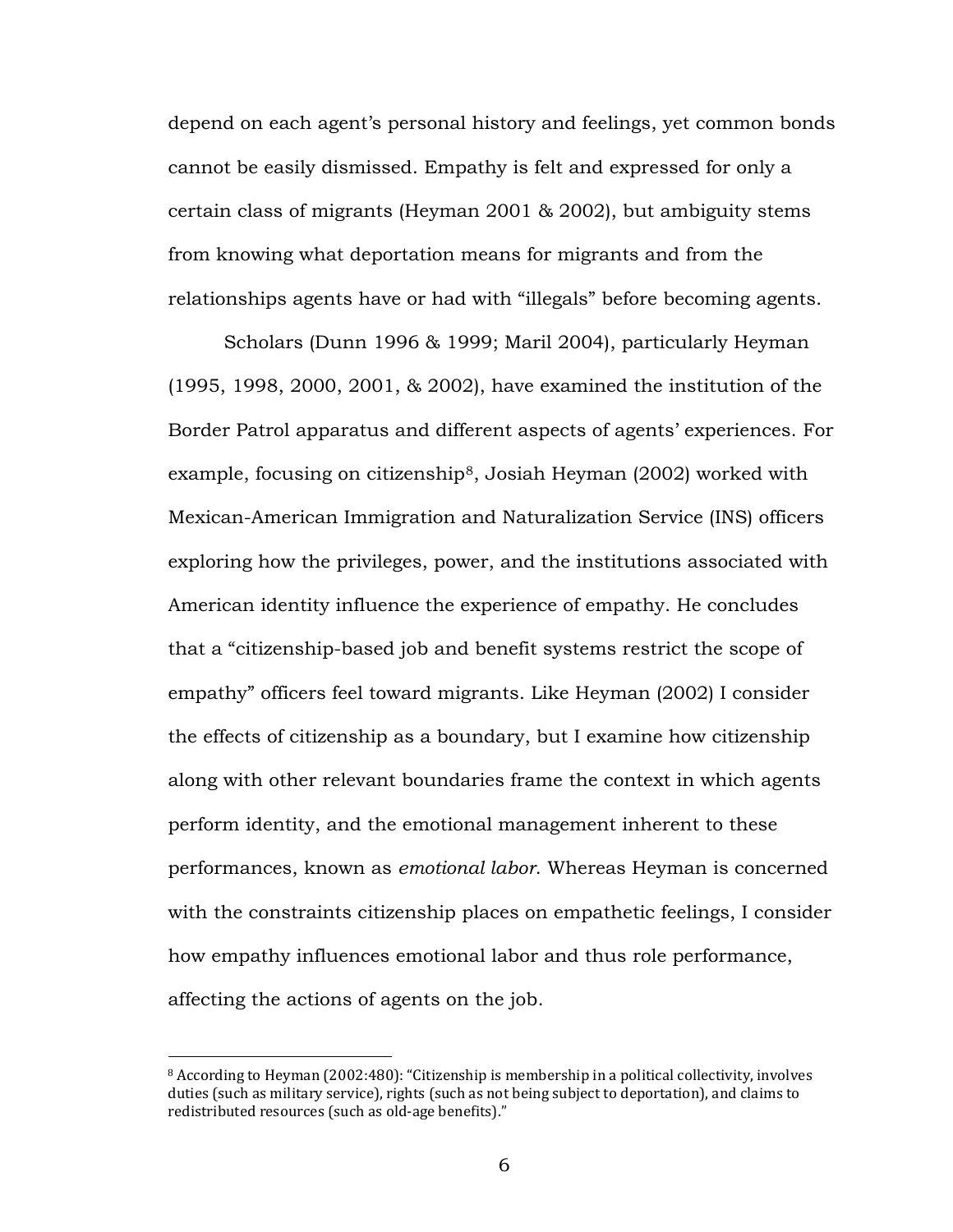depend on each agent's personal history and feelings, yet common bonds cannot be easily dismissed. Empathy is felt and expressed for only a certain class of migrants (Heyman 2001 & 2002), but ambiguity stems from knowing what deportation means for migrants and from the relationships agents have or had with "illegals" before becoming agents.

Scholars (Dunn 1996 & 1999; Maril 2004), particularly Heyman (1995, 1998, 2000, 2001, & 2002), have examined the institution of the Border Patrol apparatus and different aspects of agents' experiences. For example, focusing on citizenship[8], Josiah Heyman (2002) worked with Mexican-American Immigration and Naturalization Service (INS) officers exploring how the privileges, power, and the institutions associated with American identity influence the experience of empathy. He concludes that a "citizenship-based job and benefit systems restrict the scope of empathy" officers feel toward migrants. Like Heyman (2002) I consider the effects of citizenship as a boundary, but I examine how citizenship along with other relevant boundaries frame the context in which agents perform identity, and the emotional management inherent to these performances, known as *emotional labor*. Whereas Heyman is concerned with the constraints citizenship places on empathetic feelings, I consider how empathy influences emotional labor and thus role performance, affecting the actions of agents on the job.

---

[8] According to Heyman (2002:480): "Citizenship is membership in a political collectivity, involves duties (such as military service), rights (such as not being subject to deportation), and claims to redistributed resources (such as old-age benefits)."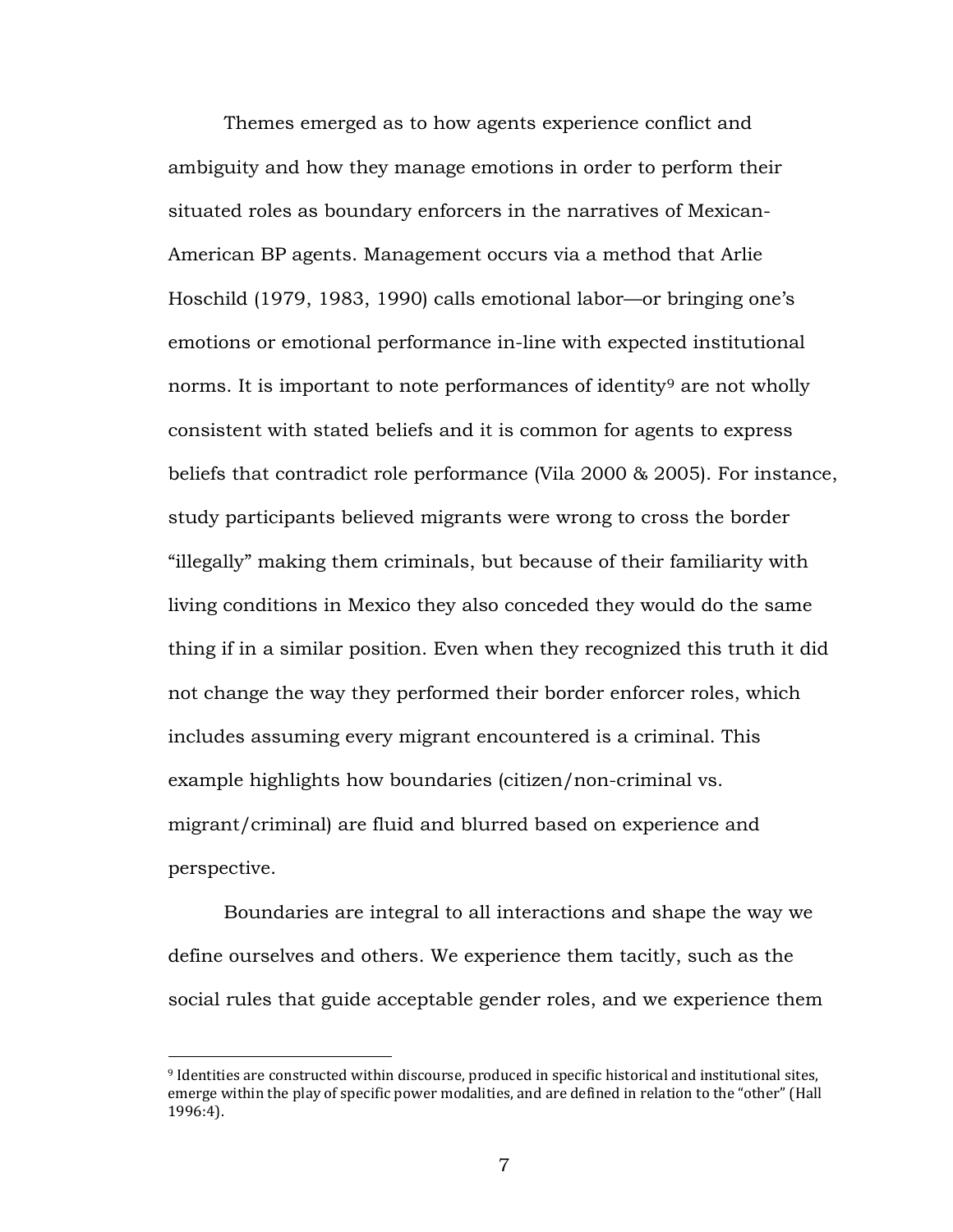Themes emerged as to how agents experience conflict and ambiguity and how they manage emotions in order to perform their situated roles as boundary enforcers in the narratives of Mexican-American BP agents. Management occurs via a method that Arlie Hoschild (1979, 1983, 1990) calls emotional labor—or bringing one's emotions or emotional performance in-line with expected institutional norms. It is important to note performances of identity[9] are not wholly consistent with stated beliefs and it is common for agents to express beliefs that contradict role performance (Vila 2000 & 2005). For instance, study participants believed migrants were wrong to cross the border "illegally" making them criminals, but because of their familiarity with living conditions in Mexico they also conceded they would do the same thing if in a similar position. Even when they recognized this truth it did not change the way they performed their border enforcer roles, which includes assuming every migrant encountered is a criminal. This example highlights how boundaries (citizen/non-criminal vs. migrant/criminal) are fluid and blurred based on experience and perspective.

Boundaries are integral to all interactions and shape the way we define ourselves and others. We experience them tacitly, such as the social rules that guide acceptable gender roles, and we experience them

[9] Identities are constructed within discourse, produced in specific historical and institutional sites, emerge within the play of specific power modalities, and are defined in relation to the "other" (Hall 1996:4).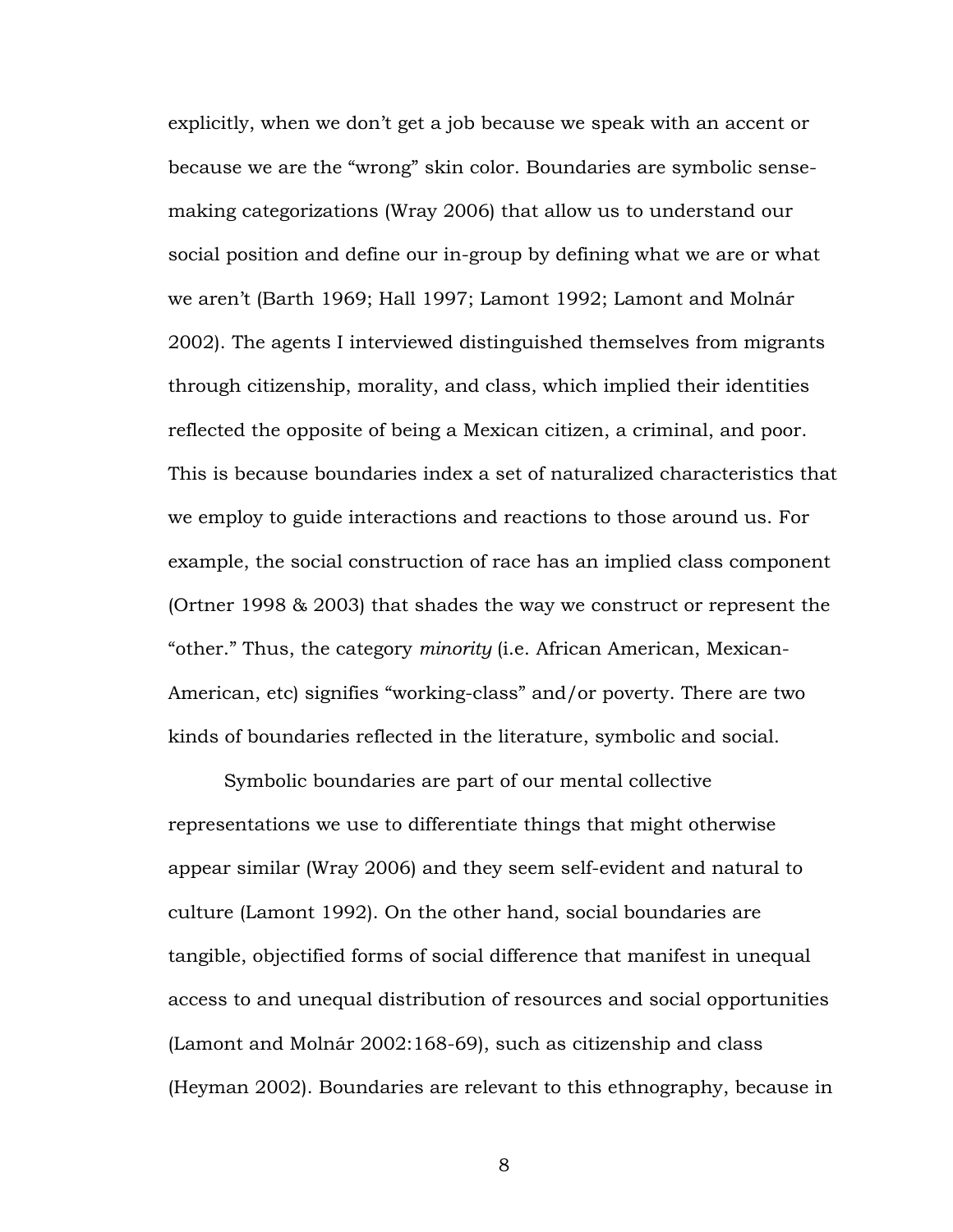explicitly, when we don't get a job because we speak with an accent or because we are the "wrong" skin color. Boundaries are symbolic sense-making categorizations (Wray 2006) that allow us to understand our social position and define our in-group by defining what we are or what we aren't (Barth 1969; Hall 1997; Lamont 1992; Lamont and Molnár 2002). The agents I interviewed distinguished themselves from migrants through citizenship, morality, and class, which implied their identities reflected the opposite of being a Mexican citizen, a criminal, and poor. This is because boundaries index a set of naturalized characteristics that we employ to guide interactions and reactions to those around us. For example, the social construction of race has an implied class component (Ortner 1998 & 2003) that shades the way we construct or represent the "other." Thus, the category *minority* (i.e. African American, Mexican-American, etc) signifies "working-class" and/or poverty. There are two kinds of boundaries reflected in the literature, symbolic and social.

Symbolic boundaries are part of our mental collective representations we use to differentiate things that might otherwise appear similar (Wray 2006) and they seem self-evident and natural to culture (Lamont 1992). On the other hand, social boundaries are tangible, objectified forms of social difference that manifest in unequal access to and unequal distribution of resources and social opportunities (Lamont and Molnár 2002:168-69), such as citizenship and class (Heyman 2002). Boundaries are relevant to this ethnography, because in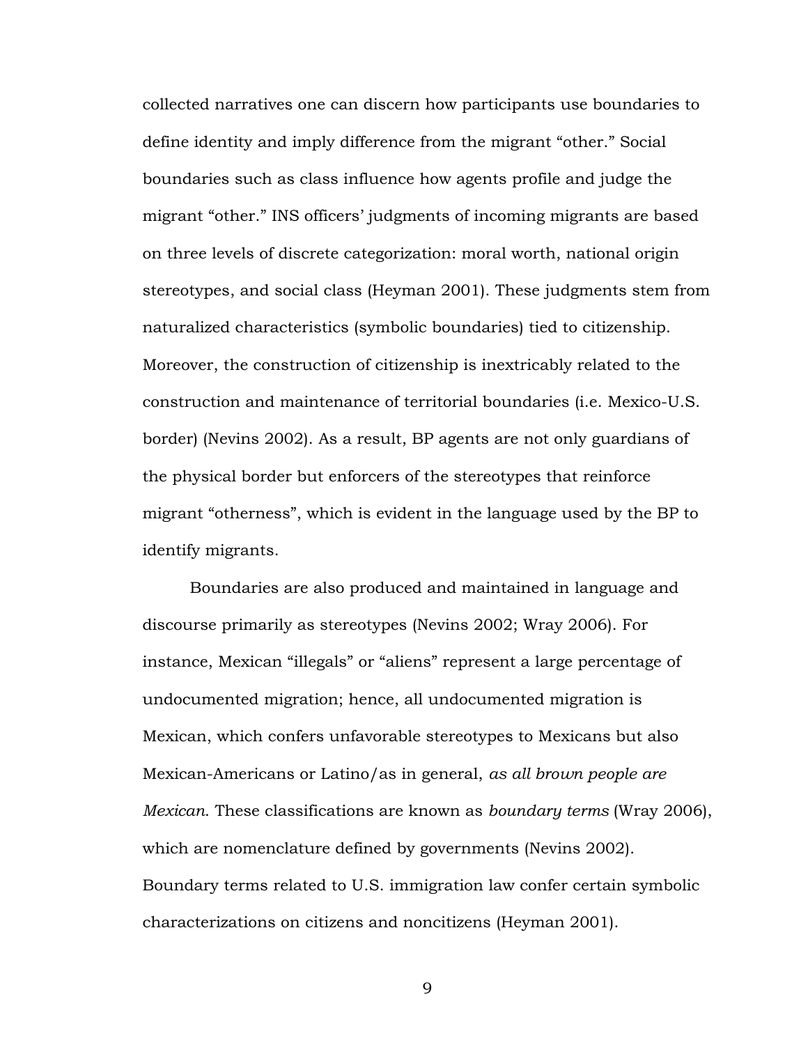collected narratives one can discern how participants use boundaries to define identity and imply difference from the migrant "other." Social boundaries such as class influence how agents profile and judge the migrant "other." INS officers' judgments of incoming migrants are based on three levels of discrete categorization: moral worth, national origin stereotypes, and social class (Heyman 2001). These judgments stem from naturalized characteristics (symbolic boundaries) tied to citizenship. Moreover, the construction of citizenship is inextricably related to the construction and maintenance of territorial boundaries (i.e. Mexico-U.S. border) (Nevins 2002). As a result, BP agents are not only guardians of the physical border but enforcers of the stereotypes that reinforce migrant "otherness", which is evident in the language used by the BP to identify migrants.

Boundaries are also produced and maintained in language and discourse primarily as stereotypes (Nevins 2002; Wray 2006). For instance, Mexican "illegals" or "aliens" represent a large percentage of undocumented migration; hence, all undocumented migration is Mexican, which confers unfavorable stereotypes to Mexicans but also Mexican-Americans or Latino/as in general, *as all brown people are Mexican*. These classifications are known as *boundary terms* (Wray 2006), which are nomenclature defined by governments (Nevins 2002). Boundary terms related to U.S. immigration law confer certain symbolic characterizations on citizens and noncitizens (Heyman 2001).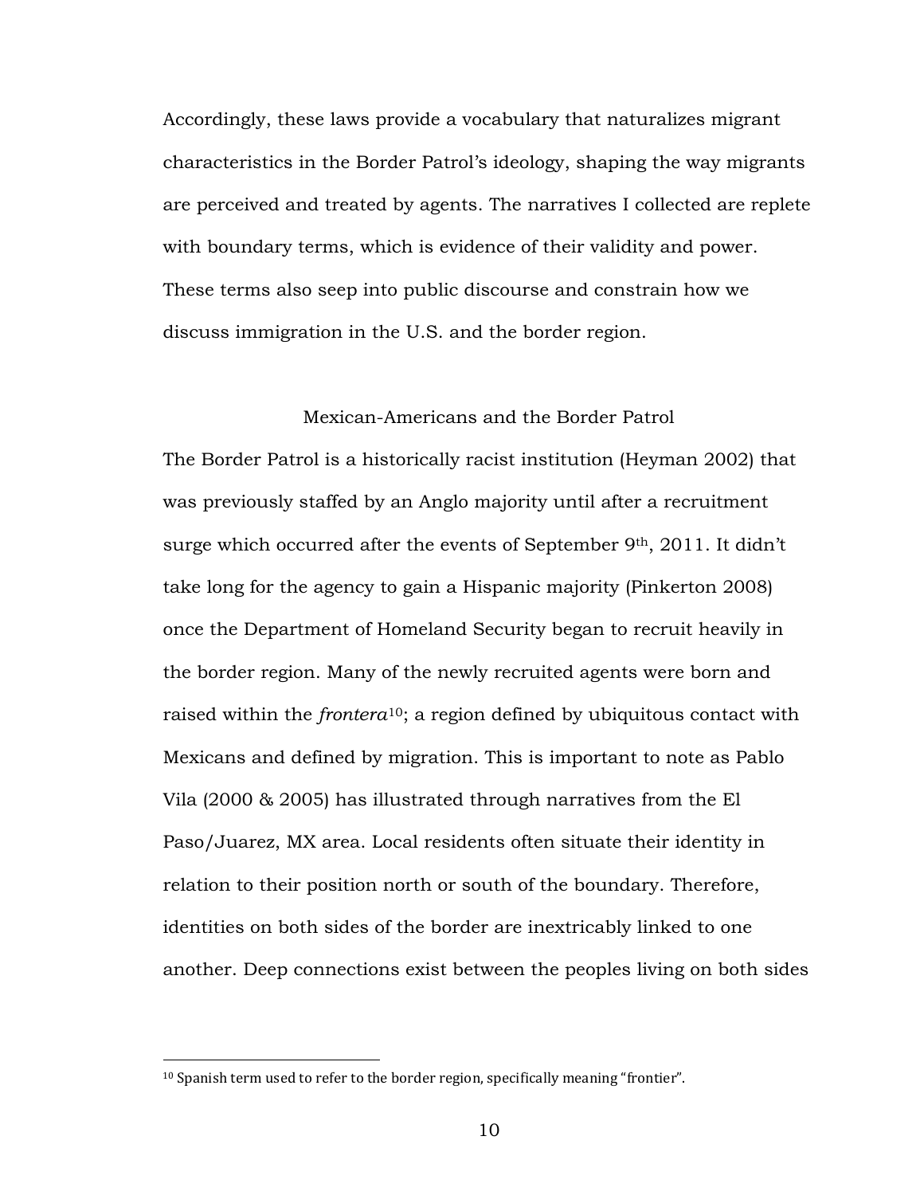Accordingly, these laws provide a vocabulary that naturalizes migrant characteristics in the Border Patrol's ideology, shaping the way migrants are perceived and treated by agents. The narratives I collected are replete with boundary terms, which is evidence of their validity and power. These terms also seep into public discourse and constrain how we discuss immigration in the U.S. and the border region.

## Mexican-Americans and the Border Patrol

The Border Patrol is a historically racist institution (Heyman 2002) that was previously staffed by an Anglo majority until after a recruitment surge which occurred after the events of September 9th, 2011. It didn't take long for the agency to gain a Hispanic majority (Pinkerton 2008) once the Department of Homeland Security began to recruit heavily in the border region. Many of the newly recruited agents were born and raised within the *frontera*[10]; a region defined by ubiquitous contact with Mexicans and defined by migration. This is important to note as Pablo Vila (2000 & 2005) has illustrated through narratives from the El Paso/Juarez, MX area. Local residents often situate their identity in relation to their position north or south of the boundary. Therefore, identities on both sides of the border are inextricably linked to one another. Deep connections exist between the peoples living on both sides

[10] Spanish term used to refer to the border region, specifically meaning "frontier".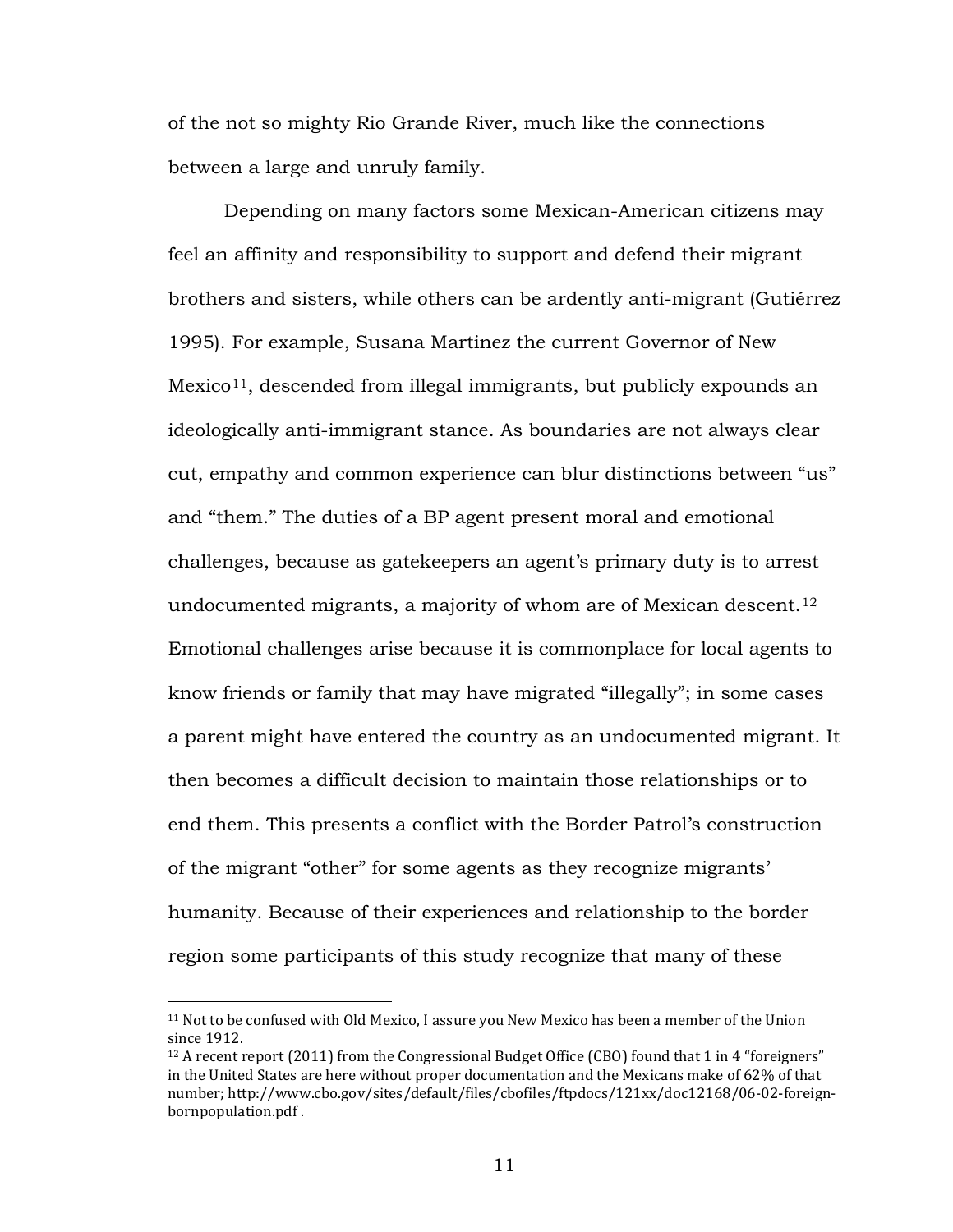of the not so mighty Rio Grande River, much like the connections between a large and unruly family.

Depending on many factors some Mexican-American citizens may feel an affinity and responsibility to support and defend their migrant brothers and sisters, while others can be ardently anti-migrant (Gutiérrez 1995). For example, Susana Martinez the current Governor of New Mexico[11], descended from illegal immigrants, but publicly expounds an ideologically anti-immigrant stance. As boundaries are not always clear cut, empathy and common experience can blur distinctions between "us" and "them." The duties of a BP agent present moral and emotional challenges, because as gatekeepers an agent's primary duty is to arrest undocumented migrants, a majority of whom are of Mexican descent.[12] Emotional challenges arise because it is commonplace for local agents to know friends or family that may have migrated "illegally"; in some cases a parent might have entered the country as an undocumented migrant. It then becomes a difficult decision to maintain those relationships or to end them. This presents a conflict with the Border Patrol's construction of the migrant "other" for some agents as they recognize migrants' humanity. Because of their experiences and relationship to the border region some participants of this study recognize that many of these

---

[11] Not to be confused with Old Mexico, I assure you New Mexico has been a member of the Union since 1912.

[12] A recent report (2011) from the Congressional Budget Office (CBO) found that 1 in 4 "foreigners" in the United States are here without proper documentation and the Mexicans make of 62% of that number; http://www.cbo.gov/sites/default/files/cbofiles/ftpdocs/121xx/doc12168/06-02-foreign-bornpopulation.pdf .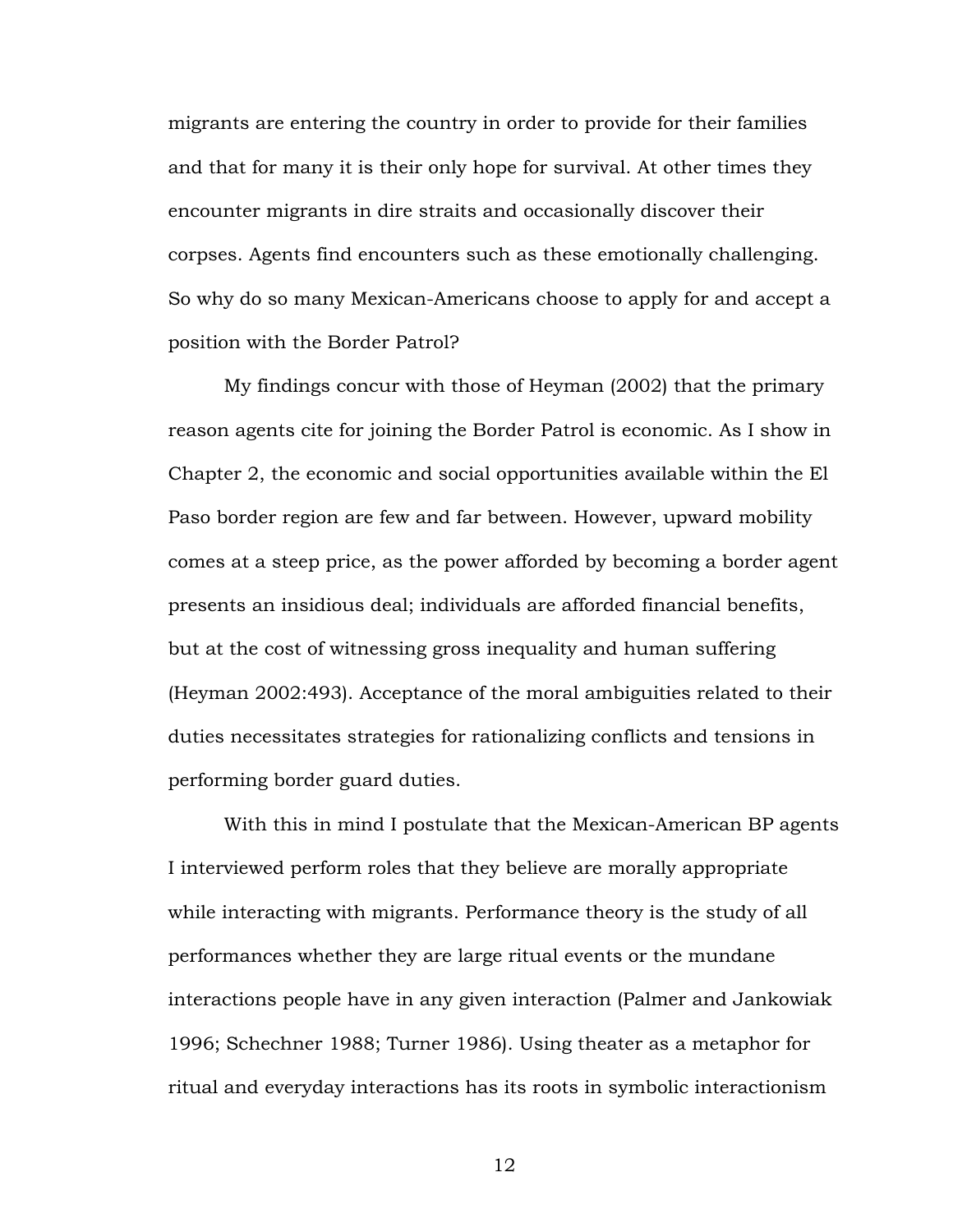migrants are entering the country in order to provide for their families and that for many it is their only hope for survival. At other times they encounter migrants in dire straits and occasionally discover their corpses. Agents find encounters such as these emotionally challenging. So why do so many Mexican-Americans choose to apply for and accept a position with the Border Patrol?

My findings concur with those of Heyman (2002) that the primary reason agents cite for joining the Border Patrol is economic. As I show in Chapter 2, the economic and social opportunities available within the El Paso border region are few and far between. However, upward mobility comes at a steep price, as the power afforded by becoming a border agent presents an insidious deal; individuals are afforded financial benefits, but at the cost of witnessing gross inequality and human suffering (Heyman 2002:493). Acceptance of the moral ambiguities related to their duties necessitates strategies for rationalizing conflicts and tensions in performing border guard duties.

With this in mind I postulate that the Mexican-American BP agents I interviewed perform roles that they believe are morally appropriate while interacting with migrants. Performance theory is the study of all performances whether they are large ritual events or the mundane interactions people have in any given interaction (Palmer and Jankowiak 1996; Schechner 1988; Turner 1986). Using theater as a metaphor for ritual and everyday interactions has its roots in symbolic interactionism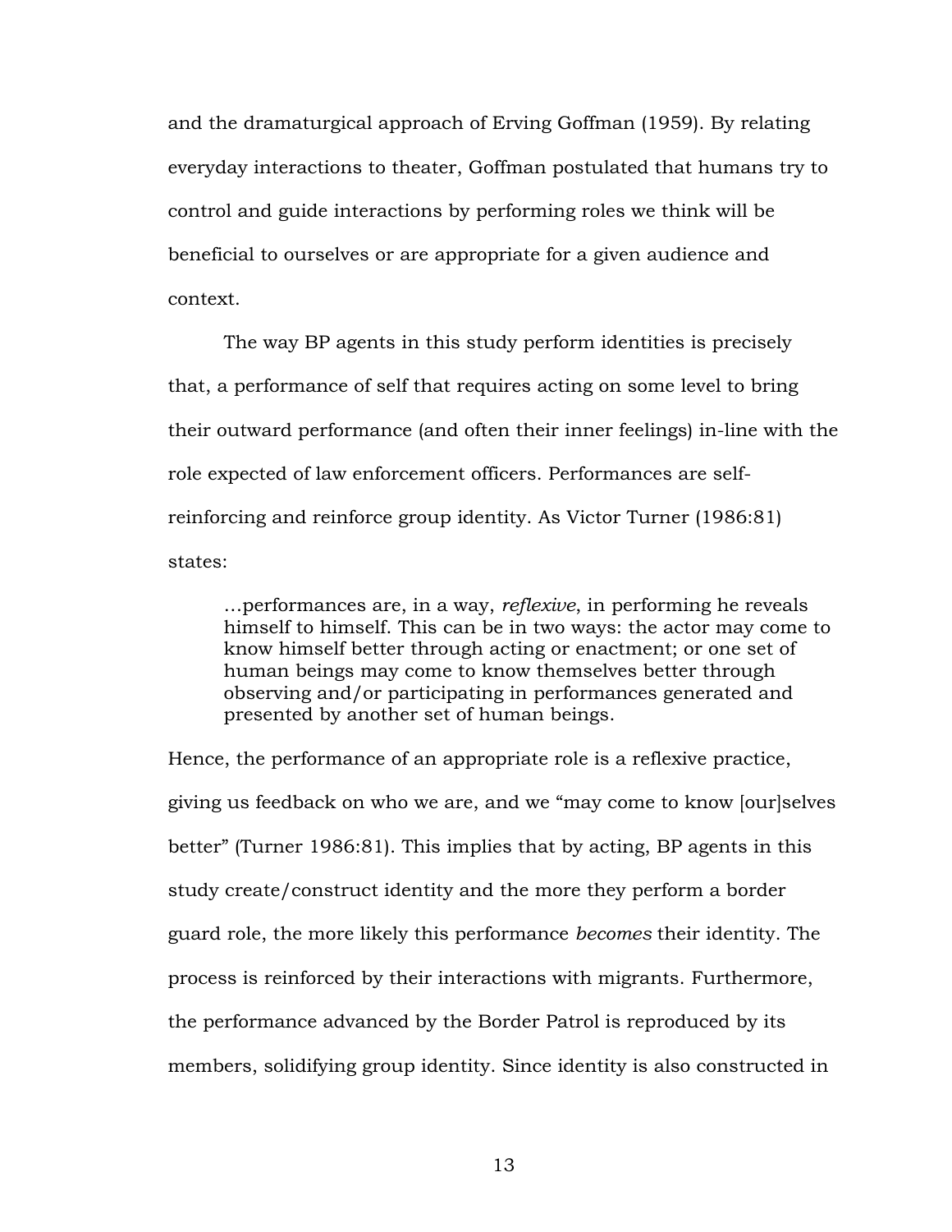and the dramaturgical approach of Erving Goffman (1959). By relating everyday interactions to theater, Goffman postulated that humans try to control and guide interactions by performing roles we think will be beneficial to ourselves or are appropriate for a given audience and context.

The way BP agents in this study perform identities is precisely that, a performance of self that requires acting on some level to bring their outward performance (and often their inner feelings) in-line with the role expected of law enforcement officers. Performances are self-reinforcing and reinforce group identity. As Victor Turner (1986:81) states:

> …performances are, in a way, *reflexive*, in performing he reveals himself to himself. This can be in two ways: the actor may come to know himself better through acting or enactment; or one set of human beings may come to know themselves better through observing and/or participating in performances generated and presented by another set of human beings.

Hence, the performance of an appropriate role is a reflexive practice, giving us feedback on who we are, and we "may come to know [our]selves better" (Turner 1986:81). This implies that by acting, BP agents in this study create/construct identity and the more they perform a border guard role, the more likely this performance *becomes* their identity. The process is reinforced by their interactions with migrants. Furthermore, the performance advanced by the Border Patrol is reproduced by its members, solidifying group identity. Since identity is also constructed in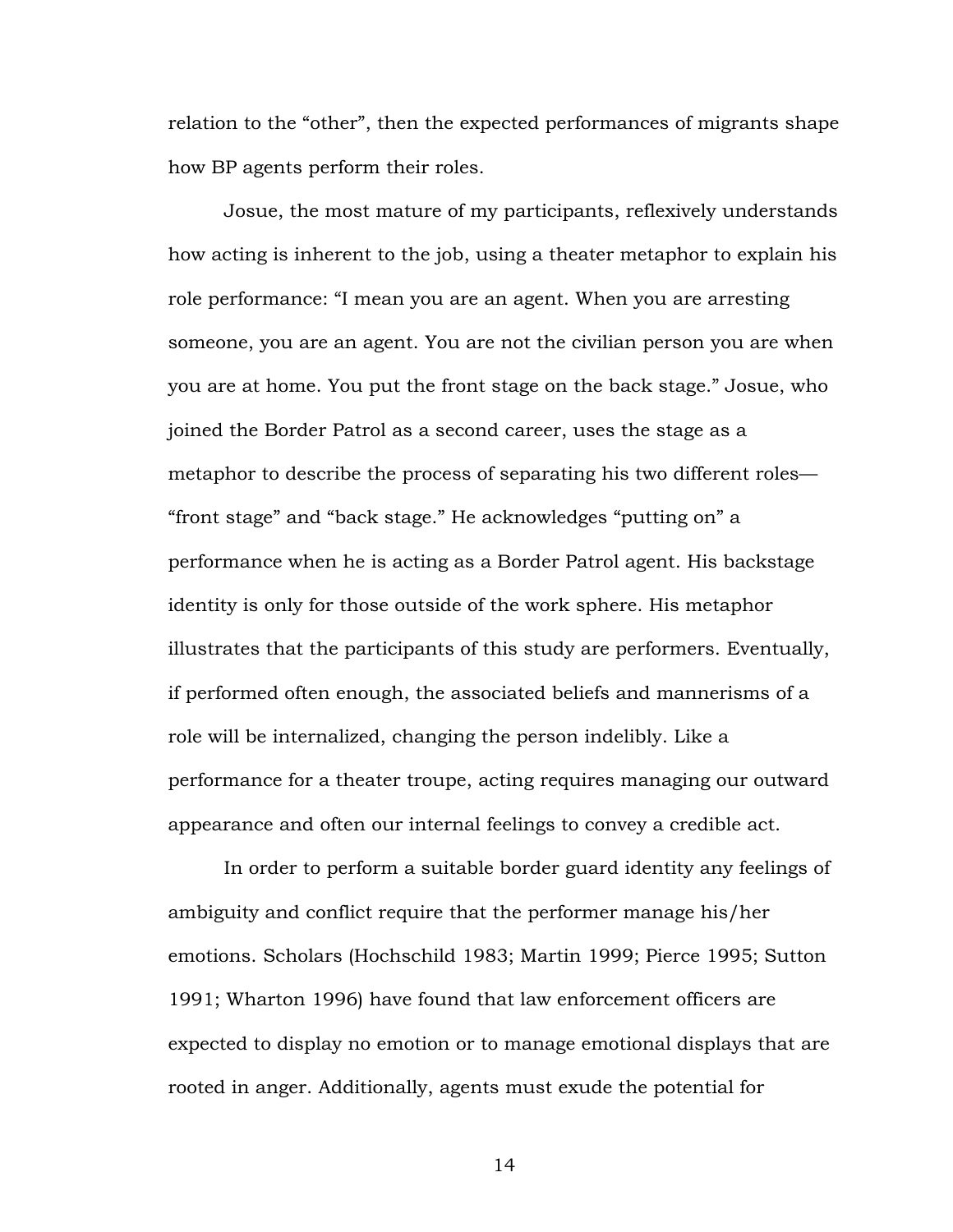relation to the "other", then the expected performances of migrants shape how BP agents perform their roles.

Josue, the most mature of my participants, reflexively understands how acting is inherent to the job, using a theater metaphor to explain his role performance: "I mean you are an agent. When you are arresting someone, you are an agent. You are not the civilian person you are when you are at home. You put the front stage on the back stage." Josue, who joined the Border Patrol as a second career, uses the stage as a metaphor to describe the process of separating his two different roles—"front stage" and "back stage." He acknowledges "putting on" a performance when he is acting as a Border Patrol agent. His backstage identity is only for those outside of the work sphere. His metaphor illustrates that the participants of this study are performers. Eventually, if performed often enough, the associated beliefs and mannerisms of a role will be internalized, changing the person indelibly. Like a performance for a theater troupe, acting requires managing our outward appearance and often our internal feelings to convey a credible act.

In order to perform a suitable border guard identity any feelings of ambiguity and conflict require that the performer manage his/her emotions. Scholars (Hochschild 1983; Martin 1999; Pierce 1995; Sutton 1991; Wharton 1996) have found that law enforcement officers are expected to display no emotion or to manage emotional displays that are rooted in anger. Additionally, agents must exude the potential for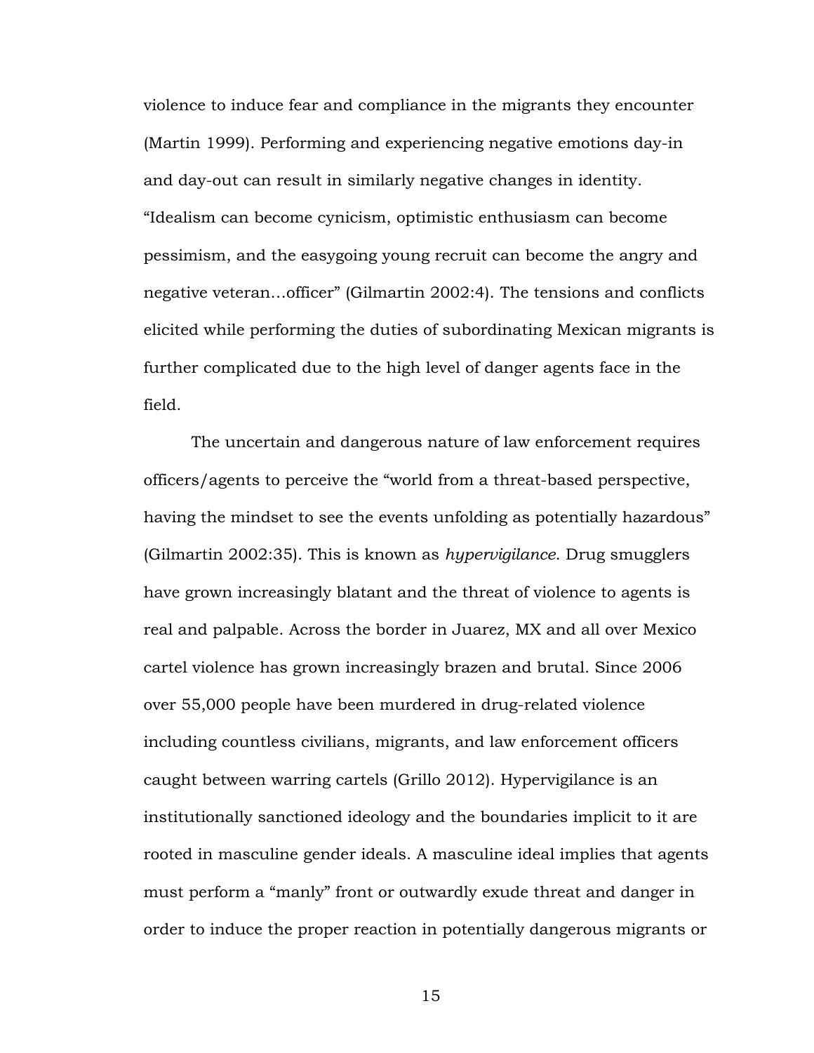violence to induce fear and compliance in the migrants they encounter (Martin 1999). Performing and experiencing negative emotions day-in and day-out can result in similarly negative changes in identity. "Idealism can become cynicism, optimistic enthusiasm can become pessimism, and the easygoing young recruit can become the angry and negative veteran…officer" (Gilmartin 2002:4). The tensions and conflicts elicited while performing the duties of subordinating Mexican migrants is further complicated due to the high level of danger agents face in the field.

The uncertain and dangerous nature of law enforcement requires officers/agents to perceive the "world from a threat-based perspective, having the mindset to see the events unfolding as potentially hazardous" (Gilmartin 2002:35). This is known as *hypervigilance*. Drug smugglers have grown increasingly blatant and the threat of violence to agents is real and palpable. Across the border in Juarez, MX and all over Mexico cartel violence has grown increasingly brazen and brutal. Since 2006 over 55,000 people have been murdered in drug-related violence including countless civilians, migrants, and law enforcement officers caught between warring cartels (Grillo 2012). Hypervigilance is an institutionally sanctioned ideology and the boundaries implicit to it are rooted in masculine gender ideals. A masculine ideal implies that agents must perform a "manly" front or outwardly exude threat and danger in order to induce the proper reaction in potentially dangerous migrants or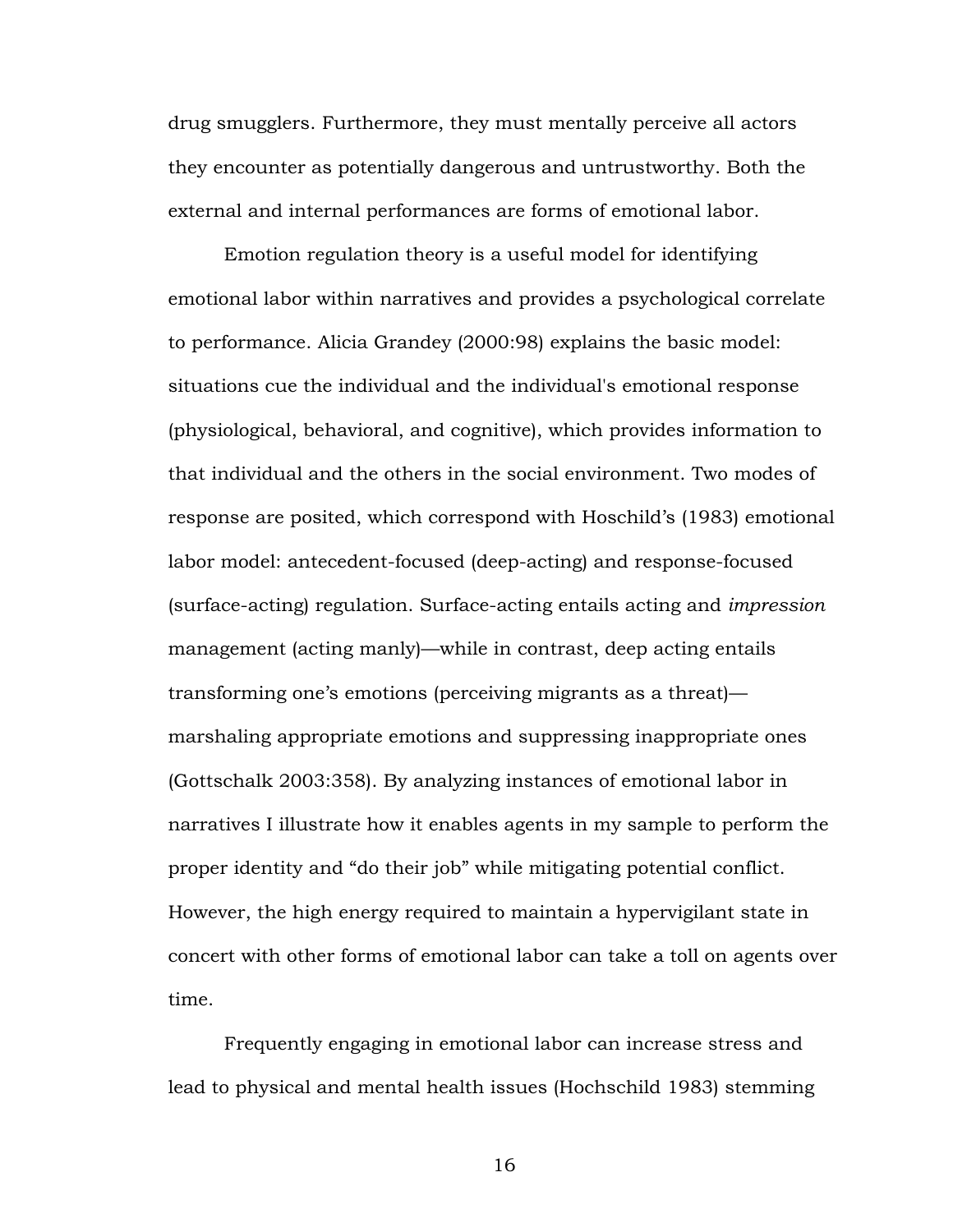drug smugglers. Furthermore, they must mentally perceive all actors they encounter as potentially dangerous and untrustworthy. Both the external and internal performances are forms of emotional labor.

Emotion regulation theory is a useful model for identifying emotional labor within narratives and provides a psychological correlate to performance. Alicia Grandey (2000:98) explains the basic model: situations cue the individual and the individual's emotional response (physiological, behavioral, and cognitive), which provides information to that individual and the others in the social environment. Two modes of response are posited, which correspond with Hoschild's (1983) emotional labor model: antecedent-focused (deep-acting) and response-focused (surface-acting) regulation. Surface-acting entails acting and *impression* management (acting manly)—while in contrast, deep acting entails transforming one's emotions (perceiving migrants as a threat)—marshaling appropriate emotions and suppressing inappropriate ones (Gottschalk 2003:358). By analyzing instances of emotional labor in narratives I illustrate how it enables agents in my sample to perform the proper identity and "do their job" while mitigating potential conflict. However, the high energy required to maintain a hypervigilant state in concert with other forms of emotional labor can take a toll on agents over time.

Frequently engaging in emotional labor can increase stress and lead to physical and mental health issues (Hochschild 1983) stemming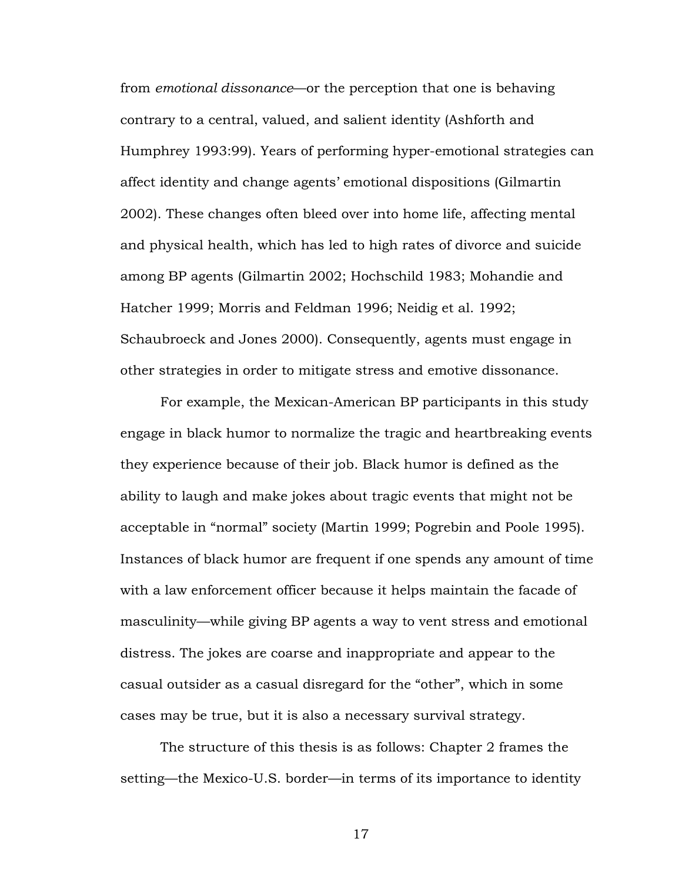from *emotional dissonance*—or the perception that one is behaving contrary to a central, valued, and salient identity (Ashforth and Humphrey 1993:99). Years of performing hyper-emotional strategies can affect identity and change agents' emotional dispositions (Gilmartin 2002). These changes often bleed over into home life, affecting mental and physical health, which has led to high rates of divorce and suicide among BP agents (Gilmartin 2002; Hochschild 1983; Mohandie and Hatcher 1999; Morris and Feldman 1996; Neidig et al. 1992; Schaubroeck and Jones 2000). Consequently, agents must engage in other strategies in order to mitigate stress and emotive dissonance.

For example, the Mexican-American BP participants in this study engage in black humor to normalize the tragic and heartbreaking events they experience because of their job. Black humor is defined as the ability to laugh and make jokes about tragic events that might not be acceptable in "normal" society (Martin 1999; Pogrebin and Poole 1995). Instances of black humor are frequent if one spends any amount of time with a law enforcement officer because it helps maintain the facade of masculinity—while giving BP agents a way to vent stress and emotional distress. The jokes are coarse and inappropriate and appear to the casual outsider as a casual disregard for the "other", which in some cases may be true, but it is also a necessary survival strategy.

The structure of this thesis is as follows: Chapter 2 frames the setting—the Mexico-U.S. border—in terms of its importance to identity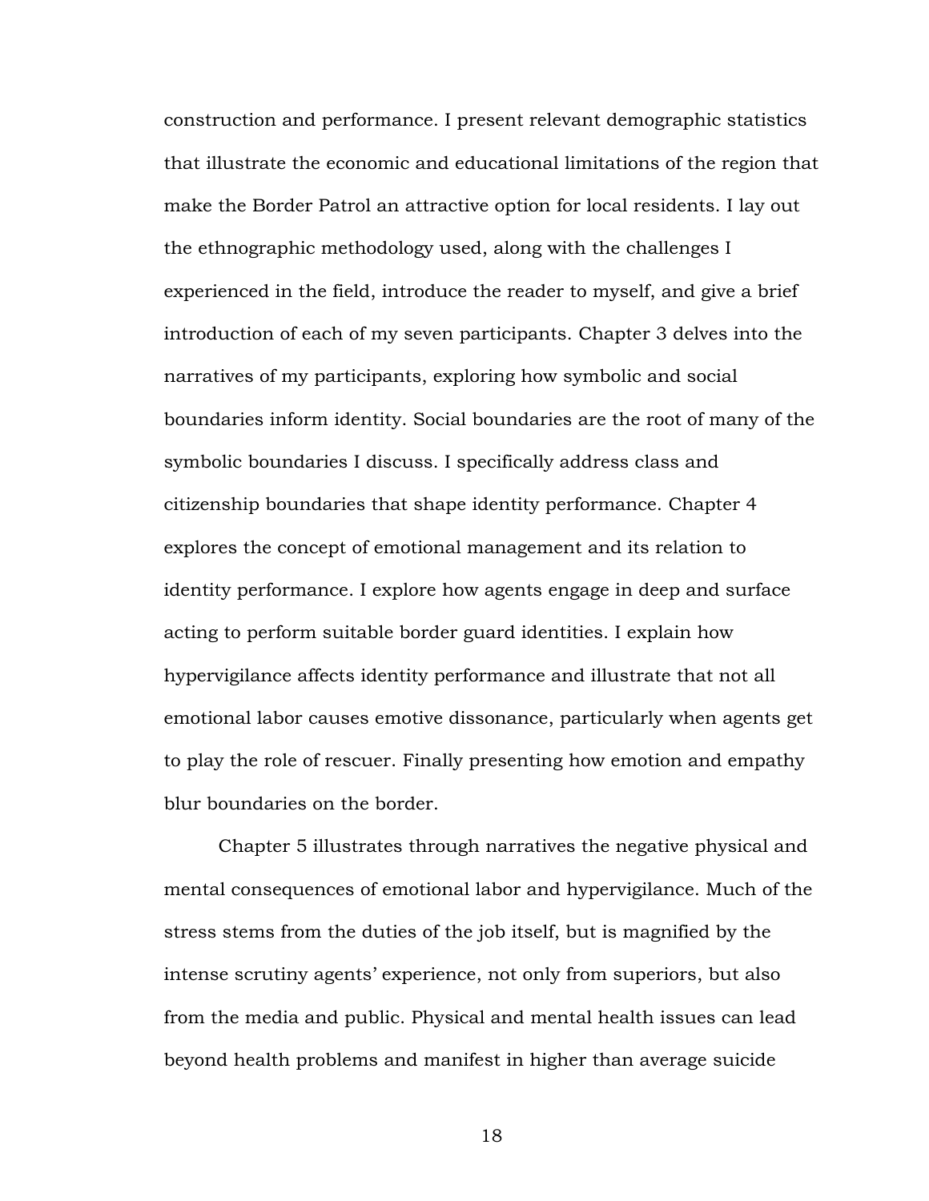construction and performance. I present relevant demographic statistics that illustrate the economic and educational limitations of the region that make the Border Patrol an attractive option for local residents. I lay out the ethnographic methodology used, along with the challenges I experienced in the field, introduce the reader to myself, and give a brief introduction of each of my seven participants. Chapter 3 delves into the narratives of my participants, exploring how symbolic and social boundaries inform identity. Social boundaries are the root of many of the symbolic boundaries I discuss. I specifically address class and citizenship boundaries that shape identity performance. Chapter 4 explores the concept of emotional management and its relation to identity performance. I explore how agents engage in deep and surface acting to perform suitable border guard identities. I explain how hypervigilance affects identity performance and illustrate that not all emotional labor causes emotive dissonance, particularly when agents get to play the role of rescuer. Finally presenting how emotion and empathy blur boundaries on the border.

Chapter 5 illustrates through narratives the negative physical and mental consequences of emotional labor and hypervigilance. Much of the stress stems from the duties of the job itself, but is magnified by the intense scrutiny agents' experience, not only from superiors, but also from the media and public. Physical and mental health issues can lead beyond health problems and manifest in higher than average suicide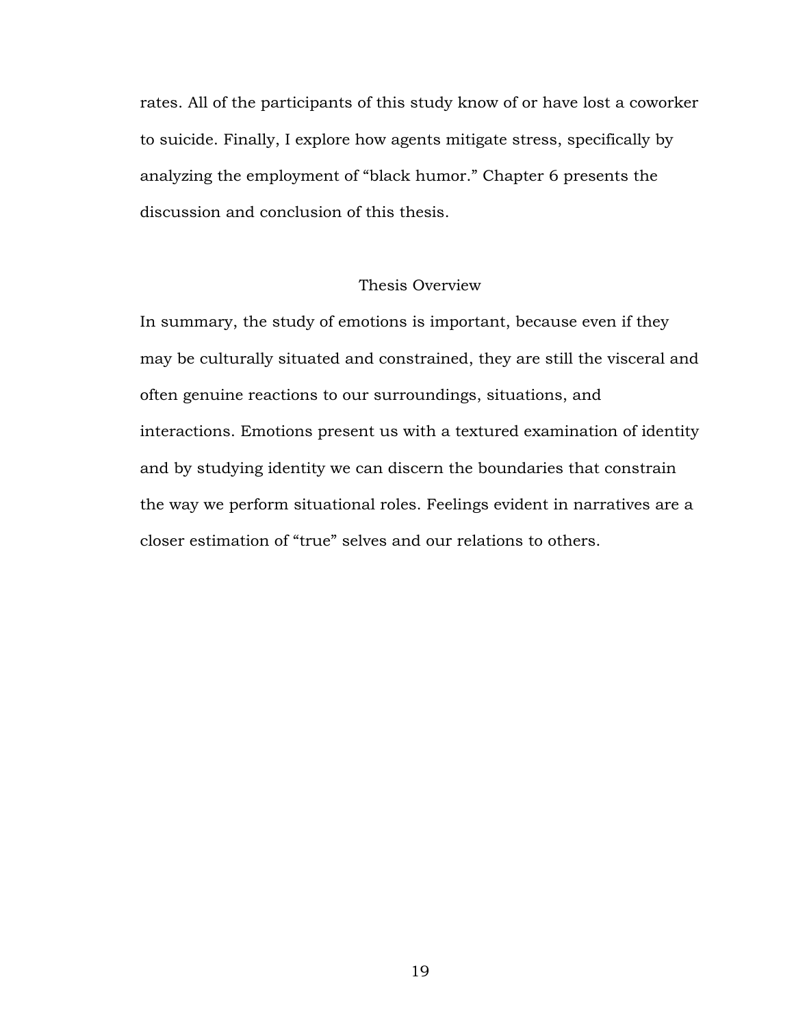rates. All of the participants of this study know of or have lost a coworker to suicide. Finally, I explore how agents mitigate stress, specifically by analyzing the employment of "black humor." Chapter 6 presents the discussion and conclusion of this thesis.

## Thesis Overview

In summary, the study of emotions is important, because even if they may be culturally situated and constrained, they are still the visceral and often genuine reactions to our surroundings, situations, and interactions. Emotions present us with a textured examination of identity and by studying identity we can discern the boundaries that constrain the way we perform situational roles. Feelings evident in narratives are a closer estimation of "true" selves and our relations to others.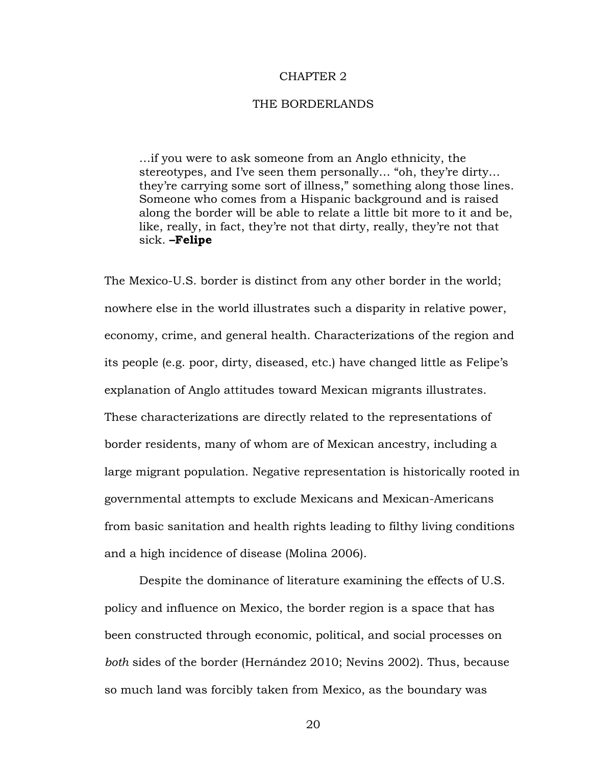# CHAPTER 2

# THE BORDERLANDS

> …if you were to ask someone from an Anglo ethnicity, the stereotypes, and I've seen them personally… "oh, they're dirty… they're carrying some sort of illness," something along those lines. Someone who comes from a Hispanic background and is raised along the border will be able to relate a little bit more to it and be, like, really, in fact, they're not that dirty, really, they're not that sick. **–Felipe**

The Mexico-U.S. border is distinct from any other border in the world; nowhere else in the world illustrates such a disparity in relative power, economy, crime, and general health. Characterizations of the region and its people (e.g. poor, dirty, diseased, etc.) have changed little as Felipe's explanation of Anglo attitudes toward Mexican migrants illustrates. These characterizations are directly related to the representations of border residents, many of whom are of Mexican ancestry, including a large migrant population. Negative representation is historically rooted in governmental attempts to exclude Mexicans and Mexican-Americans from basic sanitation and health rights leading to filthy living conditions and a high incidence of disease (Molina 2006).

Despite the dominance of literature examining the effects of U.S. policy and influence on Mexico, the border region is a space that has been constructed through economic, political, and social processes on *both* sides of the border (Hernández 2010; Nevins 2002). Thus, because so much land was forcibly taken from Mexico, as the boundary was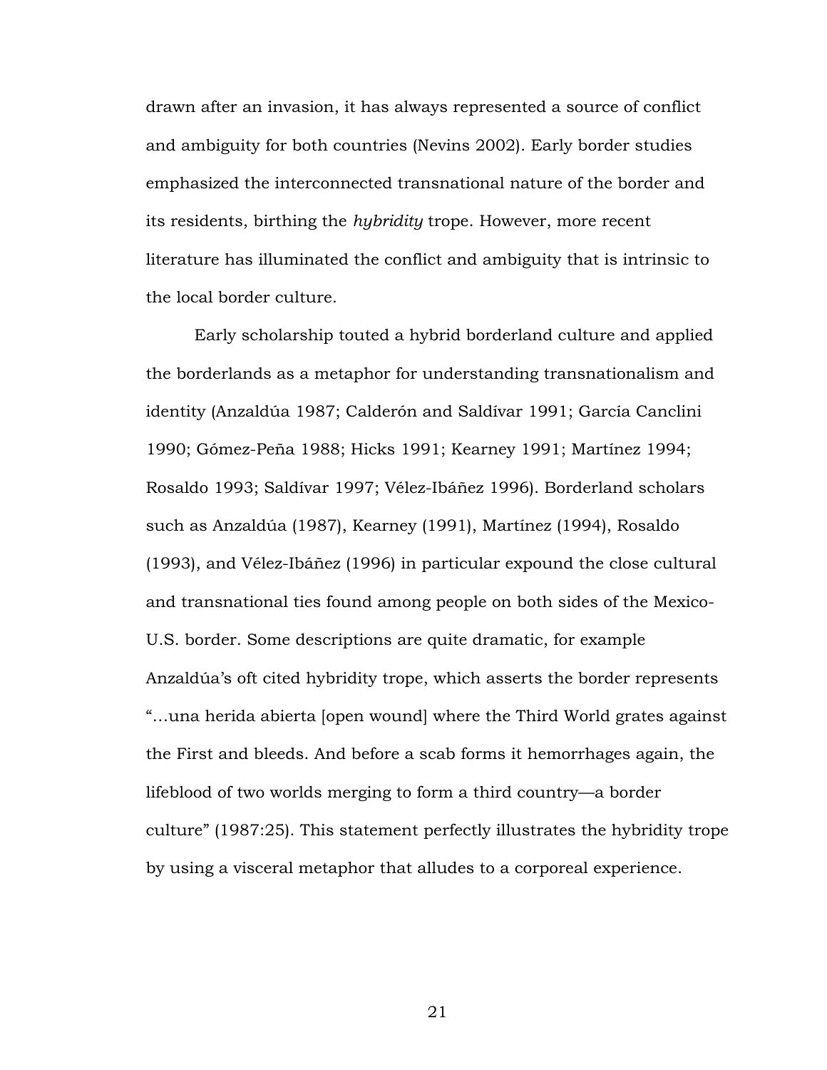drawn after an invasion, it has always represented a source of conflict and ambiguity for both countries (Nevins 2002). Early border studies emphasized the interconnected transnational nature of the border and its residents, birthing the *hybridity* trope. However, more recent literature has illuminated the conflict and ambiguity that is intrinsic to the local border culture.

Early scholarship touted a hybrid borderland culture and applied the borderlands as a metaphor for understanding transnationalism and identity (Anzaldúa 1987; Calderón and Saldívar 1991; García Canclini 1990; Gómez-Peña 1988; Hicks 1991; Kearney 1991; Martínez 1994; Rosaldo 1993; Saldívar 1997; Vélez-Ibáñez 1996). Borderland scholars such as Anzaldúa (1987), Kearney (1991), Martínez (1994), Rosaldo (1993), and Vélez-Ibáñez (1996) in particular expound the close cultural and transnational ties found among people on both sides of the Mexico-U.S. border. Some descriptions are quite dramatic, for example Anzaldúa's oft cited hybridity trope, which asserts the border represents "…una herida abierta [open wound] where the Third World grates against the First and bleeds. And before a scab forms it hemorrhages again, the lifeblood of two worlds merging to form a third country—a border culture" (1987:25). This statement perfectly illustrates the hybridity trope by using a visceral metaphor that alludes to a corporeal experience.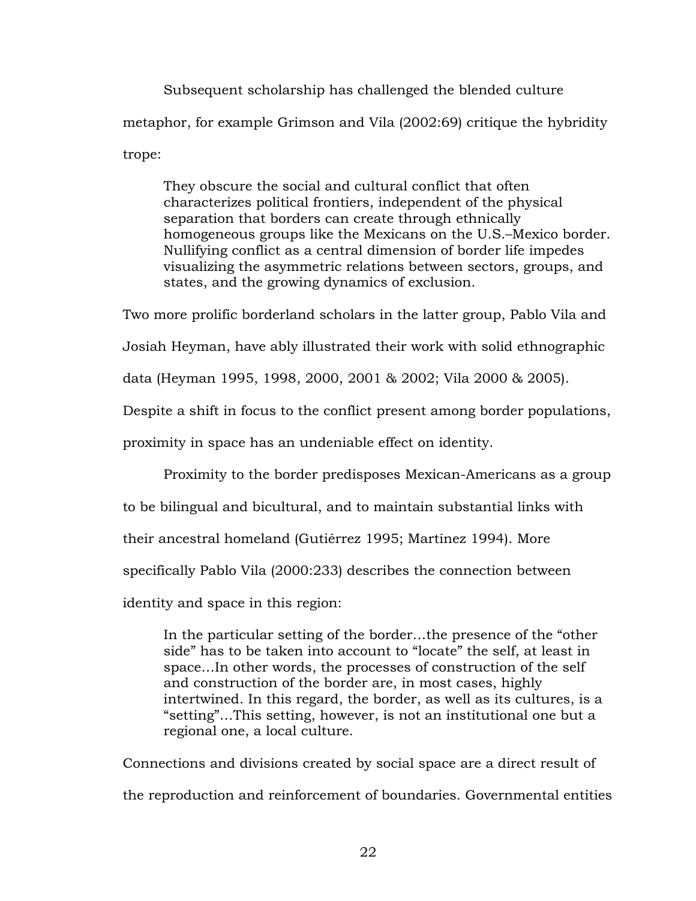Subsequent scholarship has challenged the blended culture metaphor, for example Grimson and Vila (2002:69) critique the hybridity trope:

> They obscure the social and cultural conflict that often characterizes political frontiers, independent of the physical separation that borders can create through ethnically homogeneous groups like the Mexicans on the U.S.–Mexico border. Nullifying conflict as a central dimension of border life impedes visualizing the asymmetric relations between sectors, groups, and states, and the growing dynamics of exclusion.

Two more prolific borderland scholars in the latter group, Pablo Vila and Josiah Heyman, have ably illustrated their work with solid ethnographic data (Heyman 1995, 1998, 2000, 2001 & 2002; Vila 2000 & 2005). Despite a shift in focus to the conflict present among border populations, proximity in space has an undeniable effect on identity.

Proximity to the border predisposes Mexican-Americans as a group to be bilingual and bicultural, and to maintain substantial links with their ancestral homeland (Gutiérrez 1995; Martínez 1994). More specifically Pablo Vila (2000:233) describes the connection between identity and space in this region:

> In the particular setting of the border…the presence of the "other side" has to be taken into account to "locate" the self, at least in space…In other words, the processes of construction of the self and construction of the border are, in most cases, highly intertwined. In this regard, the border, as well as its cultures, is a "setting"…This setting, however, is not an institutional one but a regional one, a local culture.

Connections and divisions created by social space are a direct result of the reproduction and reinforcement of boundaries. Governmental entities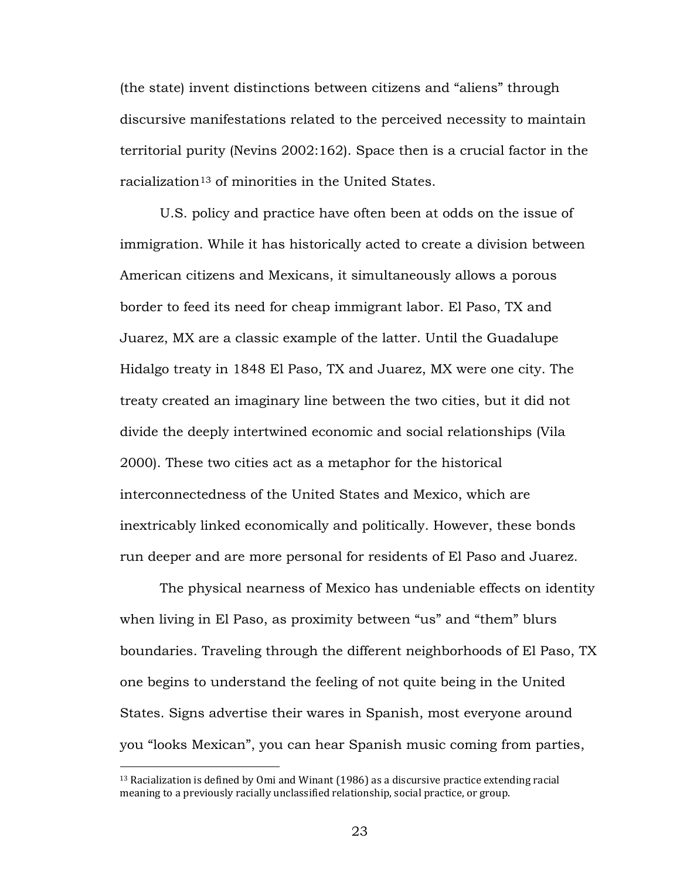(the state) invent distinctions between citizens and "aliens" through discursive manifestations related to the perceived necessity to maintain territorial purity (Nevins 2002:162). Space then is a crucial factor in the racialization[13] of minorities in the United States.

U.S. policy and practice have often been at odds on the issue of immigration. While it has historically acted to create a division between American citizens and Mexicans, it simultaneously allows a porous border to feed its need for cheap immigrant labor. El Paso, TX and Juarez, MX are a classic example of the latter. Until the Guadalupe Hidalgo treaty in 1848 El Paso, TX and Juarez, MX were one city. The treaty created an imaginary line between the two cities, but it did not divide the deeply intertwined economic and social relationships (Vila 2000). These two cities act as a metaphor for the historical interconnectedness of the United States and Mexico, which are inextricably linked economically and politically. However, these bonds run deeper and are more personal for residents of El Paso and Juarez.

The physical nearness of Mexico has undeniable effects on identity when living in El Paso, as proximity between "us" and "them" blurs boundaries. Traveling through the different neighborhoods of El Paso, TX one begins to understand the feeling of not quite being in the United States. Signs advertise their wares in Spanish, most everyone around you "looks Mexican", you can hear Spanish music coming from parties,

[13] Racialization is defined by Omi and Winant (1986) as a discursive practice extending racial meaning to a previously racially unclassified relationship, social practice, or group.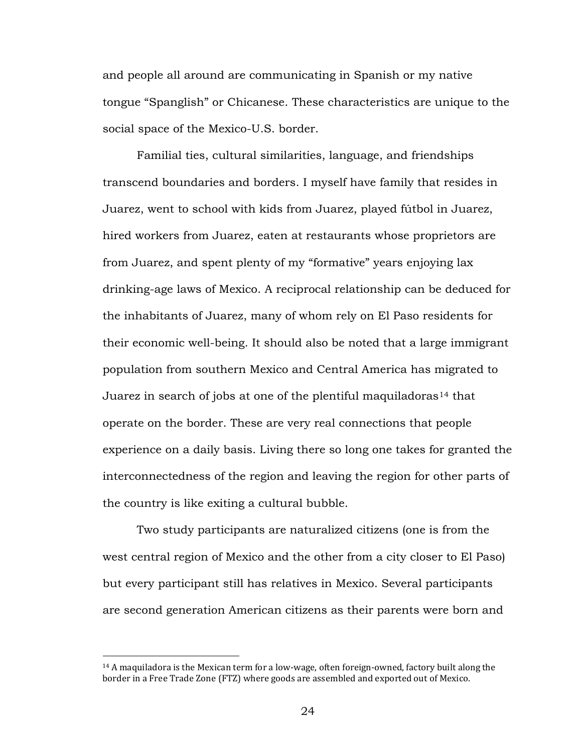and people all around are communicating in Spanish or my native tongue "Spanglish" or Chicanese. These characteristics are unique to the social space of the Mexico-U.S. border.

Familial ties, cultural similarities, language, and friendships transcend boundaries and borders. I myself have family that resides in Juarez, went to school with kids from Juarez, played fútbol in Juarez, hired workers from Juarez, eaten at restaurants whose proprietors are from Juarez, and spent plenty of my "formative" years enjoying lax drinking-age laws of Mexico. A reciprocal relationship can be deduced for the inhabitants of Juarez, many of whom rely on El Paso residents for their economic well-being. It should also be noted that a large immigrant population from southern Mexico and Central America has migrated to Juarez in search of jobs at one of the plentiful maquiladoras[14] that operate on the border. These are very real connections that people experience on a daily basis. Living there so long one takes for granted the interconnectedness of the region and leaving the region for other parts of the country is like exiting a cultural bubble.

Two study participants are naturalized citizens (one is from the west central region of Mexico and the other from a city closer to El Paso) but every participant still has relatives in Mexico. Several participants are second generation American citizens as their parents were born and

[14] A maquiladora is the Mexican term for a low-wage, often foreign-owned, factory built along the border in a Free Trade Zone (FTZ) where goods are assembled and exported out of Mexico.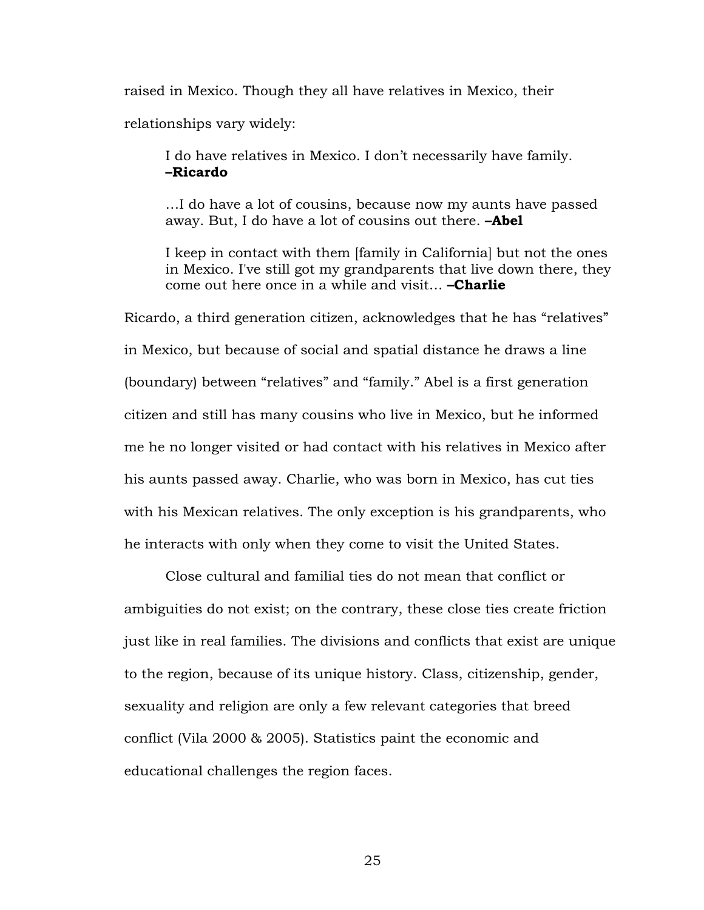raised in Mexico. Though they all have relatives in Mexico, their relationships vary widely:

> I do have relatives in Mexico. I don't necessarily have family. **–Ricardo**
>
> …I do have a lot of cousins, because now my aunts have passed away. But, I do have a lot of cousins out there. **–Abel**
>
> I keep in contact with them [family in California] but not the ones in Mexico. I've still got my grandparents that live down there, they come out here once in a while and visit… **–Charlie**

Ricardo, a third generation citizen, acknowledges that he has "relatives" in Mexico, but because of social and spatial distance he draws a line (boundary) between "relatives" and "family." Abel is a first generation citizen and still has many cousins who live in Mexico, but he informed me he no longer visited or had contact with his relatives in Mexico after his aunts passed away. Charlie, who was born in Mexico, has cut ties with his Mexican relatives. The only exception is his grandparents, who he interacts with only when they come to visit the United States.

Close cultural and familial ties do not mean that conflict or ambiguities do not exist; on the contrary, these close ties create friction just like in real families. The divisions and conflicts that exist are unique to the region, because of its unique history. Class, citizenship, gender, sexuality and religion are only a few relevant categories that breed conflict (Vila 2000 & 2005). Statistics paint the economic and educational challenges the region faces.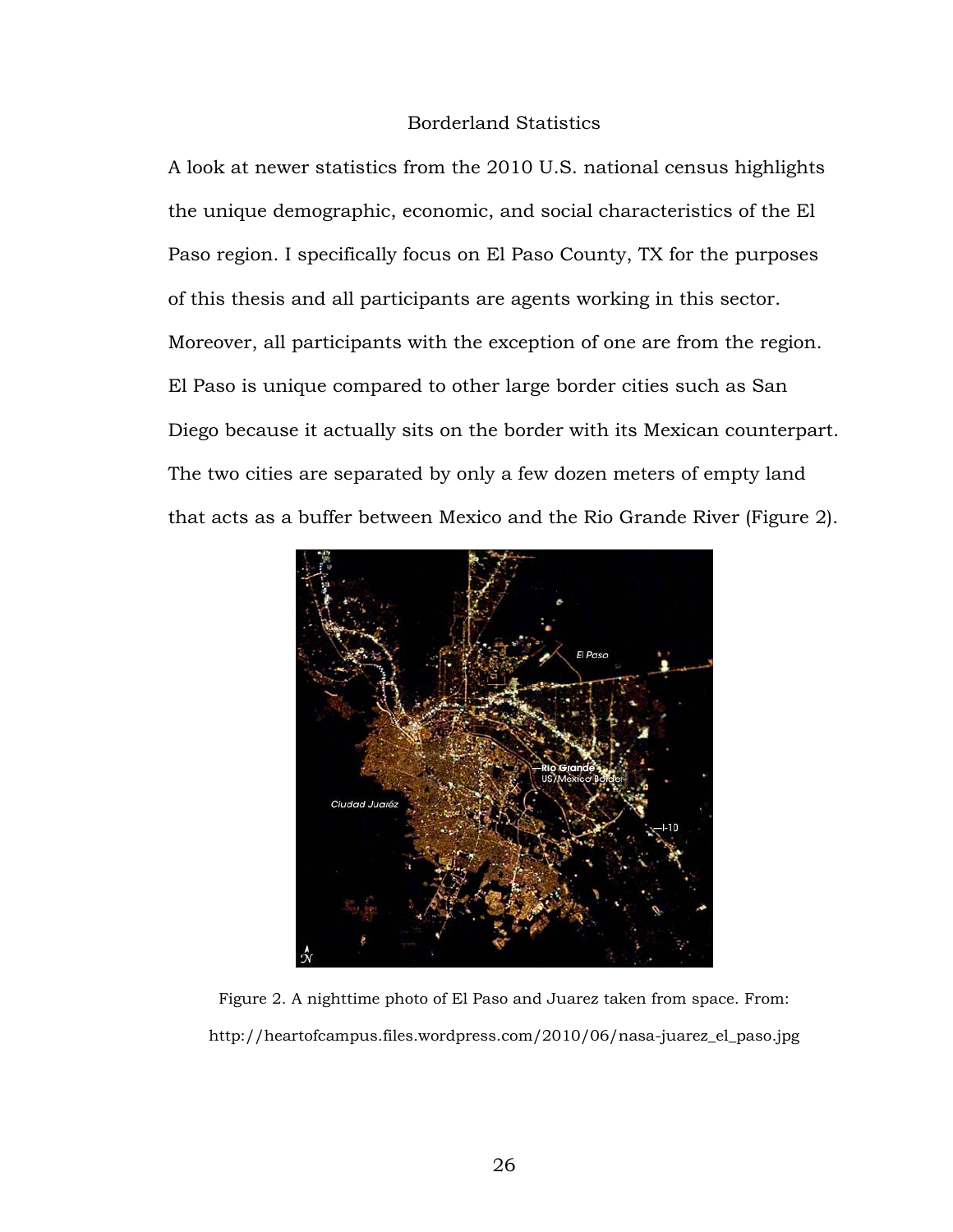## Borderland Statistics

A look at newer statistics from the 2010 U.S. national census highlights the unique demographic, economic, and social characteristics of the El Paso region. I specifically focus on El Paso County, TX for the purposes of this thesis and all participants are agents working in this sector. Moreover, all participants with the exception of one are from the region. El Paso is unique compared to other large border cities such as San Diego because it actually sits on the border with its Mexican counterpart. The two cities are separated by only a few dozen meters of empty land that acts as a buffer between Mexico and the Rio Grande River (Figure 2).

Figure 2. A nighttime photo of El Paso and Juarez taken from space. From: http://heartofcampus.files.wordpress.com/2010/06/nasa-juarez_el_paso.jpg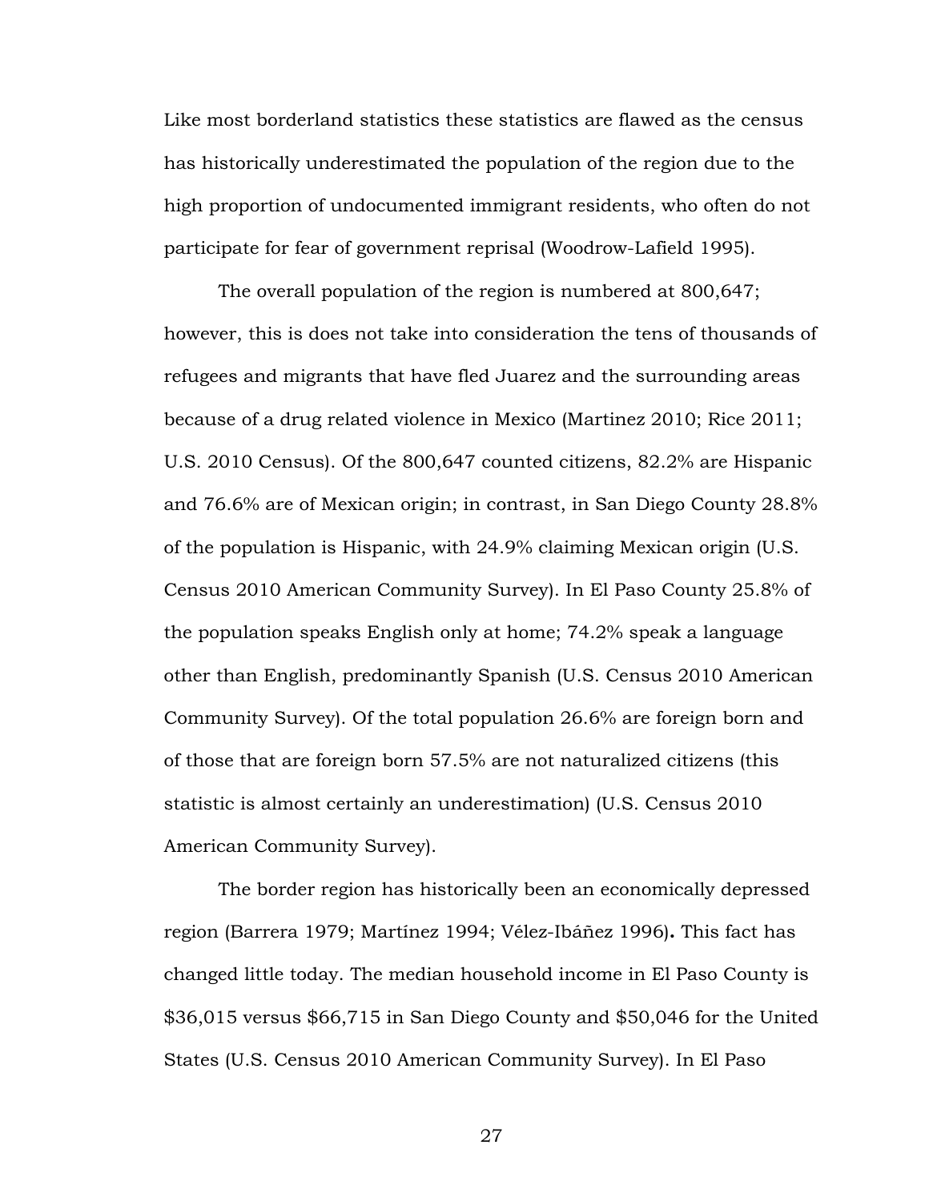Like most borderland statistics these statistics are flawed as the census has historically underestimated the population of the region due to the high proportion of undocumented immigrant residents, who often do not participate for fear of government reprisal (Woodrow-Lafield 1995).

The overall population of the region is numbered at 800,647; however, this is does not take into consideration the tens of thousands of refugees and migrants that have fled Juarez and the surrounding areas because of a drug related violence in Mexico (Martinez 2010; Rice 2011; U.S. 2010 Census). Of the 800,647 counted citizens, 82.2% are Hispanic and 76.6% are of Mexican origin; in contrast, in San Diego County 28.8% of the population is Hispanic, with 24.9% claiming Mexican origin (U.S. Census 2010 American Community Survey). In El Paso County 25.8% of the population speaks English only at home; 74.2% speak a language other than English, predominantly Spanish (U.S. Census 2010 American Community Survey). Of the total population 26.6% are foreign born and of those that are foreign born 57.5% are not naturalized citizens (this statistic is almost certainly an underestimation) (U.S. Census 2010 American Community Survey).

The border region has historically been an economically depressed region (Barrera 1979; Martínez 1994; Vélez-Ibáñez 1996)**.** This fact has changed little today. The median household income in El Paso County is $36,015 versus $66,715 in San Diego County and $50,046 for the United States (U.S. Census 2010 American Community Survey). In El Paso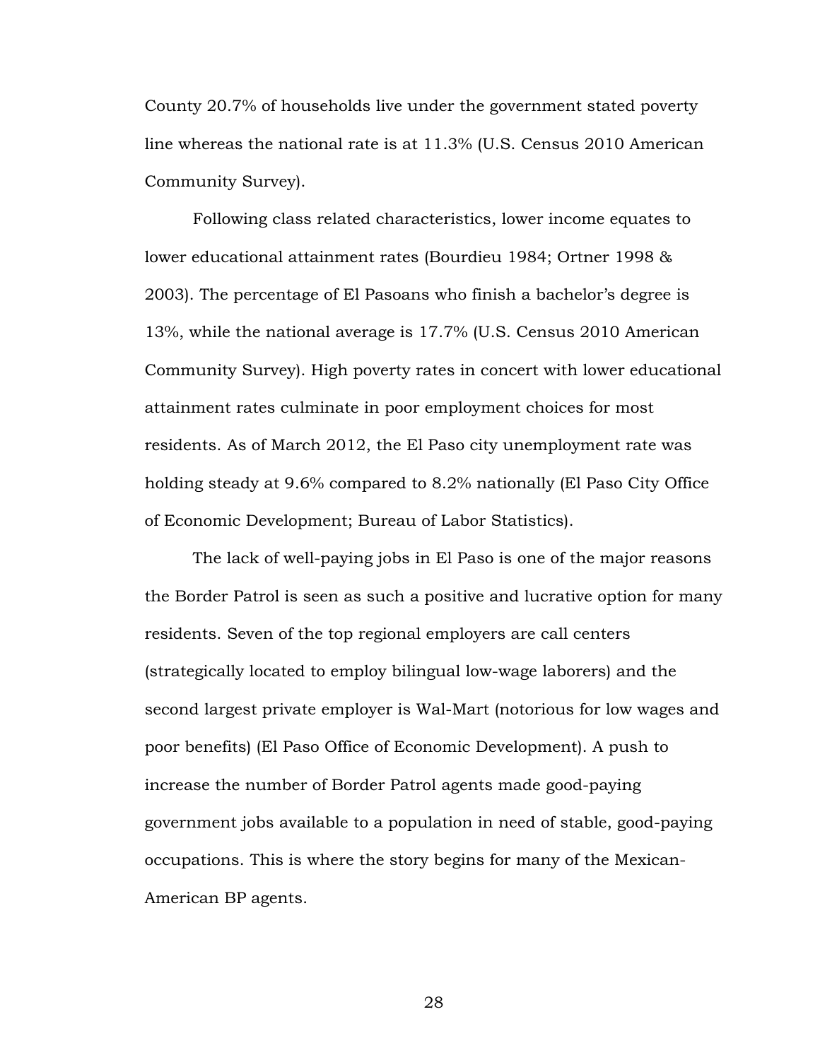County 20.7% of households live under the government stated poverty line whereas the national rate is at 11.3% (U.S. Census 2010 American Community Survey).

Following class related characteristics, lower income equates to lower educational attainment rates (Bourdieu 1984; Ortner 1998 & 2003). The percentage of El Pasoans who finish a bachelor's degree is 13%, while the national average is 17.7% (U.S. Census 2010 American Community Survey). High poverty rates in concert with lower educational attainment rates culminate in poor employment choices for most residents. As of March 2012, the El Paso city unemployment rate was holding steady at 9.6% compared to 8.2% nationally (El Paso City Office of Economic Development; Bureau of Labor Statistics).

The lack of well-paying jobs in El Paso is one of the major reasons the Border Patrol is seen as such a positive and lucrative option for many residents. Seven of the top regional employers are call centers (strategically located to employ bilingual low-wage laborers) and the second largest private employer is Wal-Mart (notorious for low wages and poor benefits) (El Paso Office of Economic Development). A push to increase the number of Border Patrol agents made good-paying government jobs available to a population in need of stable, good-paying occupations. This is where the story begins for many of the Mexican-American BP agents.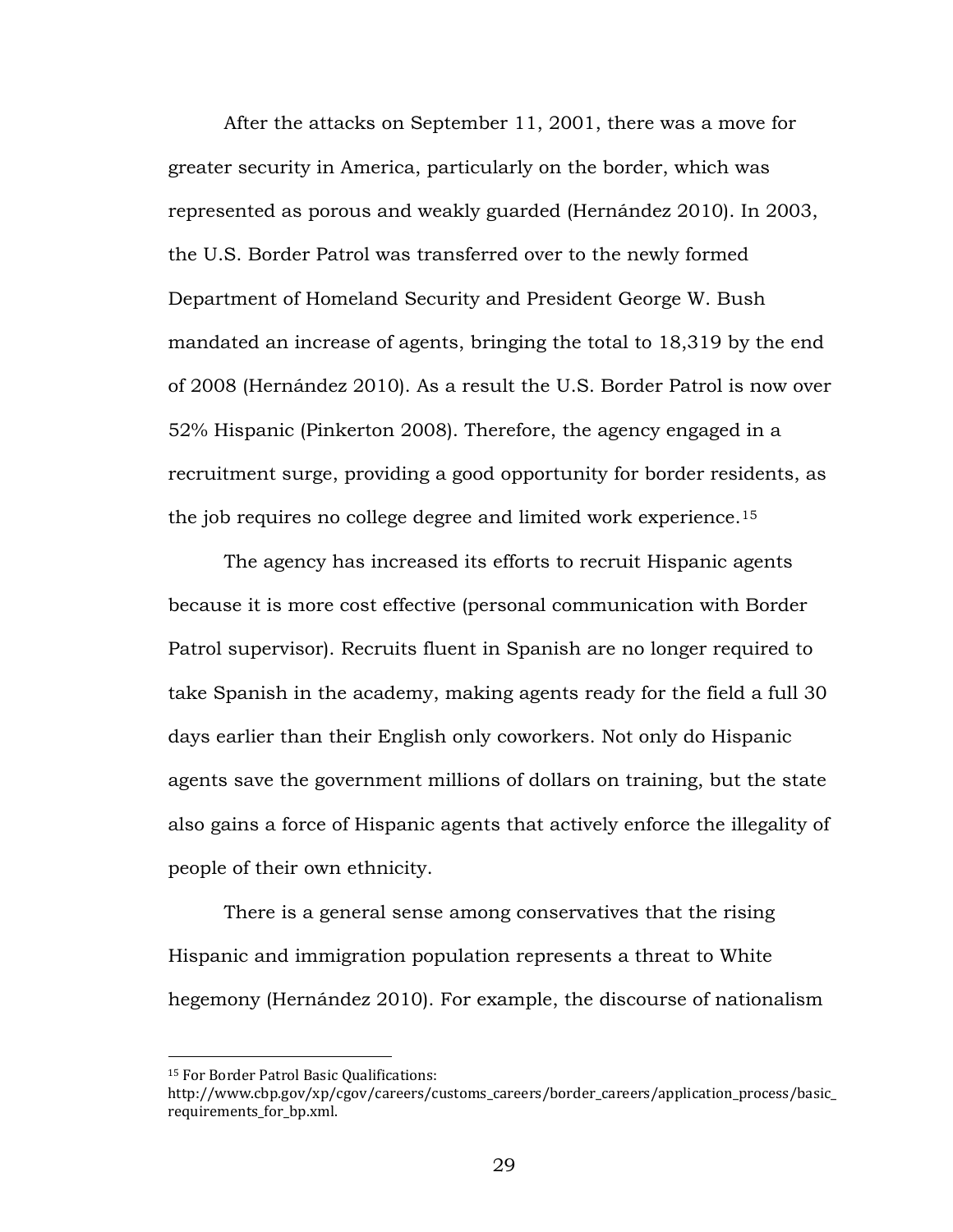After the attacks on September 11, 2001, there was a move for greater security in America, particularly on the border, which was represented as porous and weakly guarded (Hernández 2010). In 2003, the U.S. Border Patrol was transferred over to the newly formed Department of Homeland Security and President George W. Bush mandated an increase of agents, bringing the total to 18,319 by the end of 2008 (Hernández 2010). As a result the U.S. Border Patrol is now over 52% Hispanic (Pinkerton 2008). Therefore, the agency engaged in a recruitment surge, providing a good opportunity for border residents, as the job requires no college degree and limited work experience.[15]

The agency has increased its efforts to recruit Hispanic agents because it is more cost effective (personal communication with Border Patrol supervisor). Recruits fluent in Spanish are no longer required to take Spanish in the academy, making agents ready for the field a full 30 days earlier than their English only coworkers. Not only do Hispanic agents save the government millions of dollars on training, but the state also gains a force of Hispanic agents that actively enforce the illegality of people of their own ethnicity.

There is a general sense among conservatives that the rising Hispanic and immigration population represents a threat to White hegemony (Hernández 2010). For example, the discourse of nationalism

---

[15] For Border Patrol Basic Qualifications: http://www.cbp.gov/xp/cgov/careers/customs_careers/border_careers/application_process/basic_requirements_for_bp.xml.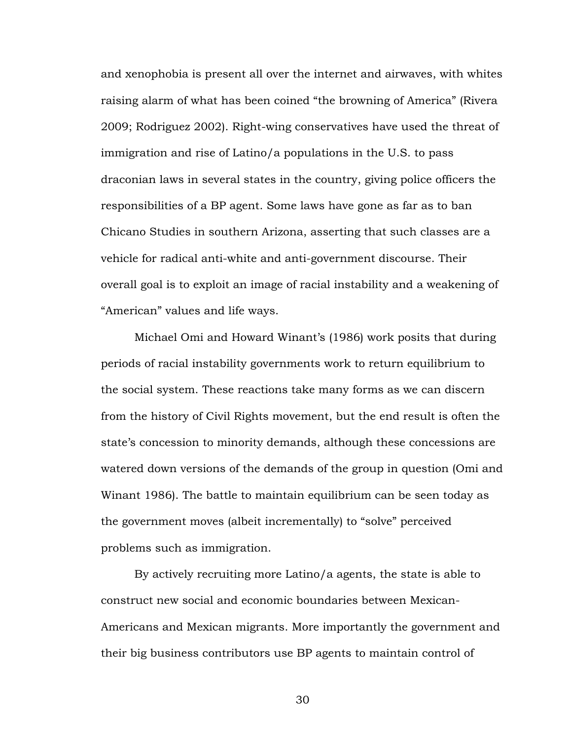and xenophobia is present all over the internet and airwaves, with whites raising alarm of what has been coined "the browning of America" (Rivera 2009; Rodriguez 2002). Right-wing conservatives have used the threat of immigration and rise of Latino/a populations in the U.S. to pass draconian laws in several states in the country, giving police officers the responsibilities of a BP agent. Some laws have gone as far as to ban Chicano Studies in southern Arizona, asserting that such classes are a vehicle for radical anti-white and anti-government discourse. Their overall goal is to exploit an image of racial instability and a weakening of "American" values and life ways.

Michael Omi and Howard Winant's (1986) work posits that during periods of racial instability governments work to return equilibrium to the social system. These reactions take many forms as we can discern from the history of Civil Rights movement, but the end result is often the state's concession to minority demands, although these concessions are watered down versions of the demands of the group in question (Omi and Winant 1986). The battle to maintain equilibrium can be seen today as the government moves (albeit incrementally) to "solve" perceived problems such as immigration.

By actively recruiting more Latino/a agents, the state is able to construct new social and economic boundaries between Mexican-Americans and Mexican migrants. More importantly the government and their big business contributors use BP agents to maintain control of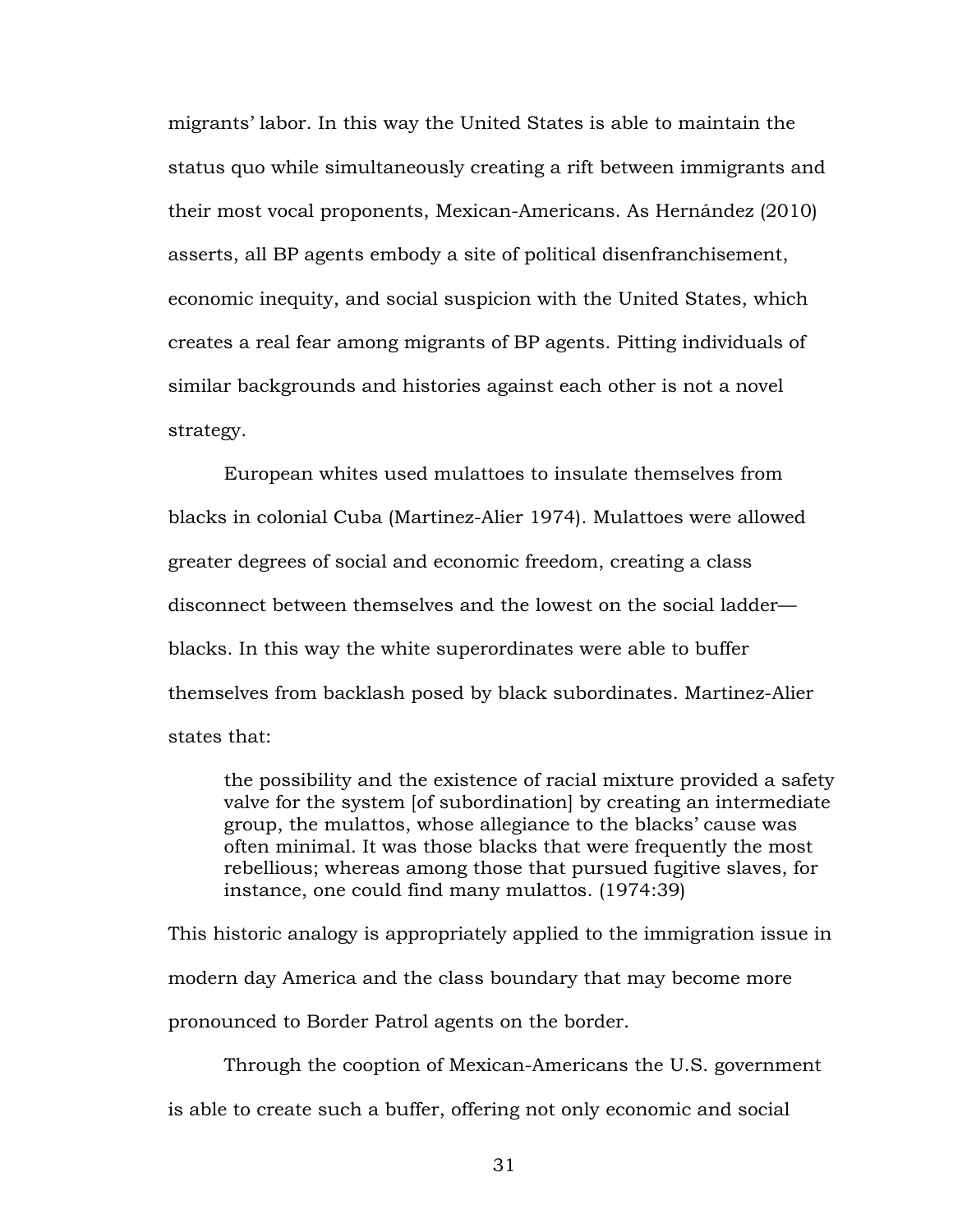migrants' labor. In this way the United States is able to maintain the status quo while simultaneously creating a rift between immigrants and their most vocal proponents, Mexican-Americans. As Hernández (2010) asserts, all BP agents embody a site of political disenfranchisement, economic inequity, and social suspicion with the United States, which creates a real fear among migrants of BP agents. Pitting individuals of similar backgrounds and histories against each other is not a novel strategy.

European whites used mulattoes to insulate themselves from blacks in colonial Cuba (Martinez-Alier 1974). Mulattoes were allowed greater degrees of social and economic freedom, creating a class disconnect between themselves and the lowest on the social ladder—blacks. In this way the white superordinates were able to buffer themselves from backlash posed by black subordinates. Martinez-Alier states that:

> the possibility and the existence of racial mixture provided a safety valve for the system [of subordination] by creating an intermediate group, the mulattos, whose allegiance to the blacks' cause was often minimal. It was those blacks that were frequently the most rebellious; whereas among those that pursued fugitive slaves, for instance, one could find many mulattos. (1974:39)

This historic analogy is appropriately applied to the immigration issue in modern day America and the class boundary that may become more pronounced to Border Patrol agents on the border.

Through the cooption of Mexican-Americans the U.S. government is able to create such a buffer, offering not only economic and social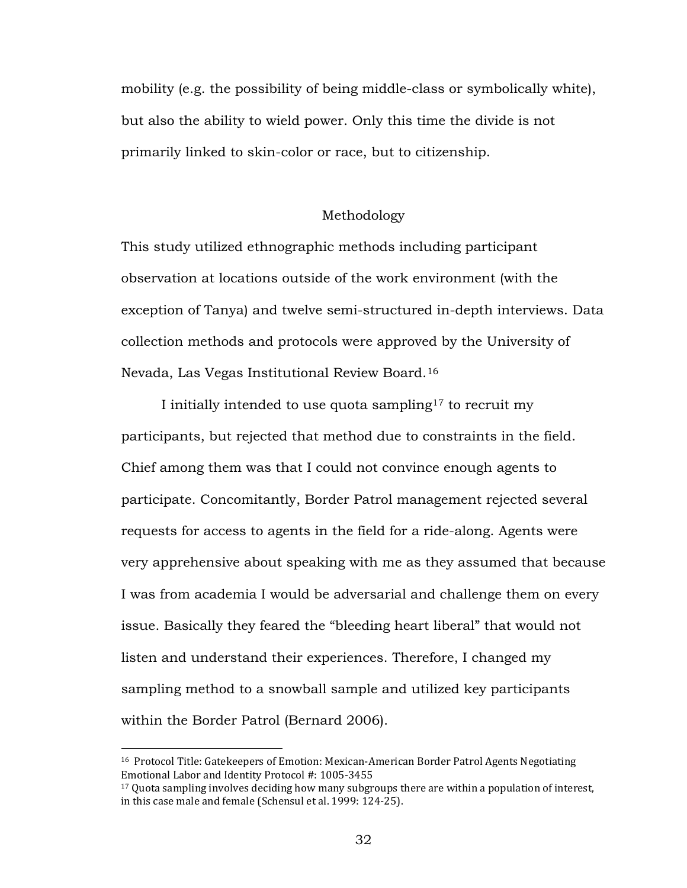mobility (e.g. the possibility of being middle-class or symbolically white), but also the ability to wield power. Only this time the divide is not primarily linked to skin-color or race, but to citizenship.

## Methodology

This study utilized ethnographic methods including participant observation at locations outside of the work environment (with the exception of Tanya) and twelve semi-structured in-depth interviews. Data collection methods and protocols were approved by the University of Nevada, Las Vegas Institutional Review Board.[16]

I initially intended to use quota sampling[17] to recruit my participants, but rejected that method due to constraints in the field. Chief among them was that I could not convince enough agents to participate. Concomitantly, Border Patrol management rejected several requests for access to agents in the field for a ride-along. Agents were very apprehensive about speaking with me as they assumed that because I was from academia I would be adversarial and challenge them on every issue. Basically they feared the "bleeding heart liberal" that would not listen and understand their experiences. Therefore, I changed my sampling method to a snowball sample and utilized key participants within the Border Patrol (Bernard 2006).

---

[16] Protocol Title: Gatekeepers of Emotion: Mexican-American Border Patrol Agents Negotiating Emotional Labor and Identity Protocol #: 1005-3455

[17] Quota sampling involves deciding how many subgroups there are within a population of interest, in this case male and female (Schensul et al. 1999: 124-25).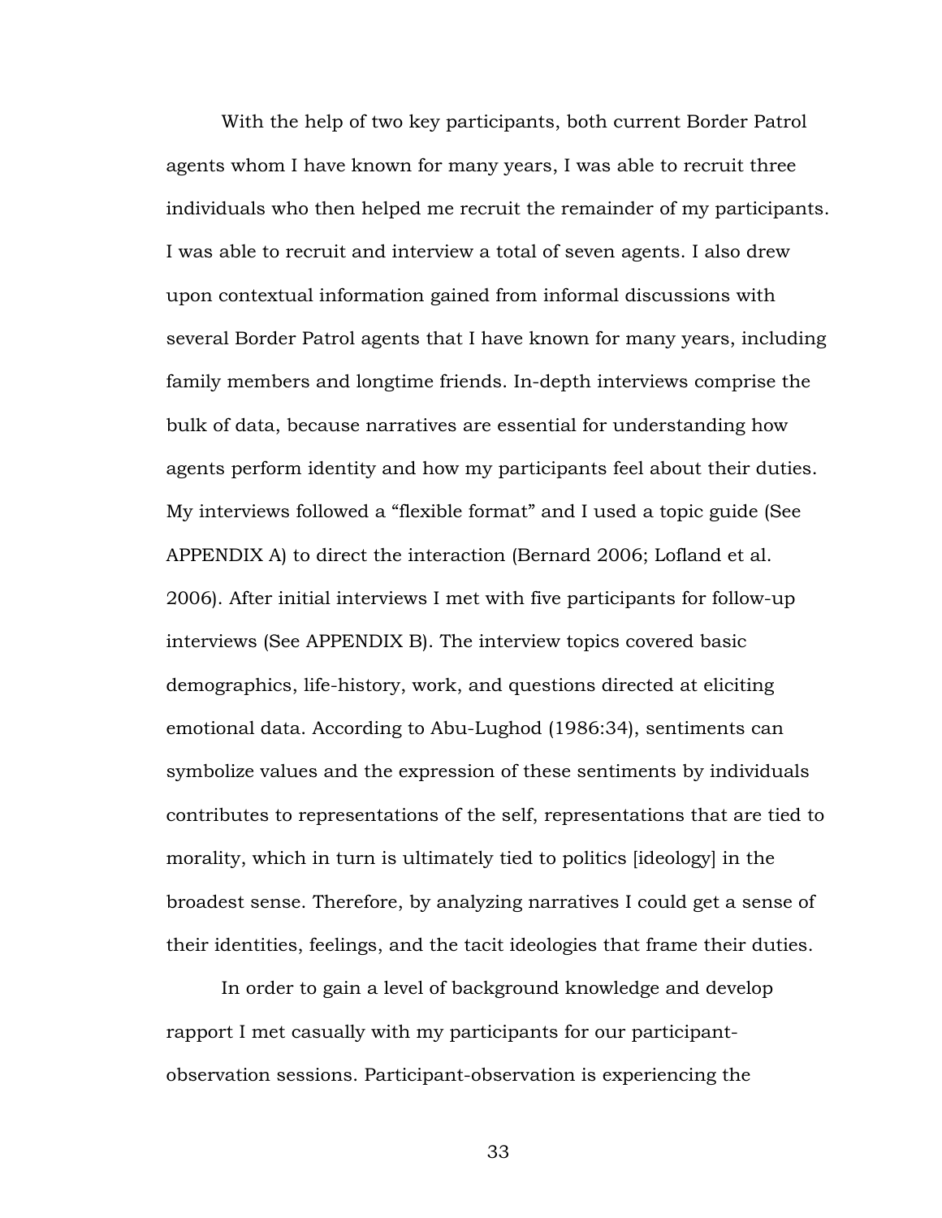With the help of two key participants, both current Border Patrol agents whom I have known for many years, I was able to recruit three individuals who then helped me recruit the remainder of my participants. I was able to recruit and interview a total of seven agents. I also drew upon contextual information gained from informal discussions with several Border Patrol agents that I have known for many years, including family members and longtime friends. In-depth interviews comprise the bulk of data, because narratives are essential for understanding how agents perform identity and how my participants feel about their duties. My interviews followed a "flexible format" and I used a topic guide (See APPENDIX A) to direct the interaction (Bernard 2006; Lofland et al. 2006). After initial interviews I met with five participants for follow-up interviews (See APPENDIX B). The interview topics covered basic demographics, life-history, work, and questions directed at eliciting emotional data. According to Abu-Lughod (1986:34), sentiments can symbolize values and the expression of these sentiments by individuals contributes to representations of the self, representations that are tied to morality, which in turn is ultimately tied to politics [ideology] in the broadest sense. Therefore, by analyzing narratives I could get a sense of their identities, feelings, and the tacit ideologies that frame their duties.

In order to gain a level of background knowledge and develop rapport I met casually with my participants for our participant-observation sessions. Participant-observation is experiencing the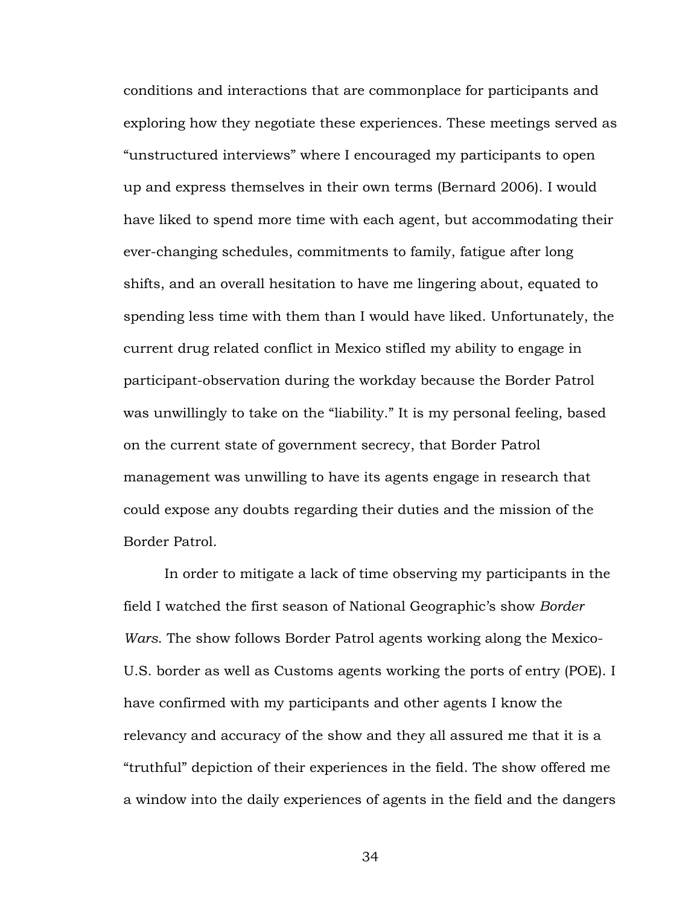conditions and interactions that are commonplace for participants and exploring how they negotiate these experiences. These meetings served as "unstructured interviews" where I encouraged my participants to open up and express themselves in their own terms (Bernard 2006). I would have liked to spend more time with each agent, but accommodating their ever-changing schedules, commitments to family, fatigue after long shifts, and an overall hesitation to have me lingering about, equated to spending less time with them than I would have liked. Unfortunately, the current drug related conflict in Mexico stifled my ability to engage in participant-observation during the workday because the Border Patrol was unwillingly to take on the "liability." It is my personal feeling, based on the current state of government secrecy, that Border Patrol management was unwilling to have its agents engage in research that could expose any doubts regarding their duties and the mission of the Border Patrol.

In order to mitigate a lack of time observing my participants in the field I watched the first season of National Geographic's show *Border Wars.* The show follows Border Patrol agents working along the Mexico-U.S. border as well as Customs agents working the ports of entry (POE). I have confirmed with my participants and other agents I know the relevancy and accuracy of the show and they all assured me that it is a "truthful" depiction of their experiences in the field. The show offered me a window into the daily experiences of agents in the field and the dangers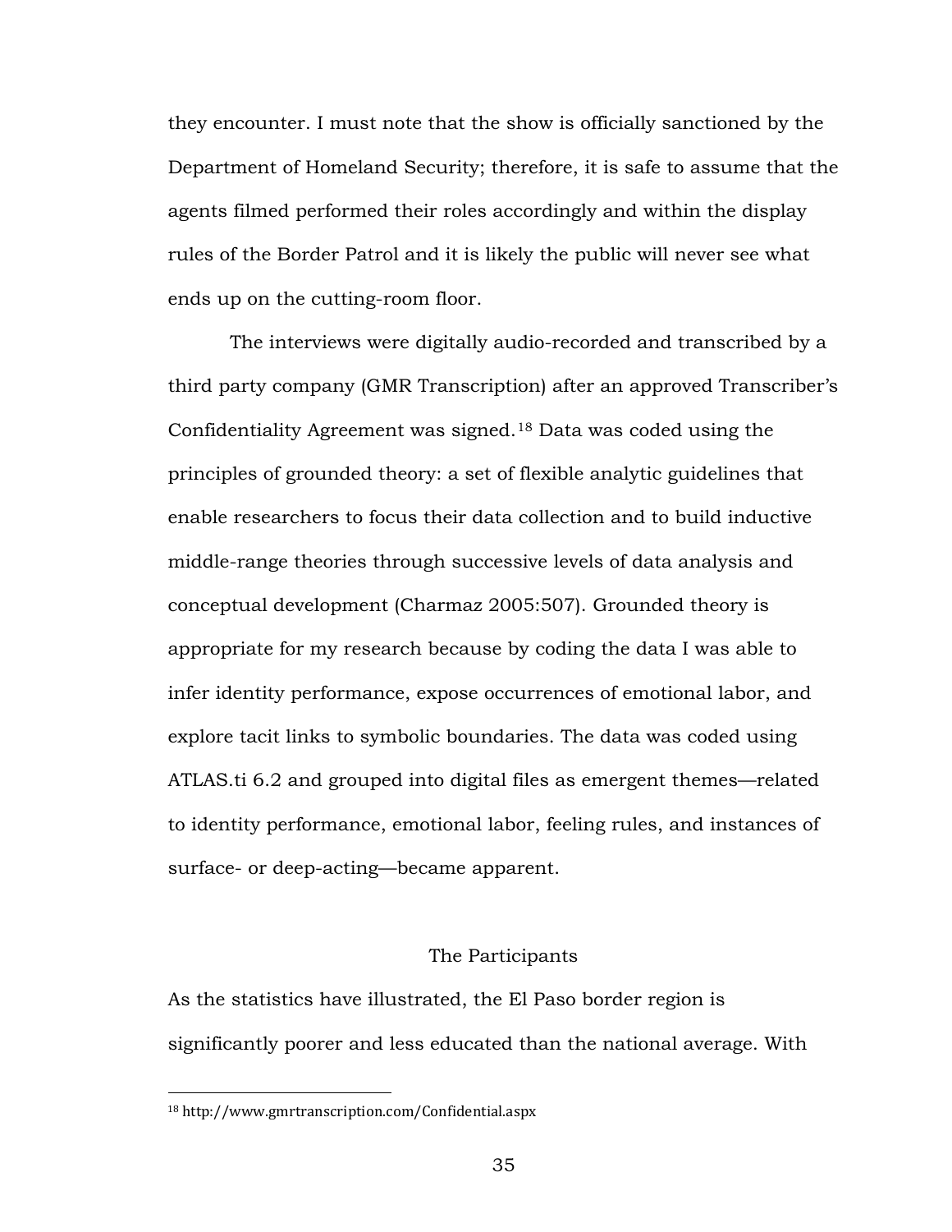they encounter. I must note that the show is officially sanctioned by the Department of Homeland Security; therefore, it is safe to assume that the agents filmed performed their roles accordingly and within the display rules of the Border Patrol and it is likely the public will never see what ends up on the cutting-room floor.

The interviews were digitally audio-recorded and transcribed by a third party company (GMR Transcription) after an approved Transcriber's Confidentiality Agreement was signed.[18] Data was coded using the principles of grounded theory: a set of flexible analytic guidelines that enable researchers to focus their data collection and to build inductive middle-range theories through successive levels of data analysis and conceptual development (Charmaz 2005:507). Grounded theory is appropriate for my research because by coding the data I was able to infer identity performance, expose occurrences of emotional labor, and explore tacit links to symbolic boundaries. The data was coded using ATLAS.ti 6.2 and grouped into digital files as emergent themes—related to identity performance, emotional labor, feeling rules, and instances of surface- or deep-acting—became apparent.

## The Participants

As the statistics have illustrated, the El Paso border region is significantly poorer and less educated than the national average. With

[18] http://www.gmrtranscription.com/Confidential.aspx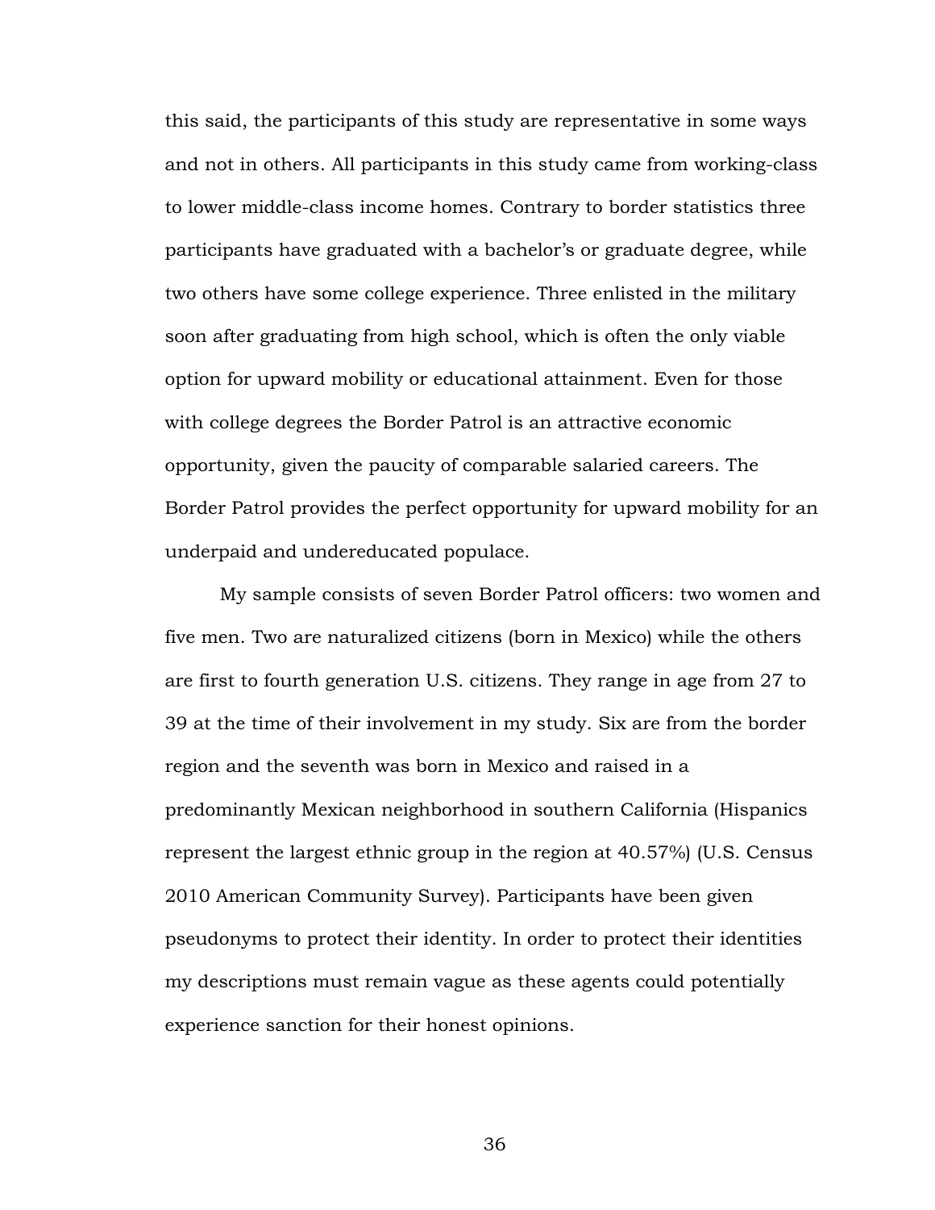this said, the participants of this study are representative in some ways and not in others. All participants in this study came from working-class to lower middle-class income homes. Contrary to border statistics three participants have graduated with a bachelor's or graduate degree, while two others have some college experience. Three enlisted in the military soon after graduating from high school, which is often the only viable option for upward mobility or educational attainment. Even for those with college degrees the Border Patrol is an attractive economic opportunity, given the paucity of comparable salaried careers. The Border Patrol provides the perfect opportunity for upward mobility for an underpaid and undereducated populace.

My sample consists of seven Border Patrol officers: two women and five men. Two are naturalized citizens (born in Mexico) while the others are first to fourth generation U.S. citizens. They range in age from 27 to 39 at the time of their involvement in my study. Six are from the border region and the seventh was born in Mexico and raised in a predominantly Mexican neighborhood in southern California (Hispanics represent the largest ethnic group in the region at 40.57%) (U.S. Census 2010 American Community Survey). Participants have been given pseudonyms to protect their identity. In order to protect their identities my descriptions must remain vague as these agents could potentially experience sanction for their honest opinions.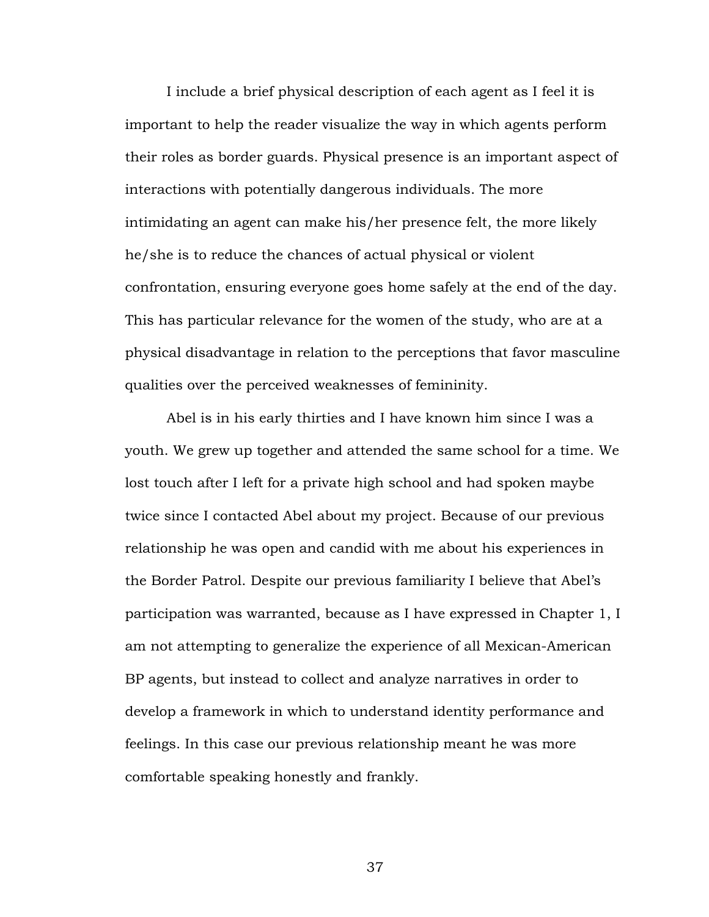I include a brief physical description of each agent as I feel it is important to help the reader visualize the way in which agents perform their roles as border guards. Physical presence is an important aspect of interactions with potentially dangerous individuals. The more intimidating an agent can make his/her presence felt, the more likely he/she is to reduce the chances of actual physical or violent confrontation, ensuring everyone goes home safely at the end of the day. This has particular relevance for the women of the study, who are at a physical disadvantage in relation to the perceptions that favor masculine qualities over the perceived weaknesses of femininity.

Abel is in his early thirties and I have known him since I was a youth. We grew up together and attended the same school for a time. We lost touch after I left for a private high school and had spoken maybe twice since I contacted Abel about my project. Because of our previous relationship he was open and candid with me about his experiences in the Border Patrol. Despite our previous familiarity I believe that Abel's participation was warranted, because as I have expressed in Chapter 1, I am not attempting to generalize the experience of all Mexican-American BP agents, but instead to collect and analyze narratives in order to develop a framework in which to understand identity performance and feelings. In this case our previous relationship meant he was more comfortable speaking honestly and frankly.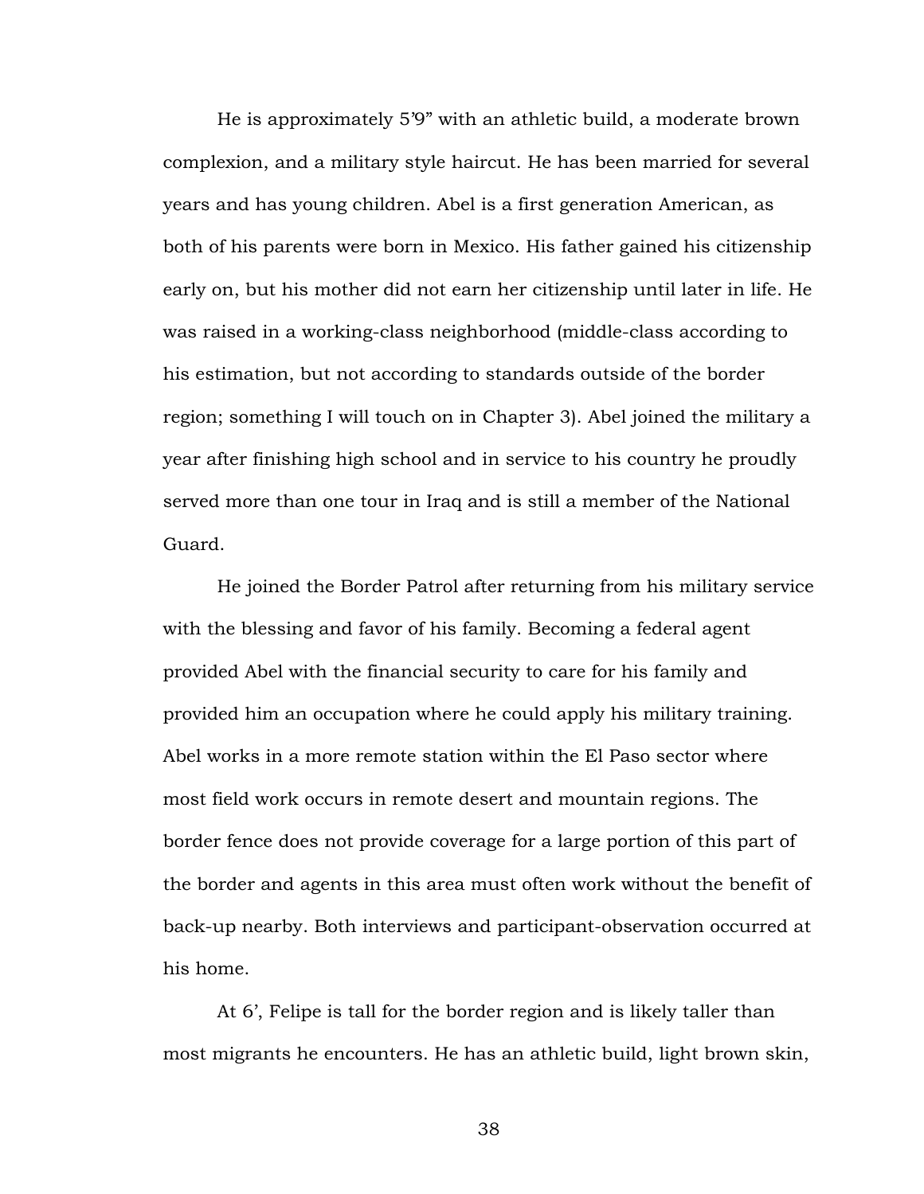He is approximately 5'9" with an athletic build, a moderate brown complexion, and a military style haircut. He has been married for several years and has young children. Abel is a first generation American, as both of his parents were born in Mexico. His father gained his citizenship early on, but his mother did not earn her citizenship until later in life. He was raised in a working-class neighborhood (middle-class according to his estimation, but not according to standards outside of the border region; something I will touch on in Chapter 3). Abel joined the military a year after finishing high school and in service to his country he proudly served more than one tour in Iraq and is still a member of the National Guard.

He joined the Border Patrol after returning from his military service with the blessing and favor of his family. Becoming a federal agent provided Abel with the financial security to care for his family and provided him an occupation where he could apply his military training. Abel works in a more remote station within the El Paso sector where most field work occurs in remote desert and mountain regions. The border fence does not provide coverage for a large portion of this part of the border and agents in this area must often work without the benefit of back-up nearby. Both interviews and participant-observation occurred at his home.

At 6', Felipe is tall for the border region and is likely taller than most migrants he encounters. He has an athletic build, light brown skin,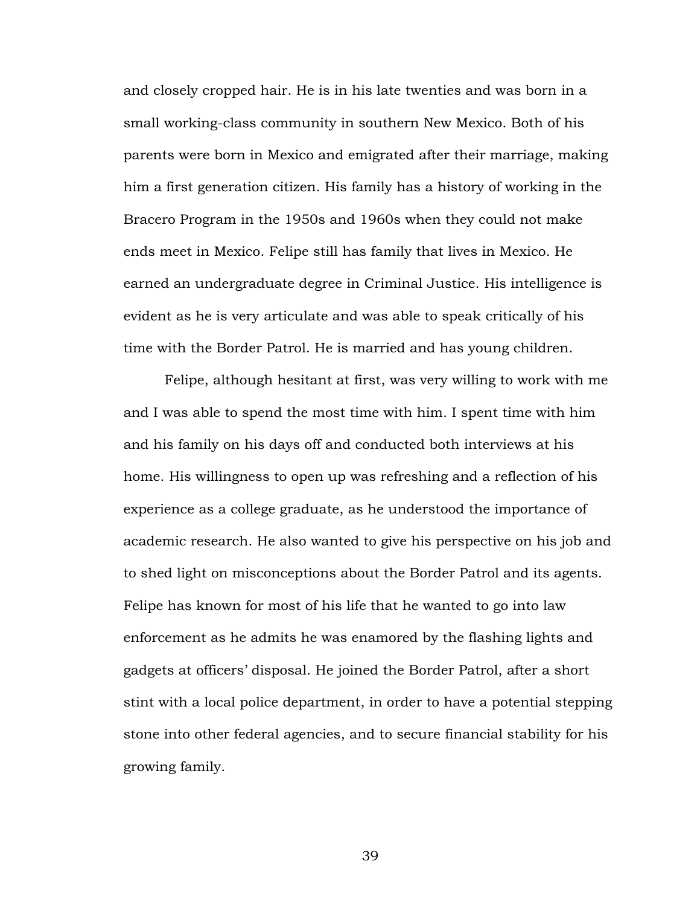and closely cropped hair. He is in his late twenties and was born in a small working-class community in southern New Mexico. Both of his parents were born in Mexico and emigrated after their marriage, making him a first generation citizen. His family has a history of working in the Bracero Program in the 1950s and 1960s when they could not make ends meet in Mexico. Felipe still has family that lives in Mexico. He earned an undergraduate degree in Criminal Justice. His intelligence is evident as he is very articulate and was able to speak critically of his time with the Border Patrol. He is married and has young children.

Felipe, although hesitant at first, was very willing to work with me and I was able to spend the most time with him. I spent time with him and his family on his days off and conducted both interviews at his home. His willingness to open up was refreshing and a reflection of his experience as a college graduate, as he understood the importance of academic research. He also wanted to give his perspective on his job and to shed light on misconceptions about the Border Patrol and its agents. Felipe has known for most of his life that he wanted to go into law enforcement as he admits he was enamored by the flashing lights and gadgets at officers' disposal. He joined the Border Patrol, after a short stint with a local police department, in order to have a potential stepping stone into other federal agencies, and to secure financial stability for his growing family.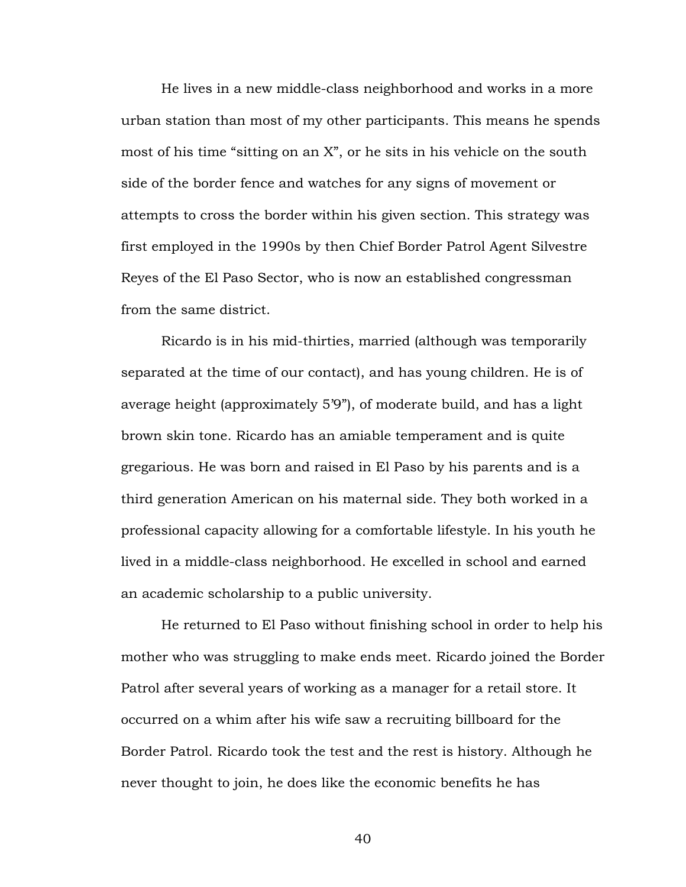He lives in a new middle-class neighborhood and works in a more urban station than most of my other participants. This means he spends most of his time "sitting on an X", or he sits in his vehicle on the south side of the border fence and watches for any signs of movement or attempts to cross the border within his given section. This strategy was first employed in the 1990s by then Chief Border Patrol Agent Silvestre Reyes of the El Paso Sector, who is now an established congressman from the same district.

Ricardo is in his mid-thirties, married (although was temporarily separated at the time of our contact), and has young children. He is of average height (approximately 5'9"), of moderate build, and has a light brown skin tone. Ricardo has an amiable temperament and is quite gregarious. He was born and raised in El Paso by his parents and is a third generation American on his maternal side. They both worked in a professional capacity allowing for a comfortable lifestyle. In his youth he lived in a middle-class neighborhood. He excelled in school and earned an academic scholarship to a public university.

He returned to El Paso without finishing school in order to help his mother who was struggling to make ends meet. Ricardo joined the Border Patrol after several years of working as a manager for a retail store. It occurred on a whim after his wife saw a recruiting billboard for the Border Patrol. Ricardo took the test and the rest is history. Although he never thought to join, he does like the economic benefits he has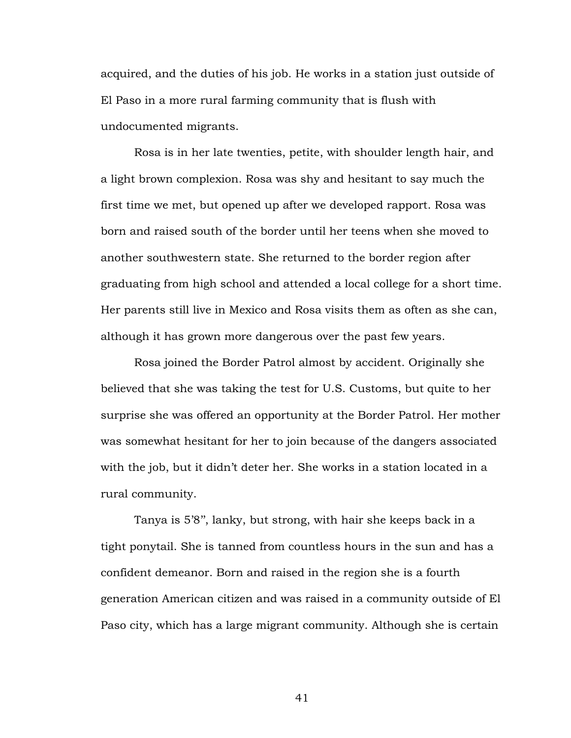acquired, and the duties of his job. He works in a station just outside of El Paso in a more rural farming community that is flush with undocumented migrants.

Rosa is in her late twenties, petite, with shoulder length hair, and a light brown complexion. Rosa was shy and hesitant to say much the first time we met, but opened up after we developed rapport. Rosa was born and raised south of the border until her teens when she moved to another southwestern state. She returned to the border region after graduating from high school and attended a local college for a short time. Her parents still live in Mexico and Rosa visits them as often as she can, although it has grown more dangerous over the past few years.

Rosa joined the Border Patrol almost by accident. Originally she believed that she was taking the test for U.S. Customs, but quite to her surprise she was offered an opportunity at the Border Patrol. Her mother was somewhat hesitant for her to join because of the dangers associated with the job, but it didn't deter her. She works in a station located in a rural community.

Tanya is 5'8", lanky, but strong, with hair she keeps back in a tight ponytail. She is tanned from countless hours in the sun and has a confident demeanor. Born and raised in the region she is a fourth generation American citizen and was raised in a community outside of El Paso city, which has a large migrant community. Although she is certain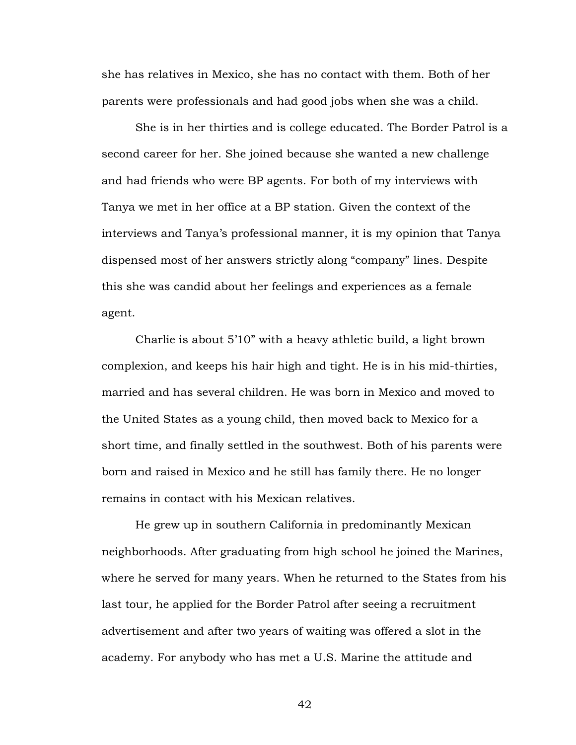she has relatives in Mexico, she has no contact with them. Both of her parents were professionals and had good jobs when she was a child.

She is in her thirties and is college educated. The Border Patrol is a second career for her. She joined because she wanted a new challenge and had friends who were BP agents. For both of my interviews with Tanya we met in her office at a BP station. Given the context of the interviews and Tanya's professional manner, it is my opinion that Tanya dispensed most of her answers strictly along "company" lines. Despite this she was candid about her feelings and experiences as a female agent.

Charlie is about 5'10" with a heavy athletic build, a light brown complexion, and keeps his hair high and tight. He is in his mid-thirties, married and has several children. He was born in Mexico and moved to the United States as a young child, then moved back to Mexico for a short time, and finally settled in the southwest. Both of his parents were born and raised in Mexico and he still has family there. He no longer remains in contact with his Mexican relatives.

He grew up in southern California in predominantly Mexican neighborhoods. After graduating from high school he joined the Marines, where he served for many years. When he returned to the States from his last tour, he applied for the Border Patrol after seeing a recruitment advertisement and after two years of waiting was offered a slot in the academy. For anybody who has met a U.S. Marine the attitude and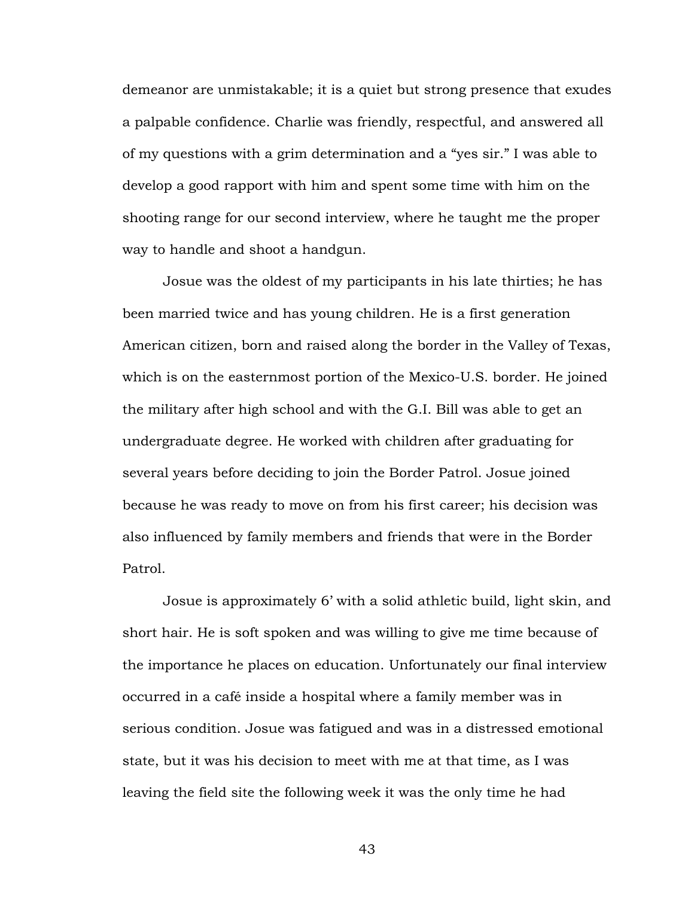demeanor are unmistakable; it is a quiet but strong presence that exudes a palpable confidence. Charlie was friendly, respectful, and answered all of my questions with a grim determination and a "yes sir." I was able to develop a good rapport with him and spent some time with him on the shooting range for our second interview, where he taught me the proper way to handle and shoot a handgun.

Josue was the oldest of my participants in his late thirties; he has been married twice and has young children. He is a first generation American citizen, born and raised along the border in the Valley of Texas, which is on the easternmost portion of the Mexico-U.S. border. He joined the military after high school and with the G.I. Bill was able to get an undergraduate degree. He worked with children after graduating for several years before deciding to join the Border Patrol. Josue joined because he was ready to move on from his first career; his decision was also influenced by family members and friends that were in the Border Patrol.

Josue is approximately 6' with a solid athletic build, light skin, and short hair. He is soft spoken and was willing to give me time because of the importance he places on education. Unfortunately our final interview occurred in a café inside a hospital where a family member was in serious condition. Josue was fatigued and was in a distressed emotional state, but it was his decision to meet with me at that time, as I was leaving the field site the following week it was the only time he had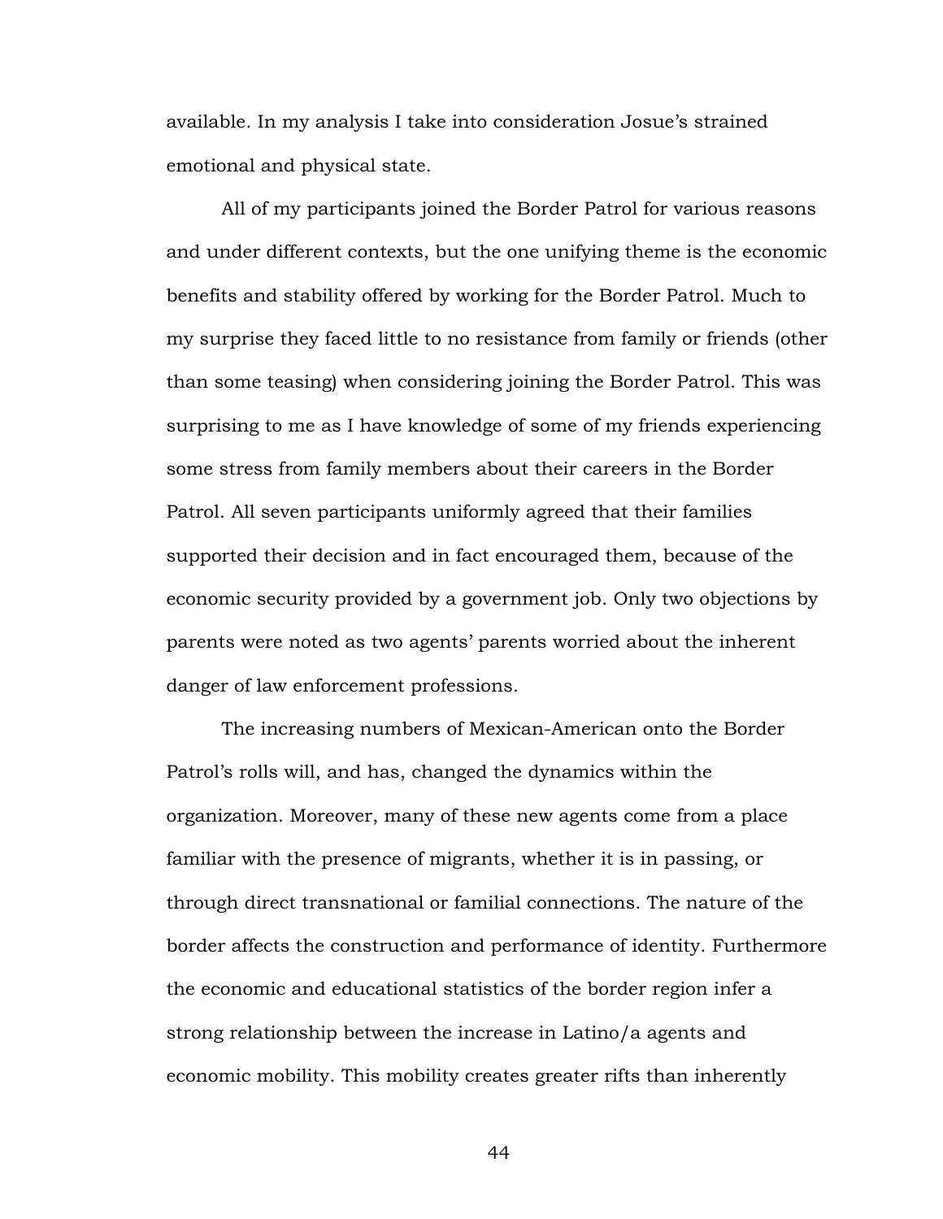available. In my analysis I take into consideration Josue's strained emotional and physical state.

All of my participants joined the Border Patrol for various reasons and under different contexts, but the one unifying theme is the economic benefits and stability offered by working for the Border Patrol. Much to my surprise they faced little to no resistance from family or friends (other than some teasing) when considering joining the Border Patrol. This was surprising to me as I have knowledge of some of my friends experiencing some stress from family members about their careers in the Border Patrol. All seven participants uniformly agreed that their families supported their decision and in fact encouraged them, because of the economic security provided by a government job. Only two objections by parents were noted as two agents' parents worried about the inherent danger of law enforcement professions.

The increasing numbers of Mexican-American onto the Border Patrol's rolls will, and has, changed the dynamics within the organization. Moreover, many of these new agents come from a place familiar with the presence of migrants, whether it is in passing, or through direct transnational or familial connections. The nature of the border affects the construction and performance of identity. Furthermore the economic and educational statistics of the border region infer a strong relationship between the increase in Latino/a agents and economic mobility. This mobility creates greater rifts than inherently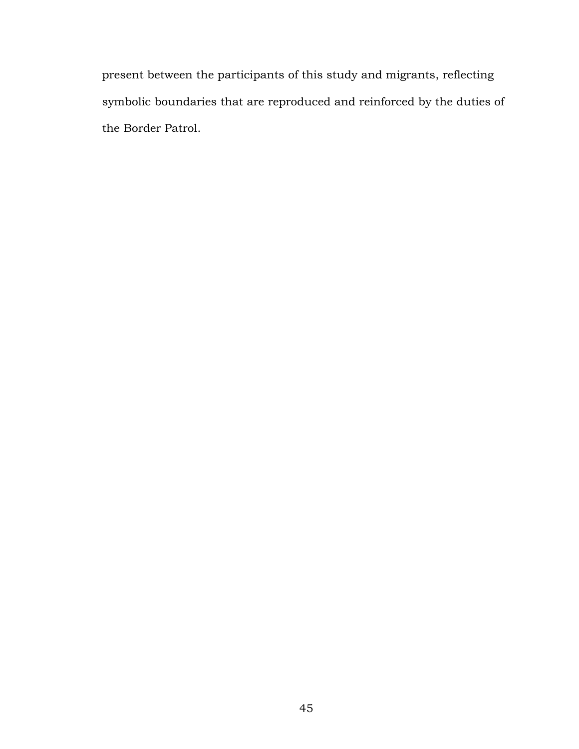present between the participants of this study and migrants, reflecting symbolic boundaries that are reproduced and reinforced by the duties of the Border Patrol.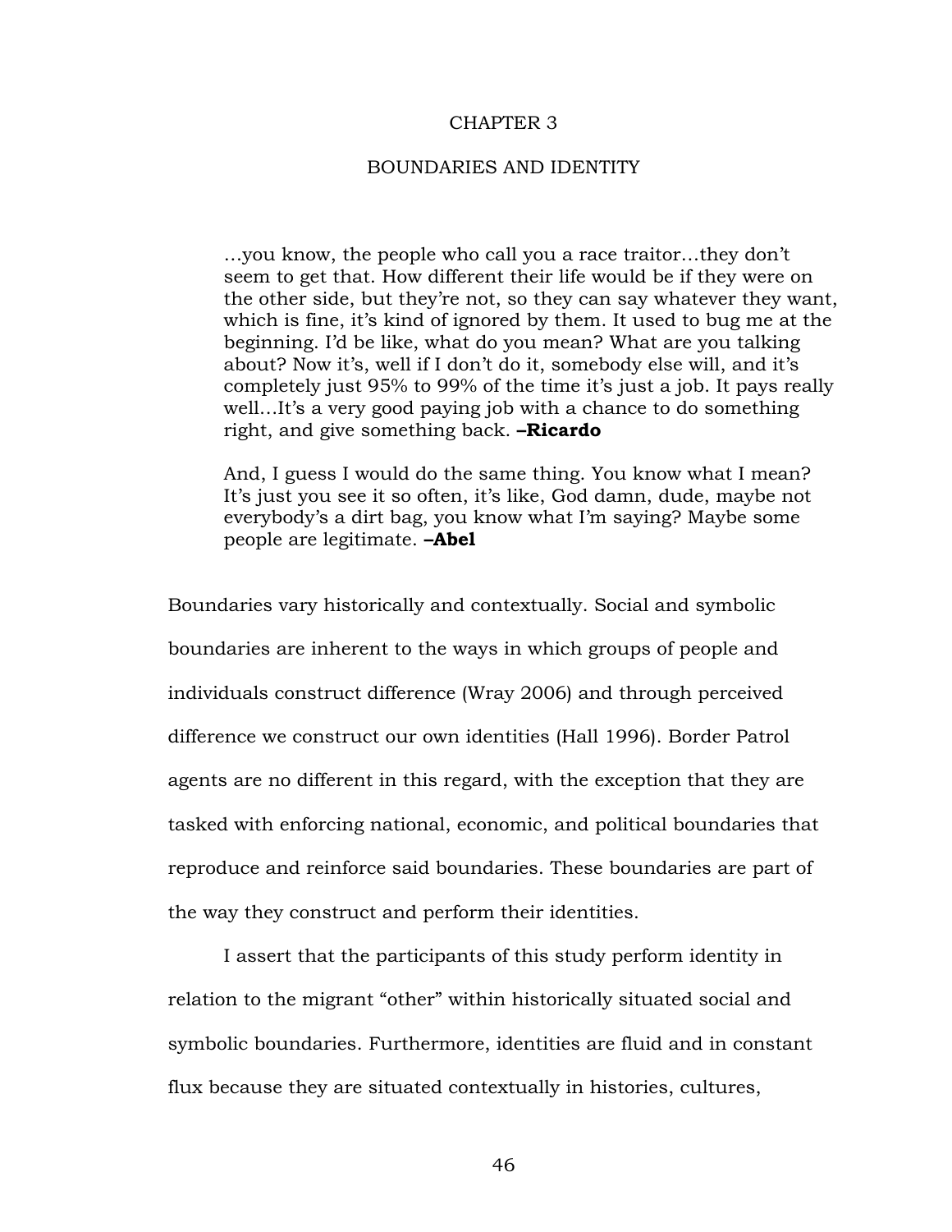# CHAPTER 3

## BOUNDARIES AND IDENTITY

> …you know, the people who call you a race traitor…they don't seem to get that. How different their life would be if they were on the other side, but they're not, so they can say whatever they want, which is fine, it's kind of ignored by them. It used to bug me at the beginning. I'd be like, what do you mean? What are you talking about? Now it's, well if I don't do it, somebody else will, and it's completely just 95% to 99% of the time it's just a job. It pays really well…It's a very good paying job with a chance to do something right, and give something back. **–Ricardo**

> And, I guess I would do the same thing. You know what I mean? It's just you see it so often, it's like, God damn, dude, maybe not everybody's a dirt bag, you know what I'm saying? Maybe some people are legitimate. **–Abel**

Boundaries vary historically and contextually. Social and symbolic boundaries are inherent to the ways in which groups of people and individuals construct difference (Wray 2006) and through perceived difference we construct our own identities (Hall 1996). Border Patrol agents are no different in this regard, with the exception that they are tasked with enforcing national, economic, and political boundaries that reproduce and reinforce said boundaries. These boundaries are part of the way they construct and perform their identities.

I assert that the participants of this study perform identity in relation to the migrant "other" within historically situated social and symbolic boundaries. Furthermore, identities are fluid and in constant flux because they are situated contextually in histories, cultures,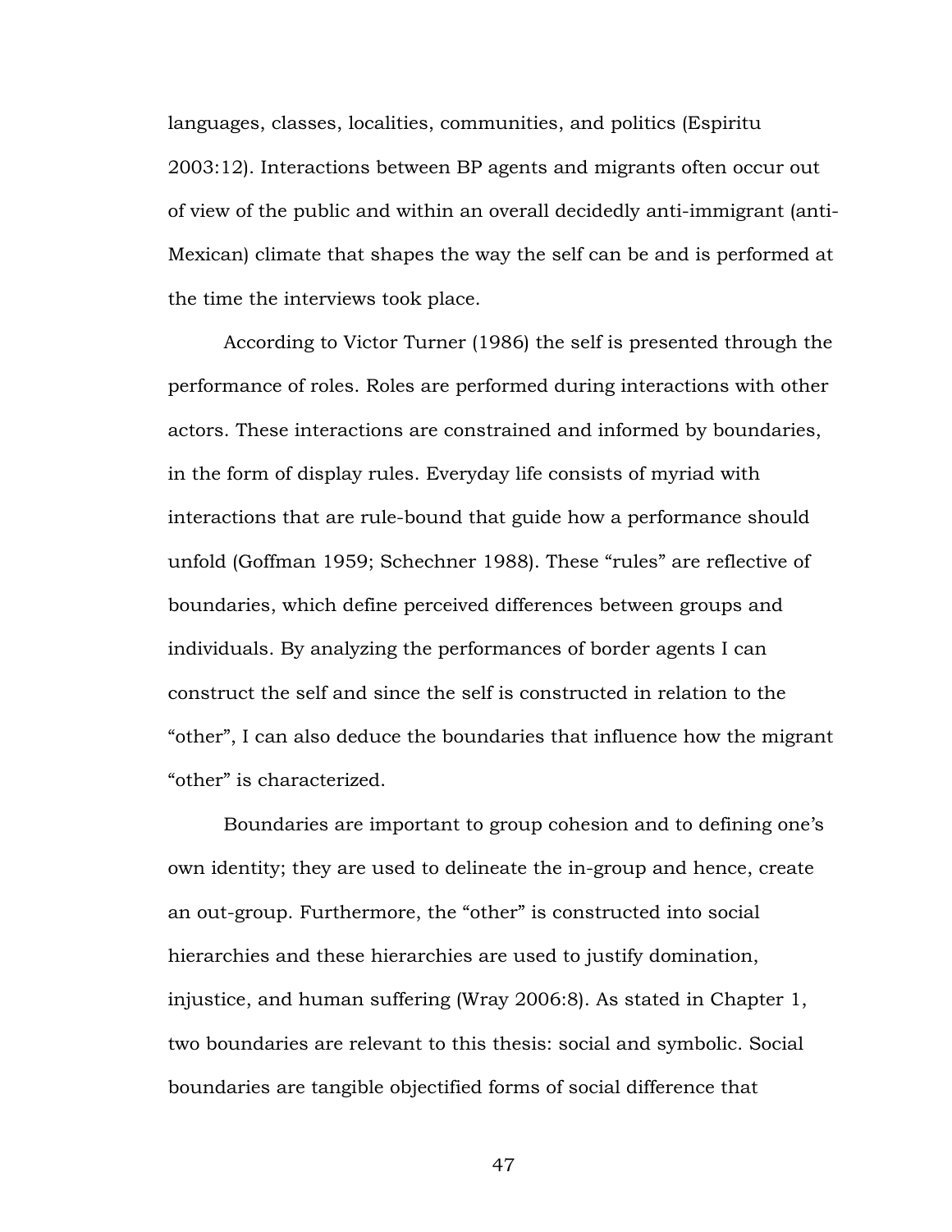languages, classes, localities, communities, and politics (Espiritu 2003:12). Interactions between BP agents and migrants often occur out of view of the public and within an overall decidedly anti-immigrant (anti-Mexican) climate that shapes the way the self can be and is performed at the time the interviews took place.

According to Victor Turner (1986) the self is presented through the performance of roles. Roles are performed during interactions with other actors. These interactions are constrained and informed by boundaries, in the form of display rules. Everyday life consists of myriad with interactions that are rule-bound that guide how a performance should unfold (Goffman 1959; Schechner 1988). These "rules" are reflective of boundaries, which define perceived differences between groups and individuals. By analyzing the performances of border agents I can construct the self and since the self is constructed in relation to the "other", I can also deduce the boundaries that influence how the migrant "other" is characterized.

Boundaries are important to group cohesion and to defining one's own identity; they are used to delineate the in-group and hence, create an out-group. Furthermore, the "other" is constructed into social hierarchies and these hierarchies are used to justify domination, injustice, and human suffering (Wray 2006:8). As stated in Chapter 1, two boundaries are relevant to this thesis: social and symbolic. Social boundaries are tangible objectified forms of social difference that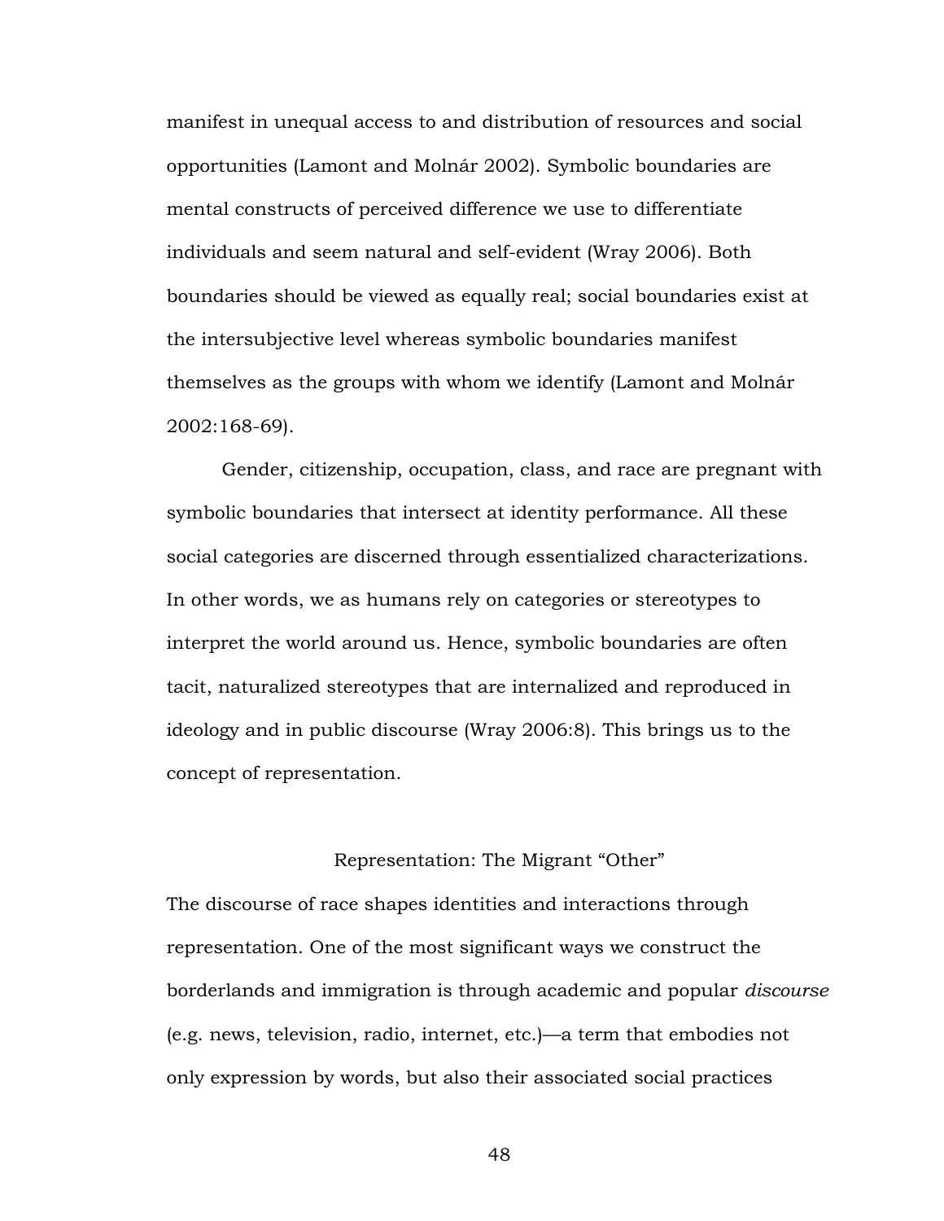manifest in unequal access to and distribution of resources and social opportunities (Lamont and Molnár 2002). Symbolic boundaries are mental constructs of perceived difference we use to differentiate individuals and seem natural and self-evident (Wray 2006). Both boundaries should be viewed as equally real; social boundaries exist at the intersubjective level whereas symbolic boundaries manifest themselves as the groups with whom we identify (Lamont and Molnár 2002:168-69).

Gender, citizenship, occupation, class, and race are pregnant with symbolic boundaries that intersect at identity performance. All these social categories are discerned through essentialized characterizations. In other words, we as humans rely on categories or stereotypes to interpret the world around us. Hence, symbolic boundaries are often tacit, naturalized stereotypes that are internalized and reproduced in ideology and in public discourse (Wray 2006:8). This brings us to the concept of representation.

## Representation: The Migrant "Other"

The discourse of race shapes identities and interactions through representation. One of the most significant ways we construct the borderlands and immigration is through academic and popular *discourse* (e.g. news, television, radio, internet, etc.)—a term that embodies not only expression by words, but also their associated social practices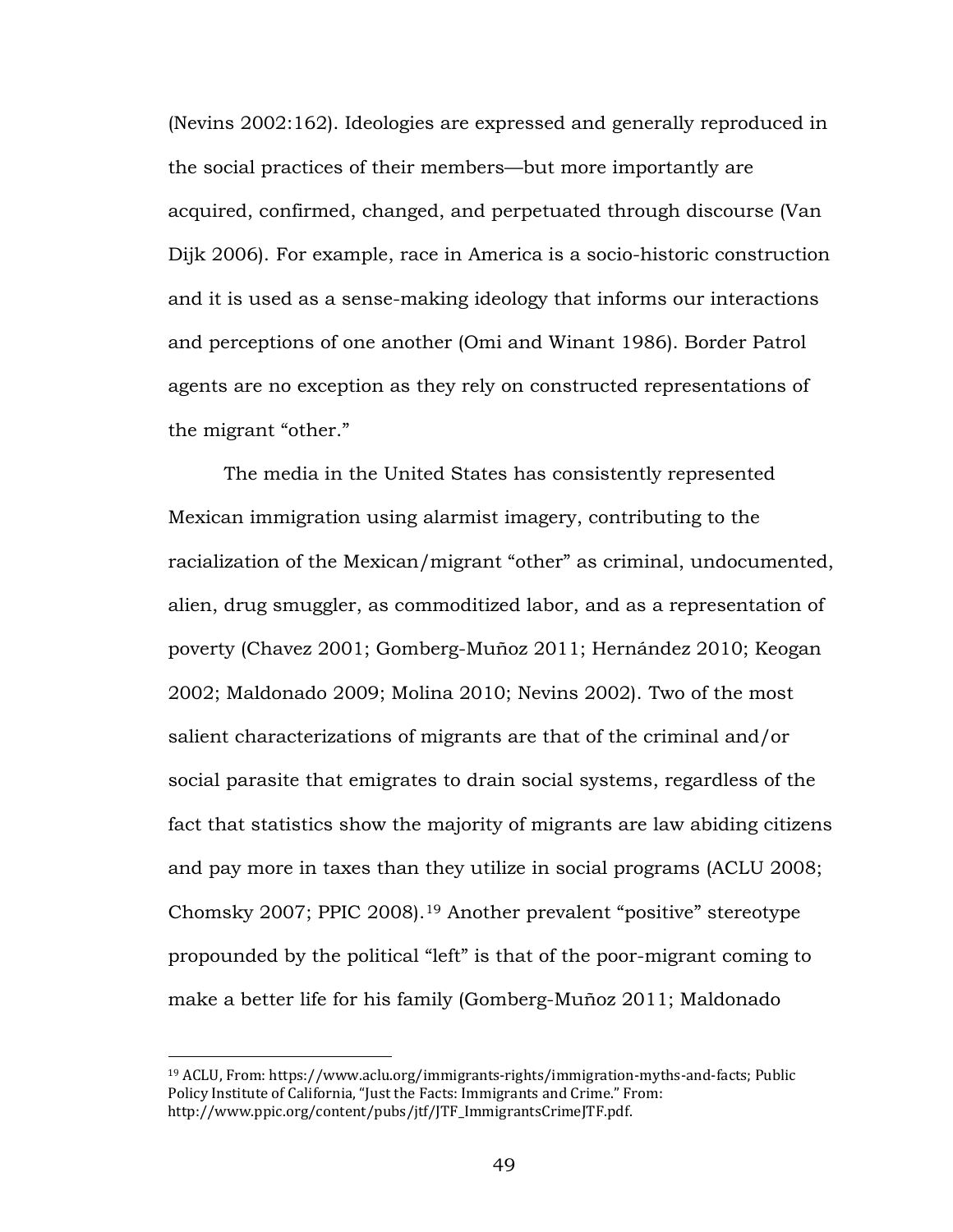(Nevins 2002:162). Ideologies are expressed and generally reproduced in the social practices of their members—but more importantly are acquired, confirmed, changed, and perpetuated through discourse (Van Dijk 2006). For example, race in America is a socio-historic construction and it is used as a sense-making ideology that informs our interactions and perceptions of one another (Omi and Winant 1986). Border Patrol agents are no exception as they rely on constructed representations of the migrant "other."

The media in the United States has consistently represented Mexican immigration using alarmist imagery, contributing to the racialization of the Mexican/migrant "other" as criminal, undocumented, alien, drug smuggler, as commoditized labor, and as a representation of poverty (Chavez 2001; Gomberg-Muñoz 2011; Hernández 2010; Keogan 2002; Maldonado 2009; Molina 2010; Nevins 2002). Two of the most salient characterizations of migrants are that of the criminal and/or social parasite that emigrates to drain social systems, regardless of the fact that statistics show the majority of migrants are law abiding citizens and pay more in taxes than they utilize in social programs (ACLU 2008; Chomsky 2007; PPIC 2008).[19] Another prevalent "positive" stereotype propounded by the political "left" is that of the poor-migrant coming to make a better life for his family (Gomberg-Muñoz 2011; Maldonado

[19] ACLU, From: https://www.aclu.org/immigrants-rights/immigration-myths-and-facts; Public Policy Institute of California, "Just the Facts: Immigrants and Crime." From: http://www.ppic.org/content/pubs/jtf/JTF_ImmigrantsCrimeJTF.pdf.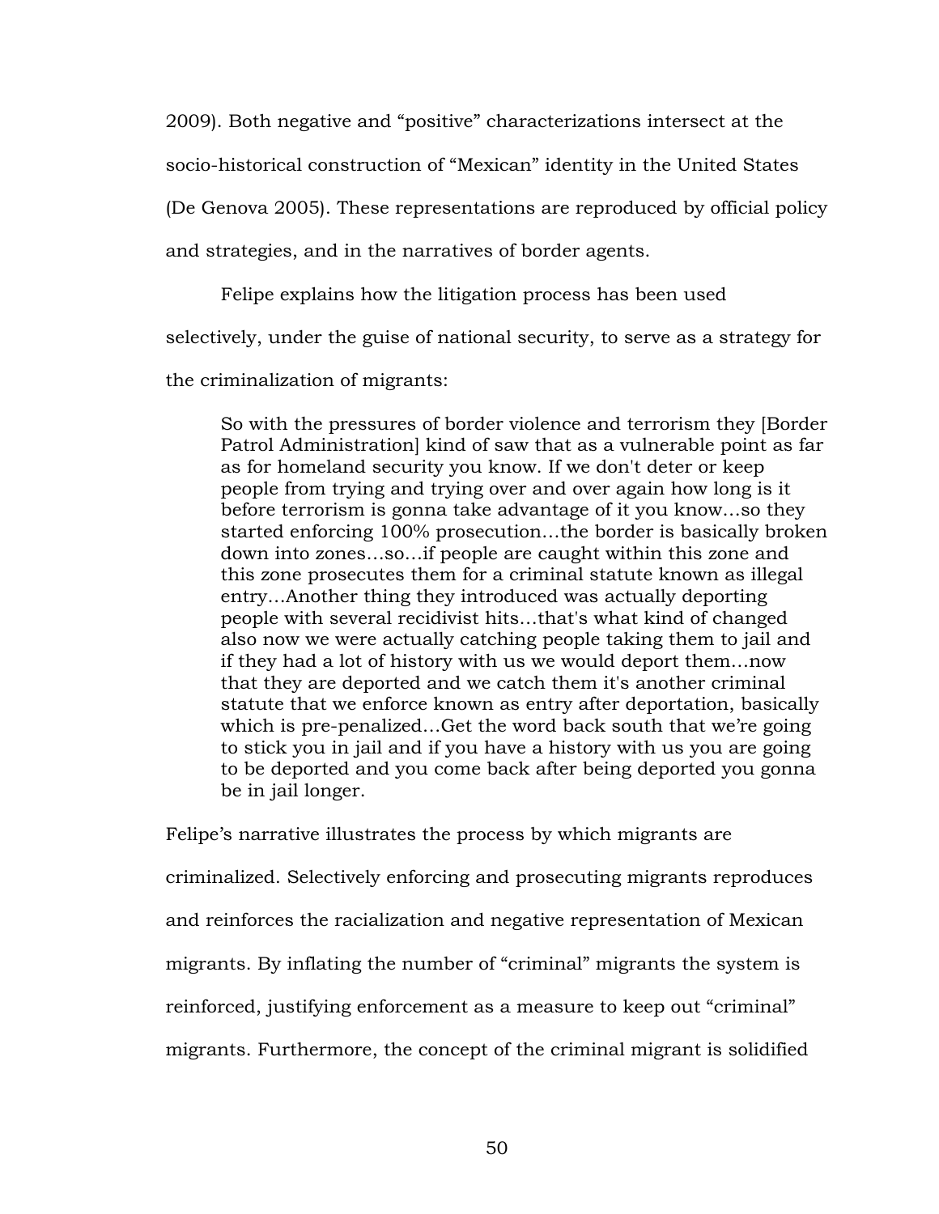2009). Both negative and "positive" characterizations intersect at the socio-historical construction of "Mexican" identity in the United States (De Genova 2005). These representations are reproduced by official policy and strategies, and in the narratives of border agents.

Felipe explains how the litigation process has been used selectively, under the guise of national security, to serve as a strategy for the criminalization of migrants:

> So with the pressures of border violence and terrorism they [Border Patrol Administration] kind of saw that as a vulnerable point as far as for homeland security you know. If we don't deter or keep people from trying and trying over and over again how long is it before terrorism is gonna take advantage of it you know…so they started enforcing 100% prosecution…the border is basically broken down into zones…so…if people are caught within this zone and this zone prosecutes them for a criminal statute known as illegal entry…Another thing they introduced was actually deporting people with several recidivist hits…that's what kind of changed also now we were actually catching people taking them to jail and if they had a lot of history with us we would deport them…now that they are deported and we catch them it's another criminal statute that we enforce known as entry after deportation, basically which is pre-penalized…Get the word back south that we're going to stick you in jail and if you have a history with us you are going to be deported and you come back after being deported you gonna be in jail longer.

Felipe's narrative illustrates the process by which migrants are criminalized. Selectively enforcing and prosecuting migrants reproduces and reinforces the racialization and negative representation of Mexican migrants. By inflating the number of "criminal" migrants the system is reinforced, justifying enforcement as a measure to keep out "criminal" migrants. Furthermore, the concept of the criminal migrant is solidified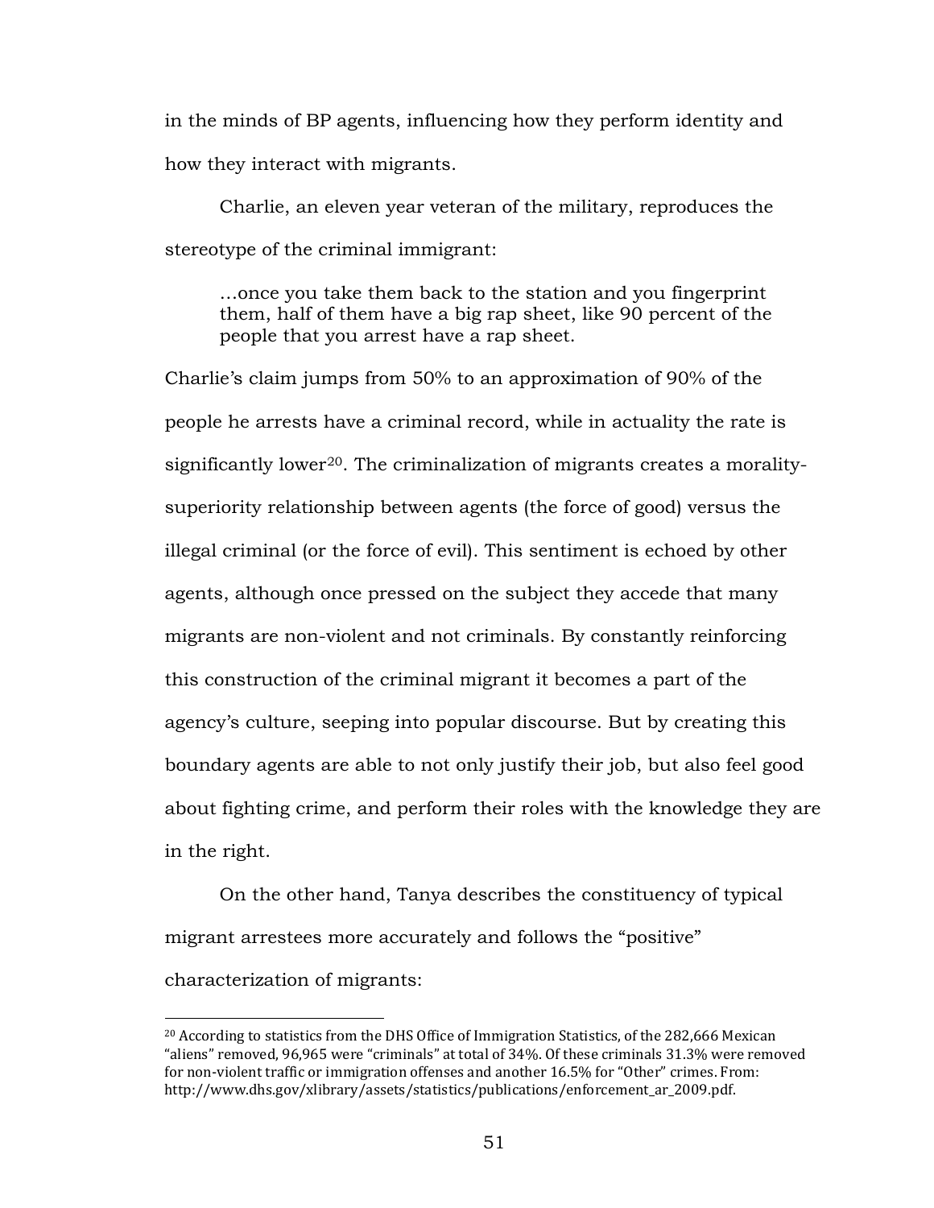in the minds of BP agents, influencing how they perform identity and how they interact with migrants.

Charlie, an eleven year veteran of the military, reproduces the stereotype of the criminal immigrant:

> …once you take them back to the station and you fingerprint them, half of them have a big rap sheet, like 90 percent of the people that you arrest have a rap sheet.

Charlie's claim jumps from 50% to an approximation of 90% of the people he arrests have a criminal record, while in actuality the rate is significantly lower[20]. The criminalization of migrants creates a morality-superiority relationship between agents (the force of good) versus the illegal criminal (or the force of evil). This sentiment is echoed by other agents, although once pressed on the subject they accede that many migrants are non-violent and not criminals. By constantly reinforcing this construction of the criminal migrant it becomes a part of the agency's culture, seeping into popular discourse. But by creating this boundary agents are able to not only justify their job, but also feel good about fighting crime, and perform their roles with the knowledge they are in the right.

On the other hand, Tanya describes the constituency of typical migrant arrestees more accurately and follows the "positive" characterization of migrants:

[20] According to statistics from the DHS Office of Immigration Statistics, of the 282,666 Mexican "aliens" removed, 96,965 were "criminals" at total of 34%. Of these criminals 31.3% were removed for non-violent traffic or immigration offenses and another 16.5% for "Other" crimes. From: http://www.dhs.gov/xlibrary/assets/statistics/publications/enforcement_ar_2009.pdf.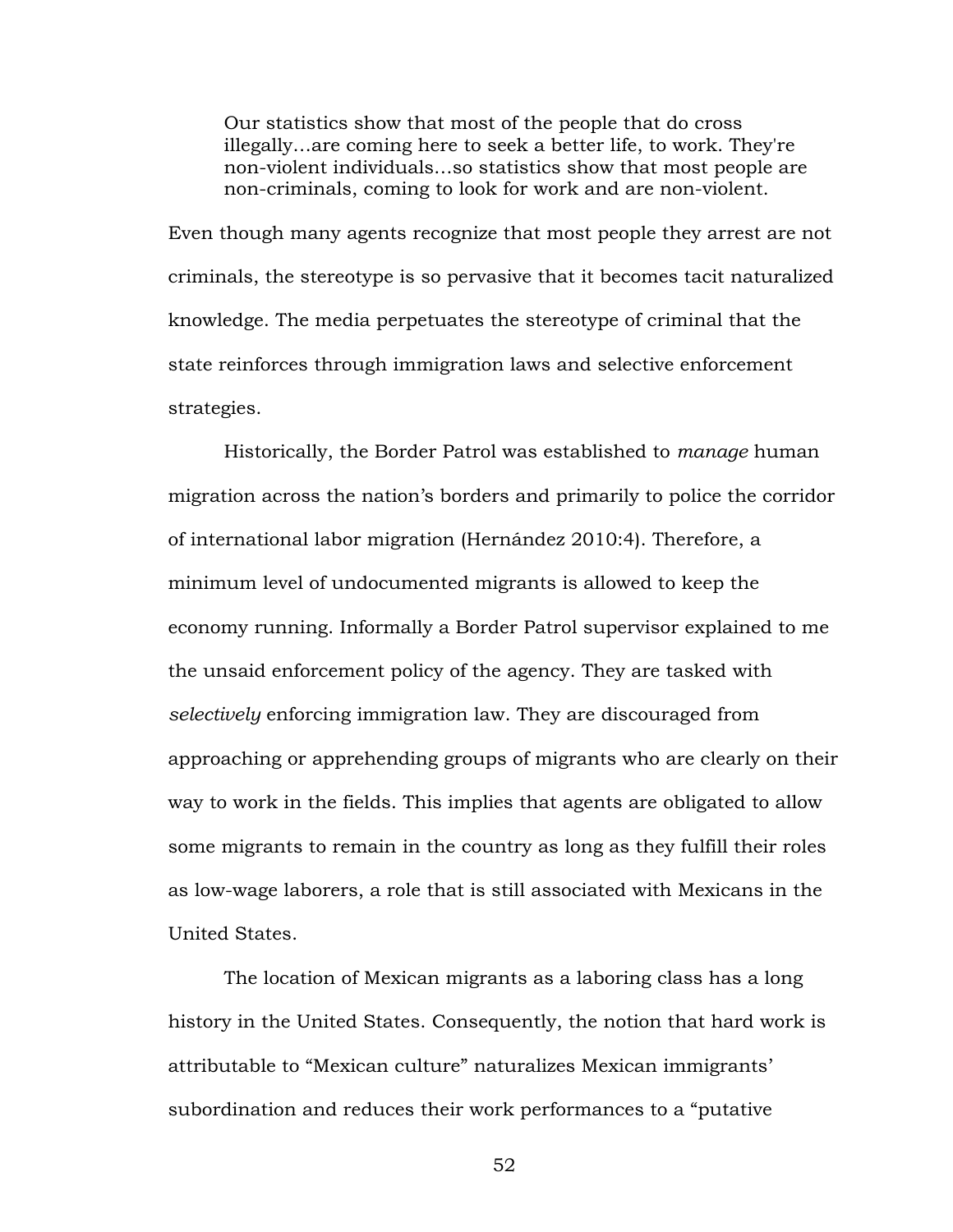> Our statistics show that most of the people that do cross illegally…are coming here to seek a better life, to work. They're non-violent individuals…so statistics show that most people are non-criminals, coming to look for work and are non-violent.

Even though many agents recognize that most people they arrest are not criminals, the stereotype is so pervasive that it becomes tacit naturalized knowledge. The media perpetuates the stereotype of criminal that the state reinforces through immigration laws and selective enforcement strategies.

Historically, the Border Patrol was established to *manage* human migration across the nation's borders and primarily to police the corridor of international labor migration (Hernández 2010:4). Therefore, a minimum level of undocumented migrants is allowed to keep the economy running. Informally a Border Patrol supervisor explained to me the unsaid enforcement policy of the agency. They are tasked with *selectively* enforcing immigration law. They are discouraged from approaching or apprehending groups of migrants who are clearly on their way to work in the fields. This implies that agents are obligated to allow some migrants to remain in the country as long as they fulfill their roles as low-wage laborers, a role that is still associated with Mexicans in the United States.

The location of Mexican migrants as a laboring class has a long history in the United States. Consequently, the notion that hard work is attributable to "Mexican culture" naturalizes Mexican immigrants' subordination and reduces their work performances to a "putative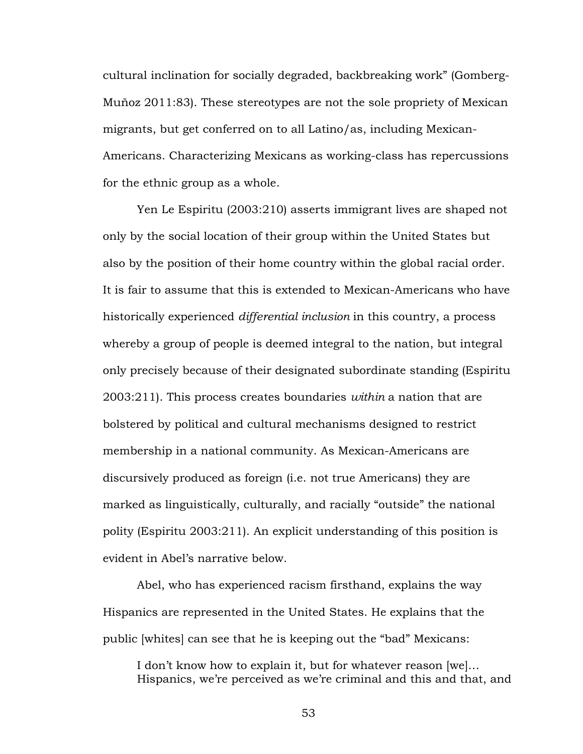cultural inclination for socially degraded, backbreaking work" (Gomberg-Muñoz 2011:83). These stereotypes are not the sole propriety of Mexican migrants, but get conferred on to all Latino/as, including Mexican-Americans. Characterizing Mexicans as working-class has repercussions for the ethnic group as a whole.

Yen Le Espiritu (2003:210) asserts immigrant lives are shaped not only by the social location of their group within the United States but also by the position of their home country within the global racial order. It is fair to assume that this is extended to Mexican-Americans who have historically experienced *differential inclusion* in this country, a process whereby a group of people is deemed integral to the nation, but integral only precisely because of their designated subordinate standing (Espiritu 2003:211). This process creates boundaries *within* a nation that are bolstered by political and cultural mechanisms designed to restrict membership in a national community. As Mexican-Americans are discursively produced as foreign (i.e. not true Americans) they are marked as linguistically, culturally, and racially "outside" the national polity (Espiritu 2003:211). An explicit understanding of this position is evident in Abel's narrative below.

Abel, who has experienced racism firsthand, explains the way Hispanics are represented in the United States. He explains that the public [whites] can see that he is keeping out the "bad" Mexicans:

> I don't know how to explain it, but for whatever reason [we]… Hispanics, we're perceived as we're criminal and this and that, and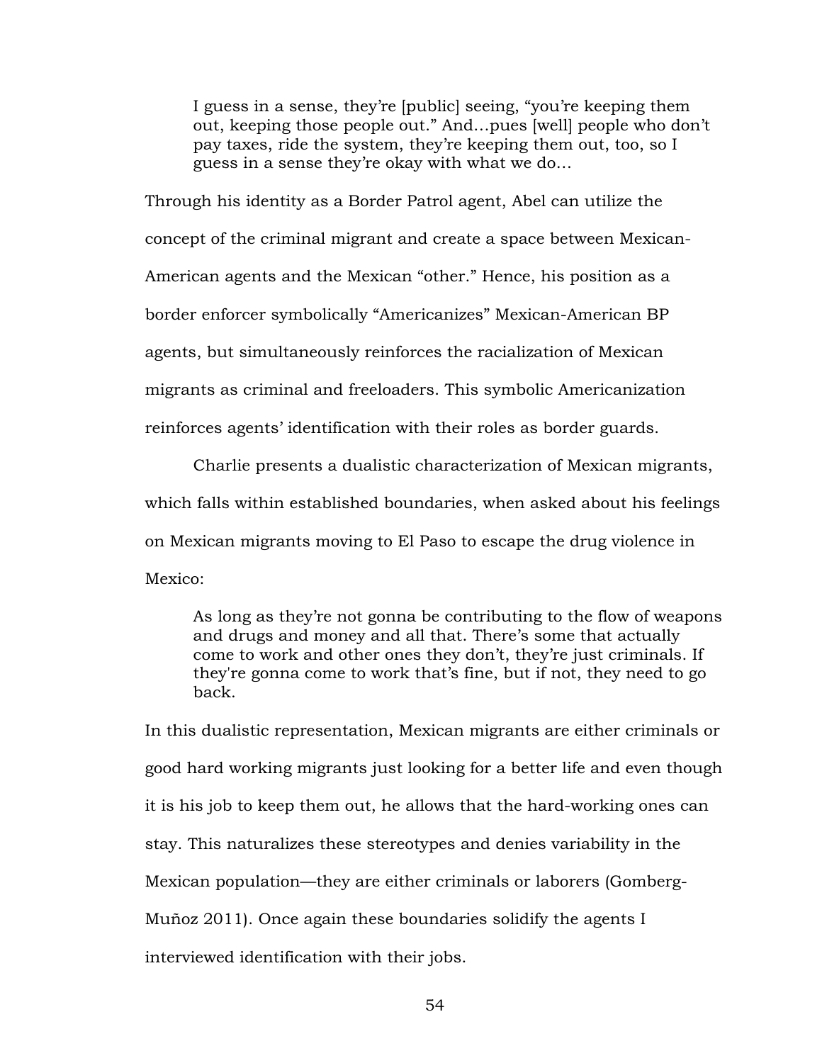> I guess in a sense, they're [public] seeing, "you're keeping them out, keeping those people out." And…pues [well] people who don't pay taxes, ride the system, they're keeping them out, too, so I guess in a sense they're okay with what we do…

Through his identity as a Border Patrol agent, Abel can utilize the concept of the criminal migrant and create a space between Mexican-American agents and the Mexican "other." Hence, his position as a border enforcer symbolically "Americanizes" Mexican-American BP agents, but simultaneously reinforces the racialization of Mexican migrants as criminal and freeloaders. This symbolic Americanization reinforces agents' identification with their roles as border guards.

Charlie presents a dualistic characterization of Mexican migrants, which falls within established boundaries, when asked about his feelings on Mexican migrants moving to El Paso to escape the drug violence in Mexico:

> As long as they're not gonna be contributing to the flow of weapons and drugs and money and all that. There's some that actually come to work and other ones they don't, they're just criminals. If they're gonna come to work that's fine, but if not, they need to go back.

In this dualistic representation, Mexican migrants are either criminals or good hard working migrants just looking for a better life and even though it is his job to keep them out, he allows that the hard-working ones can stay. This naturalizes these stereotypes and denies variability in the Mexican population—they are either criminals or laborers (Gomberg-Muñoz 2011). Once again these boundaries solidify the agents I interviewed identification with their jobs.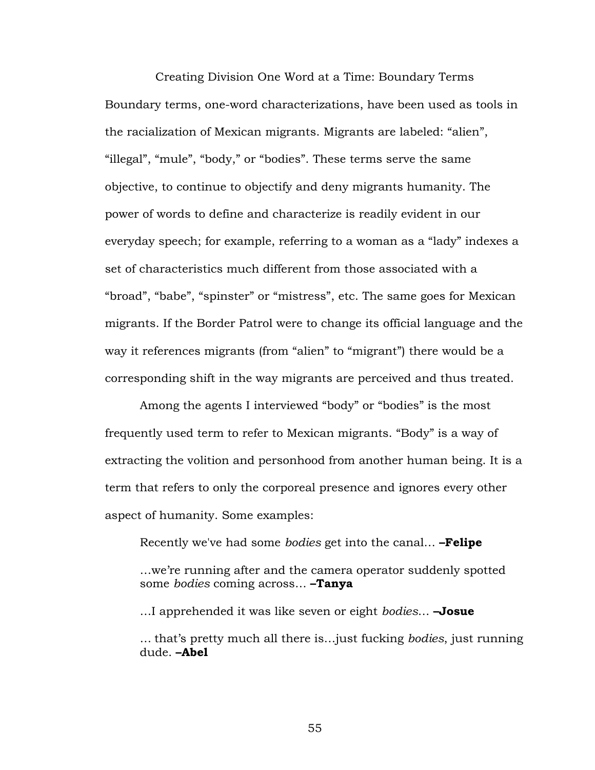## Creating Division One Word at a Time: Boundary Terms

Boundary terms, one-word characterizations, have been used as tools in the racialization of Mexican migrants. Migrants are labeled: "alien", "illegal", "mule", "body," or "bodies". These terms serve the same objective, to continue to objectify and deny migrants humanity. The power of words to define and characterize is readily evident in our everyday speech; for example, referring to a woman as a "lady" indexes a set of characteristics much different from those associated with a "broad", "babe", "spinster" or "mistress", etc. The same goes for Mexican migrants. If the Border Patrol were to change its official language and the way it references migrants (from "alien" to "migrant") there would be a corresponding shift in the way migrants are perceived and thus treated.

Among the agents I interviewed "body" or "bodies" is the most frequently used term to refer to Mexican migrants. "Body" is a way of extracting the volition and personhood from another human being. It is a term that refers to only the corporeal presence and ignores every other aspect of humanity. Some examples:

> Recently we've had some *bodies* get into the canal… **–Felipe**
>
> …we're running after and the camera operator suddenly spotted some *bodies* coming across… **–Tanya**
>
> …I apprehended it was like seven or eight *bodies*… **–Josue**
>
> … that's pretty much all there is…just fucking *bodies*, just running dude. **–Abel**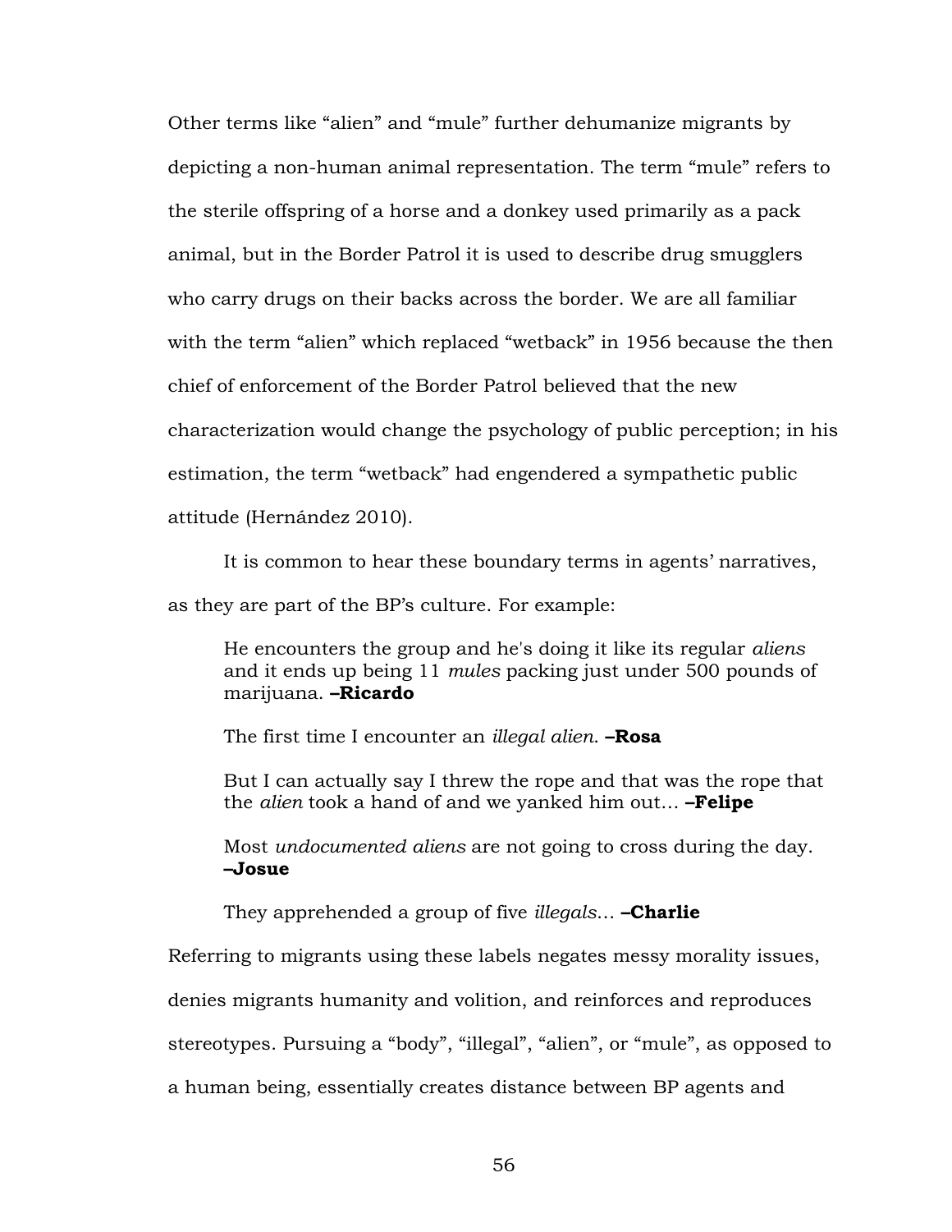Other terms like "alien" and "mule" further dehumanize migrants by depicting a non-human animal representation. The term "mule" refers to the sterile offspring of a horse and a donkey used primarily as a pack animal, but in the Border Patrol it is used to describe drug smugglers who carry drugs on their backs across the border. We are all familiar with the term "alien" which replaced "wetback" in 1956 because the then chief of enforcement of the Border Patrol believed that the new characterization would change the psychology of public perception; in his estimation, the term "wetback" had engendered a sympathetic public attitude (Hernández 2010).

It is common to hear these boundary terms in agents' narratives, as they are part of the BP's culture. For example:

> He encounters the group and he's doing it like its regular *aliens* and it ends up being 11 *mules* packing just under 500 pounds of marijuana. **–Ricardo**
>
> The first time I encounter an *illegal alien.* **–Rosa**
>
> But I can actually say I threw the rope and that was the rope that the *alien* took a hand of and we yanked him out… **–Felipe**
>
> Most *undocumented aliens* are not going to cross during the day. **–Josue**
>
> They apprehended a group of five *illegals…* **–Charlie**

Referring to migrants using these labels negates messy morality issues, denies migrants humanity and volition, and reinforces and reproduces stereotypes. Pursuing a "body", "illegal", "alien", or "mule", as opposed to a human being, essentially creates distance between BP agents and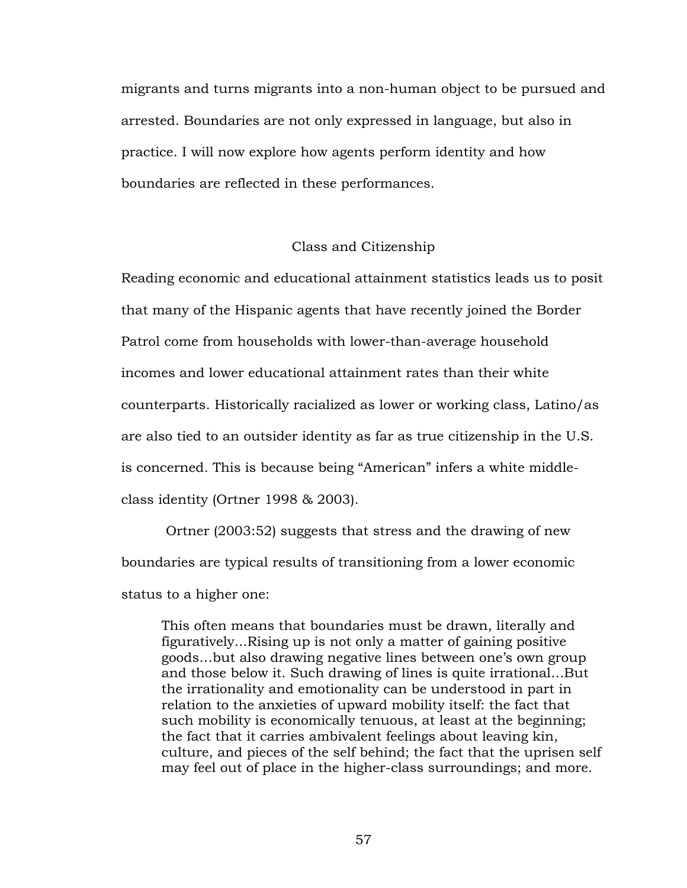migrants and turns migrants into a non-human object to be pursued and arrested. Boundaries are not only expressed in language, but also in practice. I will now explore how agents perform identity and how boundaries are reflected in these performances.

## Class and Citizenship

Reading economic and educational attainment statistics leads us to posit that many of the Hispanic agents that have recently joined the Border Patrol come from households with lower-than-average household incomes and lower educational attainment rates than their white counterparts. Historically racialized as lower or working class, Latino/as are also tied to an outsider identity as far as true citizenship in the U.S. is concerned. This is because being "American" infers a white middle-class identity (Ortner 1998 & 2003).

Ortner (2003:52) suggests that stress and the drawing of new boundaries are typical results of transitioning from a lower economic status to a higher one:

> This often means that boundaries must be drawn, literally and figuratively...Rising up is not only a matter of gaining positive goods…but also drawing negative lines between one's own group and those below it. Such drawing of lines is quite irrational…But the irrationality and emotionality can be understood in part in relation to the anxieties of upward mobility itself: the fact that such mobility is economically tenuous, at least at the beginning; the fact that it carries ambivalent feelings about leaving kin, culture, and pieces of the self behind; the fact that the uprisen self may feel out of place in the higher-class surroundings; and more.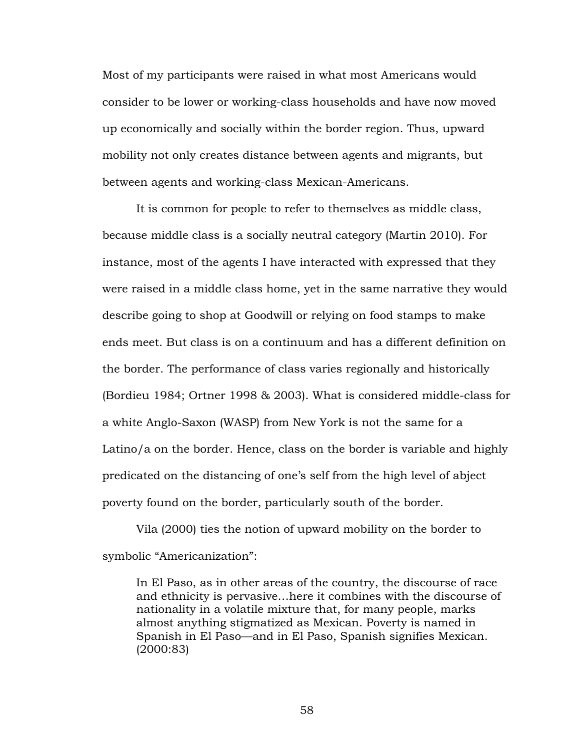Most of my participants were raised in what most Americans would consider to be lower or working-class households and have now moved up economically and socially within the border region. Thus, upward mobility not only creates distance between agents and migrants, but between agents and working-class Mexican-Americans.

It is common for people to refer to themselves as middle class, because middle class is a socially neutral category (Martin 2010). For instance, most of the agents I have interacted with expressed that they were raised in a middle class home, yet in the same narrative they would describe going to shop at Goodwill or relying on food stamps to make ends meet. But class is on a continuum and has a different definition on the border. The performance of class varies regionally and historically (Bordieu 1984; Ortner 1998 & 2003). What is considered middle-class for a white Anglo-Saxon (WASP) from New York is not the same for a Latino/a on the border. Hence, class on the border is variable and highly predicated on the distancing of one's self from the high level of abject poverty found on the border, particularly south of the border.

Vila (2000) ties the notion of upward mobility on the border to symbolic "Americanization":

> In El Paso, as in other areas of the country, the discourse of race and ethnicity is pervasive…here it combines with the discourse of nationality in a volatile mixture that, for many people, marks almost anything stigmatized as Mexican. Poverty is named in Spanish in El Paso—and in El Paso, Spanish signifies Mexican. (2000:83)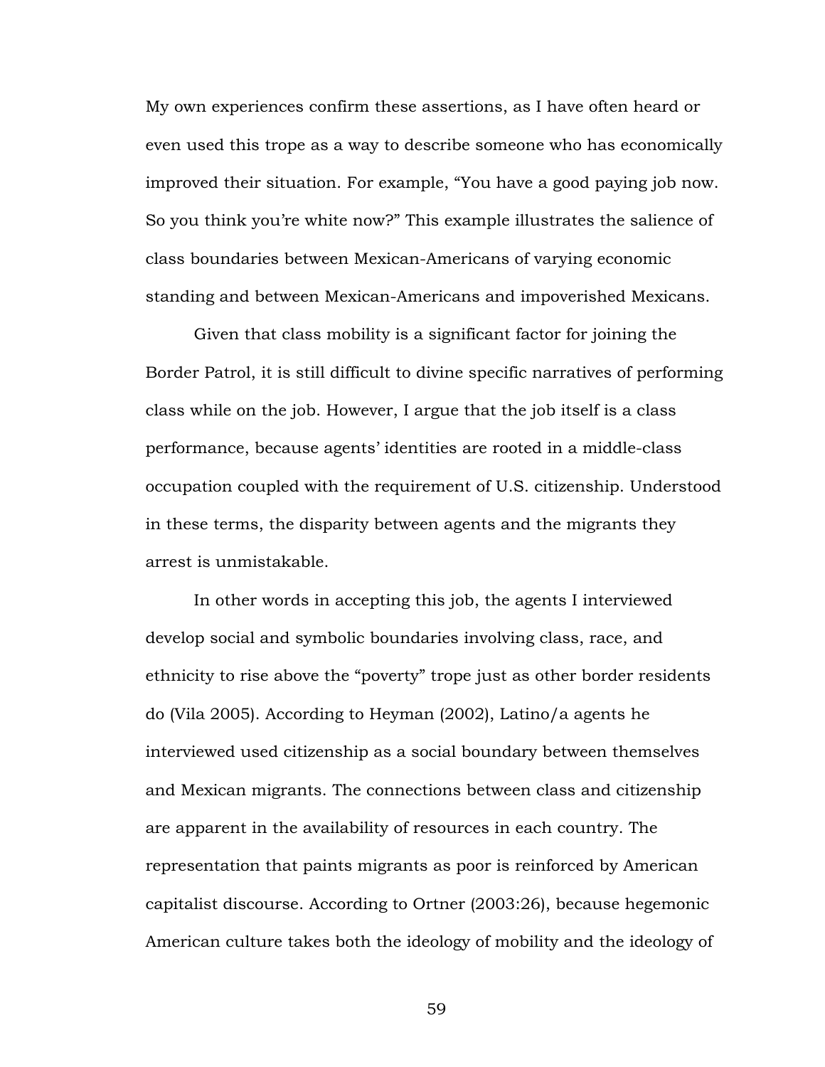My own experiences confirm these assertions, as I have often heard or even used this trope as a way to describe someone who has economically improved their situation. For example, “You have a good paying job now. So you think you’re white now?” This example illustrates the salience of class boundaries between Mexican-Americans of varying economic standing and between Mexican-Americans and impoverished Mexicans.

Given that class mobility is a significant factor for joining the Border Patrol, it is still difficult to divine specific narratives of performing class while on the job. However, I argue that the job itself is a class performance, because agents’ identities are rooted in a middle-class occupation coupled with the requirement of U.S. citizenship. Understood in these terms, the disparity between agents and the migrants they arrest is unmistakable.

In other words in accepting this job, the agents I interviewed develop social and symbolic boundaries involving class, race, and ethnicity to rise above the “poverty” trope just as other border residents do (Vila 2005). According to Heyman (2002), Latino/a agents he interviewed used citizenship as a social boundary between themselves and Mexican migrants. The connections between class and citizenship are apparent in the availability of resources in each country. The representation that paints migrants as poor is reinforced by American capitalist discourse. According to Ortner (2003:26), because hegemonic American culture takes both the ideology of mobility and the ideology of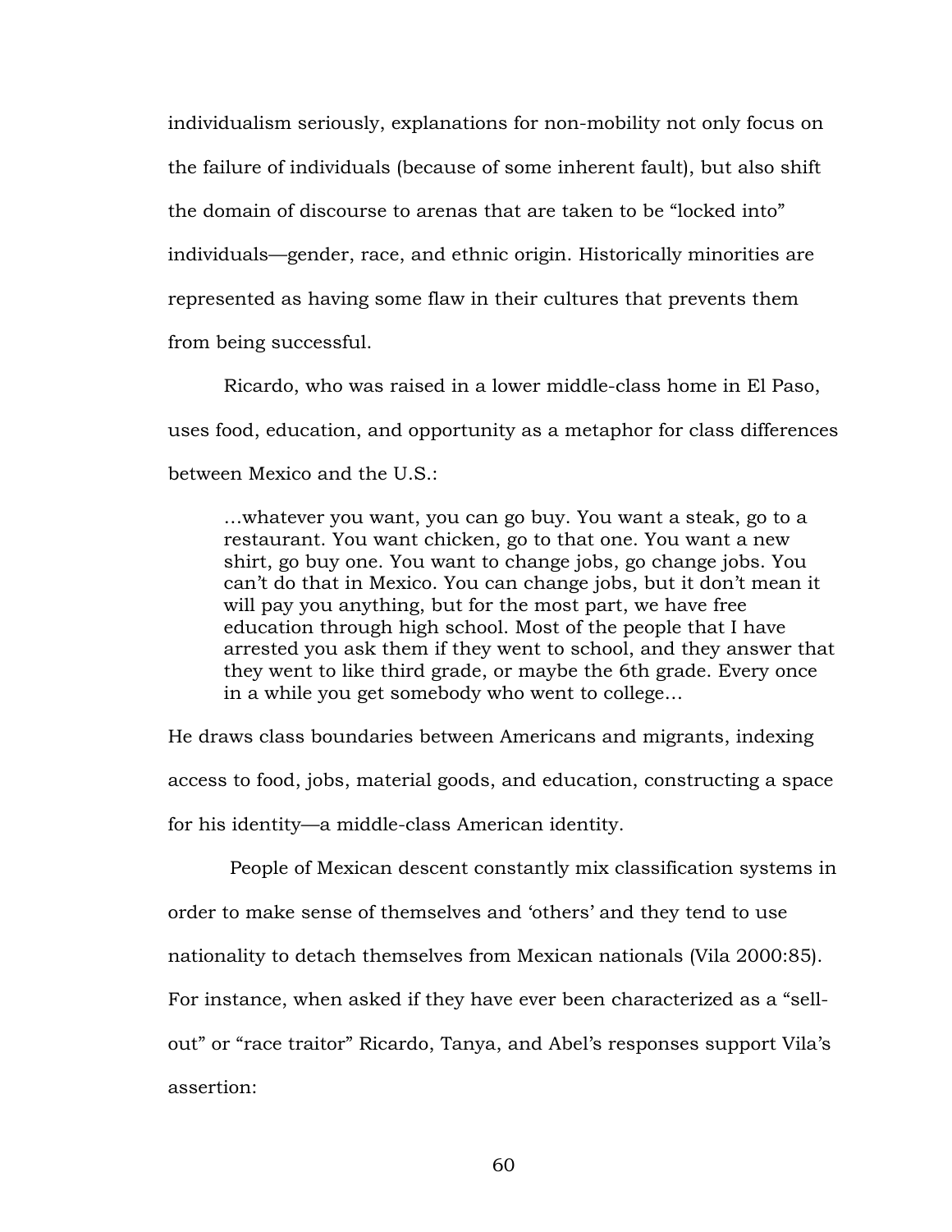individualism seriously, explanations for non-mobility not only focus on the failure of individuals (because of some inherent fault), but also shift the domain of discourse to arenas that are taken to be "locked into" individuals—gender, race, and ethnic origin. Historically minorities are represented as having some flaw in their cultures that prevents them from being successful.

Ricardo, who was raised in a lower middle-class home in El Paso, uses food, education, and opportunity as a metaphor for class differences between Mexico and the U.S.:

> …whatever you want, you can go buy. You want a steak, go to a restaurant. You want chicken, go to that one. You want a new shirt, go buy one. You want to change jobs, go change jobs. You can't do that in Mexico. You can change jobs, but it don't mean it will pay you anything, but for the most part, we have free education through high school. Most of the people that I have arrested you ask them if they went to school, and they answer that they went to like third grade, or maybe the 6th grade. Every once in a while you get somebody who went to college…

He draws class boundaries between Americans and migrants, indexing access to food, jobs, material goods, and education, constructing a space for his identity—a middle-class American identity.

People of Mexican descent constantly mix classification systems in order to make sense of themselves and 'others' and they tend to use nationality to detach themselves from Mexican nationals (Vila 2000:85). For instance, when asked if they have ever been characterized as a "sell-out" or "race traitor" Ricardo, Tanya, and Abel's responses support Vila's assertion: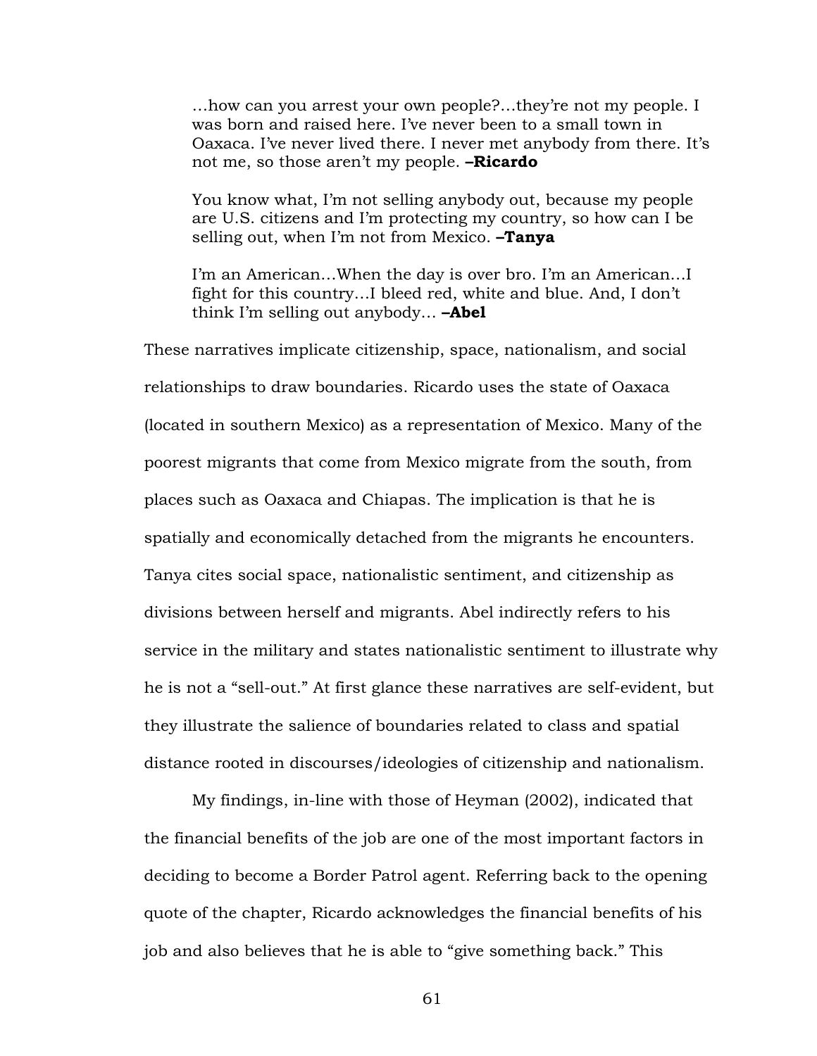> …how can you arrest your own people?…they're not my people. I was born and raised here. I've never been to a small town in Oaxaca. I've never lived there. I never met anybody from there. It's not me, so those aren't my people. **–Ricardo**

> You know what, I'm not selling anybody out, because my people are U.S. citizens and I'm protecting my country, so how can I be selling out, when I'm not from Mexico. **–Tanya**

> I'm an American…When the day is over bro. I'm an American…I fight for this country…I bleed red, white and blue. And, I don't think I'm selling out anybody… **–Abel**

These narratives implicate citizenship, space, nationalism, and social relationships to draw boundaries. Ricardo uses the state of Oaxaca (located in southern Mexico) as a representation of Mexico. Many of the poorest migrants that come from Mexico migrate from the south, from places such as Oaxaca and Chiapas. The implication is that he is spatially and economically detached from the migrants he encounters. Tanya cites social space, nationalistic sentiment, and citizenship as divisions between herself and migrants. Abel indirectly refers to his service in the military and states nationalistic sentiment to illustrate why he is not a "sell-out." At first glance these narratives are self-evident, but they illustrate the salience of boundaries related to class and spatial distance rooted in discourses/ideologies of citizenship and nationalism.

My findings, in-line with those of Heyman (2002), indicated that the financial benefits of the job are one of the most important factors in deciding to become a Border Patrol agent. Referring back to the opening quote of the chapter, Ricardo acknowledges the financial benefits of his job and also believes that he is able to "give something back." This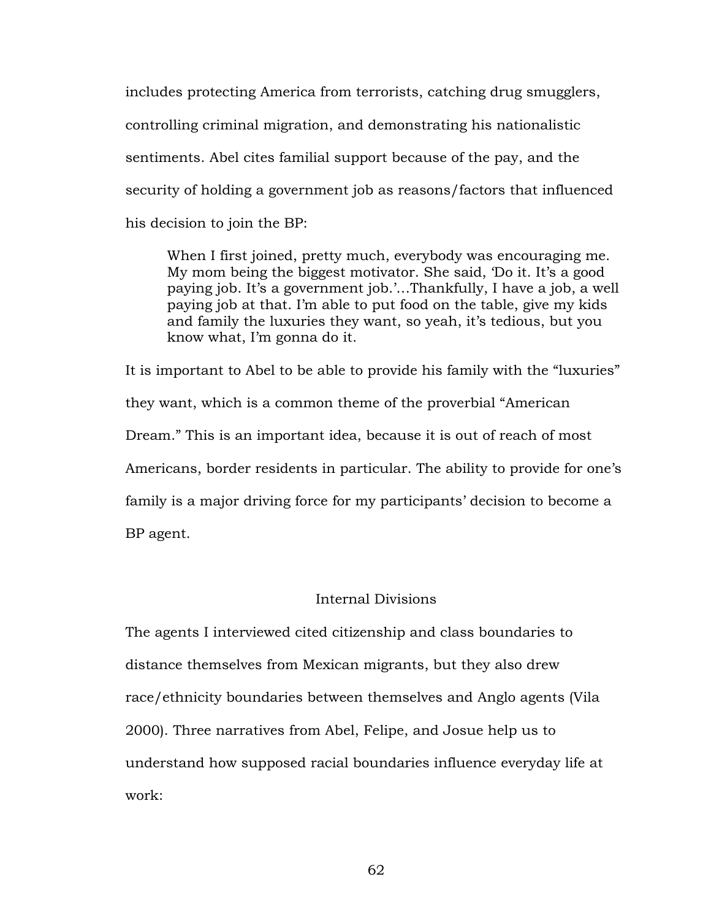includes protecting America from terrorists, catching drug smugglers, controlling criminal migration, and demonstrating his nationalistic sentiments. Abel cites familial support because of the pay, and the security of holding a government job as reasons/factors that influenced his decision to join the BP:

> When I first joined, pretty much, everybody was encouraging me. My mom being the biggest motivator. She said, 'Do it. It's a good paying job. It's a government job.'…Thankfully, I have a job, a well paying job at that. I'm able to put food on the table, give my kids and family the luxuries they want, so yeah, it's tedious, but you know what, I'm gonna do it.

It is important to Abel to be able to provide his family with the "luxuries" they want, which is a common theme of the proverbial "American Dream." This is an important idea, because it is out of reach of most Americans, border residents in particular. The ability to provide for one's family is a major driving force for my participants' decision to become a BP agent.

## Internal Divisions

The agents I interviewed cited citizenship and class boundaries to distance themselves from Mexican migrants, but they also drew race/ethnicity boundaries between themselves and Anglo agents (Vila 2000). Three narratives from Abel, Felipe, and Josue help us to understand how supposed racial boundaries influence everyday life at work: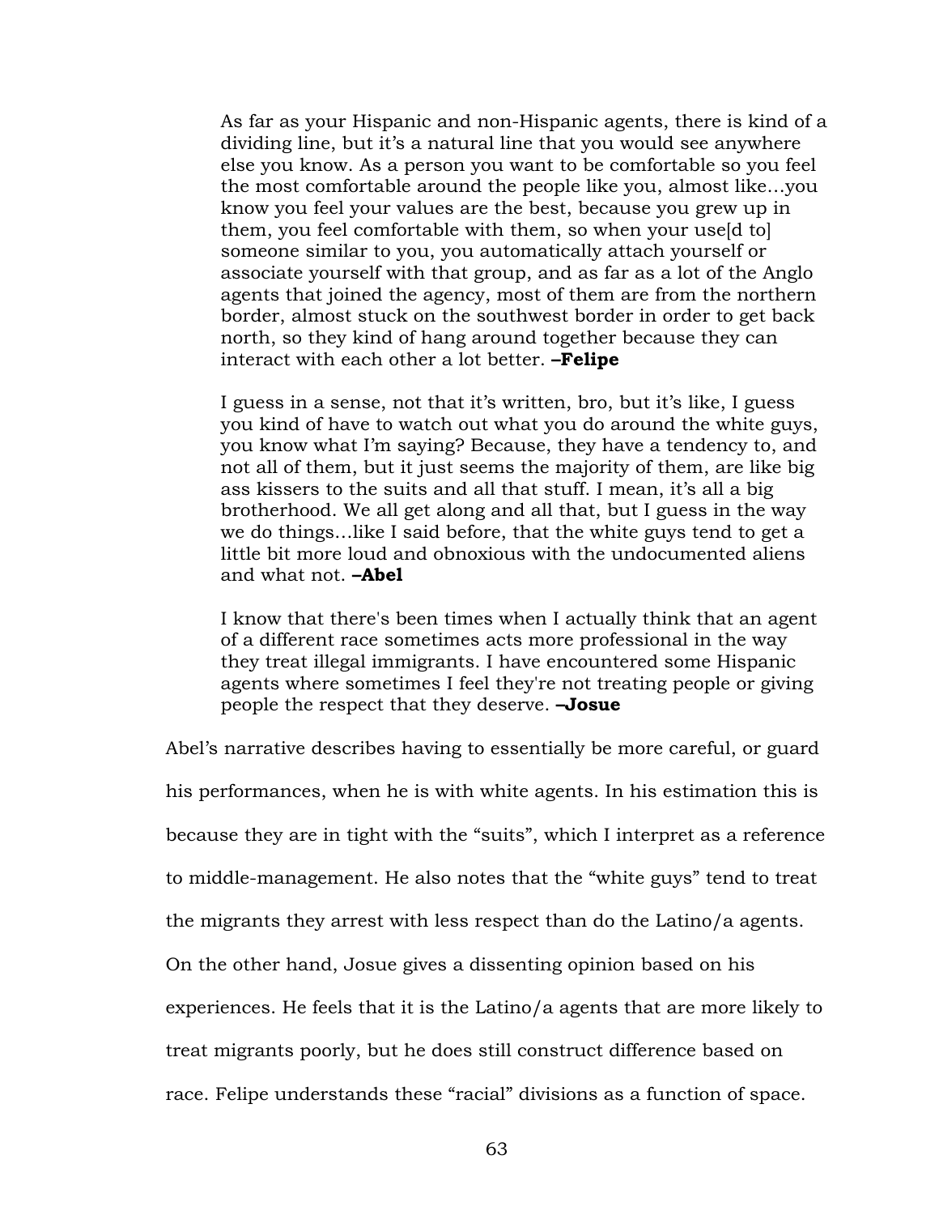> As far as your Hispanic and non-Hispanic agents, there is kind of a dividing line, but it's a natural line that you would see anywhere else you know. As a person you want to be comfortable so you feel the most comfortable around the people like you, almost like…you know you feel your values are the best, because you grew up in them, you feel comfortable with them, so when your use[d to] someone similar to you, you automatically attach yourself or associate yourself with that group, and as far as a lot of the Anglo agents that joined the agency, most of them are from the northern border, almost stuck on the southwest border in order to get back north, so they kind of hang around together because they can interact with each other a lot better. **–Felipe**

> I guess in a sense, not that it's written, bro, but it's like, I guess you kind of have to watch out what you do around the white guys, you know what I'm saying? Because, they have a tendency to, and not all of them, but it just seems the majority of them, are like big ass kissers to the suits and all that stuff. I mean, it's all a big brotherhood. We all get along and all that, but I guess in the way we do things…like I said before, that the white guys tend to get a little bit more loud and obnoxious with the undocumented aliens and what not. **–Abel**

> I know that there's been times when I actually think that an agent of a different race sometimes acts more professional in the way they treat illegal immigrants. I have encountered some Hispanic agents where sometimes I feel they're not treating people or giving people the respect that they deserve. **–Josue**

Abel's narrative describes having to essentially be more careful, or guard his performances, when he is with white agents. In his estimation this is because they are in tight with the "suits", which I interpret as a reference to middle-management. He also notes that the "white guys" tend to treat the migrants they arrest with less respect than do the Latino/a agents. On the other hand, Josue gives a dissenting opinion based on his experiences. He feels that it is the Latino/a agents that are more likely to treat migrants poorly, but he does still construct difference based on race. Felipe understands these "racial" divisions as a function of space.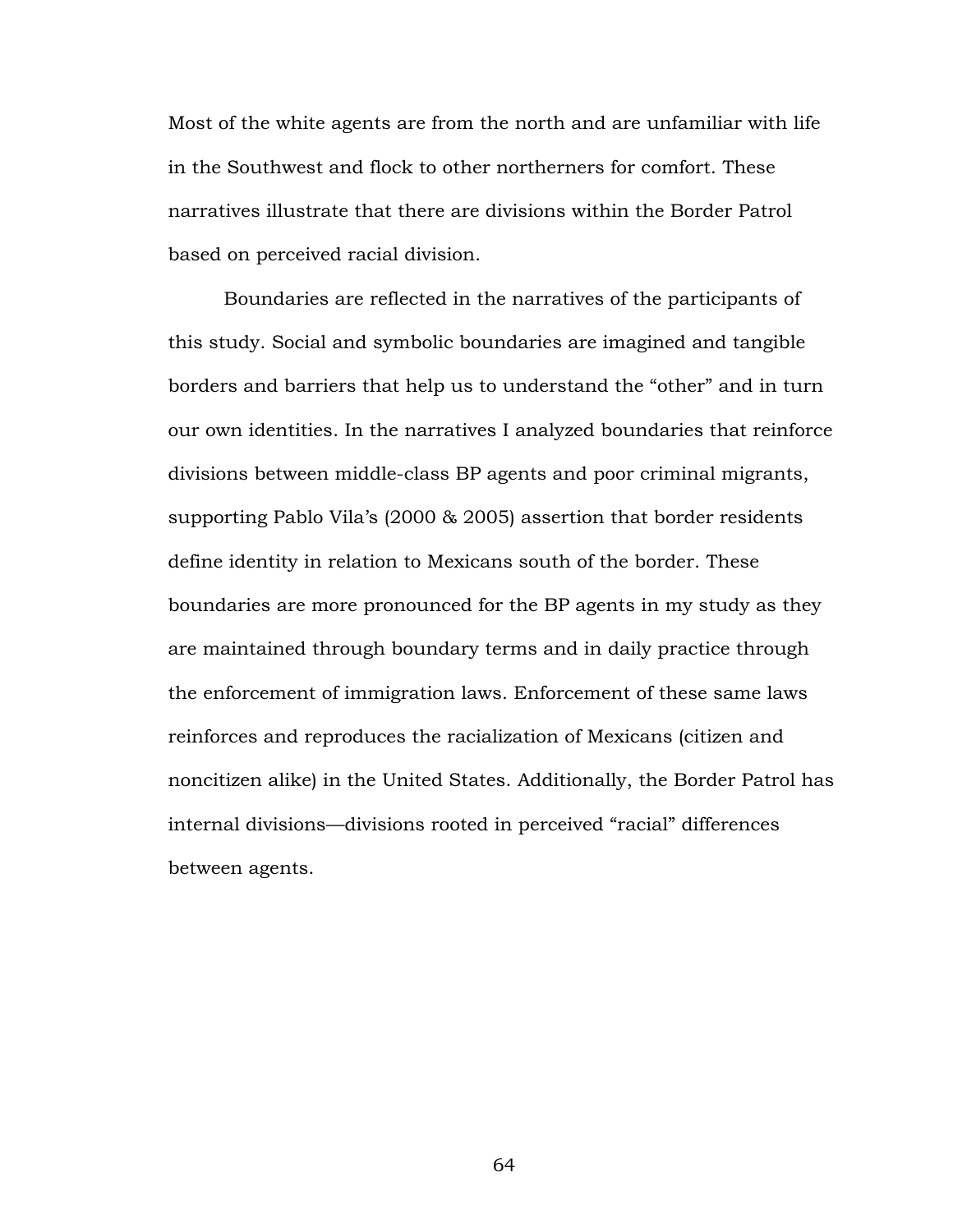Most of the white agents are from the north and are unfamiliar with life in the Southwest and flock to other northerners for comfort. These narratives illustrate that there are divisions within the Border Patrol based on perceived racial division.

Boundaries are reflected in the narratives of the participants of this study. Social and symbolic boundaries are imagined and tangible borders and barriers that help us to understand the "other" and in turn our own identities. In the narratives I analyzed boundaries that reinforce divisions between middle-class BP agents and poor criminal migrants, supporting Pablo Vila's (2000 & 2005) assertion that border residents define identity in relation to Mexicans south of the border. These boundaries are more pronounced for the BP agents in my study as they are maintained through boundary terms and in daily practice through the enforcement of immigration laws. Enforcement of these same laws reinforces and reproduces the racialization of Mexicans (citizen and noncitizen alike) in the United States. Additionally, the Border Patrol has internal divisions—divisions rooted in perceived "racial" differences between agents.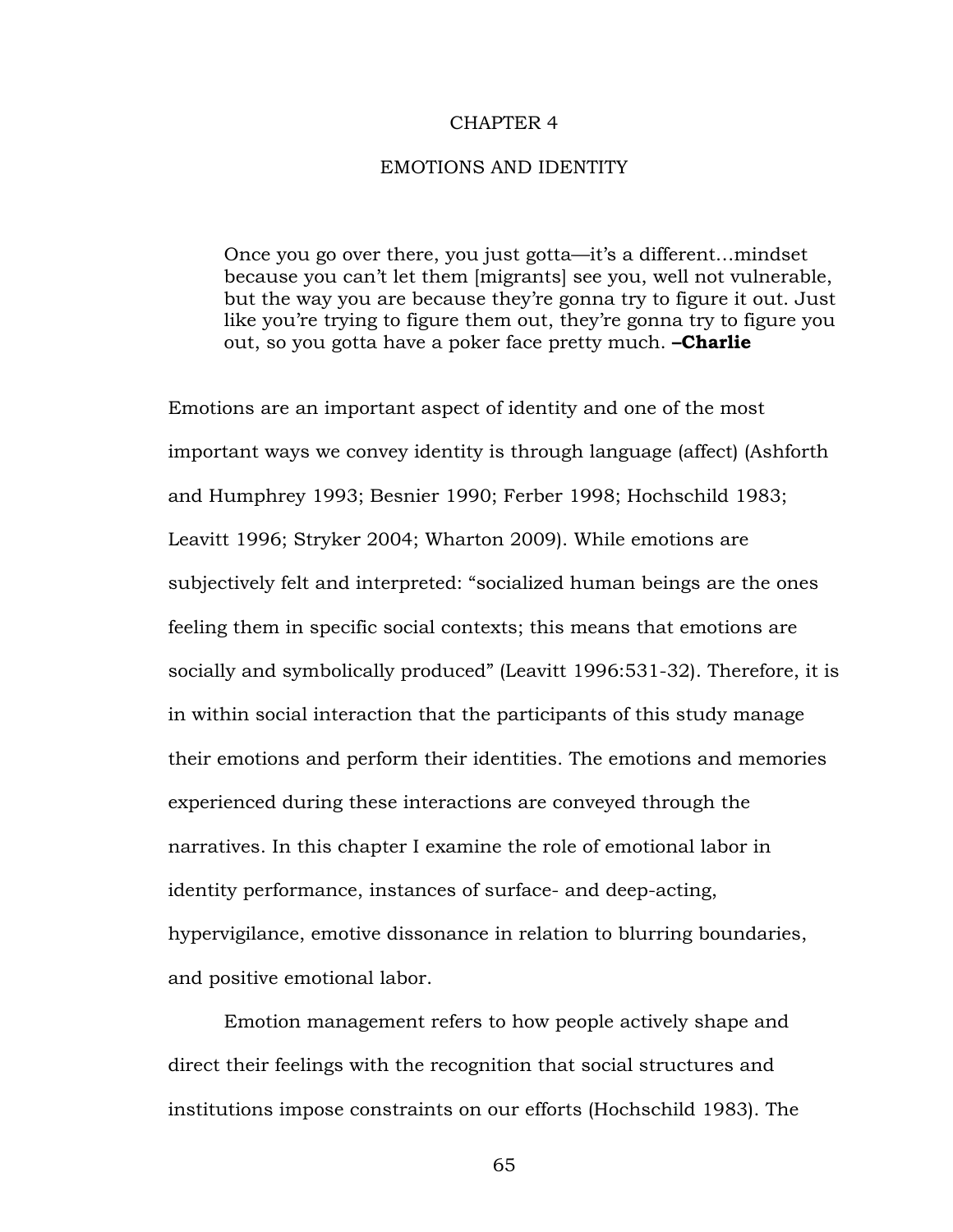# CHAPTER 4

# EMOTIONS AND IDENTITY

> Once you go over there, you just gotta—it's a different…mindset because you can't let them [migrants] see you, well not vulnerable, but the way you are because they're gonna try to figure it out. Just like you're trying to figure them out, they're gonna try to figure you out, so you gotta have a poker face pretty much. **–Charlie**

Emotions are an important aspect of identity and one of the most important ways we convey identity is through language (affect) (Ashforth and Humphrey 1993; Besnier 1990; Ferber 1998; Hochschild 1983; Leavitt 1996; Stryker 2004; Wharton 2009). While emotions are subjectively felt and interpreted: "socialized human beings are the ones feeling them in specific social contexts; this means that emotions are socially and symbolically produced" (Leavitt 1996:531-32). Therefore, it is in within social interaction that the participants of this study manage their emotions and perform their identities. The emotions and memories experienced during these interactions are conveyed through the narratives. In this chapter I examine the role of emotional labor in identity performance, instances of surface- and deep-acting, hypervigilance, emotive dissonance in relation to blurring boundaries, and positive emotional labor.

Emotion management refers to how people actively shape and direct their feelings with the recognition that social structures and institutions impose constraints on our efforts (Hochschild 1983). The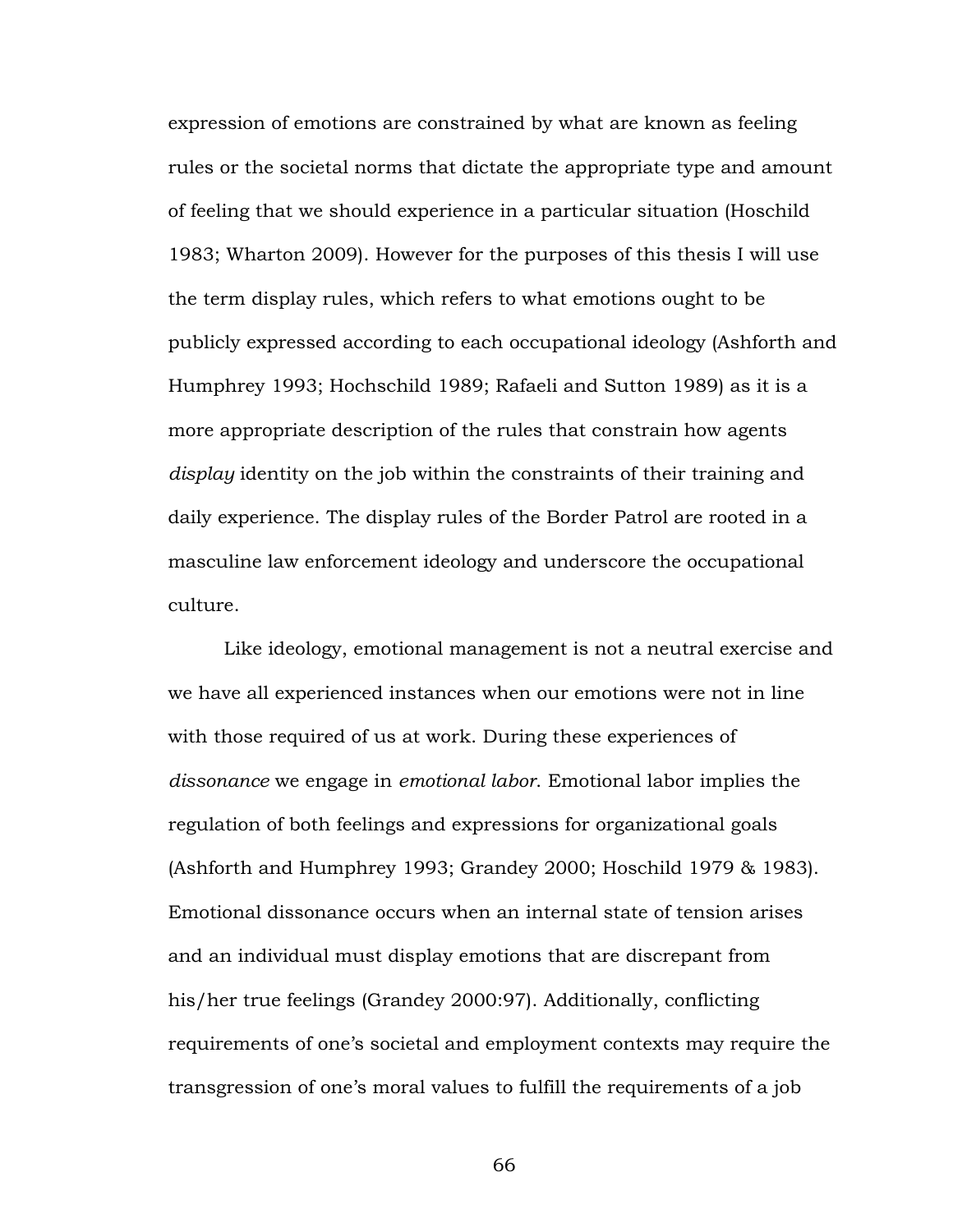expression of emotions are constrained by what are known as feeling rules or the societal norms that dictate the appropriate type and amount of feeling that we should experience in a particular situation (Hoschild 1983; Wharton 2009). However for the purposes of this thesis I will use the term display rules, which refers to what emotions ought to be publicly expressed according to each occupational ideology (Ashforth and Humphrey 1993; Hochschild 1989; Rafaeli and Sutton 1989) as it is a more appropriate description of the rules that constrain how agents *display* identity on the job within the constraints of their training and daily experience. The display rules of the Border Patrol are rooted in a masculine law enforcement ideology and underscore the occupational culture.

Like ideology, emotional management is not a neutral exercise and we have all experienced instances when our emotions were not in line with those required of us at work. During these experiences of *dissonance* we engage in *emotional labor*. Emotional labor implies the regulation of both feelings and expressions for organizational goals (Ashforth and Humphrey 1993; Grandey 2000; Hoschild 1979 & 1983). Emotional dissonance occurs when an internal state of tension arises and an individual must display emotions that are discrepant from his/her true feelings (Grandey 2000:97). Additionally, conflicting requirements of one's societal and employment contexts may require the transgression of one's moral values to fulfill the requirements of a job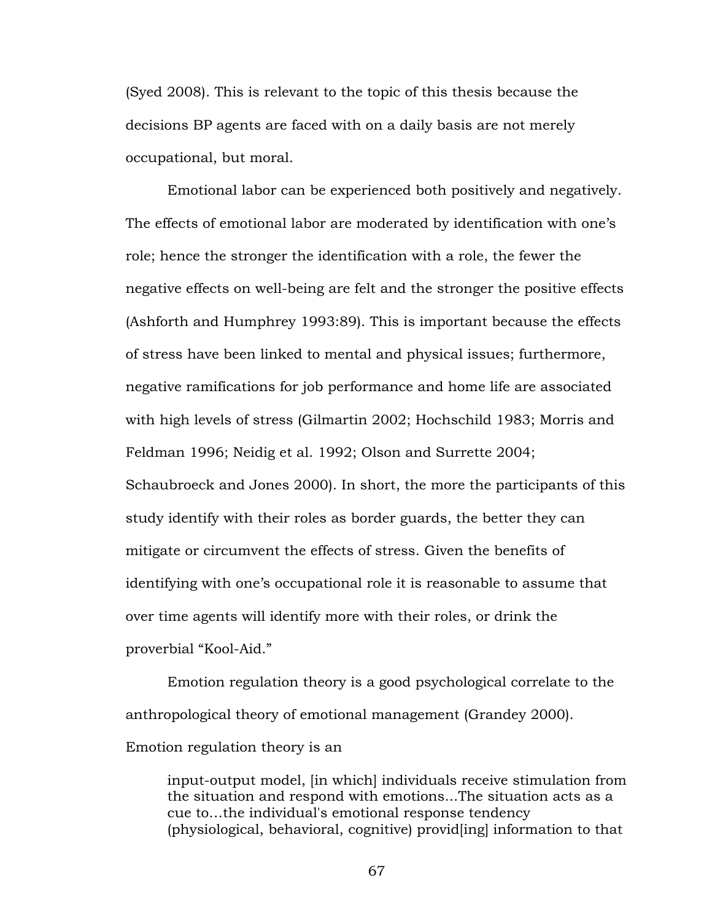(Syed 2008). This is relevant to the topic of this thesis because the decisions BP agents are faced with on a daily basis are not merely occupational, but moral.

Emotional labor can be experienced both positively and negatively. The effects of emotional labor are moderated by identification with one's role; hence the stronger the identification with a role, the fewer the negative effects on well-being are felt and the stronger the positive effects (Ashforth and Humphrey 1993:89). This is important because the effects of stress have been linked to mental and physical issues; furthermore, negative ramifications for job performance and home life are associated with high levels of stress (Gilmartin 2002; Hochschild 1983; Morris and Feldman 1996; Neidig et al. 1992; Olson and Surrette 2004; Schaubroeck and Jones 2000). In short, the more the participants of this study identify with their roles as border guards, the better they can mitigate or circumvent the effects of stress. Given the benefits of identifying with one's occupational role it is reasonable to assume that over time agents will identify more with their roles, or drink the proverbial "Kool-Aid."

Emotion regulation theory is a good psychological correlate to the anthropological theory of emotional management (Grandey 2000). Emotion regulation theory is an

> input-output model, [in which] individuals receive stimulation from the situation and respond with emotions...The situation acts as a cue to…the individual's emotional response tendency (physiological, behavioral, cognitive) provid[ing] information to that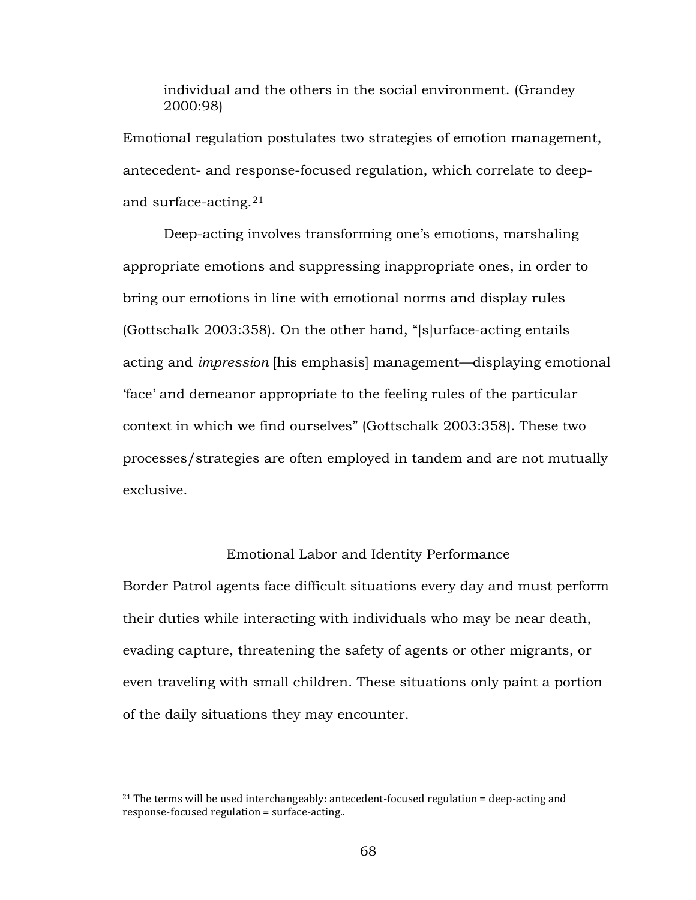> individual and the others in the social environment. (Grandey 2000:98)

Emotional regulation postulates two strategies of emotion management, antecedent- and response-focused regulation, which correlate to deep- and surface-acting.[21]

Deep-acting involves transforming one's emotions, marshaling appropriate emotions and suppressing inappropriate ones, in order to bring our emotions in line with emotional norms and display rules (Gottschalk 2003:358). On the other hand, "[s]urface-acting entails acting and *impression* [his emphasis] management—displaying emotional 'face' and demeanor appropriate to the feeling rules of the particular context in which we find ourselves" (Gottschalk 2003:358). These two processes/strategies are often employed in tandem and are not mutually exclusive.

## Emotional Labor and Identity Performance

Border Patrol agents face difficult situations every day and must perform their duties while interacting with individuals who may be near death, evading capture, threatening the safety of agents or other migrants, or even traveling with small children. These situations only paint a portion of the daily situations they may encounter.

---

[21] The terms will be used interchangeably: antecedent-focused regulation = deep-acting and response-focused regulation = surface-acting..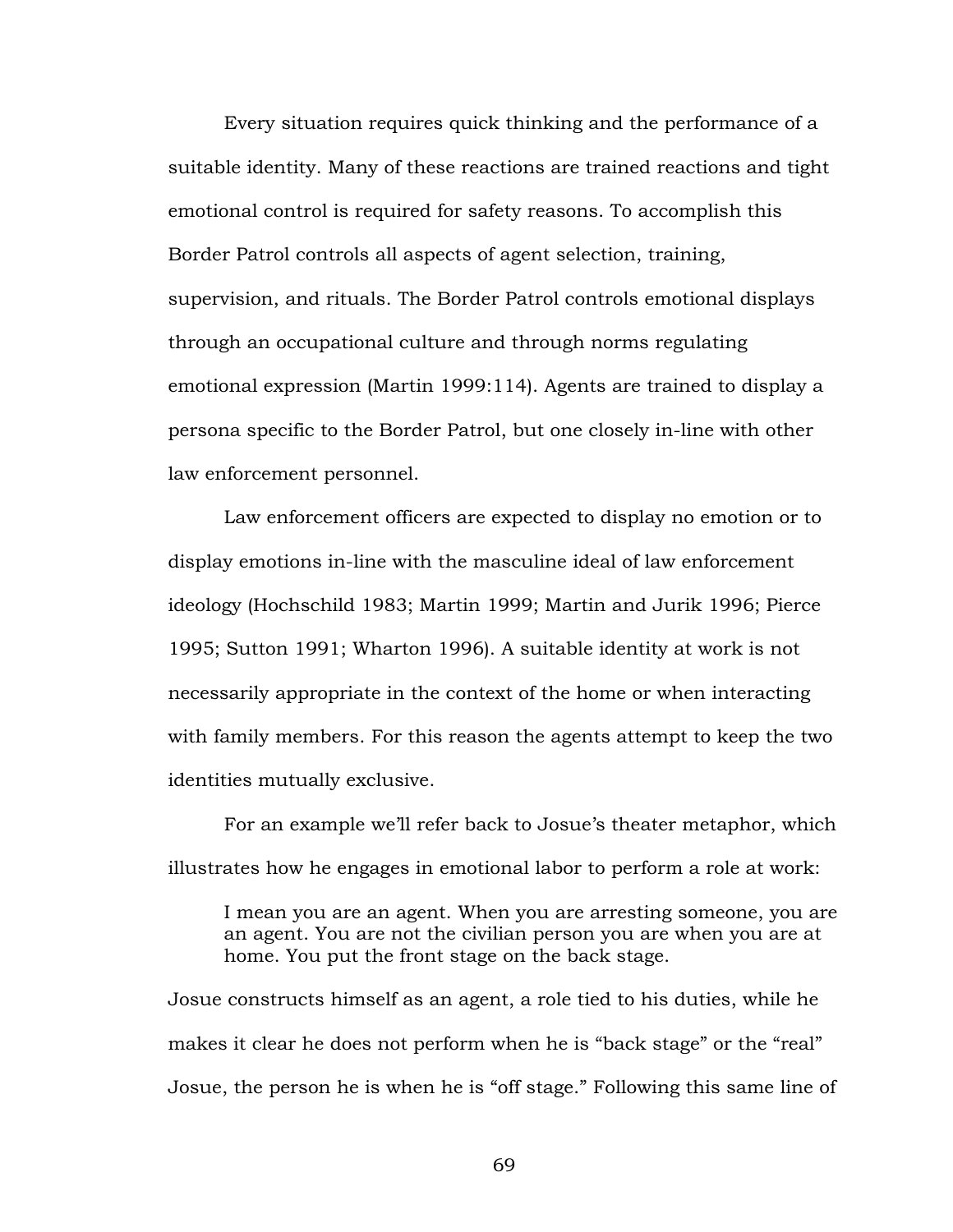Every situation requires quick thinking and the performance of a suitable identity. Many of these reactions are trained reactions and tight emotional control is required for safety reasons. To accomplish this Border Patrol controls all aspects of agent selection, training, supervision, and rituals. The Border Patrol controls emotional displays through an occupational culture and through norms regulating emotional expression (Martin 1999:114). Agents are trained to display a persona specific to the Border Patrol, but one closely in-line with other law enforcement personnel.

Law enforcement officers are expected to display no emotion or to display emotions in-line with the masculine ideal of law enforcement ideology (Hochschild 1983; Martin 1999; Martin and Jurik 1996; Pierce 1995; Sutton 1991; Wharton 1996). A suitable identity at work is not necessarily appropriate in the context of the home or when interacting with family members. For this reason the agents attempt to keep the two identities mutually exclusive.

For an example we'll refer back to Josue's theater metaphor, which illustrates how he engages in emotional labor to perform a role at work:

> I mean you are an agent. When you are arresting someone, you are an agent. You are not the civilian person you are when you are at home. You put the front stage on the back stage.

Josue constructs himself as an agent, a role tied to his duties, while he makes it clear he does not perform when he is "back stage" or the "real" Josue, the person he is when he is "off stage." Following this same line of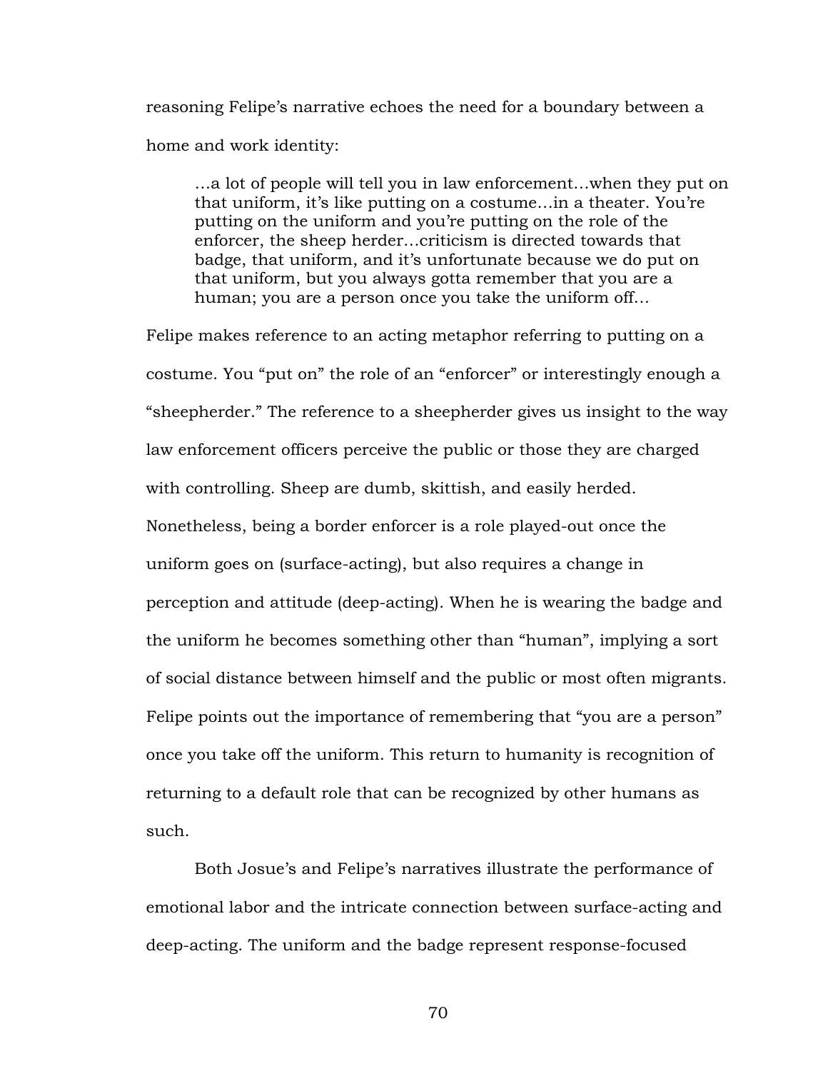reasoning Felipe's narrative echoes the need for a boundary between a home and work identity:

> …a lot of people will tell you in law enforcement…when they put on that uniform, it's like putting on a costume…in a theater. You're putting on the uniform and you're putting on the role of the enforcer, the sheep herder…criticism is directed towards that badge, that uniform, and it's unfortunate because we do put on that uniform, but you always gotta remember that you are a human; you are a person once you take the uniform off…

Felipe makes reference to an acting metaphor referring to putting on a costume. You "put on" the role of an "enforcer" or interestingly enough a "sheepherder." The reference to a sheepherder gives us insight to the way law enforcement officers perceive the public or those they are charged with controlling. Sheep are dumb, skittish, and easily herded. Nonetheless, being a border enforcer is a role played-out once the uniform goes on (surface-acting), but also requires a change in perception and attitude (deep-acting). When he is wearing the badge and the uniform he becomes something other than "human", implying a sort of social distance between himself and the public or most often migrants. Felipe points out the importance of remembering that "you are a person" once you take off the uniform. This return to humanity is recognition of returning to a default role that can be recognized by other humans as such.

Both Josue's and Felipe's narratives illustrate the performance of emotional labor and the intricate connection between surface-acting and deep-acting. The uniform and the badge represent response-focused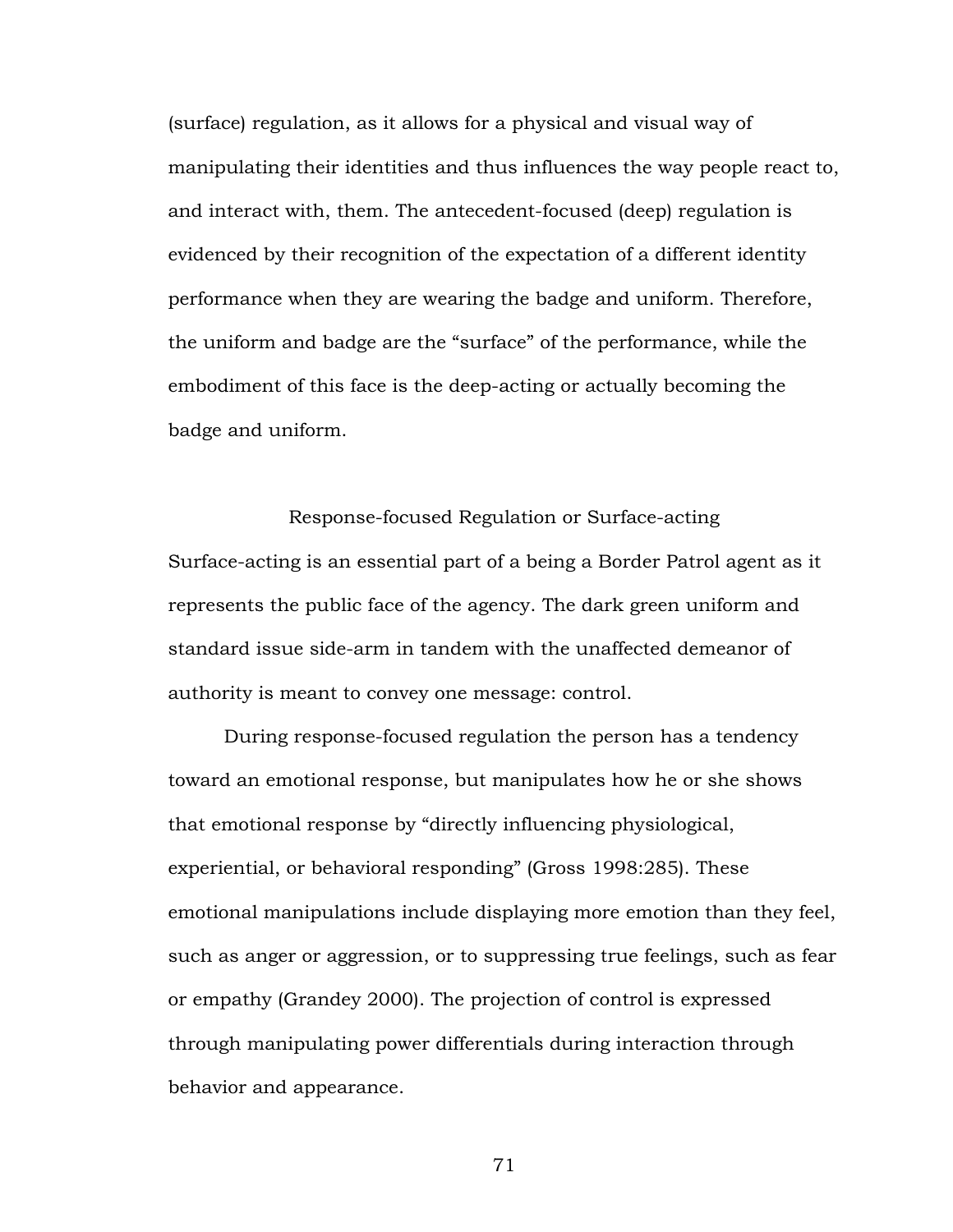(surface) regulation, as it allows for a physical and visual way of manipulating their identities and thus influences the way people react to, and interact with, them. The antecedent-focused (deep) regulation is evidenced by their recognition of the expectation of a different identity performance when they are wearing the badge and uniform. Therefore, the uniform and badge are the "surface" of the performance, while the embodiment of this face is the deep-acting or actually becoming the badge and uniform.

## Response-focused Regulation or Surface-acting

Surface-acting is an essential part of a being a Border Patrol agent as it represents the public face of the agency. The dark green uniform and standard issue side-arm in tandem with the unaffected demeanor of authority is meant to convey one message: control.

During response-focused regulation the person has a tendency toward an emotional response, but manipulates how he or she shows that emotional response by "directly influencing physiological, experiential, or behavioral responding" (Gross 1998:285). These emotional manipulations include displaying more emotion than they feel, such as anger or aggression, or to suppressing true feelings, such as fear or empathy (Grandey 2000). The projection of control is expressed through manipulating power differentials during interaction through behavior and appearance.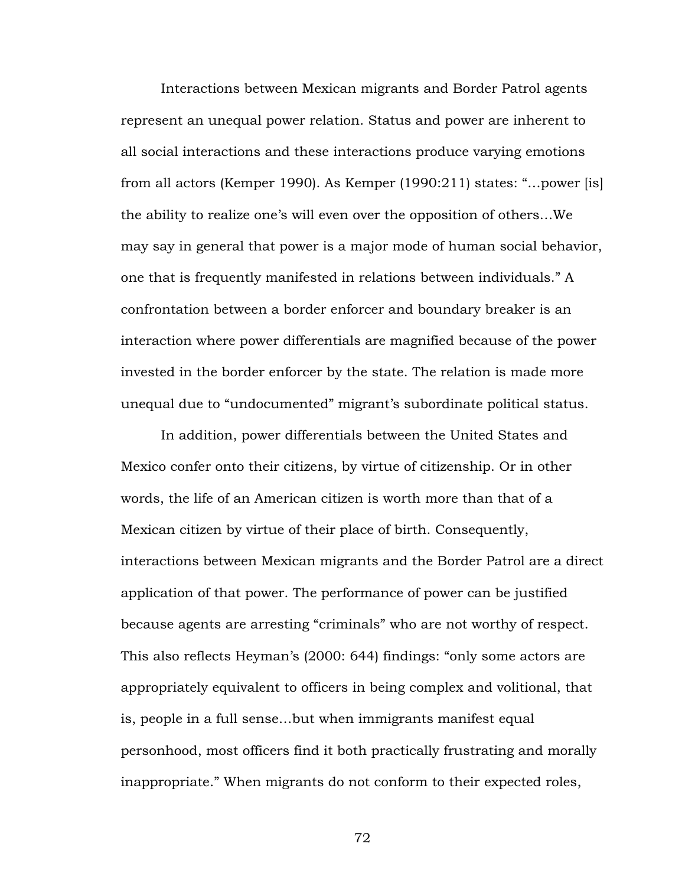Interactions between Mexican migrants and Border Patrol agents represent an unequal power relation. Status and power are inherent to all social interactions and these interactions produce varying emotions from all actors (Kemper 1990). As Kemper (1990:211) states: "…power [is] the ability to realize one's will even over the opposition of others…We may say in general that power is a major mode of human social behavior, one that is frequently manifested in relations between individuals." A confrontation between a border enforcer and boundary breaker is an interaction where power differentials are magnified because of the power invested in the border enforcer by the state. The relation is made more unequal due to "undocumented" migrant's subordinate political status.

In addition, power differentials between the United States and Mexico confer onto their citizens, by virtue of citizenship. Or in other words, the life of an American citizen is worth more than that of a Mexican citizen by virtue of their place of birth. Consequently, interactions between Mexican migrants and the Border Patrol are a direct application of that power. The performance of power can be justified because agents are arresting "criminals" who are not worthy of respect. This also reflects Heyman's (2000: 644) findings: "only some actors are appropriately equivalent to officers in being complex and volitional, that is, people in a full sense…but when immigrants manifest equal personhood, most officers find it both practically frustrating and morally inappropriate." When migrants do not conform to their expected roles,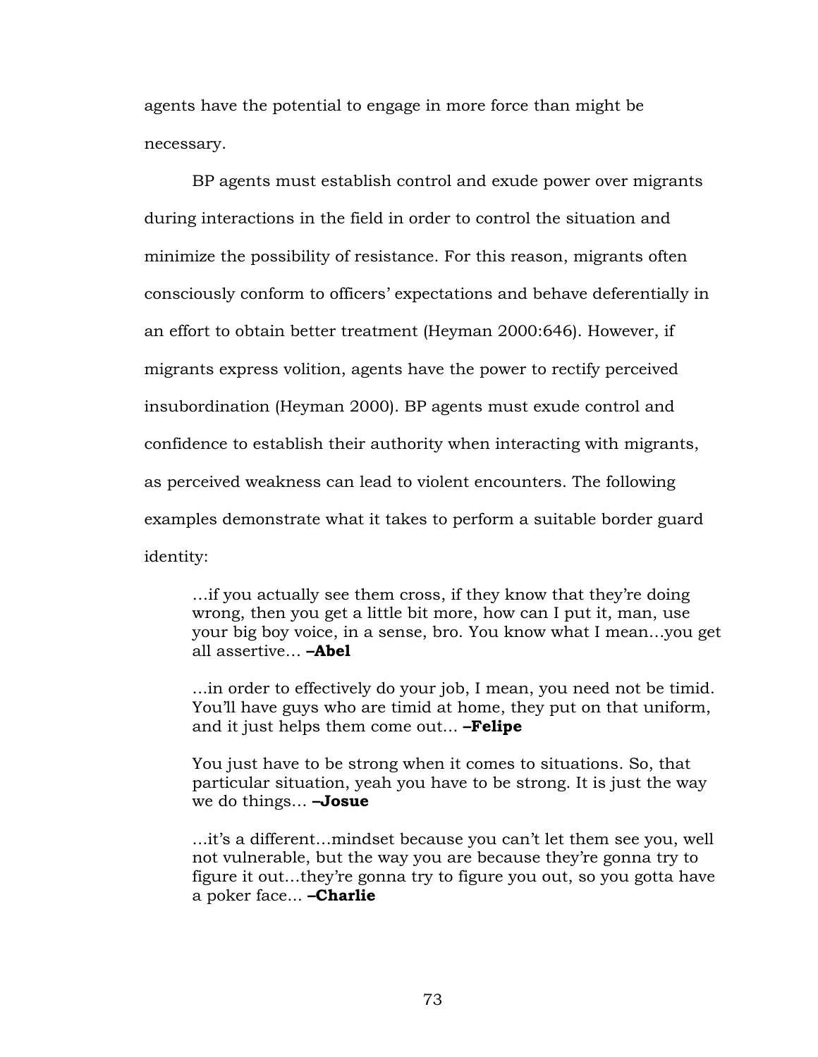agents have the potential to engage in more force than might be necessary.

BP agents must establish control and exude power over migrants during interactions in the field in order to control the situation and minimize the possibility of resistance. For this reason, migrants often consciously conform to officers' expectations and behave deferentially in an effort to obtain better treatment (Heyman 2000:646). However, if migrants express volition, agents have the power to rectify perceived insubordination (Heyman 2000). BP agents must exude control and confidence to establish their authority when interacting with migrants, as perceived weakness can lead to violent encounters. The following examples demonstrate what it takes to perform a suitable border guard identity:

> …if you actually see them cross, if they know that they're doing wrong, then you get a little bit more, how can I put it, man, use your big boy voice, in a sense, bro. You know what I mean…you get all assertive… **–Abel**

> …in order to effectively do your job, I mean, you need not be timid. You'll have guys who are timid at home, they put on that uniform, and it just helps them come out… **–Felipe**

> You just have to be strong when it comes to situations. So, that particular situation, yeah you have to be strong. It is just the way we do things… **–Josue**

> …it's a different…mindset because you can't let them see you, well not vulnerable, but the way you are because they're gonna try to figure it out…they're gonna try to figure you out, so you gotta have a poker face… **–Charlie**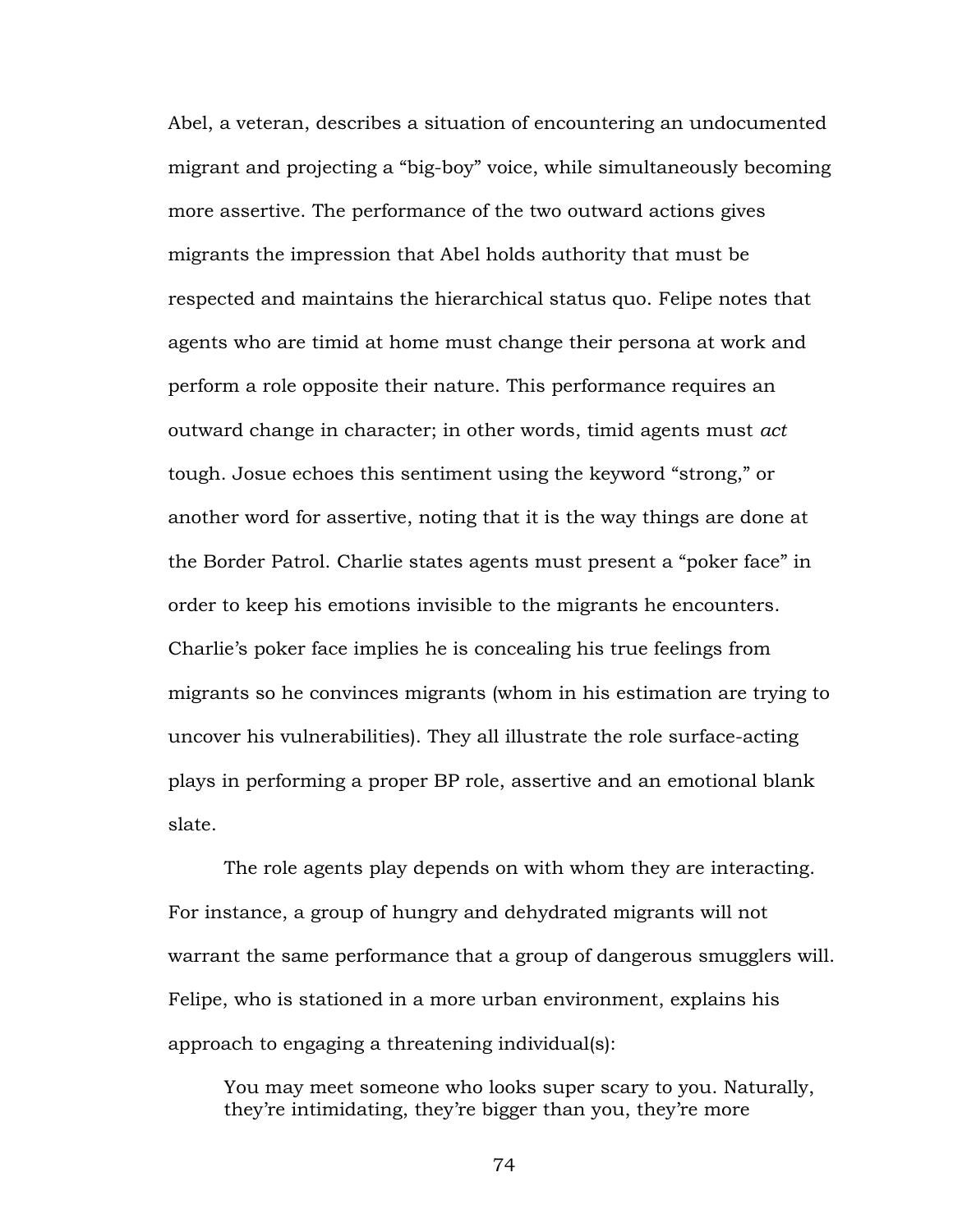Abel, a veteran, describes a situation of encountering an undocumented migrant and projecting a “big-boy” voice, while simultaneously becoming more assertive. The performance of the two outward actions gives migrants the impression that Abel holds authority that must be respected and maintains the hierarchical status quo. Felipe notes that agents who are timid at home must change their persona at work and perform a role opposite their nature. This performance requires an outward change in character; in other words, timid agents must *act* tough. Josue echoes this sentiment using the keyword “strong,” or another word for assertive, noting that it is the way things are done at the Border Patrol. Charlie states agents must present a “poker face” in order to keep his emotions invisible to the migrants he encounters. Charlie’s poker face implies he is concealing his true feelings from migrants so he convinces migrants (whom in his estimation are trying to uncover his vulnerabilities). They all illustrate the role surface-acting plays in performing a proper BP role, assertive and an emotional blank slate.

The role agents play depends on with whom they are interacting. For instance, a group of hungry and dehydrated migrants will not warrant the same performance that a group of dangerous smugglers will. Felipe, who is stationed in a more urban environment, explains his approach to engaging a threatening individual(s):

> You may meet someone who looks super scary to you. Naturally, they’re intimidating, they’re bigger than you, they’re more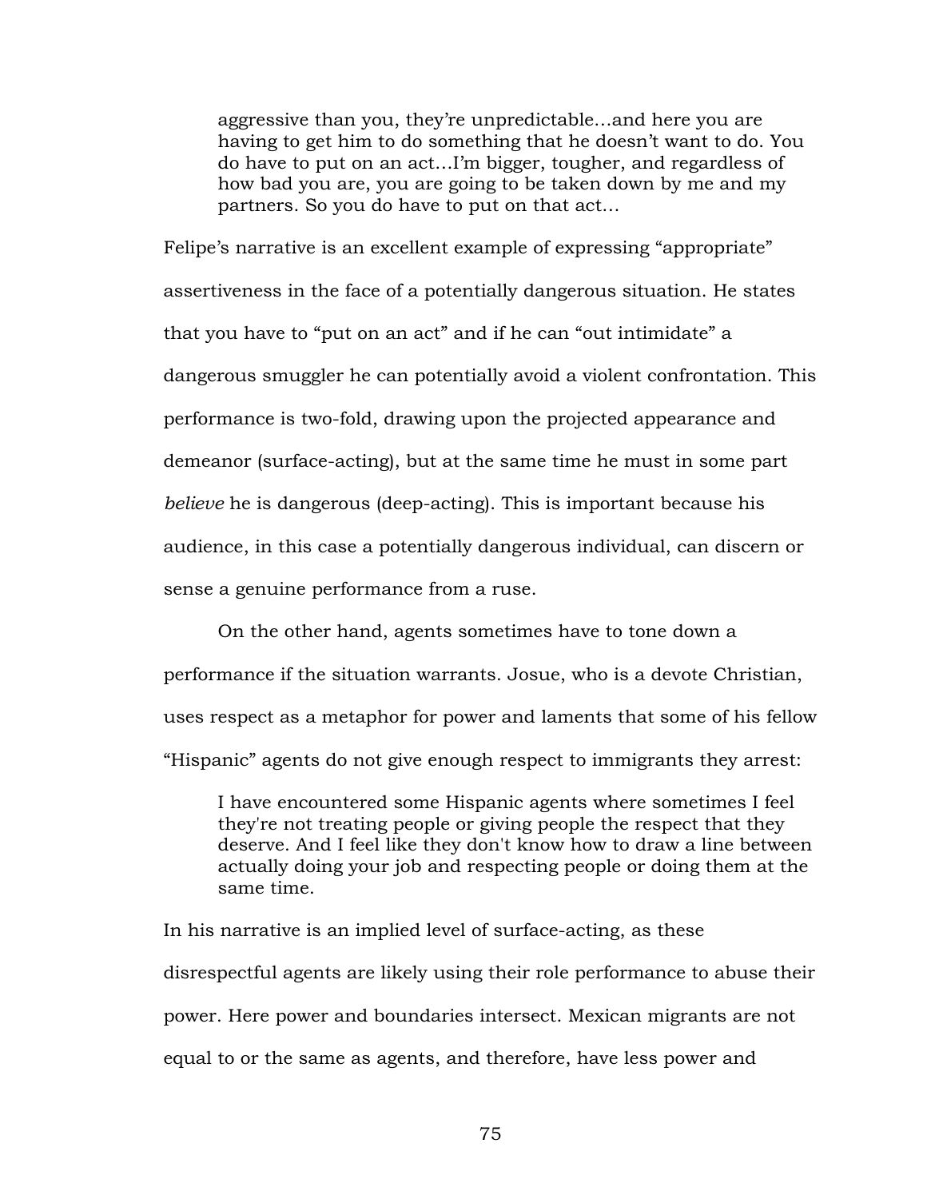> aggressive than you, they're unpredictable…and here you are having to get him to do something that he doesn't want to do. You do have to put on an act…I'm bigger, tougher, and regardless of how bad you are, you are going to be taken down by me and my partners. So you do have to put on that act…

Felipe's narrative is an excellent example of expressing "appropriate" assertiveness in the face of a potentially dangerous situation. He states that you have to "put on an act" and if he can "out intimidate" a dangerous smuggler he can potentially avoid a violent confrontation. This performance is two-fold, drawing upon the projected appearance and demeanor (surface-acting), but at the same time he must in some part *believe* he is dangerous (deep-acting). This is important because his audience, in this case a potentially dangerous individual, can discern or sense a genuine performance from a ruse.

On the other hand, agents sometimes have to tone down a performance if the situation warrants. Josue, who is a devote Christian, uses respect as a metaphor for power and laments that some of his fellow "Hispanic" agents do not give enough respect to immigrants they arrest:

> I have encountered some Hispanic agents where sometimes I feel they're not treating people or giving people the respect that they deserve. And I feel like they don't know how to draw a line between actually doing your job and respecting people or doing them at the same time.

In his narrative is an implied level of surface-acting, as these disrespectful agents are likely using their role performance to abuse their power. Here power and boundaries intersect. Mexican migrants are not equal to or the same as agents, and therefore, have less power and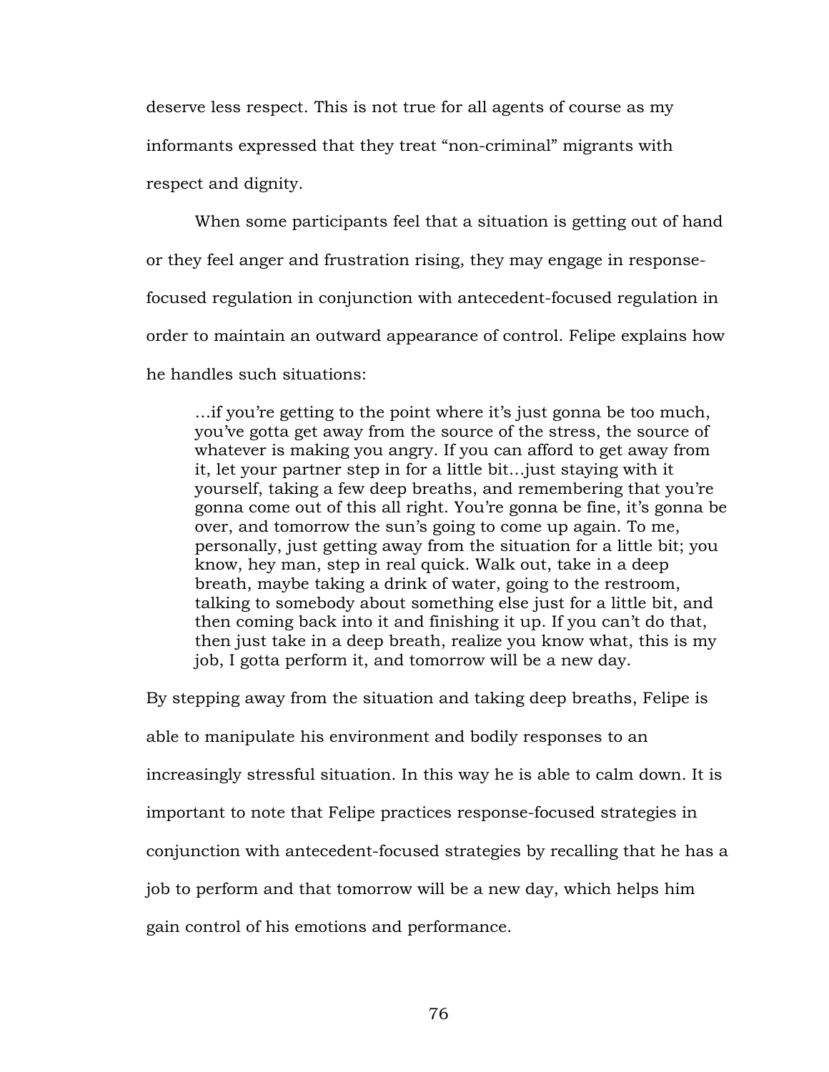deserve less respect. This is not true for all agents of course as my informants expressed that they treat “non-criminal” migrants with respect and dignity.

When some participants feel that a situation is getting out of hand or they feel anger and frustration rising, they may engage in response-focused regulation in conjunction with antecedent-focused regulation in order to maintain an outward appearance of control. Felipe explains how he handles such situations:

> …if you’re getting to the point where it’s just gonna be too much, you’ve gotta get away from the source of the stress, the source of whatever is making you angry. If you can afford to get away from it, let your partner step in for a little bit…just staying with it yourself, taking a few deep breaths, and remembering that you’re gonna come out of this all right. You’re gonna be fine, it’s gonna be over, and tomorrow the sun’s going to come up again. To me, personally, just getting away from the situation for a little bit; you know, hey man, step in real quick. Walk out, take in a deep breath, maybe taking a drink of water, going to the restroom, talking to somebody about something else just for a little bit, and then coming back into it and finishing it up. If you can’t do that, then just take in a deep breath, realize you know what, this is my job, I gotta perform it, and tomorrow will be a new day.

By stepping away from the situation and taking deep breaths, Felipe is able to manipulate his environment and bodily responses to an increasingly stressful situation. In this way he is able to calm down. It is important to note that Felipe practices response-focused strategies in conjunction with antecedent-focused strategies by recalling that he has a job to perform and that tomorrow will be a new day, which helps him gain control of his emotions and performance.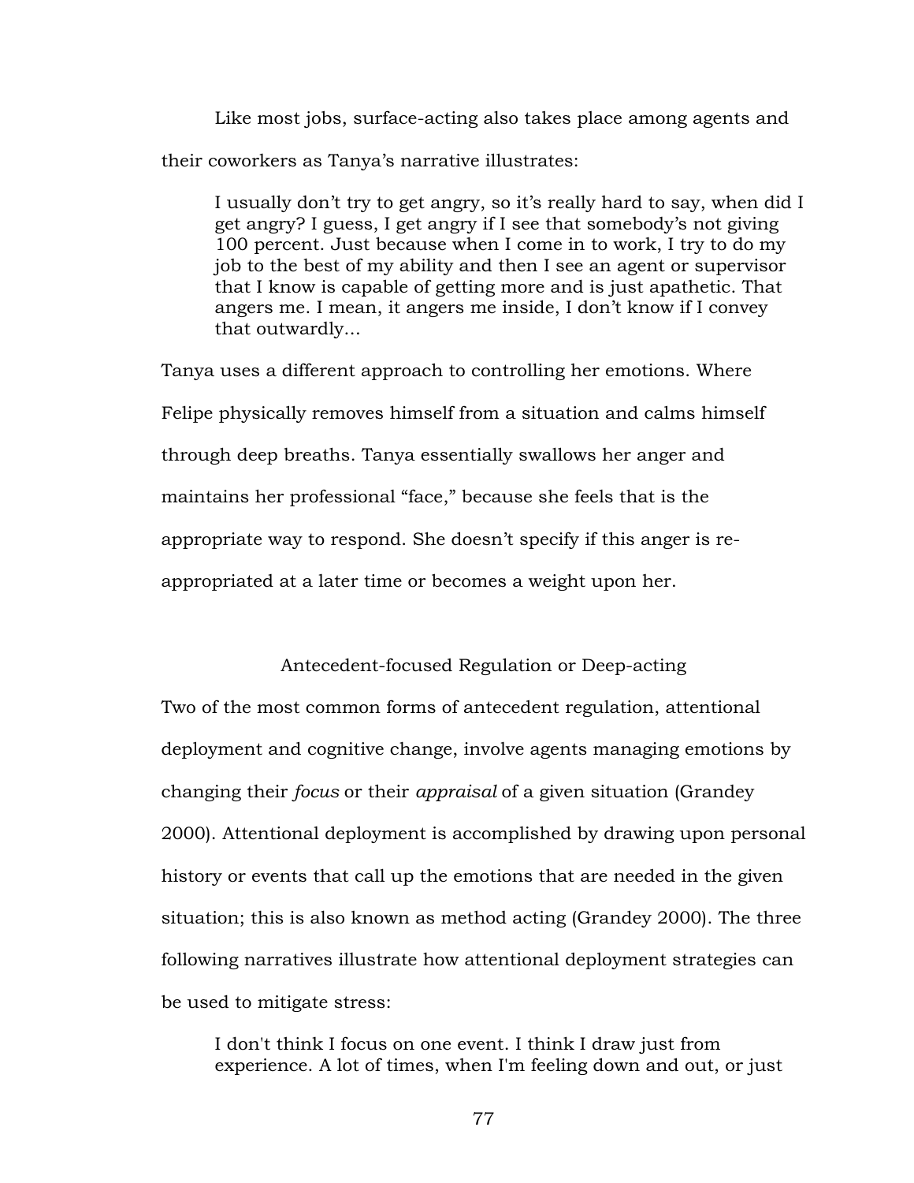Like most jobs, surface-acting also takes place among agents and their coworkers as Tanya's narrative illustrates:

> I usually don't try to get angry, so it's really hard to say, when did I get angry? I guess, I get angry if I see that somebody's not giving 100 percent. Just because when I come in to work, I try to do my job to the best of my ability and then I see an agent or supervisor that I know is capable of getting more and is just apathetic. That angers me. I mean, it angers me inside, I don't know if I convey that outwardly...

Tanya uses a different approach to controlling her emotions. Where Felipe physically removes himself from a situation and calms himself through deep breaths. Tanya essentially swallows her anger and maintains her professional "face," because she feels that is the appropriate way to respond. She doesn't specify if this anger is re-appropriated at a later time or becomes a weight upon her.

## Antecedent-focused Regulation or Deep-acting

Two of the most common forms of antecedent regulation, attentional deployment and cognitive change, involve agents managing emotions by changing their *focus* or their *appraisal* of a given situation (Grandey 2000). Attentional deployment is accomplished by drawing upon personal history or events that call up the emotions that are needed in the given situation; this is also known as method acting (Grandey 2000). The three following narratives illustrate how attentional deployment strategies can be used to mitigate stress:

> I don't think I focus on one event. I think I draw just from experience. A lot of times, when I'm feeling down and out, or just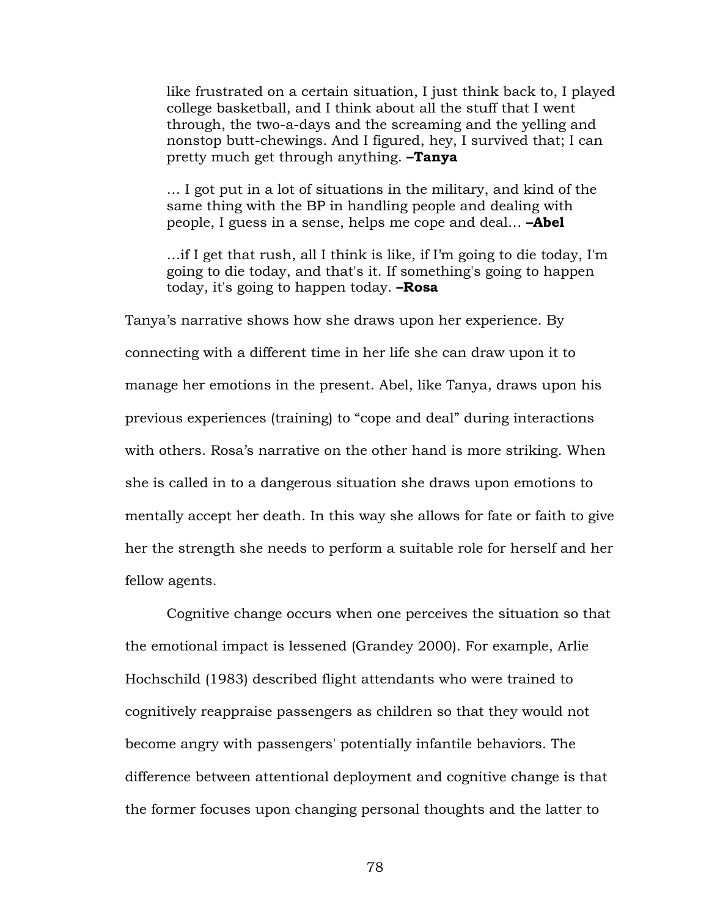> like frustrated on a certain situation, I just think back to, I played college basketball, and I think about all the stuff that I went through, the two-a-days and the screaming and the yelling and nonstop butt-chewings. And I figured, hey, I survived that; I can pretty much get through anything. **–Tanya**

> … I got put in a lot of situations in the military, and kind of the same thing with the BP in handling people and dealing with people, I guess in a sense, helps me cope and deal… **–Abel**

> …if I get that rush, all I think is like, if I'm going to die today, I'm going to die today, and that's it. If something's going to happen today, it's going to happen today. **–Rosa**

Tanya's narrative shows how she draws upon her experience. By connecting with a different time in her life she can draw upon it to manage her emotions in the present. Abel, like Tanya, draws upon his previous experiences (training) to "cope and deal" during interactions with others. Rosa's narrative on the other hand is more striking. When she is called in to a dangerous situation she draws upon emotions to mentally accept her death. In this way she allows for fate or faith to give her the strength she needs to perform a suitable role for herself and her fellow agents.

Cognitive change occurs when one perceives the situation so that the emotional impact is lessened (Grandey 2000). For example, Arlie Hochschild (1983) described flight attendants who were trained to cognitively reappraise passengers as children so that they would not become angry with passengers' potentially infantile behaviors. The difference between attentional deployment and cognitive change is that the former focuses upon changing personal thoughts and the latter to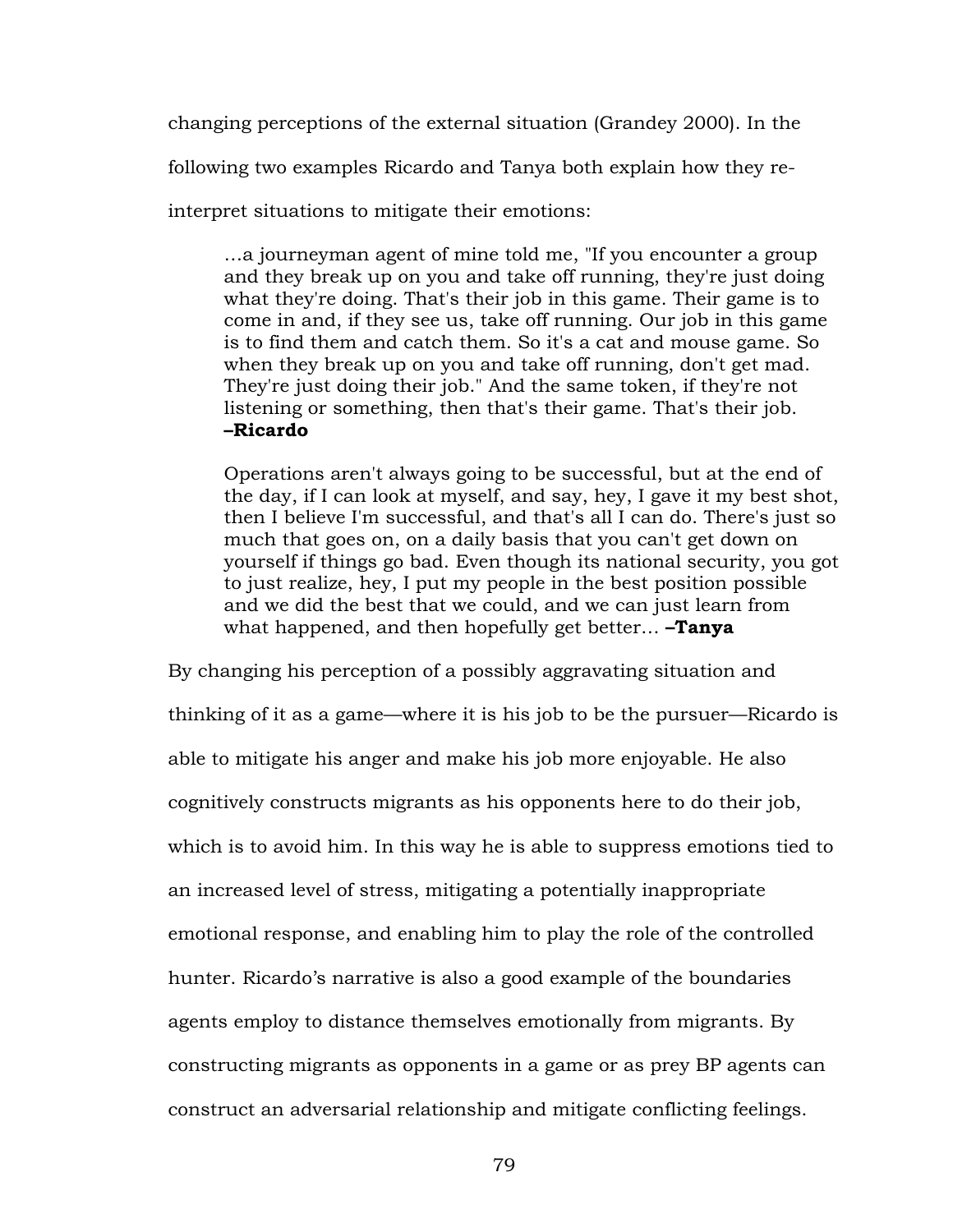changing perceptions of the external situation (Grandey 2000). In the following two examples Ricardo and Tanya both explain how they re-interpret situations to mitigate their emotions:

> …a journeyman agent of mine told me, "If you encounter a group and they break up on you and take off running, they're just doing what they're doing. That's their job in this game. Their game is to come in and, if they see us, take off running. Our job in this game is to find them and catch them. So it's a cat and mouse game. So when they break up on you and take off running, don't get mad. They're just doing their job." And the same token, if they're not listening or something, then that's their game. That's their job. **–Ricardo**

> Operations aren't always going to be successful, but at the end of the day, if I can look at myself, and say, hey, I gave it my best shot, then I believe I'm successful, and that's all I can do. There's just so much that goes on, on a daily basis that you can't get down on yourself if things go bad. Even though its national security, you got to just realize, hey, I put my people in the best position possible and we did the best that we could, and we can just learn from what happened, and then hopefully get better… **–Tanya**

By changing his perception of a possibly aggravating situation and thinking of it as a game—where it is his job to be the pursuer—Ricardo is able to mitigate his anger and make his job more enjoyable. He also cognitively constructs migrants as his opponents here to do their job, which is to avoid him. In this way he is able to suppress emotions tied to an increased level of stress, mitigating a potentially inappropriate emotional response, and enabling him to play the role of the controlled hunter. Ricardo's narrative is also a good example of the boundaries agents employ to distance themselves emotionally from migrants. By constructing migrants as opponents in a game or as prey BP agents can construct an adversarial relationship and mitigate conflicting feelings.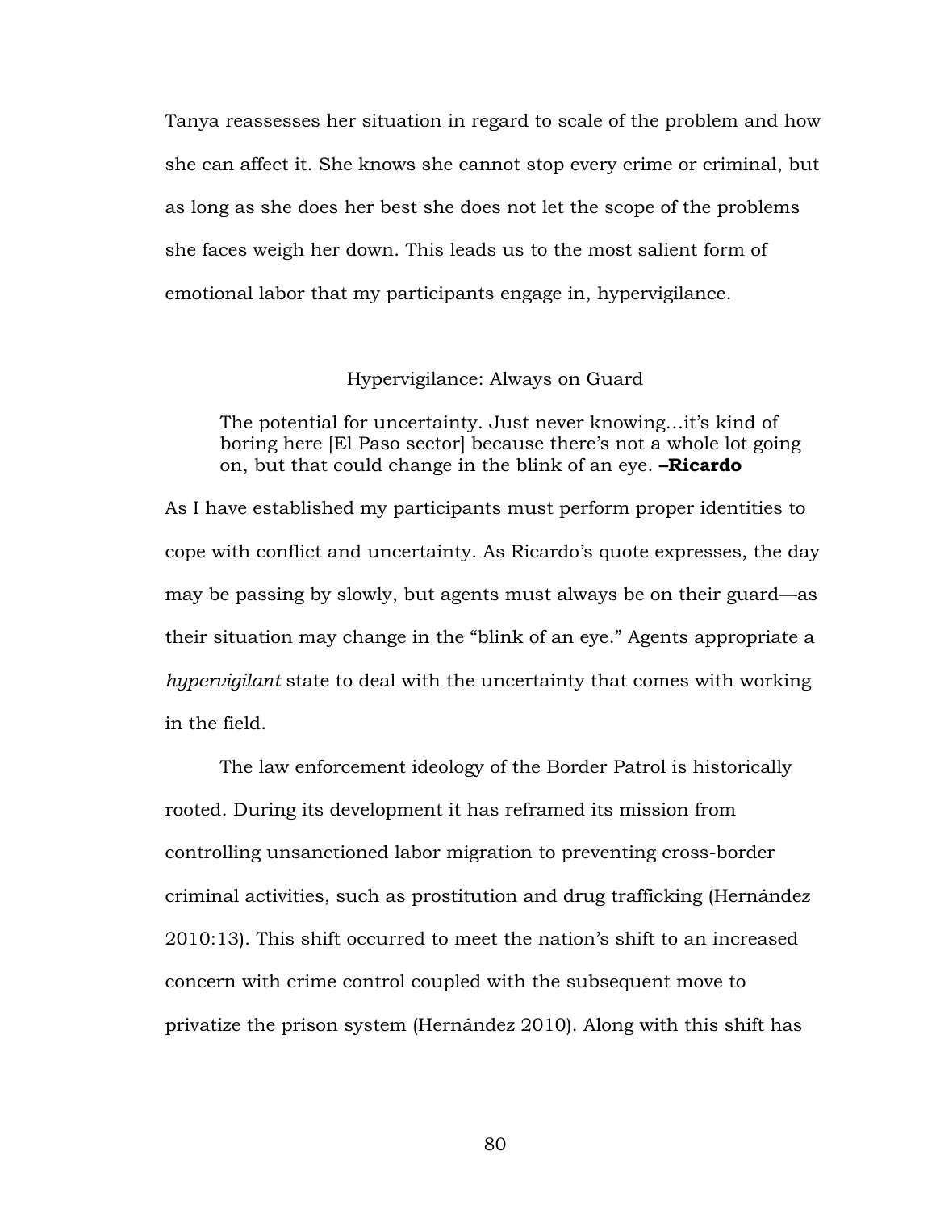Tanya reassesses her situation in regard to scale of the problem and how she can affect it. She knows she cannot stop every crime or criminal, but as long as she does her best she does not let the scope of the problems she faces weigh her down. This leads us to the most salient form of emotional labor that my participants engage in, hypervigilance.

## Hypervigilance: Always on Guard

> The potential for uncertainty. Just never knowing…it's kind of boring here [El Paso sector] because there's not a whole lot going on, but that could change in the blink of an eye. **–Ricardo**

As I have established my participants must perform proper identities to cope with conflict and uncertainty. As Ricardo's quote expresses, the day may be passing by slowly, but agents must always be on their guard—as their situation may change in the "blink of an eye." Agents appropriate a *hypervigilant* state to deal with the uncertainty that comes with working in the field.

The law enforcement ideology of the Border Patrol is historically rooted. During its development it has reframed its mission from controlling unsanctioned labor migration to preventing cross-border criminal activities, such as prostitution and drug trafficking (Hernández 2010:13). This shift occurred to meet the nation's shift to an increased concern with crime control coupled with the subsequent move to privatize the prison system (Hernández 2010). Along with this shift has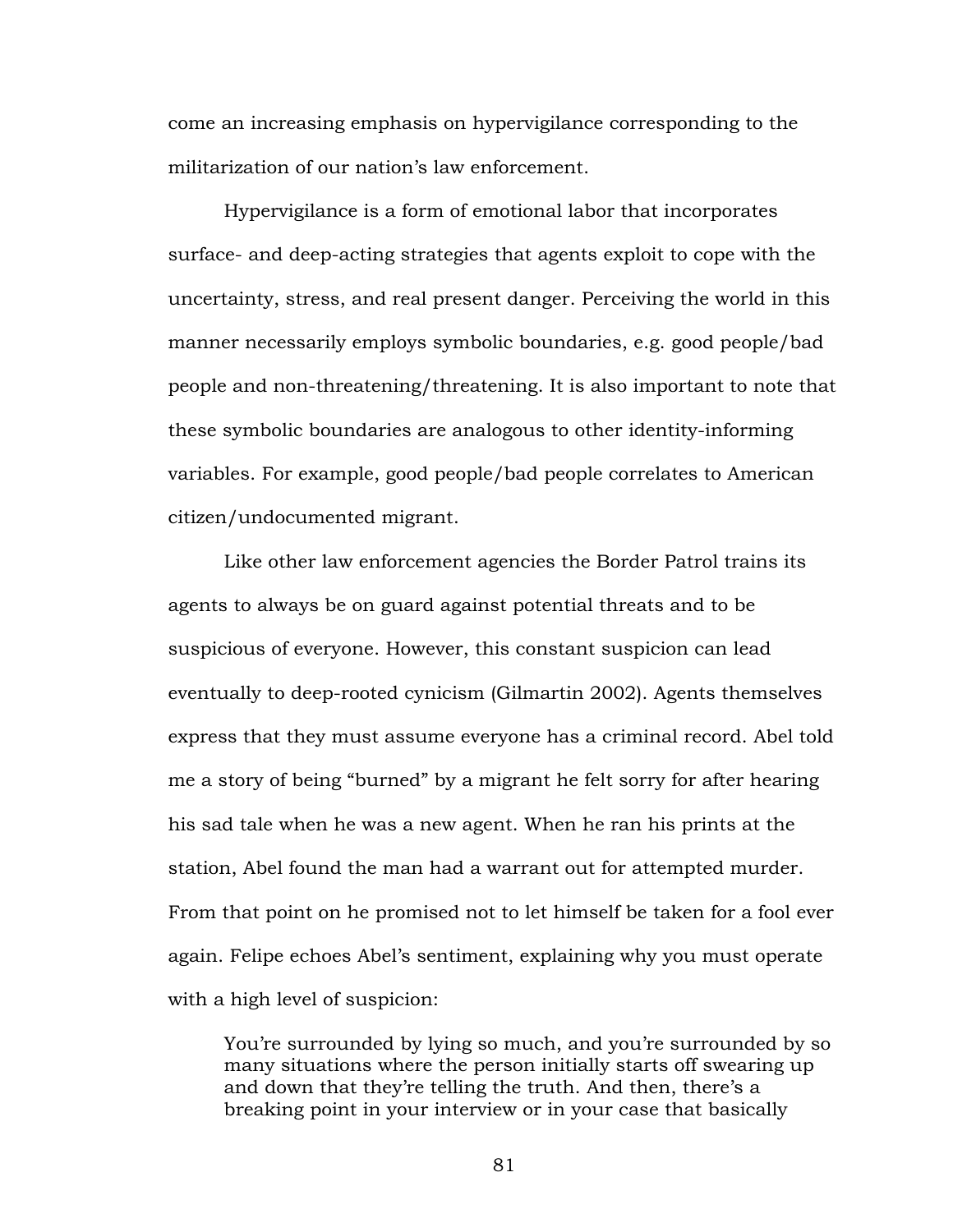come an increasing emphasis on hypervigilance corresponding to the militarization of our nation's law enforcement.

Hypervigilance is a form of emotional labor that incorporates surface- and deep-acting strategies that agents exploit to cope with the uncertainty, stress, and real present danger. Perceiving the world in this manner necessarily employs symbolic boundaries, e.g. good people/bad people and non-threatening/threatening. It is also important to note that these symbolic boundaries are analogous to other identity-informing variables. For example, good people/bad people correlates to American citizen/undocumented migrant.

Like other law enforcement agencies the Border Patrol trains its agents to always be on guard against potential threats and to be suspicious of everyone. However, this constant suspicion can lead eventually to deep-rooted cynicism (Gilmartin 2002). Agents themselves express that they must assume everyone has a criminal record. Abel told me a story of being "burned" by a migrant he felt sorry for after hearing his sad tale when he was a new agent. When he ran his prints at the station, Abel found the man had a warrant out for attempted murder. From that point on he promised not to let himself be taken for a fool ever again. Felipe echoes Abel's sentiment, explaining why you must operate with a high level of suspicion:

> You're surrounded by lying so much, and you're surrounded by so many situations where the person initially starts off swearing up and down that they're telling the truth. And then, there's a breaking point in your interview or in your case that basically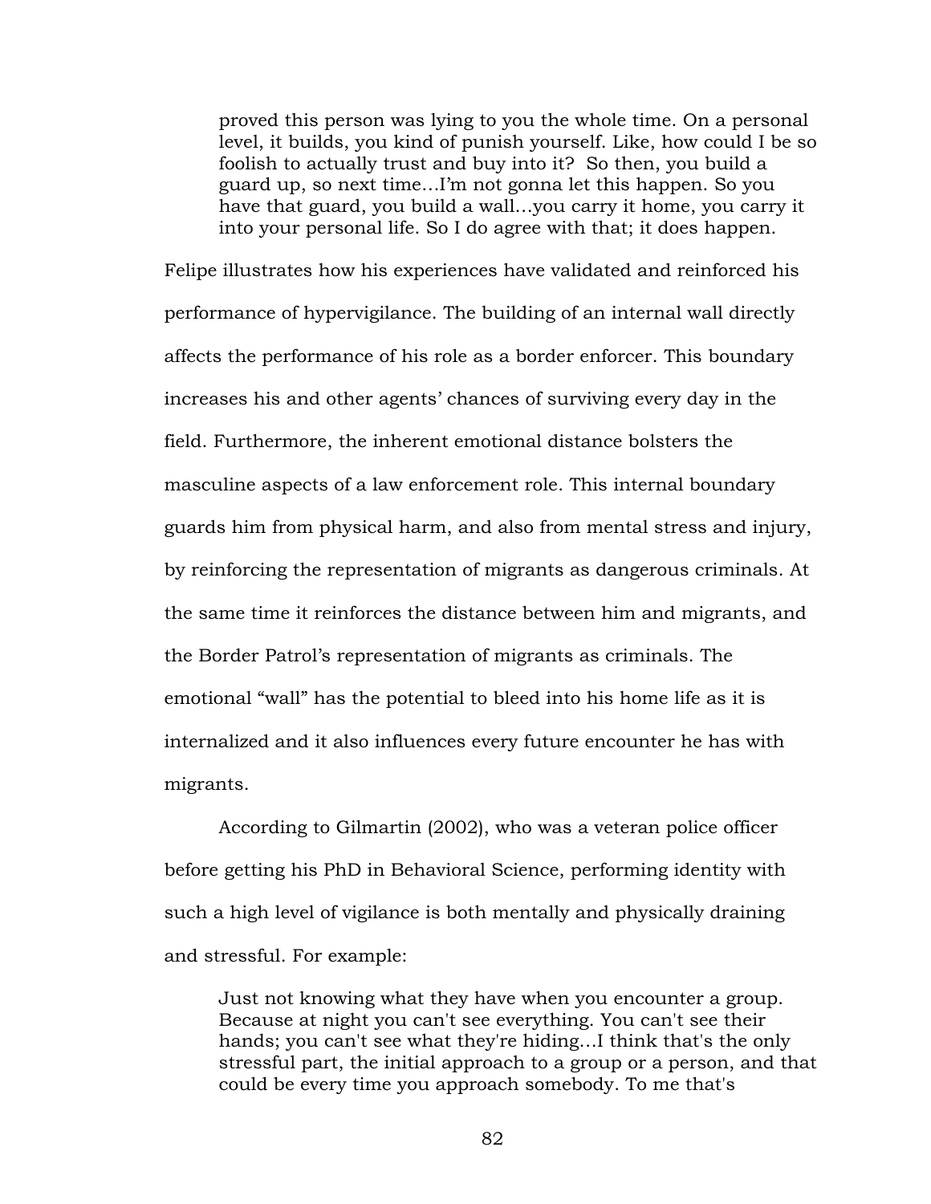> proved this person was lying to you the whole time. On a personal level, it builds, you kind of punish yourself. Like, how could I be so foolish to actually trust and buy into it? So then, you build a guard up, so next time…I'm not gonna let this happen. So you have that guard, you build a wall…you carry it home, you carry it into your personal life. So I do agree with that; it does happen.

Felipe illustrates how his experiences have validated and reinforced his performance of hypervigilance. The building of an internal wall directly affects the performance of his role as a border enforcer. This boundary increases his and other agents' chances of surviving every day in the field. Furthermore, the inherent emotional distance bolsters the masculine aspects of a law enforcement role. This internal boundary guards him from physical harm, and also from mental stress and injury, by reinforcing the representation of migrants as dangerous criminals. At the same time it reinforces the distance between him and migrants, and the Border Patrol's representation of migrants as criminals. The emotional "wall" has the potential to bleed into his home life as it is internalized and it also influences every future encounter he has with migrants.

According to Gilmartin (2002), who was a veteran police officer before getting his PhD in Behavioral Science, performing identity with such a high level of vigilance is both mentally and physically draining and stressful. For example:

> Just not knowing what they have when you encounter a group. Because at night you can't see everything. You can't see their hands; you can't see what they're hiding…I think that's the only stressful part, the initial approach to a group or a person, and that could be every time you approach somebody. To me that's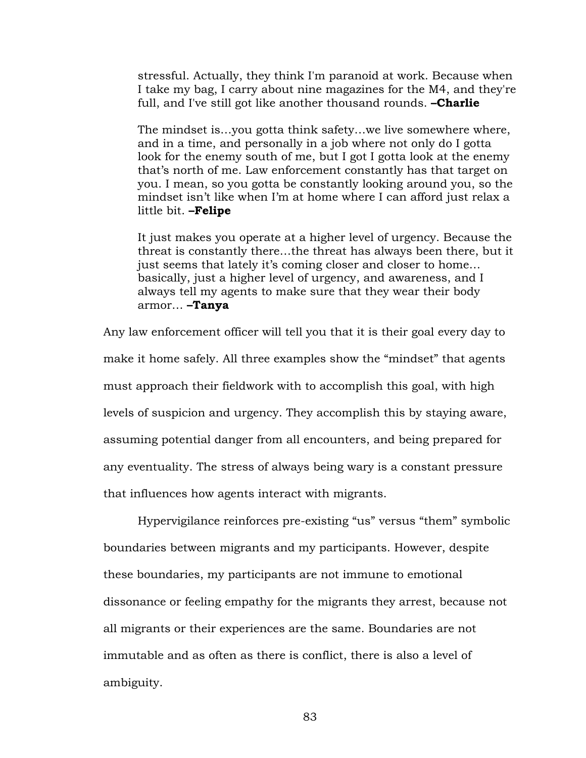> stressful. Actually, they think I'm paranoid at work. Because when I take my bag, I carry about nine magazines for the M4, and they're full, and I've still got like another thousand rounds. **–Charlie**

> The mindset is…you gotta think safety…we live somewhere where, and in a time, and personally in a job where not only do I gotta look for the enemy south of me, but I got I gotta look at the enemy that's north of me. Law enforcement constantly has that target on you. I mean, so you gotta be constantly looking around you, so the mindset isn't like when I'm at home where I can afford just relax a little bit. **–Felipe**

> It just makes you operate at a higher level of urgency. Because the threat is constantly there…the threat has always been there, but it just seems that lately it's coming closer and closer to home… basically, just a higher level of urgency, and awareness, and I always tell my agents to make sure that they wear their body armor… **–Tanya**

Any law enforcement officer will tell you that it is their goal every day to make it home safely. All three examples show the "mindset" that agents must approach their fieldwork with to accomplish this goal, with high levels of suspicion and urgency. They accomplish this by staying aware, assuming potential danger from all encounters, and being prepared for any eventuality. The stress of always being wary is a constant pressure that influences how agents interact with migrants.

Hypervigilance reinforces pre-existing "us" versus "them" symbolic boundaries between migrants and my participants. However, despite these boundaries, my participants are not immune to emotional dissonance or feeling empathy for the migrants they arrest, because not all migrants or their experiences are the same. Boundaries are not immutable and as often as there is conflict, there is also a level of ambiguity.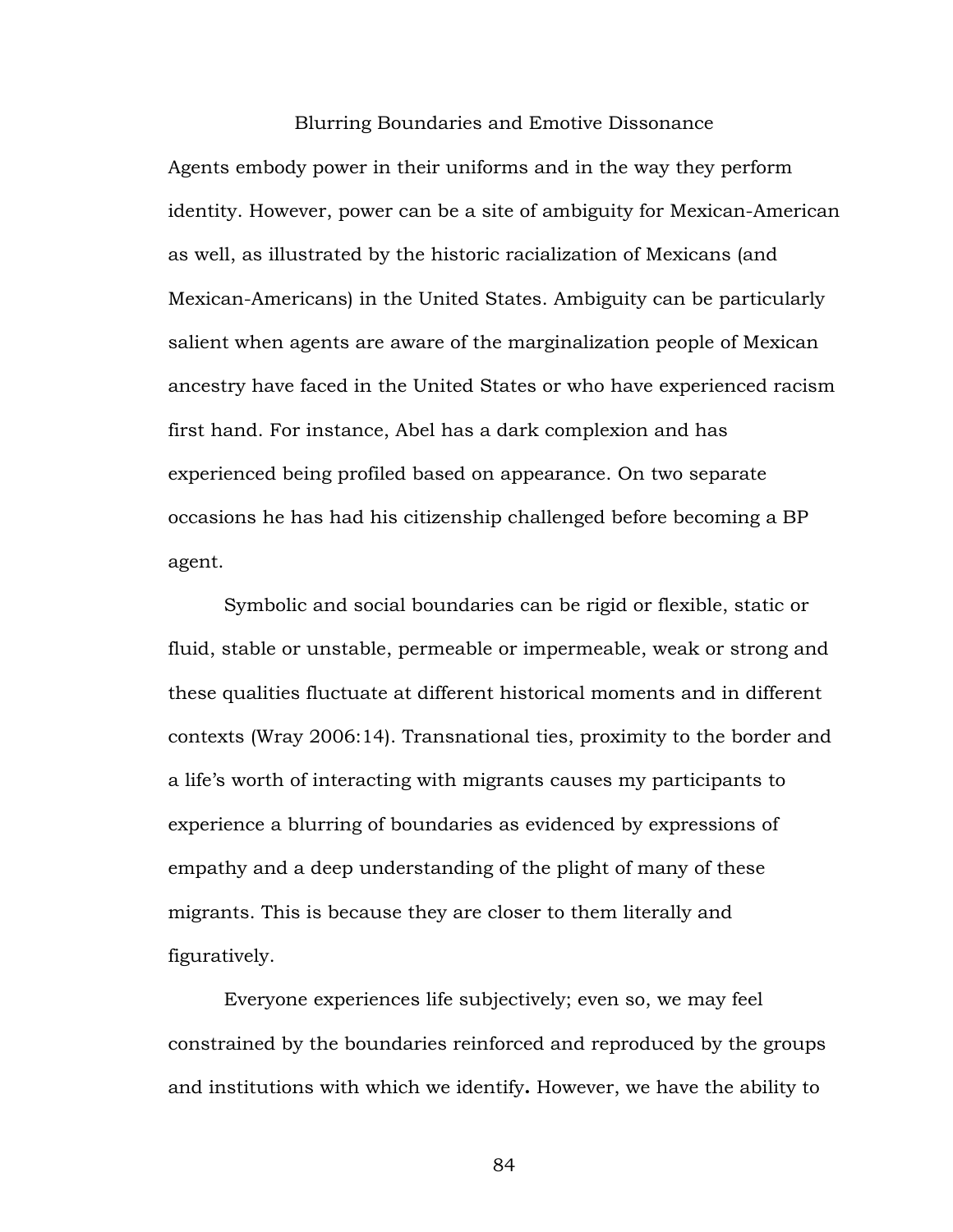## Blurring Boundaries and Emotive Dissonance

Agents embody power in their uniforms and in the way they perform identity. However, power can be a site of ambiguity for Mexican-American as well, as illustrated by the historic racialization of Mexicans (and Mexican-Americans) in the United States. Ambiguity can be particularly salient when agents are aware of the marginalization people of Mexican ancestry have faced in the United States or who have experienced racism first hand. For instance, Abel has a dark complexion and has experienced being profiled based on appearance. On two separate occasions he has had his citizenship challenged before becoming a BP agent.

Symbolic and social boundaries can be rigid or flexible, static or fluid, stable or unstable, permeable or impermeable, weak or strong and these qualities fluctuate at different historical moments and in different contexts (Wray 2006:14). Transnational ties, proximity to the border and a life's worth of interacting with migrants causes my participants to experience a blurring of boundaries as evidenced by expressions of empathy and a deep understanding of the plight of many of these migrants. This is because they are closer to them literally and figuratively.

Everyone experiences life subjectively; even so, we may feel constrained by the boundaries reinforced and reproduced by the groups and institutions with which we identify**.** However, we have the ability to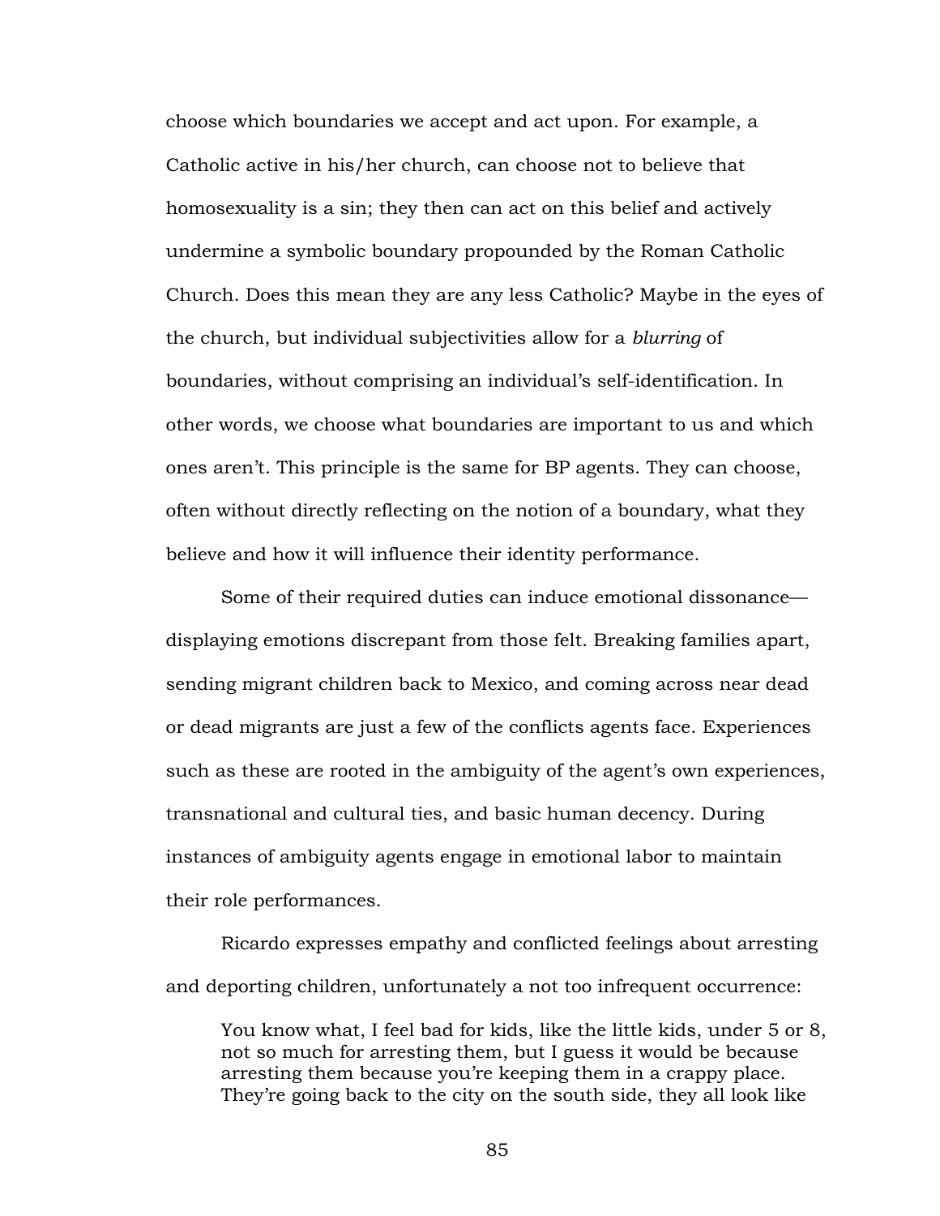choose which boundaries we accept and act upon. For example, a Catholic active in his/her church, can choose not to believe that homosexuality is a sin; they then can act on this belief and actively undermine a symbolic boundary propounded by the Roman Catholic Church. Does this mean they are any less Catholic? Maybe in the eyes of the church, but individual subjectivities allow for a *blurring* of boundaries, without comprising an individual's self-identification. In other words, we choose what boundaries are important to us and which ones aren't. This principle is the same for BP agents. They can choose, often without directly reflecting on the notion of a boundary, what they believe and how it will influence their identity performance.

Some of their required duties can induce emotional dissonance—displaying emotions discrepant from those felt. Breaking families apart, sending migrant children back to Mexico, and coming across near dead or dead migrants are just a few of the conflicts agents face. Experiences such as these are rooted in the ambiguity of the agent's own experiences, transnational and cultural ties, and basic human decency. During instances of ambiguity agents engage in emotional labor to maintain their role performances.

Ricardo expresses empathy and conflicted feelings about arresting and deporting children, unfortunately a not too infrequent occurrence:

> You know what, I feel bad for kids, like the little kids, under 5 or 8, not so much for arresting them, but I guess it would be because arresting them because you're keeping them in a crappy place. They're going back to the city on the south side, they all look like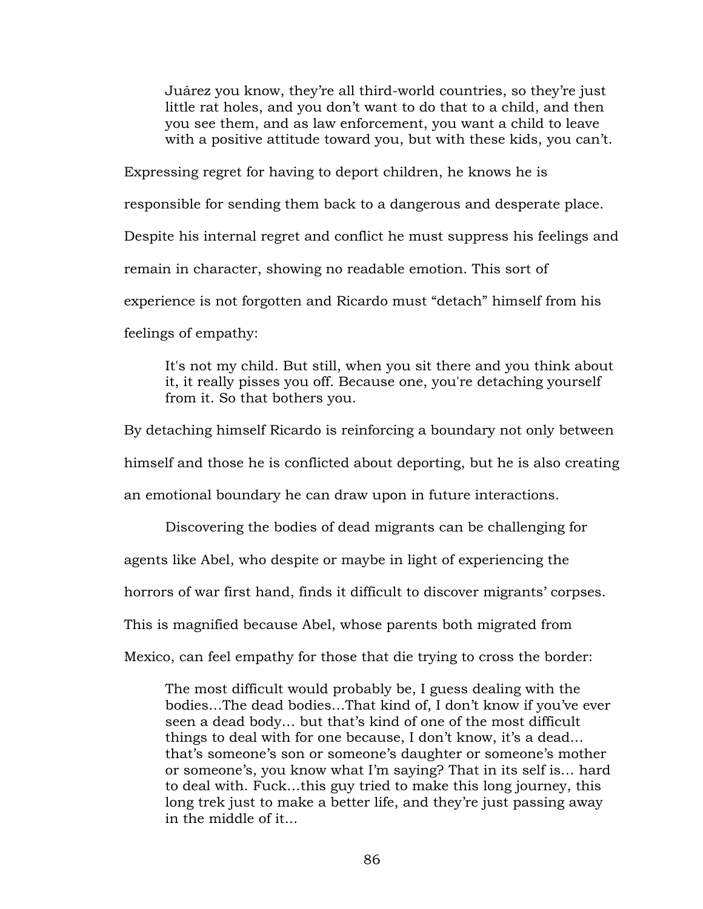> Juárez you know, they're all third-world countries, so they're just little rat holes, and you don't want to do that to a child, and then you see them, and as law enforcement, you want a child to leave with a positive attitude toward you, but with these kids, you can't.

Expressing regret for having to deport children, he knows he is responsible for sending them back to a dangerous and desperate place. Despite his internal regret and conflict he must suppress his feelings and remain in character, showing no readable emotion. This sort of experience is not forgotten and Ricardo must "detach" himself from his feelings of empathy:

> It's not my child. But still, when you sit there and you think about it, it really pisses you off. Because one, you're detaching yourself from it. So that bothers you.

By detaching himself Ricardo is reinforcing a boundary not only between himself and those he is conflicted about deporting, but he is also creating an emotional boundary he can draw upon in future interactions.

Discovering the bodies of dead migrants can be challenging for agents like Abel, who despite or maybe in light of experiencing the horrors of war first hand, finds it difficult to discover migrants' corpses. This is magnified because Abel, whose parents both migrated from Mexico, can feel empathy for those that die trying to cross the border:

> The most difficult would probably be, I guess dealing with the bodies…The dead bodies…That kind of, I don't know if you've ever seen a dead body… but that's kind of one of the most difficult things to deal with for one because, I don't know, it's a dead… that's someone's son or someone's daughter or someone's mother or someone's, you know what I'm saying? That in its self is… hard to deal with. Fuck…this guy tried to make this long journey, this long trek just to make a better life, and they're just passing away in the middle of it…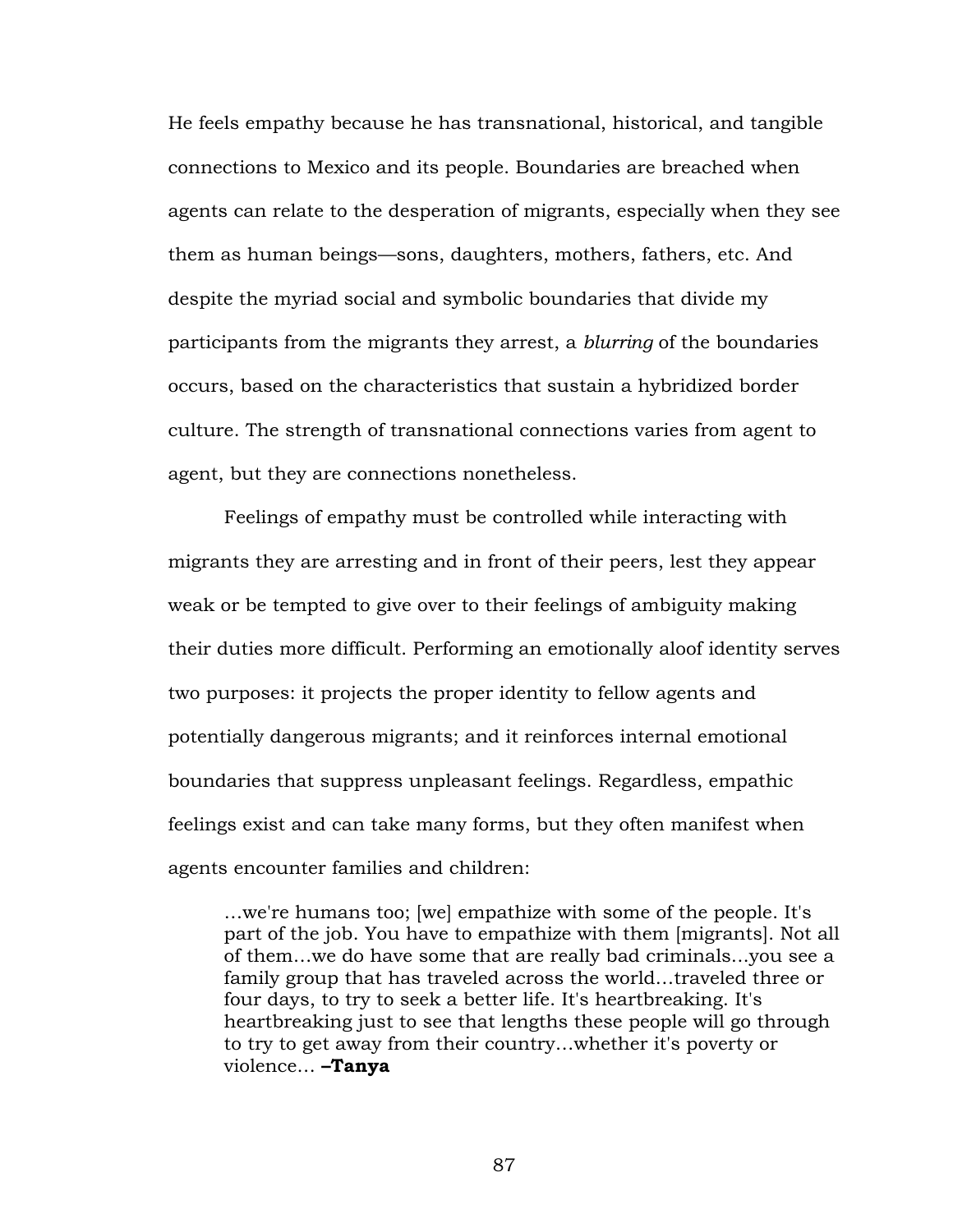He feels empathy because he has transnational, historical, and tangible connections to Mexico and its people. Boundaries are breached when agents can relate to the desperation of migrants, especially when they see them as human beings—sons, daughters, mothers, fathers, etc. And despite the myriad social and symbolic boundaries that divide my participants from the migrants they arrest, a *blurring* of the boundaries occurs, based on the characteristics that sustain a hybridized border culture. The strength of transnational connections varies from agent to agent, but they are connections nonetheless.

Feelings of empathy must be controlled while interacting with migrants they are arresting and in front of their peers, lest they appear weak or be tempted to give over to their feelings of ambiguity making their duties more difficult. Performing an emotionally aloof identity serves two purposes: it projects the proper identity to fellow agents and potentially dangerous migrants; and it reinforces internal emotional boundaries that suppress unpleasant feelings. Regardless, empathic feelings exist and can take many forms, but they often manifest when agents encounter families and children:

> …we're humans too; [we] empathize with some of the people. It's part of the job. You have to empathize with them [migrants]. Not all of them…we do have some that are really bad criminals…you see a family group that has traveled across the world…traveled three or four days, to try to seek a better life. It's heartbreaking. It's heartbreaking just to see that lengths these people will go through to try to get away from their country…whether it's poverty or violence… **–Tanya**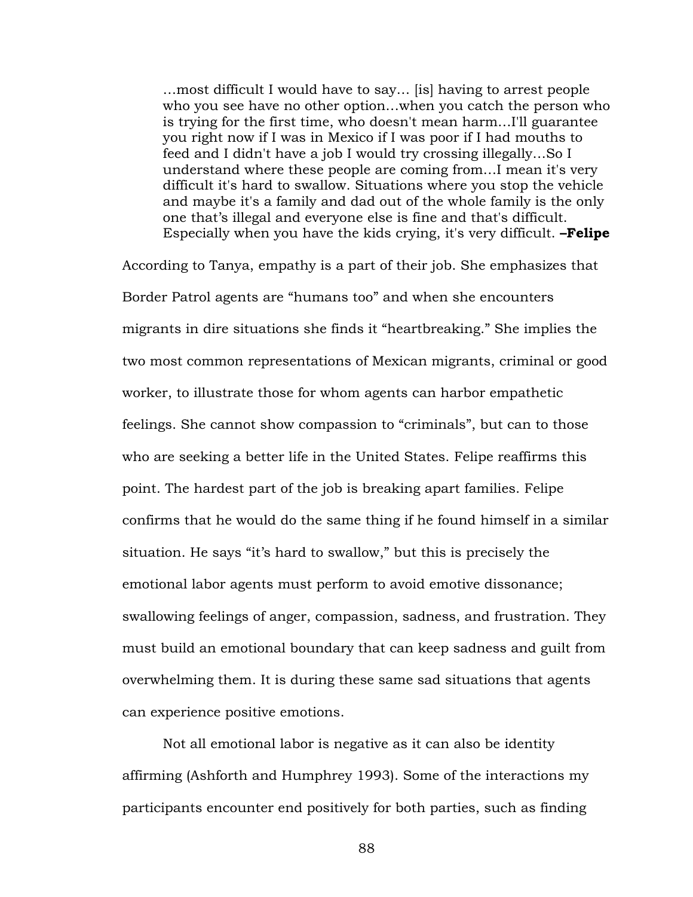> …most difficult I would have to say… [is] having to arrest people who you see have no other option…when you catch the person who is trying for the first time, who doesn't mean harm…I'll guarantee you right now if I was in Mexico if I was poor if I had mouths to feed and I didn't have a job I would try crossing illegally…So I understand where these people are coming from…I mean it's very difficult it's hard to swallow. Situations where you stop the vehicle and maybe it's a family and dad out of the whole family is the only one that's illegal and everyone else is fine and that's difficult. Especially when you have the kids crying, it's very difficult. **–Felipe**

According to Tanya, empathy is a part of their job. She emphasizes that Border Patrol agents are "humans too" and when she encounters migrants in dire situations she finds it "heartbreaking." She implies the two most common representations of Mexican migrants, criminal or good worker, to illustrate those for whom agents can harbor empathetic feelings. She cannot show compassion to "criminals", but can to those who are seeking a better life in the United States. Felipe reaffirms this point. The hardest part of the job is breaking apart families. Felipe confirms that he would do the same thing if he found himself in a similar situation. He says "it's hard to swallow," but this is precisely the emotional labor agents must perform to avoid emotive dissonance; swallowing feelings of anger, compassion, sadness, and frustration. They must build an emotional boundary that can keep sadness and guilt from overwhelming them. It is during these same sad situations that agents can experience positive emotions.

Not all emotional labor is negative as it can also be identity affirming (Ashforth and Humphrey 1993). Some of the interactions my participants encounter end positively for both parties, such as finding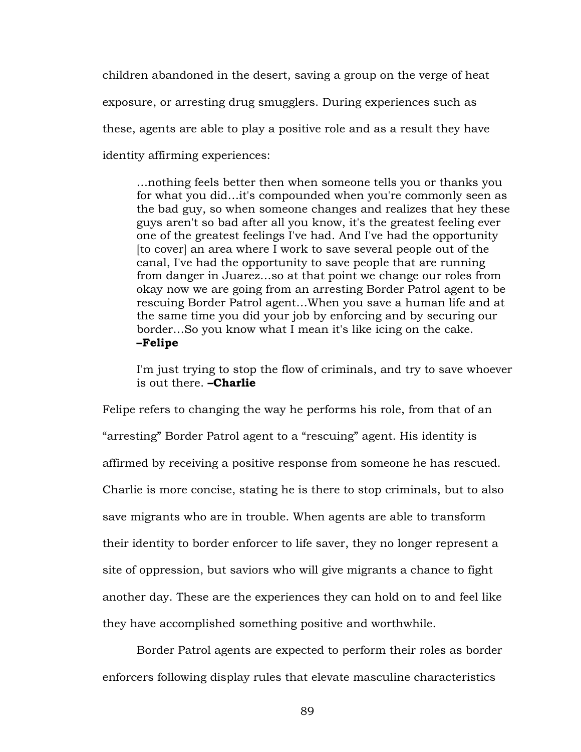children abandoned in the desert, saving a group on the verge of heat exposure, or arresting drug smugglers. During experiences such as these, agents are able to play a positive role and as a result they have identity affirming experiences:

> …nothing feels better then when someone tells you or thanks you for what you did…it's compounded when you're commonly seen as the bad guy, so when someone changes and realizes that hey these guys aren't so bad after all you know, it's the greatest feeling ever one of the greatest feelings I've had. And I've had the opportunity [to cover] an area where I work to save several people out of the canal, I've had the opportunity to save people that are running from danger in Juarez…so at that point we change our roles from okay now we are going from an arresting Border Patrol agent to be rescuing Border Patrol agent…When you save a human life and at the same time you did your job by enforcing and by securing our border…So you know what I mean it's like icing on the cake. **–Felipe**

> I'm just trying to stop the flow of criminals, and try to save whoever is out there. **–Charlie**

Felipe refers to changing the way he performs his role, from that of an "arresting" Border Patrol agent to a "rescuing" agent. His identity is affirmed by receiving a positive response from someone he has rescued. Charlie is more concise, stating he is there to stop criminals, but to also save migrants who are in trouble. When agents are able to transform their identity to border enforcer to life saver, they no longer represent a site of oppression, but saviors who will give migrants a chance to fight another day. These are the experiences they can hold on to and feel like they have accomplished something positive and worthwhile.

Border Patrol agents are expected to perform their roles as border enforcers following display rules that elevate masculine characteristics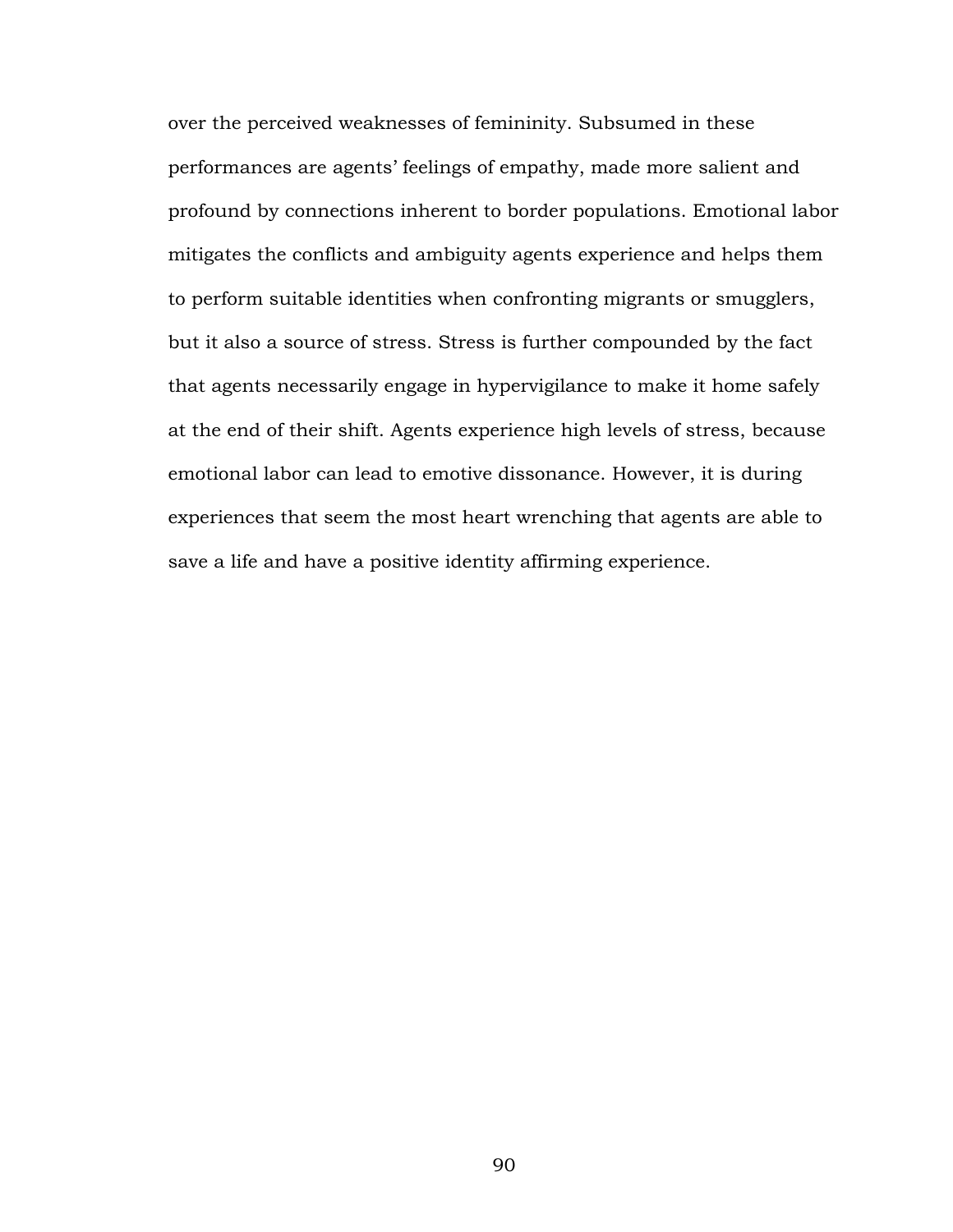over the perceived weaknesses of femininity. Subsumed in these performances are agents' feelings of empathy, made more salient and profound by connections inherent to border populations. Emotional labor mitigates the conflicts and ambiguity agents experience and helps them to perform suitable identities when confronting migrants or smugglers, but it also a source of stress. Stress is further compounded by the fact that agents necessarily engage in hypervigilance to make it home safely at the end of their shift. Agents experience high levels of stress, because emotional labor can lead to emotive dissonance. However, it is during experiences that seem the most heart wrenching that agents are able to save a life and have a positive identity affirming experience.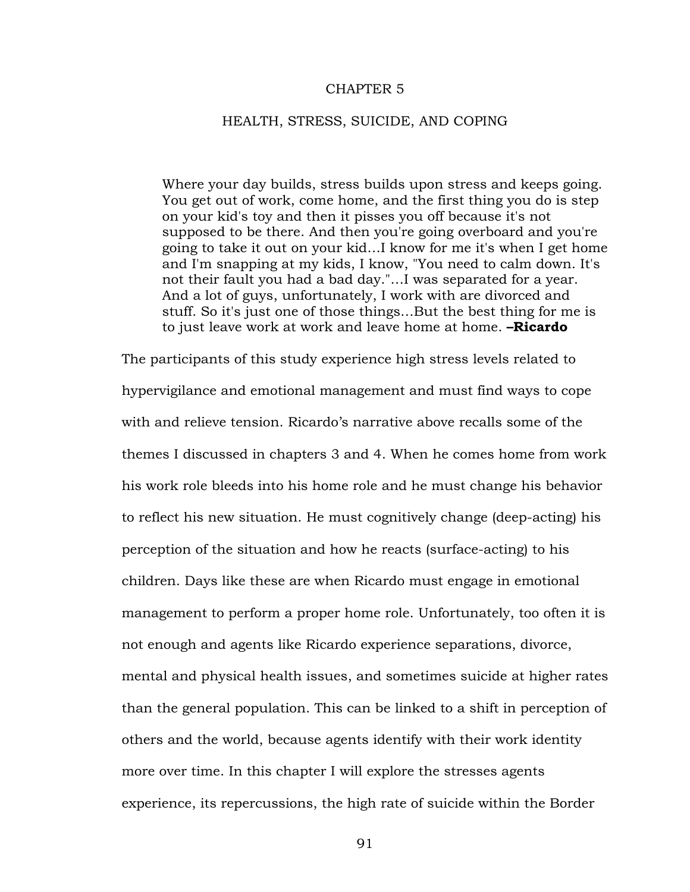# CHAPTER 5

## HEALTH, STRESS, SUICIDE, AND COPING

> Where your day builds, stress builds upon stress and keeps going. You get out of work, come home, and the first thing you do is step on your kid's toy and then it pisses you off because it's not supposed to be there. And then you're going overboard and you're going to take it out on your kid…I know for me it's when I get home and I'm snapping at my kids, I know, "You need to calm down. It's not their fault you had a bad day."…I was separated for a year. And a lot of guys, unfortunately, I work with are divorced and stuff. So it's just one of those things…But the best thing for me is to just leave work at work and leave home at home. **–Ricardo**

The participants of this study experience high stress levels related to hypervigilance and emotional management and must find ways to cope with and relieve tension. Ricardo's narrative above recalls some of the themes I discussed in chapters 3 and 4. When he comes home from work his work role bleeds into his home role and he must change his behavior to reflect his new situation. He must cognitively change (deep-acting) his perception of the situation and how he reacts (surface-acting) to his children. Days like these are when Ricardo must engage in emotional management to perform a proper home role. Unfortunately, too often it is not enough and agents like Ricardo experience separations, divorce, mental and physical health issues, and sometimes suicide at higher rates than the general population. This can be linked to a shift in perception of others and the world, because agents identify with their work identity more over time. In this chapter I will explore the stresses agents experience, its repercussions, the high rate of suicide within the Border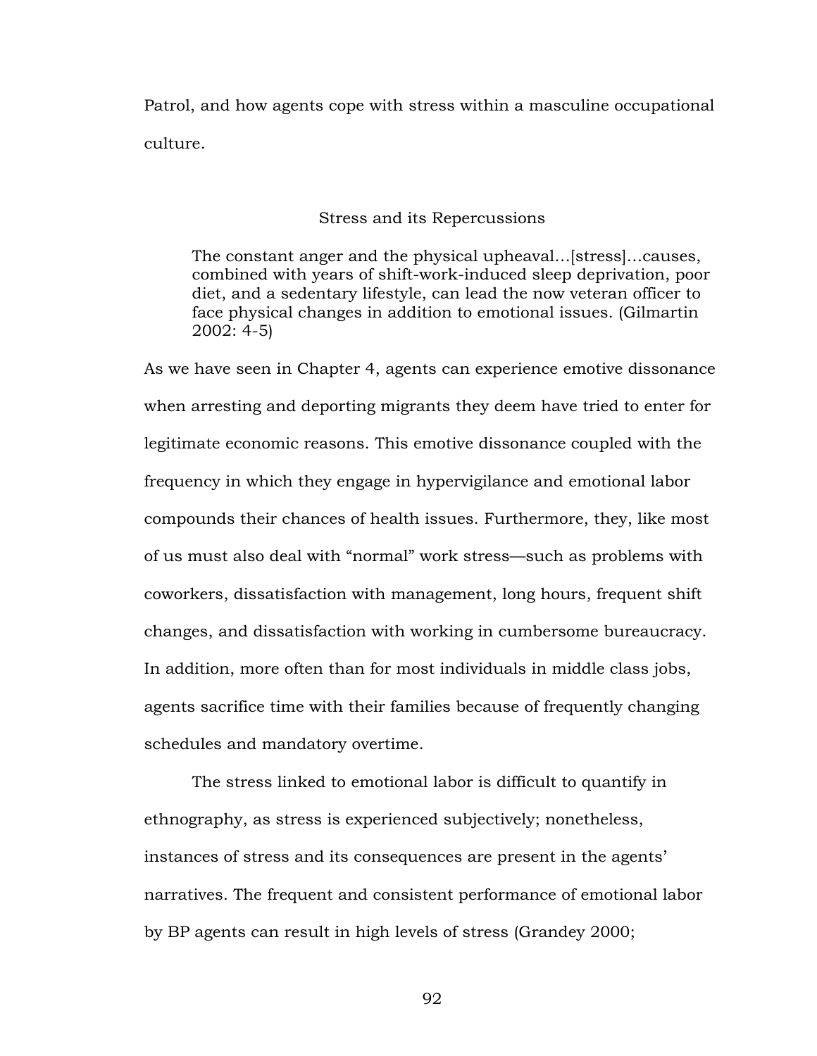Patrol, and how agents cope with stress within a masculine occupational culture.

## Stress and its Repercussions

> The constant anger and the physical upheaval…[stress]…causes, combined with years of shift-work-induced sleep deprivation, poor diet, and a sedentary lifestyle, can lead the now veteran officer to face physical changes in addition to emotional issues. (Gilmartin 2002: 4-5)

As we have seen in Chapter 4, agents can experience emotive dissonance when arresting and deporting migrants they deem have tried to enter for legitimate economic reasons. This emotive dissonance coupled with the frequency in which they engage in hypervigilance and emotional labor compounds their chances of health issues. Furthermore, they, like most of us must also deal with "normal" work stress—such as problems with coworkers, dissatisfaction with management, long hours, frequent shift changes, and dissatisfaction with working in cumbersome bureaucracy. In addition, more often than for most individuals in middle class jobs, agents sacrifice time with their families because of frequently changing schedules and mandatory overtime.

The stress linked to emotional labor is difficult to quantify in ethnography, as stress is experienced subjectively; nonetheless, instances of stress and its consequences are present in the agents' narratives. The frequent and consistent performance of emotional labor by BP agents can result in high levels of stress (Grandey 2000;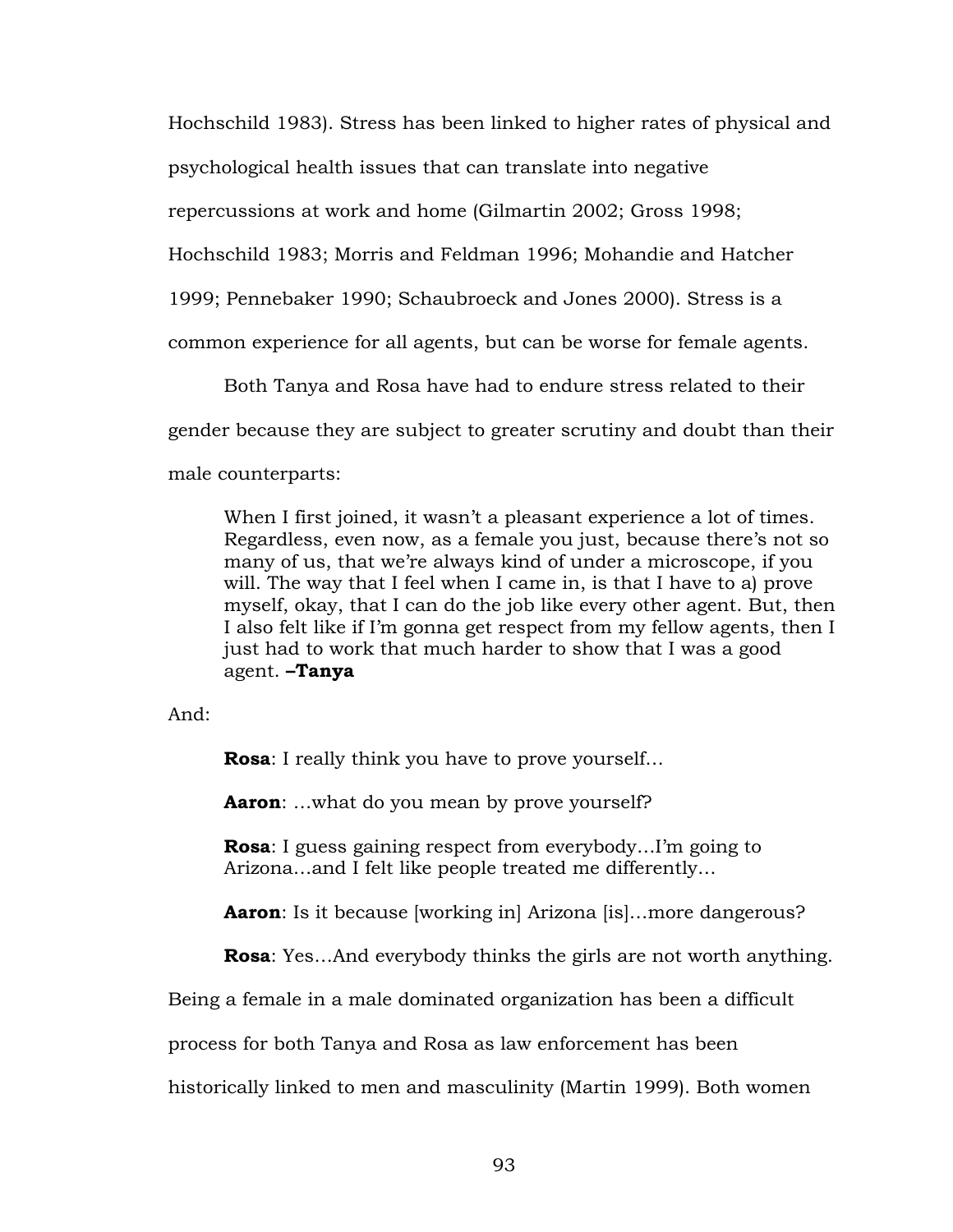Hochschild 1983). Stress has been linked to higher rates of physical and psychological health issues that can translate into negative repercussions at work and home (Gilmartin 2002; Gross 1998; Hochschild 1983; Morris and Feldman 1996; Mohandie and Hatcher 1999; Pennebaker 1990; Schaubroeck and Jones 2000). Stress is a common experience for all agents, but can be worse for female agents.

Both Tanya and Rosa have had to endure stress related to their gender because they are subject to greater scrutiny and doubt than their male counterparts:

> When I first joined, it wasn't a pleasant experience a lot of times. Regardless, even now, as a female you just, because there's not so many of us, that we're always kind of under a microscope, if you will. The way that I feel when I came in, is that I have to a) prove myself, okay, that I can do the job like every other agent. But, then I also felt like if I'm gonna get respect from my fellow agents, then I just had to work that much harder to show that I was a good agent. **–Tanya**

And:

> **Rosa**: I really think you have to prove yourself…
>
> **Aaron**: …what do you mean by prove yourself?
>
> **Rosa**: I guess gaining respect from everybody…I'm going to Arizona…and I felt like people treated me differently…
>
> **Aaron**: Is it because [working in] Arizona [is]…more dangerous?
>
> **Rosa**: Yes…And everybody thinks the girls are not worth anything.

Being a female in a male dominated organization has been a difficult process for both Tanya and Rosa as law enforcement has been historically linked to men and masculinity (Martin 1999). Both women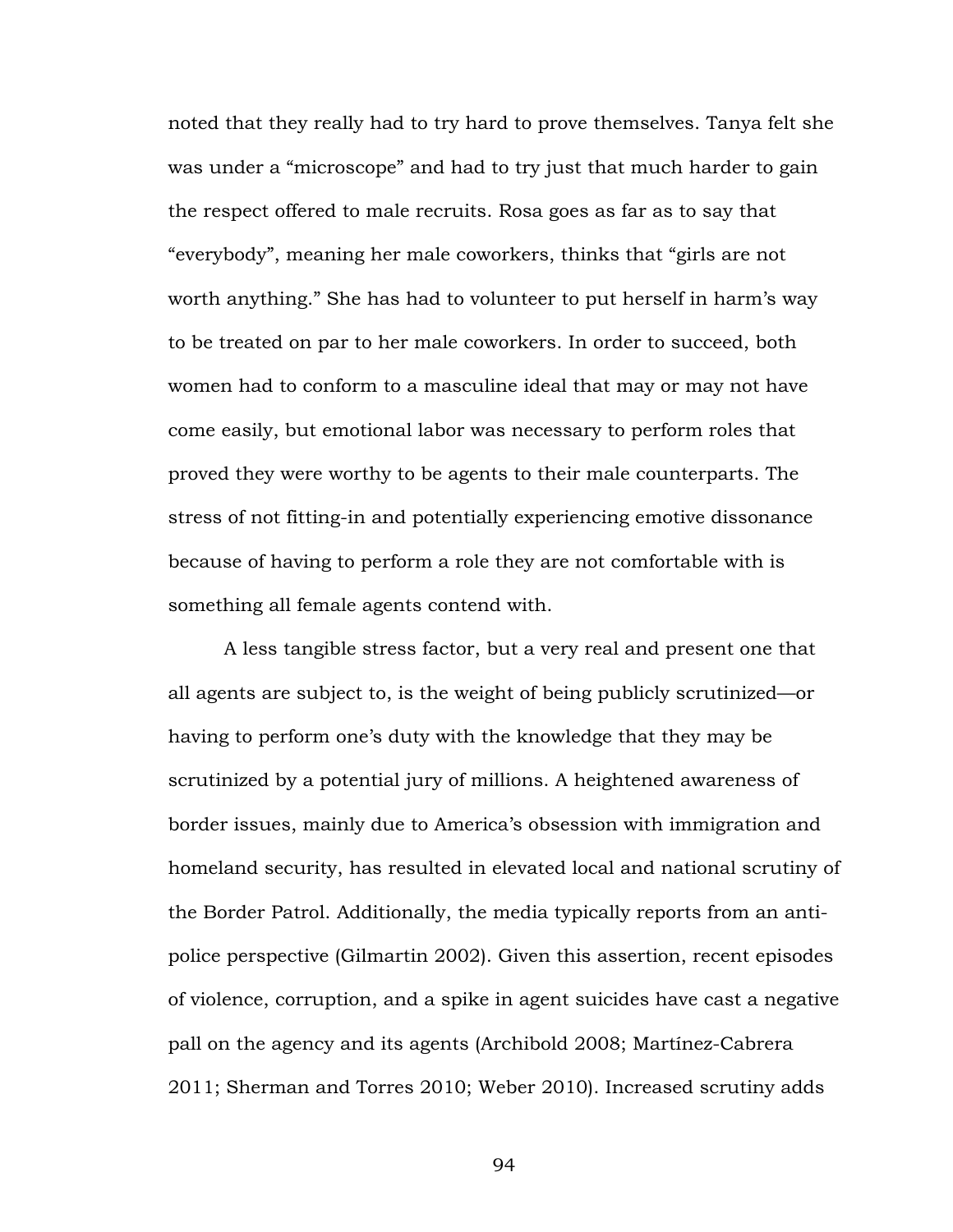noted that they really had to try hard to prove themselves. Tanya felt she was under a "microscope" and had to try just that much harder to gain the respect offered to male recruits. Rosa goes as far as to say that "everybody", meaning her male coworkers, thinks that "girls are not worth anything." She has had to volunteer to put herself in harm's way to be treated on par to her male coworkers. In order to succeed, both women had to conform to a masculine ideal that may or may not have come easily, but emotional labor was necessary to perform roles that proved they were worthy to be agents to their male counterparts. The stress of not fitting-in and potentially experiencing emotive dissonance because of having to perform a role they are not comfortable with is something all female agents contend with.

A less tangible stress factor, but a very real and present one that all agents are subject to, is the weight of being publicly scrutinized—or having to perform one's duty with the knowledge that they may be scrutinized by a potential jury of millions. A heightened awareness of border issues, mainly due to America's obsession with immigration and homeland security, has resulted in elevated local and national scrutiny of the Border Patrol. Additionally, the media typically reports from an anti-police perspective (Gilmartin 2002). Given this assertion, recent episodes of violence, corruption, and a spike in agent suicides have cast a negative pall on the agency and its agents (Archibold 2008; Martínez-Cabrera 2011; Sherman and Torres 2010; Weber 2010). Increased scrutiny adds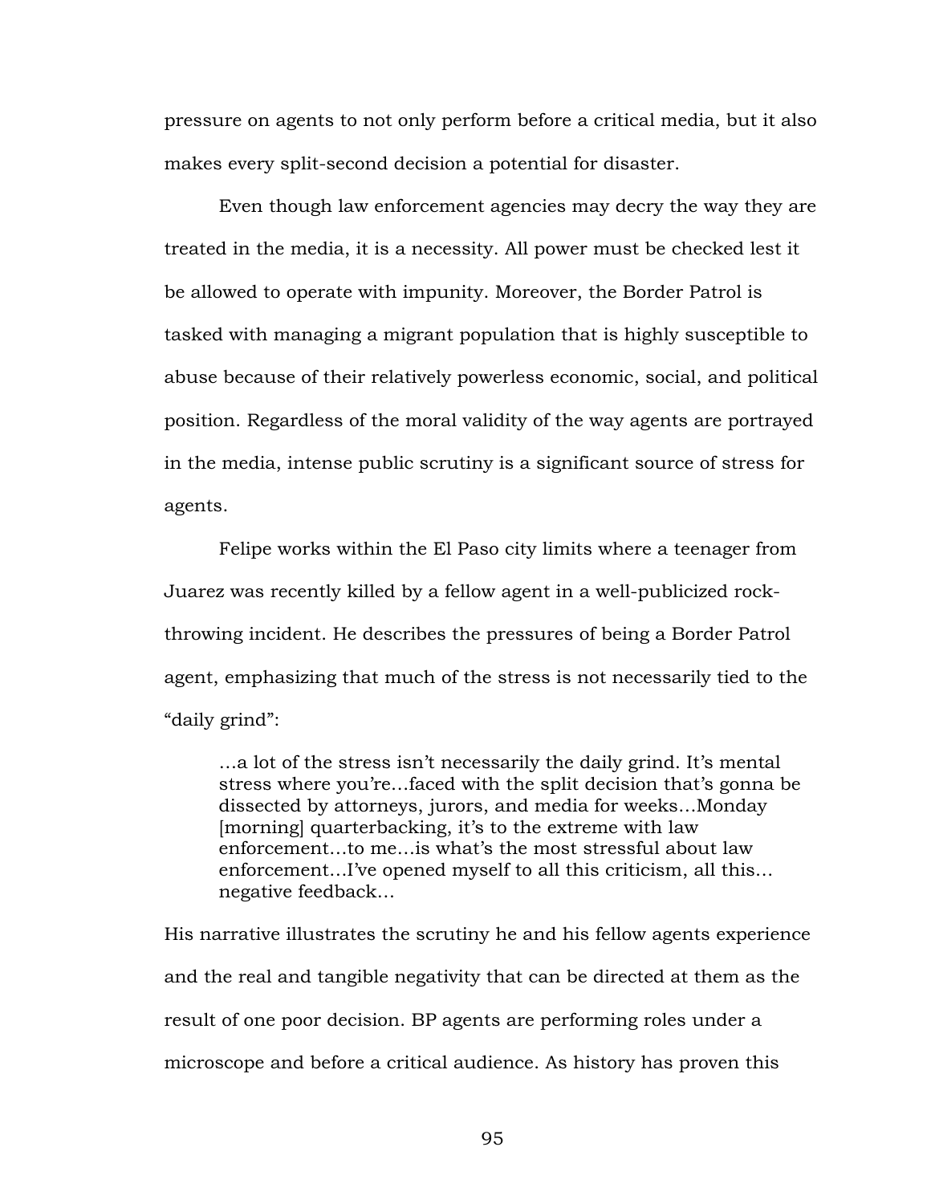pressure on agents to not only perform before a critical media, but it also makes every split-second decision a potential for disaster.

Even though law enforcement agencies may decry the way they are treated in the media, it is a necessity. All power must be checked lest it be allowed to operate with impunity. Moreover, the Border Patrol is tasked with managing a migrant population that is highly susceptible to abuse because of their relatively powerless economic, social, and political position. Regardless of the moral validity of the way agents are portrayed in the media, intense public scrutiny is a significant source of stress for agents.

Felipe works within the El Paso city limits where a teenager from Juarez was recently killed by a fellow agent in a well-publicized rock-throwing incident. He describes the pressures of being a Border Patrol agent, emphasizing that much of the stress is not necessarily tied to the "daily grind":

> …a lot of the stress isn't necessarily the daily grind. It's mental stress where you're…faced with the split decision that's gonna be dissected by attorneys, jurors, and media for weeks…Monday [morning] quarterbacking, it's to the extreme with law enforcement…to me…is what's the most stressful about law enforcement…I've opened myself to all this criticism, all this… negative feedback…

His narrative illustrates the scrutiny he and his fellow agents experience and the real and tangible negativity that can be directed at them as the result of one poor decision. BP agents are performing roles under a microscope and before a critical audience. As history has proven this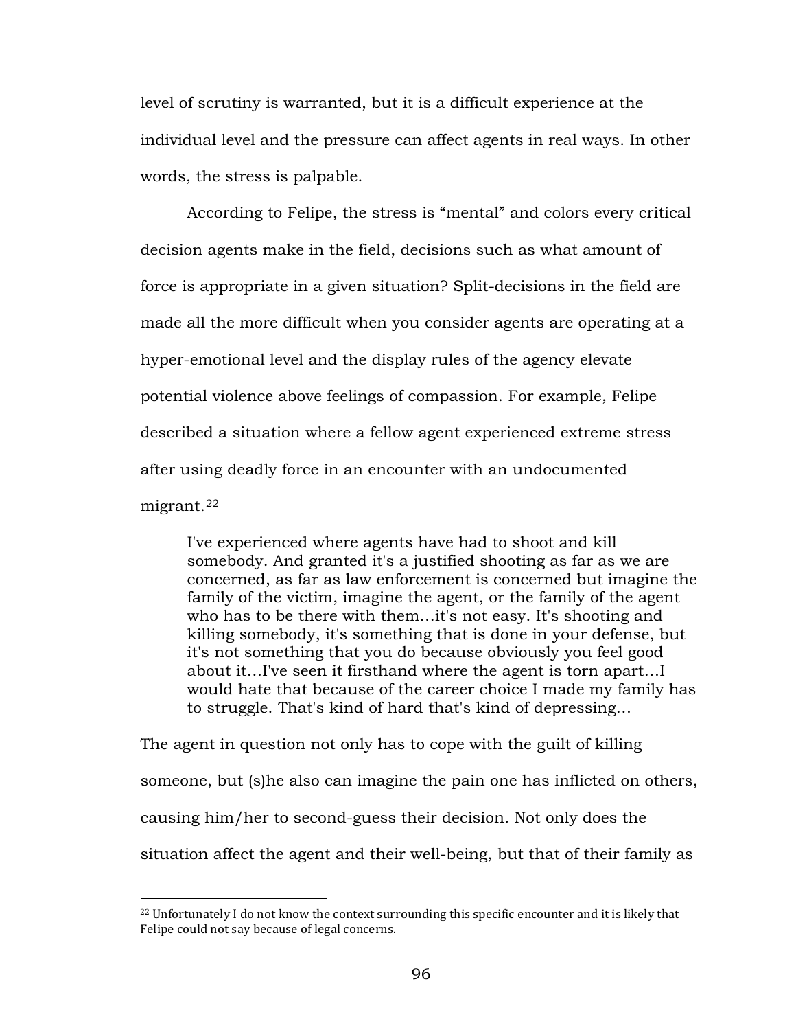level of scrutiny is warranted, but it is a difficult experience at the individual level and the pressure can affect agents in real ways. In other words, the stress is palpable.

According to Felipe, the stress is "mental" and colors every critical decision agents make in the field, decisions such as what amount of force is appropriate in a given situation? Split-decisions in the field are made all the more difficult when you consider agents are operating at a hyper-emotional level and the display rules of the agency elevate potential violence above feelings of compassion. For example, Felipe described a situation where a fellow agent experienced extreme stress after using deadly force in an encounter with an undocumented migrant.[22]

> I've experienced where agents have had to shoot and kill somebody. And granted it's a justified shooting as far as we are concerned, as far as law enforcement is concerned but imagine the family of the victim, imagine the agent, or the family of the agent who has to be there with them…it's not easy. It's shooting and killing somebody, it's something that is done in your defense, but it's not something that you do because obviously you feel good about it…I've seen it firsthand where the agent is torn apart…I would hate that because of the career choice I made my family has to struggle. That's kind of hard that's kind of depressing…

The agent in question not only has to cope with the guilt of killing someone, but (s)he also can imagine the pain one has inflicted on others, causing him/her to second-guess their decision. Not only does the situation affect the agent and their well-being, but that of their family as

[22] Unfortunately I do not know the context surrounding this specific encounter and it is likely that Felipe could not say because of legal concerns.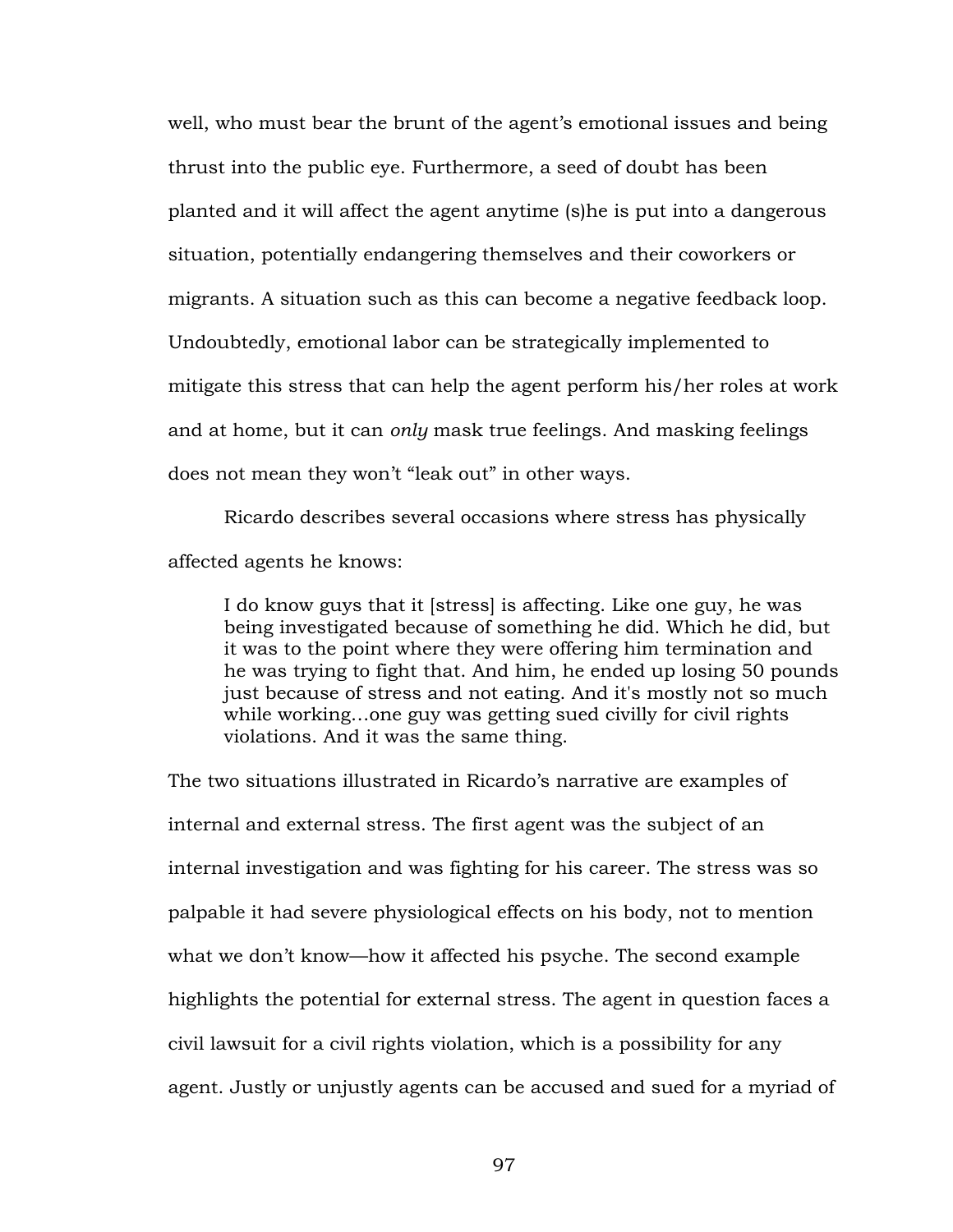well, who must bear the brunt of the agent's emotional issues and being thrust into the public eye. Furthermore, a seed of doubt has been planted and it will affect the agent anytime (s)he is put into a dangerous situation, potentially endangering themselves and their coworkers or migrants. A situation such as this can become a negative feedback loop. Undoubtedly, emotional labor can be strategically implemented to mitigate this stress that can help the agent perform his/her roles at work and at home, but it can *only* mask true feelings. And masking feelings does not mean they won't "leak out" in other ways.

Ricardo describes several occasions where stress has physically affected agents he knows:

> I do know guys that it [stress] is affecting. Like one guy, he was being investigated because of something he did. Which he did, but it was to the point where they were offering him termination and he was trying to fight that. And him, he ended up losing 50 pounds just because of stress and not eating. And it's mostly not so much while working…one guy was getting sued civilly for civil rights violations. And it was the same thing.

The two situations illustrated in Ricardo's narrative are examples of internal and external stress. The first agent was the subject of an internal investigation and was fighting for his career. The stress was so palpable it had severe physiological effects on his body, not to mention what we don't know—how it affected his psyche. The second example highlights the potential for external stress. The agent in question faces a civil lawsuit for a civil rights violation, which is a possibility for any agent. Justly or unjustly agents can be accused and sued for a myriad of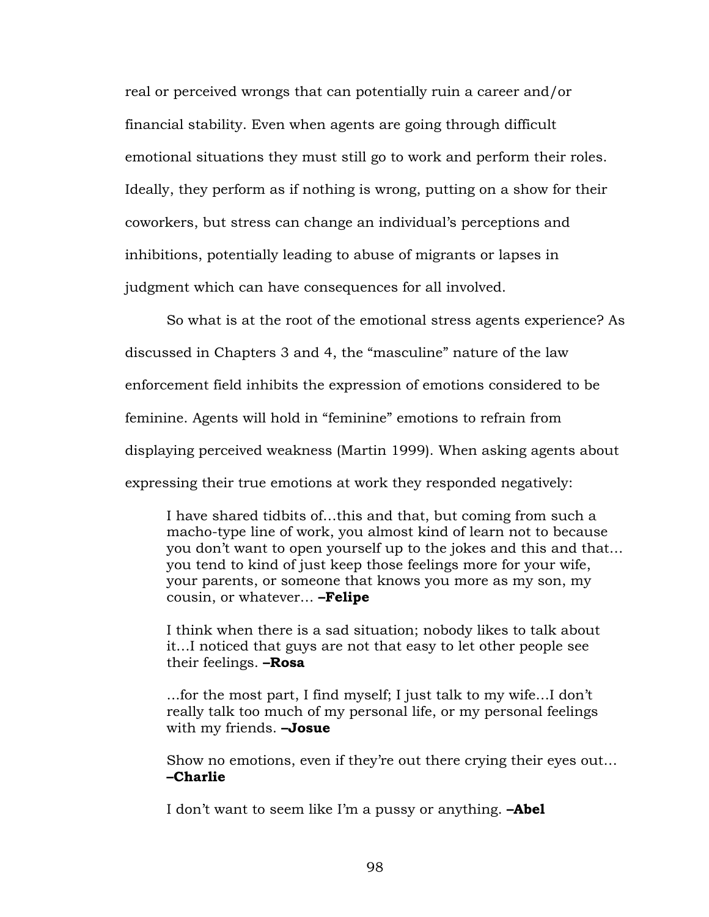real or perceived wrongs that can potentially ruin a career and/or financial stability. Even when agents are going through difficult emotional situations they must still go to work and perform their roles. Ideally, they perform as if nothing is wrong, putting on a show for their coworkers, but stress can change an individual's perceptions and inhibitions, potentially leading to abuse of migrants or lapses in judgment which can have consequences for all involved.

So what is at the root of the emotional stress agents experience? As discussed in Chapters 3 and 4, the "masculine" nature of the law enforcement field inhibits the expression of emotions considered to be feminine. Agents will hold in "feminine" emotions to refrain from displaying perceived weakness (Martin 1999). When asking agents about expressing their true emotions at work they responded negatively:

> I have shared tidbits of…this and that, but coming from such a macho-type line of work, you almost kind of learn not to because you don't want to open yourself up to the jokes and this and that… you tend to kind of just keep those feelings more for your wife, your parents, or someone that knows you more as my son, my cousin, or whatever… **–Felipe**

> I think when there is a sad situation; nobody likes to talk about it…I noticed that guys are not that easy to let other people see their feelings. **–Rosa**

> …for the most part, I find myself; I just talk to my wife…I don't really talk too much of my personal life, or my personal feelings with my friends. **–Josue**

> Show no emotions, even if they're out there crying their eyes out… **–Charlie**

> I don't want to seem like I'm a pussy or anything. **–Abel**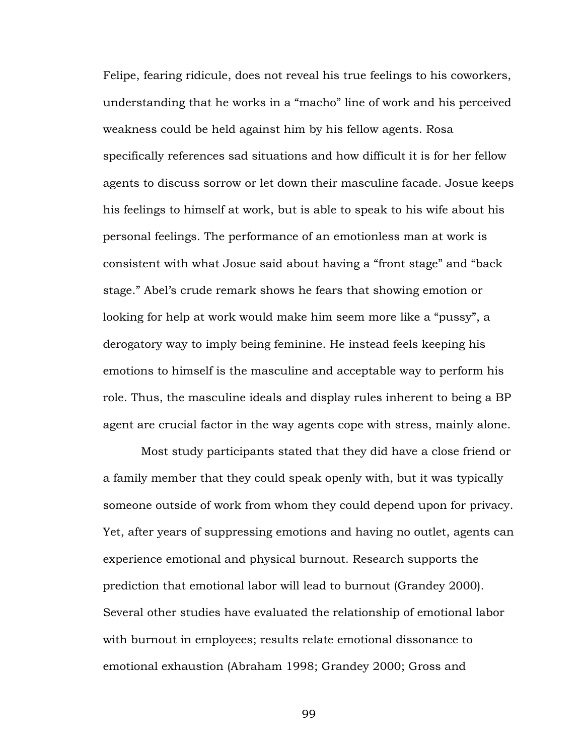Felipe, fearing ridicule, does not reveal his true feelings to his coworkers, understanding that he works in a "macho" line of work and his perceived weakness could be held against him by his fellow agents. Rosa specifically references sad situations and how difficult it is for her fellow agents to discuss sorrow or let down their masculine facade. Josue keeps his feelings to himself at work, but is able to speak to his wife about his personal feelings. The performance of an emotionless man at work is consistent with what Josue said about having a "front stage" and "back stage." Abel's crude remark shows he fears that showing emotion or looking for help at work would make him seem more like a "pussy", a derogatory way to imply being feminine. He instead feels keeping his emotions to himself is the masculine and acceptable way to perform his role. Thus, the masculine ideals and display rules inherent to being a BP agent are crucial factor in the way agents cope with stress, mainly alone.

Most study participants stated that they did have a close friend or a family member that they could speak openly with, but it was typically someone outside of work from whom they could depend upon for privacy. Yet, after years of suppressing emotions and having no outlet, agents can experience emotional and physical burnout. Research supports the prediction that emotional labor will lead to burnout (Grandey 2000). Several other studies have evaluated the relationship of emotional labor with burnout in employees; results relate emotional dissonance to emotional exhaustion (Abraham 1998; Grandey 2000; Gross and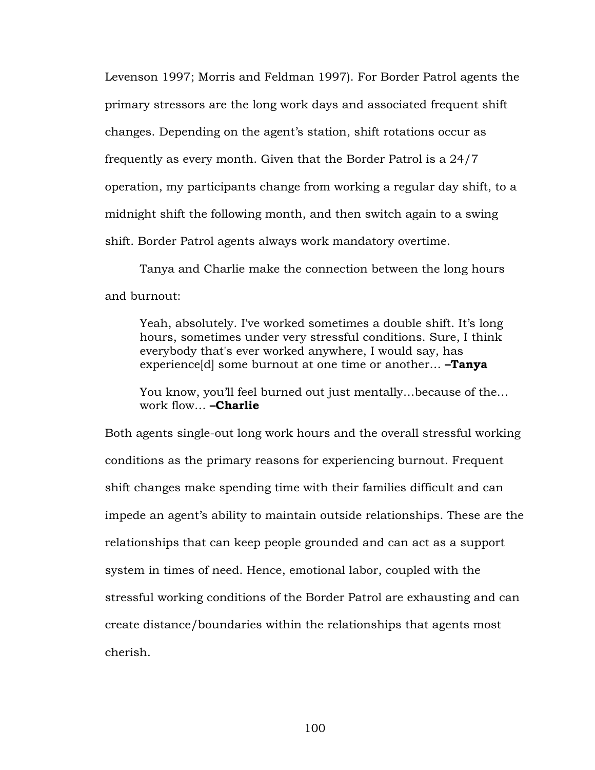Levenson 1997; Morris and Feldman 1997). For Border Patrol agents the primary stressors are the long work days and associated frequent shift changes. Depending on the agent's station, shift rotations occur as frequently as every month. Given that the Border Patrol is a 24/7 operation, my participants change from working a regular day shift, to a midnight shift the following month, and then switch again to a swing shift. Border Patrol agents always work mandatory overtime.

Tanya and Charlie make the connection between the long hours and burnout:

> Yeah, absolutely. I've worked sometimes a double shift. It's long hours, sometimes under very stressful conditions. Sure, I think everybody that's ever worked anywhere, I would say, has experience[d] some burnout at one time or another… **–Tanya**

> You know, you'll feel burned out just mentally…because of the… work flow… **–Charlie**

Both agents single-out long work hours and the overall stressful working conditions as the primary reasons for experiencing burnout. Frequent shift changes make spending time with their families difficult and can impede an agent's ability to maintain outside relationships. These are the relationships that can keep people grounded and can act as a support system in times of need. Hence, emotional labor, coupled with the stressful working conditions of the Border Patrol are exhausting and can create distance/boundaries within the relationships that agents most cherish.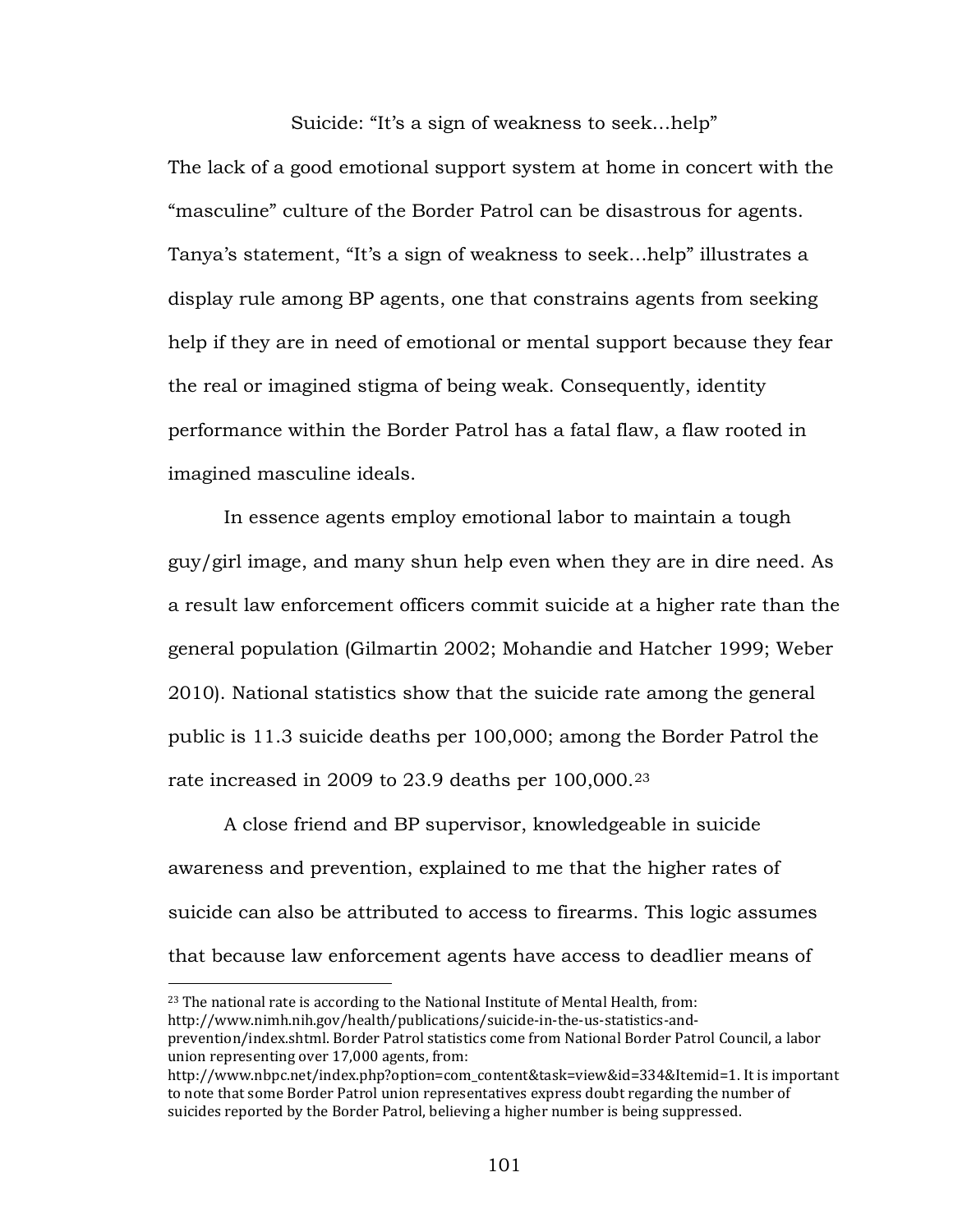## Suicide: "It's a sign of weakness to seek…help"

The lack of a good emotional support system at home in concert with the "masculine" culture of the Border Patrol can be disastrous for agents. Tanya's statement, "It's a sign of weakness to seek…help" illustrates a display rule among BP agents, one that constrains agents from seeking help if they are in need of emotional or mental support because they fear the real or imagined stigma of being weak. Consequently, identity performance within the Border Patrol has a fatal flaw, a flaw rooted in imagined masculine ideals.

In essence agents employ emotional labor to maintain a tough guy/girl image, and many shun help even when they are in dire need. As a result law enforcement officers commit suicide at a higher rate than the general population (Gilmartin 2002; Mohandie and Hatcher 1999; Weber 2010). National statistics show that the suicide rate among the general public is 11.3 suicide deaths per 100,000; among the Border Patrol the rate increased in 2009 to 23.9 deaths per 100,000.[23]

A close friend and BP supervisor, knowledgeable in suicide awareness and prevention, explained to me that the higher rates of suicide can also be attributed to access to firearms. This logic assumes that because law enforcement agents have access to deadlier means of

---

[23] The national rate is according to the National Institute of Mental Health, from: http://www.nimh.nih.gov/health/publications/suicide-in-the-us-statistics-and-prevention/index.shtml. Border Patrol statistics come from National Border Patrol Council, a labor union representing over 17,000 agents, from: http://www.nbpc.net/index.php?option=com_content&task=view&id=334&Itemid=1. It is important to note that some Border Patrol union representatives express doubt regarding the number of suicides reported by the Border Patrol, believing a higher number is being suppressed.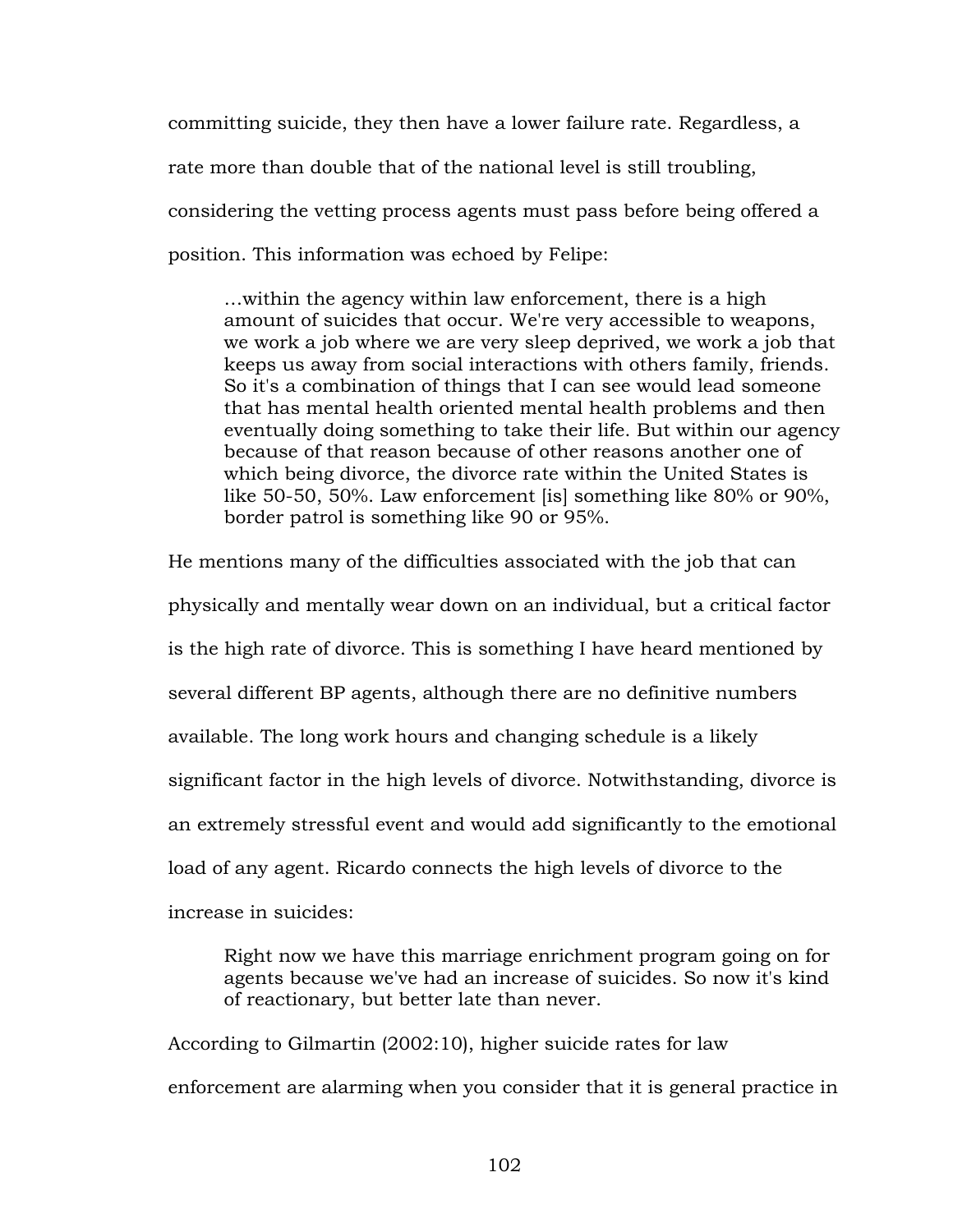committing suicide, they then have a lower failure rate. Regardless, a rate more than double that of the national level is still troubling, considering the vetting process agents must pass before being offered a position. This information was echoed by Felipe:

> …within the agency within law enforcement, there is a high amount of suicides that occur. We're very accessible to weapons, we work a job where we are very sleep deprived, we work a job that keeps us away from social interactions with others family, friends. So it's a combination of things that I can see would lead someone that has mental health oriented mental health problems and then eventually doing something to take their life. But within our agency because of that reason because of other reasons another one of which being divorce, the divorce rate within the United States is like 50-50, 50%. Law enforcement [is] something like 80% or 90%, border patrol is something like 90 or 95%.

He mentions many of the difficulties associated with the job that can physically and mentally wear down on an individual, but a critical factor is the high rate of divorce. This is something I have heard mentioned by several different BP agents, although there are no definitive numbers available. The long work hours and changing schedule is a likely significant factor in the high levels of divorce. Notwithstanding, divorce is an extremely stressful event and would add significantly to the emotional load of any agent. Ricardo connects the high levels of divorce to the increase in suicides:

> Right now we have this marriage enrichment program going on for agents because we've had an increase of suicides. So now it's kind of reactionary, but better late than never.

According to Gilmartin (2002:10), higher suicide rates for law enforcement are alarming when you consider that it is general practice in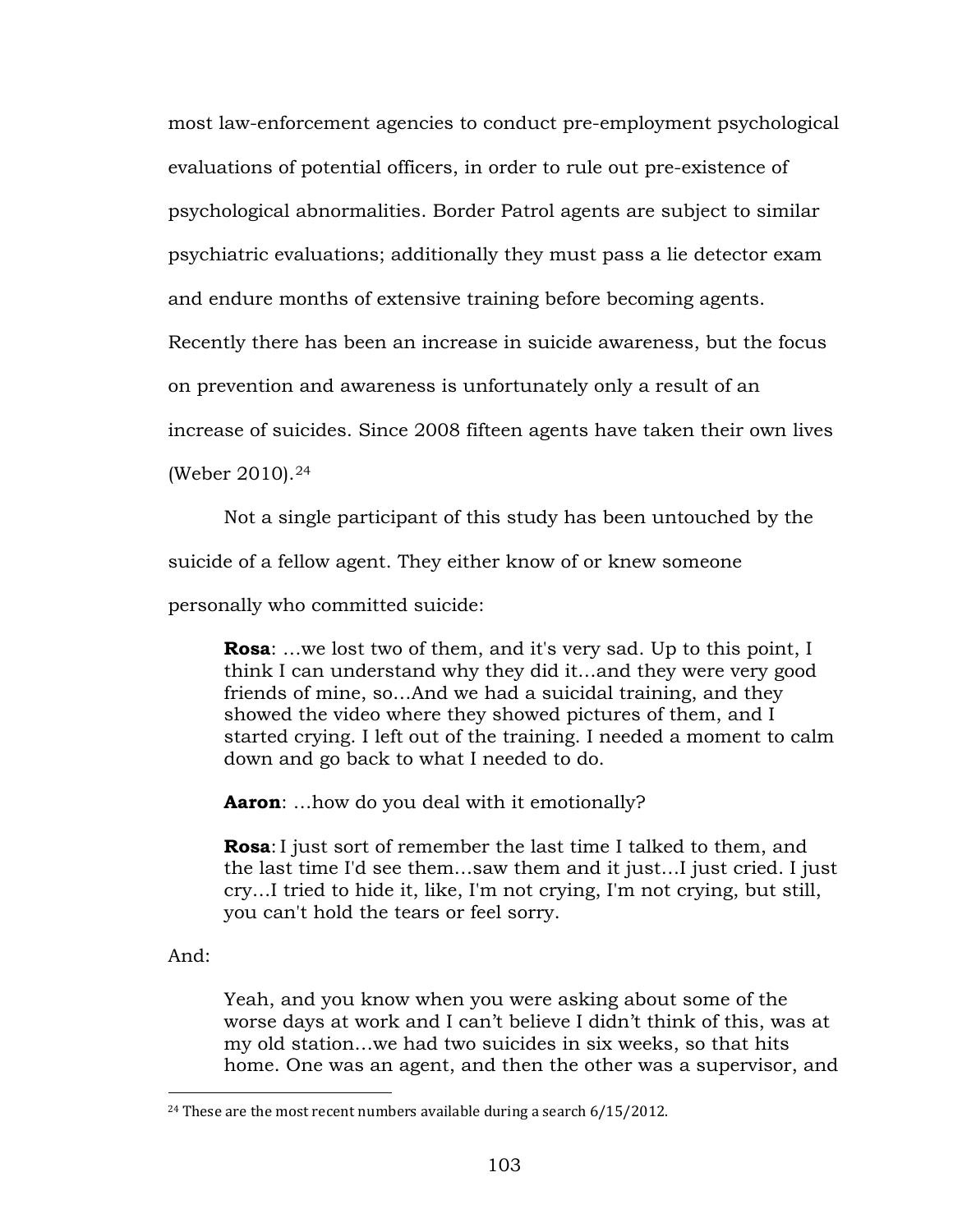most law-enforcement agencies to conduct pre-employment psychological evaluations of potential officers, in order to rule out pre-existence of psychological abnormalities. Border Patrol agents are subject to similar psychiatric evaluations; additionally they must pass a lie detector exam and endure months of extensive training before becoming agents. Recently there has been an increase in suicide awareness, but the focus on prevention and awareness is unfortunately only a result of an increase of suicides. Since 2008 fifteen agents have taken their own lives (Weber 2010).[24]

Not a single participant of this study has been untouched by the suicide of a fellow agent. They either know of or knew someone personally who committed suicide:

> **Rosa**: …we lost two of them, and it's very sad. Up to this point, I think I can understand why they did it…and they were very good friends of mine, so…And we had a suicidal training, and they showed the video where they showed pictures of them, and I started crying. I left out of the training. I needed a moment to calm down and go back to what I needed to do.
>
> **Aaron**: …how do you deal with it emotionally?
>
> **Rosa**: I just sort of remember the last time I talked to them, and the last time I'd see them…saw them and it just…I just cried. I just cry…I tried to hide it, like, I'm not crying, I'm not crying, but still, you can't hold the tears or feel sorry.

And:

> Yeah, and you know when you were asking about some of the worse days at work and I can't believe I didn't think of this, was at my old station…we had two suicides in six weeks, so that hits home. One was an agent, and then the other was a supervisor, and

[24] These are the most recent numbers available during a search 6/15/2012.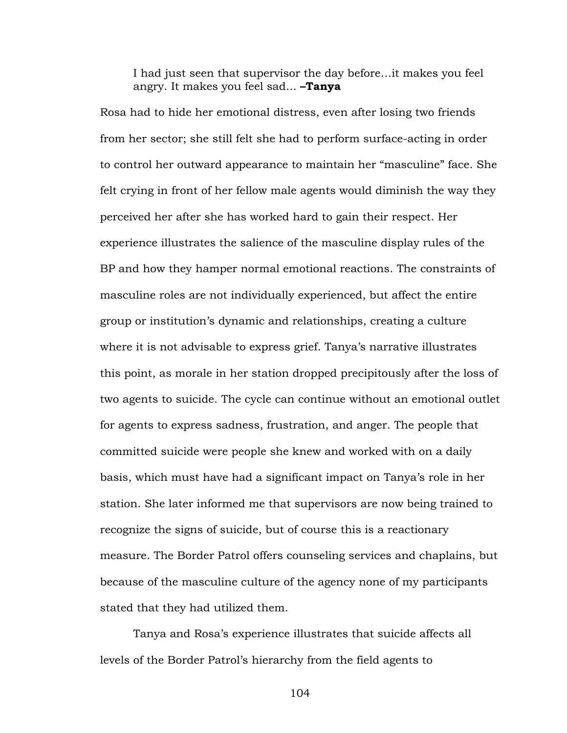> I had just seen that supervisor the day before…it makes you feel angry. It makes you feel sad… **–Tanya**

Rosa had to hide her emotional distress, even after losing two friends from her sector; she still felt she had to perform surface-acting in order to control her outward appearance to maintain her "masculine" face. She felt crying in front of her fellow male agents would diminish the way they perceived her after she has worked hard to gain their respect. Her experience illustrates the salience of the masculine display rules of the BP and how they hamper normal emotional reactions. The constraints of masculine roles are not individually experienced, but affect the entire group or institution's dynamic and relationships, creating a culture where it is not advisable to express grief. Tanya's narrative illustrates this point, as morale in her station dropped precipitously after the loss of two agents to suicide. The cycle can continue without an emotional outlet for agents to express sadness, frustration, and anger. The people that committed suicide were people she knew and worked with on a daily basis, which must have had a significant impact on Tanya's role in her station. She later informed me that supervisors are now being trained to recognize the signs of suicide, but of course this is a reactionary measure. The Border Patrol offers counseling services and chaplains, but because of the masculine culture of the agency none of my participants stated that they had utilized them.

Tanya and Rosa's experience illustrates that suicide affects all levels of the Border Patrol's hierarchy from the field agents to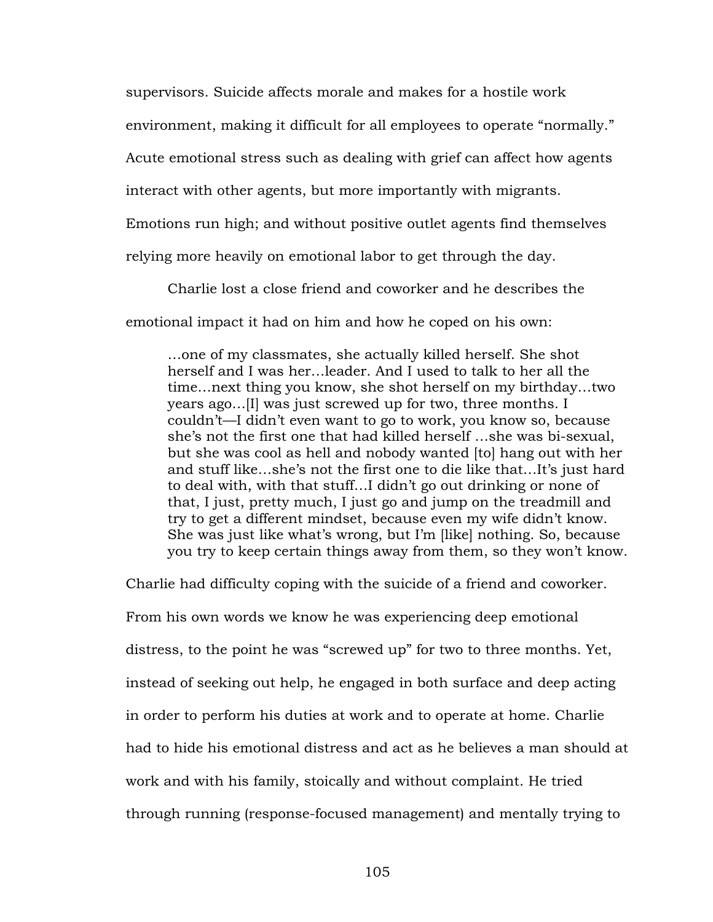supervisors. Suicide affects morale and makes for a hostile work environment, making it difficult for all employees to operate "normally." Acute emotional stress such as dealing with grief can affect how agents interact with other agents, but more importantly with migrants. Emotions run high; and without positive outlet agents find themselves relying more heavily on emotional labor to get through the day.

Charlie lost a close friend and coworker and he describes the emotional impact it had on him and how he coped on his own:

> …one of my classmates, she actually killed herself. She shot herself and I was her…leader. And I used to talk to her all the time…next thing you know, she shot herself on my birthday…two years ago…[I] was just screwed up for two, three months. I couldn't—I didn't even want to go to work, you know so, because she's not the first one that had killed herself …she was bi-sexual, but she was cool as hell and nobody wanted [to] hang out with her and stuff like…she's not the first one to die like that…It's just hard to deal with, with that stuff…I didn't go out drinking or none of that, I just, pretty much, I just go and jump on the treadmill and try to get a different mindset, because even my wife didn't know. She was just like what's wrong, but I'm [like] nothing. So, because you try to keep certain things away from them, so they won't know.

Charlie had difficulty coping with the suicide of a friend and coworker. From his own words we know he was experiencing deep emotional distress, to the point he was "screwed up" for two to three months. Yet, instead of seeking out help, he engaged in both surface and deep acting in order to perform his duties at work and to operate at home. Charlie had to hide his emotional distress and act as he believes a man should at work and with his family, stoically and without complaint. He tried through running (response-focused management) and mentally trying to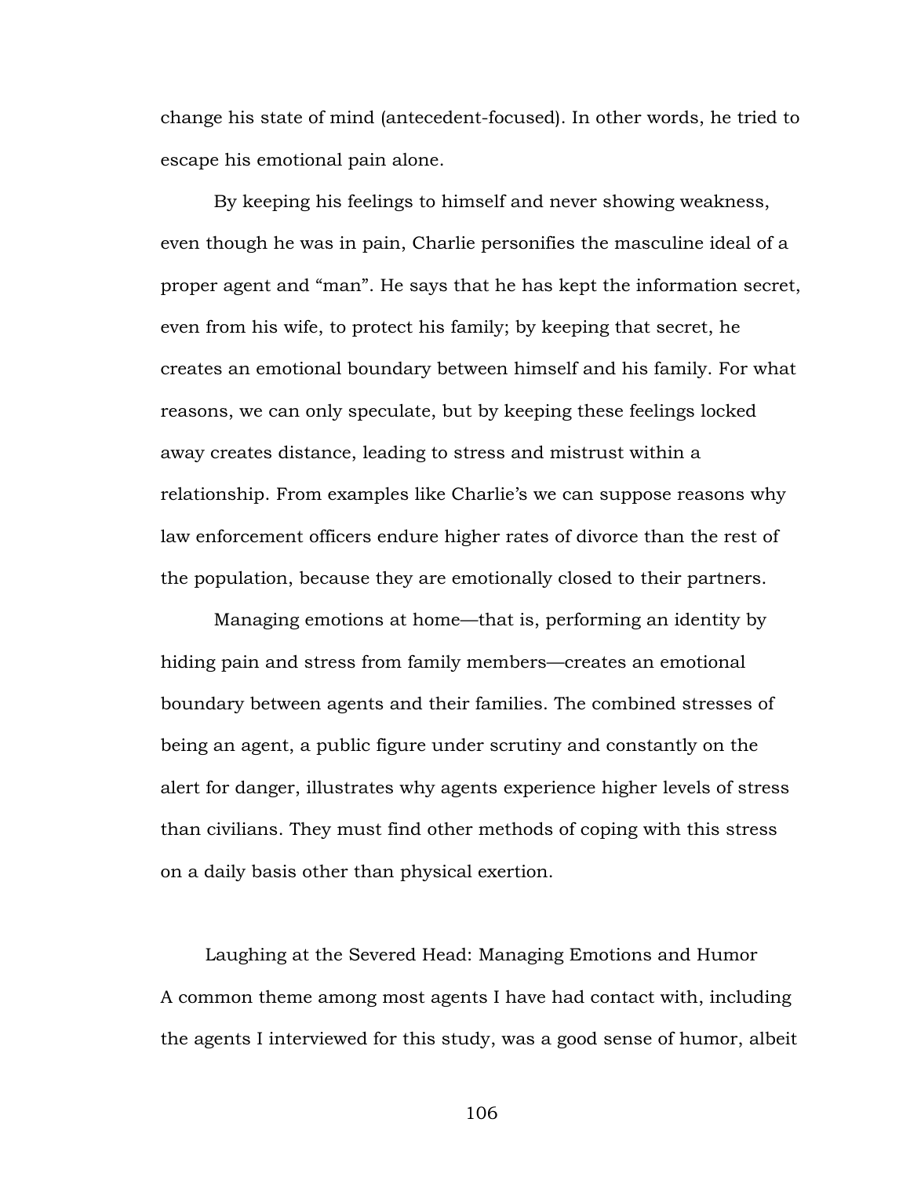change his state of mind (antecedent-focused). In other words, he tried to escape his emotional pain alone.

By keeping his feelings to himself and never showing weakness, even though he was in pain, Charlie personifies the masculine ideal of a proper agent and "man". He says that he has kept the information secret, even from his wife, to protect his family; by keeping that secret, he creates an emotional boundary between himself and his family. For what reasons, we can only speculate, but by keeping these feelings locked away creates distance, leading to stress and mistrust within a relationship. From examples like Charlie's we can suppose reasons why law enforcement officers endure higher rates of divorce than the rest of the population, because they are emotionally closed to their partners.

Managing emotions at home—that is, performing an identity by hiding pain and stress from family members—creates an emotional boundary between agents and their families. The combined stresses of being an agent, a public figure under scrutiny and constantly on the alert for danger, illustrates why agents experience higher levels of stress than civilians. They must find other methods of coping with this stress on a daily basis other than physical exertion.

## Laughing at the Severed Head: Managing Emotions and Humor

A common theme among most agents I have had contact with, including the agents I interviewed for this study, was a good sense of humor, albeit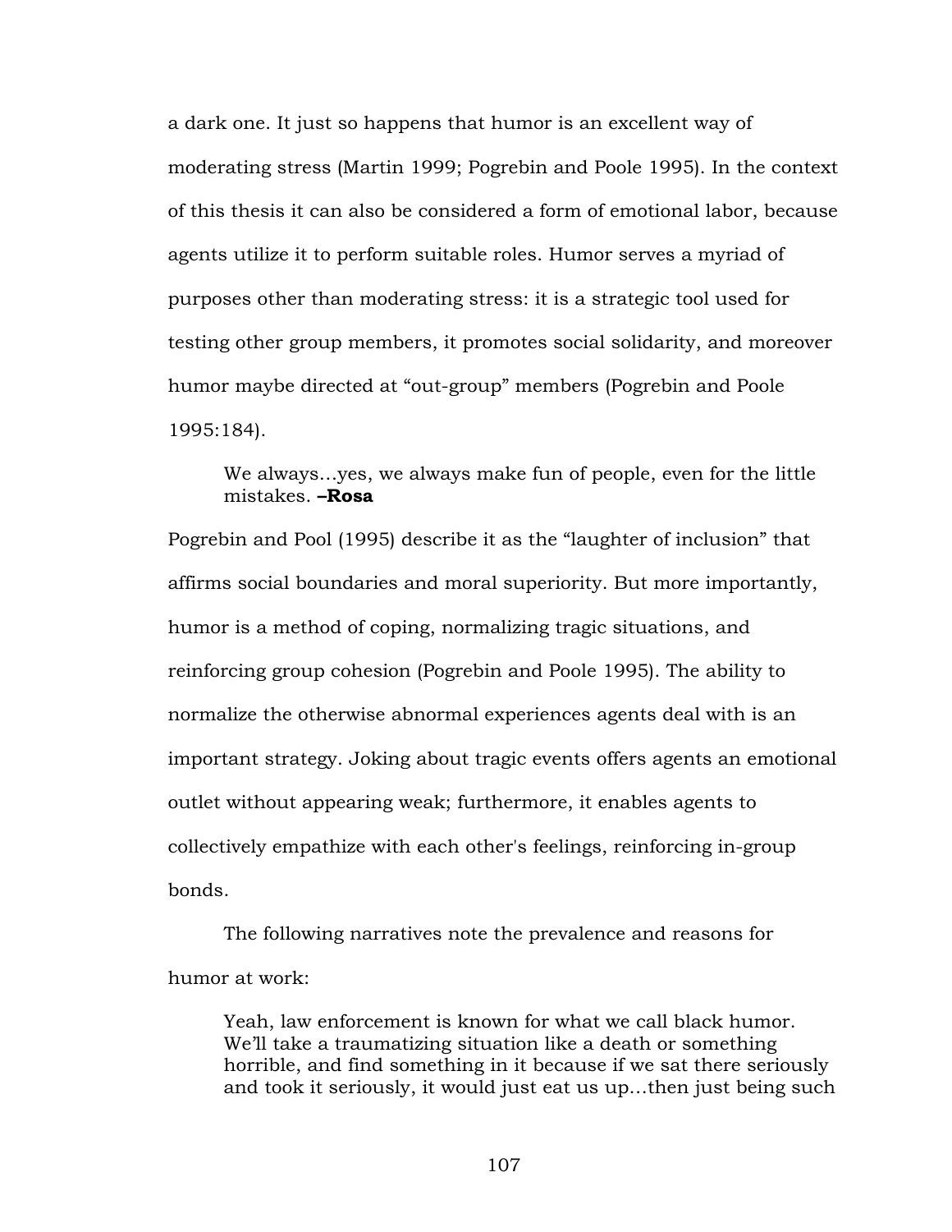a dark one. It just so happens that humor is an excellent way of moderating stress (Martin 1999; Pogrebin and Poole 1995). In the context of this thesis it can also be considered a form of emotional labor, because agents utilize it to perform suitable roles. Humor serves a myriad of purposes other than moderating stress: it is a strategic tool used for testing other group members, it promotes social solidarity, and moreover humor maybe directed at "out-group" members (Pogrebin and Poole 1995:184).

> We always…yes, we always make fun of people, even for the little mistakes. **–Rosa**

Pogrebin and Pool (1995) describe it as the "laughter of inclusion" that affirms social boundaries and moral superiority. But more importantly, humor is a method of coping, normalizing tragic situations, and reinforcing group cohesion (Pogrebin and Poole 1995). The ability to normalize the otherwise abnormal experiences agents deal with is an important strategy. Joking about tragic events offers agents an emotional outlet without appearing weak; furthermore, it enables agents to collectively empathize with each other's feelings, reinforcing in-group bonds.

The following narratives note the prevalence and reasons for humor at work:

> Yeah, law enforcement is known for what we call black humor. We'll take a traumatizing situation like a death or something horrible, and find something in it because if we sat there seriously and took it seriously, it would just eat us up…then just being such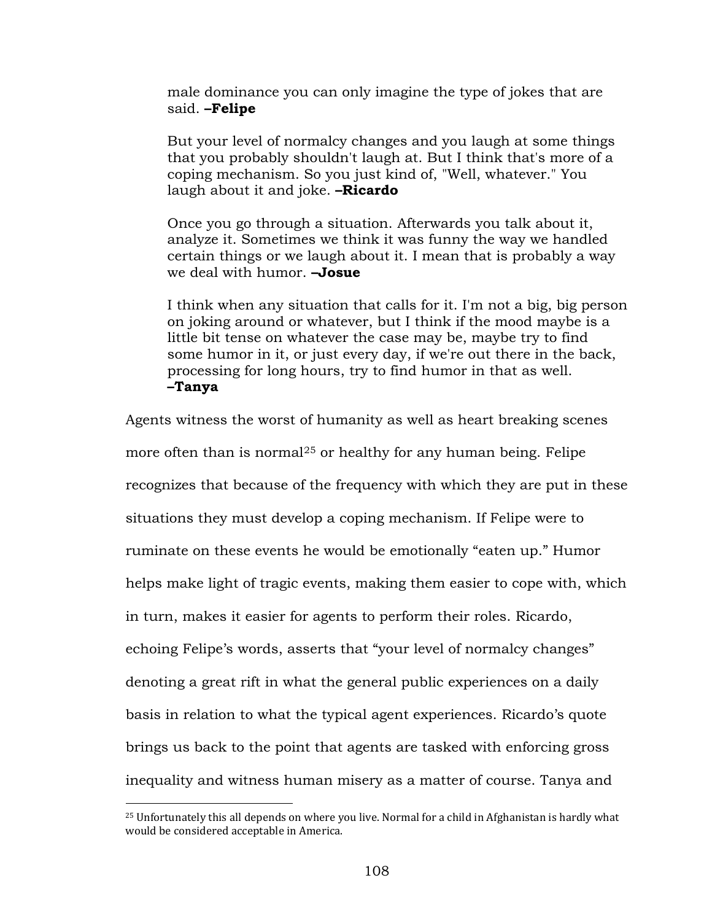> male dominance you can only imagine the type of jokes that are said. **–Felipe**
>
> But your level of normalcy changes and you laugh at some things that you probably shouldn't laugh at. But I think that's more of a coping mechanism. So you just kind of, "Well, whatever." You laugh about it and joke. **–Ricardo**
>
> Once you go through a situation. Afterwards you talk about it, analyze it. Sometimes we think it was funny the way we handled certain things or we laugh about it. I mean that is probably a way we deal with humor. **–Josue**
>
> I think when any situation that calls for it. I'm not a big, big person on joking around or whatever, but I think if the mood maybe is a little bit tense on whatever the case may be, maybe try to find some humor in it, or just every day, if we're out there in the back, processing for long hours, try to find humor in that as well. **–Tanya**

Agents witness the worst of humanity as well as heart breaking scenes more often than is normal[25] or healthy for any human being. Felipe recognizes that because of the frequency with which they are put in these situations they must develop a coping mechanism. If Felipe were to ruminate on these events he would be emotionally "eaten up." Humor helps make light of tragic events, making them easier to cope with, which in turn, makes it easier for agents to perform their roles. Ricardo, echoing Felipe's words, asserts that "your level of normalcy changes" denoting a great rift in what the general public experiences on a daily basis in relation to what the typical agent experiences. Ricardo's quote brings us back to the point that agents are tasked with enforcing gross inequality and witness human misery as a matter of course. Tanya and

[25] Unfortunately this all depends on where you live. Normal for a child in Afghanistan is hardly what would be considered acceptable in America.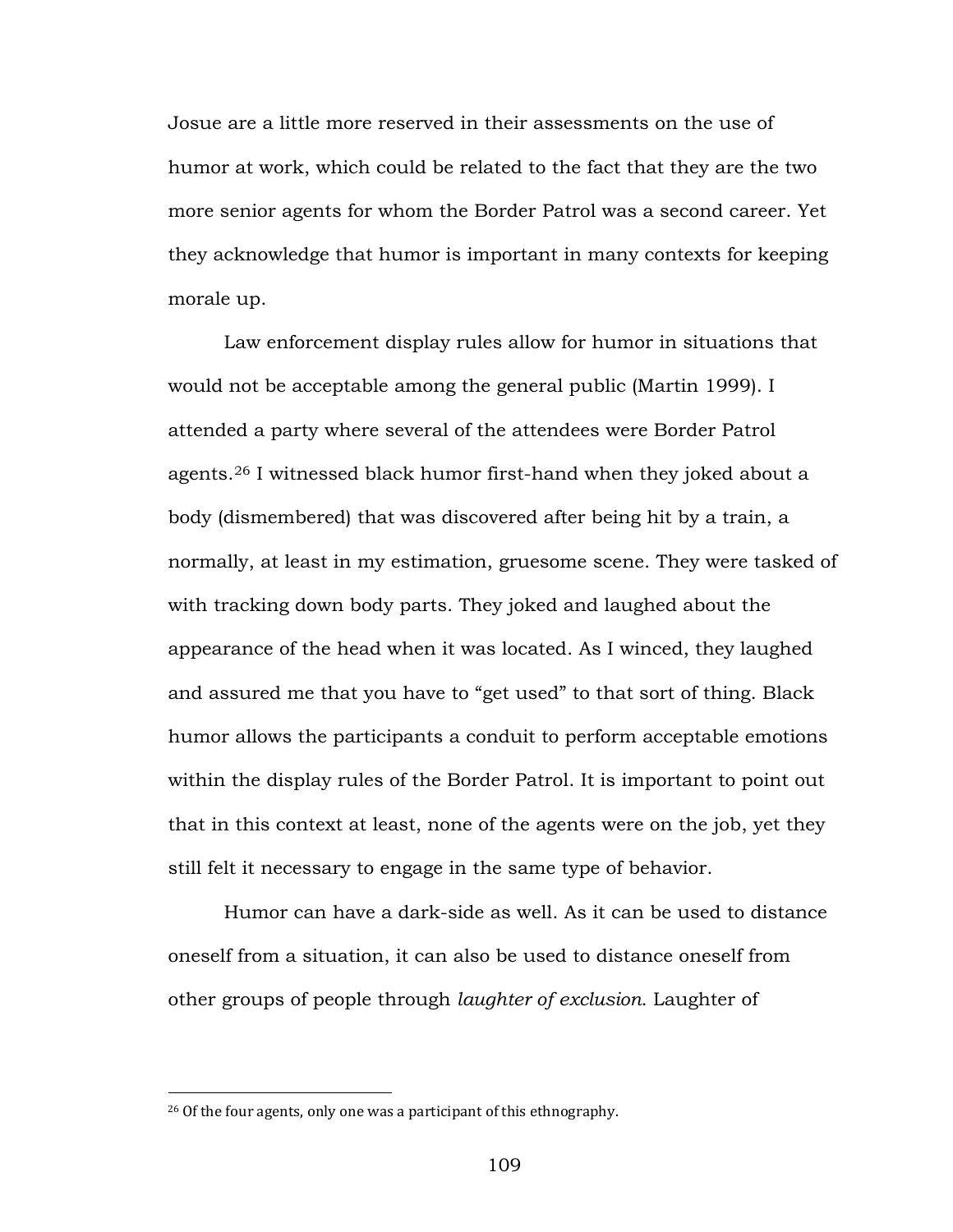Josue are a little more reserved in their assessments on the use of humor at work, which could be related to the fact that they are the two more senior agents for whom the Border Patrol was a second career. Yet they acknowledge that humor is important in many contexts for keeping morale up.

Law enforcement display rules allow for humor in situations that would not be acceptable among the general public (Martin 1999). I attended a party where several of the attendees were Border Patrol agents.[26] I witnessed black humor first-hand when they joked about a body (dismembered) that was discovered after being hit by a train, a normally, at least in my estimation, gruesome scene. They were tasked of with tracking down body parts. They joked and laughed about the appearance of the head when it was located. As I winced, they laughed and assured me that you have to "get used" to that sort of thing. Black humor allows the participants a conduit to perform acceptable emotions within the display rules of the Border Patrol. It is important to point out that in this context at least, none of the agents were on the job, yet they still felt it necessary to engage in the same type of behavior.

Humor can have a dark-side as well. As it can be used to distance oneself from a situation, it can also be used to distance oneself from other groups of people through *laughter of exclusion*. Laughter of

---

[26] Of the four agents, only one was a participant of this ethnography.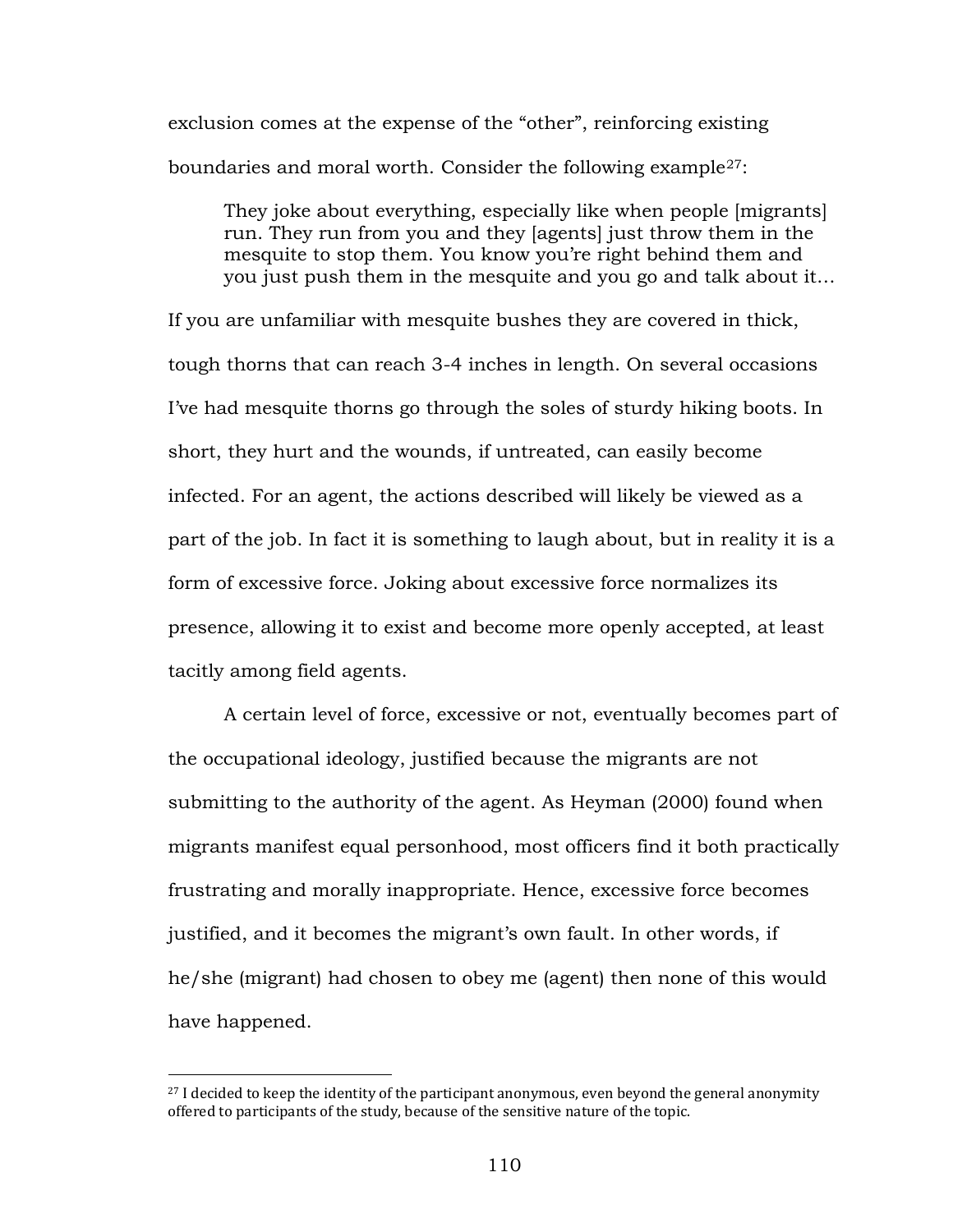exclusion comes at the expense of the "other", reinforcing existing boundaries and moral worth. Consider the following example[27]:

> They joke about everything, especially like when people [migrants] run. They run from you and they [agents] just throw them in the mesquite to stop them. You know you're right behind them and you just push them in the mesquite and you go and talk about it…

If you are unfamiliar with mesquite bushes they are covered in thick, tough thorns that can reach 3-4 inches in length. On several occasions I've had mesquite thorns go through the soles of sturdy hiking boots. In short, they hurt and the wounds, if untreated, can easily become infected. For an agent, the actions described will likely be viewed as a part of the job. In fact it is something to laugh about, but in reality it is a form of excessive force. Joking about excessive force normalizes its presence, allowing it to exist and become more openly accepted, at least tacitly among field agents.

A certain level of force, excessive or not, eventually becomes part of the occupational ideology, justified because the migrants are not submitting to the authority of the agent. As Heyman (2000) found when migrants manifest equal personhood, most officers find it both practically frustrating and morally inappropriate. Hence, excessive force becomes justified, and it becomes the migrant's own fault. In other words, if he/she (migrant) had chosen to obey me (agent) then none of this would have happened.

[27] I decided to keep the identity of the participant anonymous, even beyond the general anonymity offered to participants of the study, because of the sensitive nature of the topic.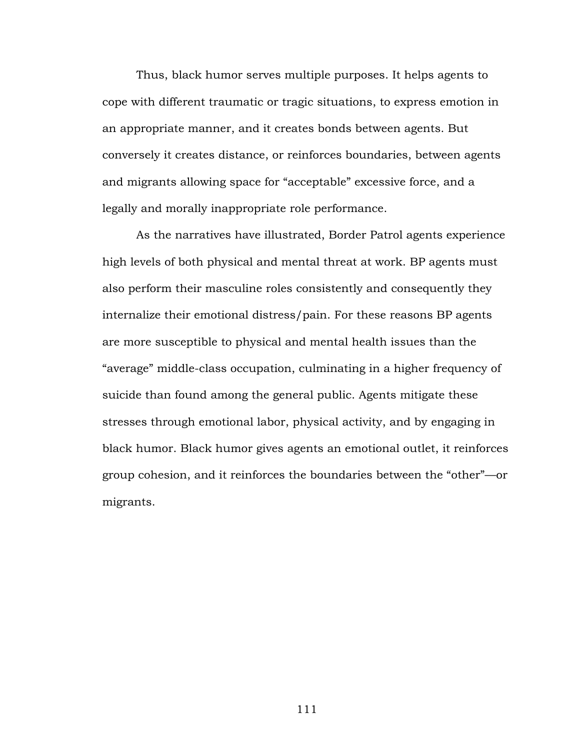Thus, black humor serves multiple purposes. It helps agents to cope with different traumatic or tragic situations, to express emotion in an appropriate manner, and it creates bonds between agents. But conversely it creates distance, or reinforces boundaries, between agents and migrants allowing space for "acceptable" excessive force, and a legally and morally inappropriate role performance.

As the narratives have illustrated, Border Patrol agents experience high levels of both physical and mental threat at work. BP agents must also perform their masculine roles consistently and consequently they internalize their emotional distress/pain. For these reasons BP agents are more susceptible to physical and mental health issues than the "average" middle-class occupation, culminating in a higher frequency of suicide than found among the general public. Agents mitigate these stresses through emotional labor, physical activity, and by engaging in black humor. Black humor gives agents an emotional outlet, it reinforces group cohesion, and it reinforces the boundaries between the "other"—or migrants.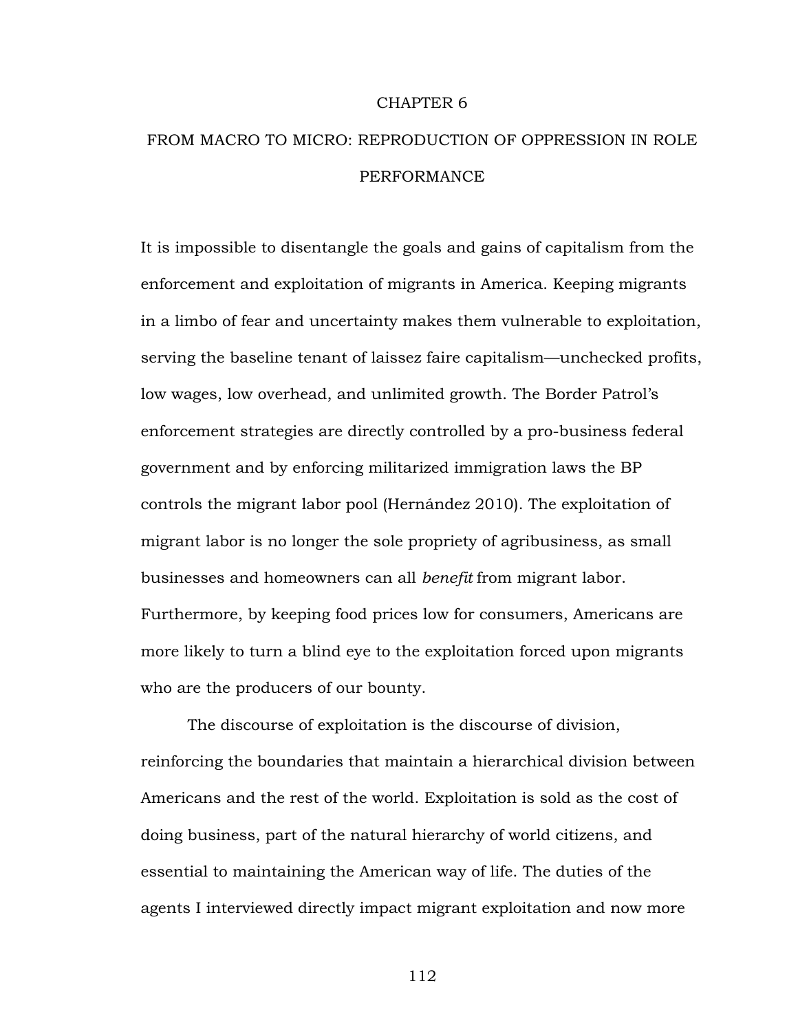# CHAPTER 6

# FROM MACRO TO MICRO: REPRODUCTION OF OPPRESSION IN ROLE PERFORMANCE

It is impossible to disentangle the goals and gains of capitalism from the enforcement and exploitation of migrants in America. Keeping migrants in a limbo of fear and uncertainty makes them vulnerable to exploitation, serving the baseline tenant of laissez faire capitalism—unchecked profits, low wages, low overhead, and unlimited growth. The Border Patrol's enforcement strategies are directly controlled by a pro-business federal government and by enforcing militarized immigration laws the BP controls the migrant labor pool (Hernández 2010). The exploitation of migrant labor is no longer the sole propriety of agribusiness, as small businesses and homeowners can all *benefit* from migrant labor. Furthermore, by keeping food prices low for consumers, Americans are more likely to turn a blind eye to the exploitation forced upon migrants who are the producers of our bounty.

The discourse of exploitation is the discourse of division, reinforcing the boundaries that maintain a hierarchical division between Americans and the rest of the world. Exploitation is sold as the cost of doing business, part of the natural hierarchy of world citizens, and essential to maintaining the American way of life. The duties of the agents I interviewed directly impact migrant exploitation and now more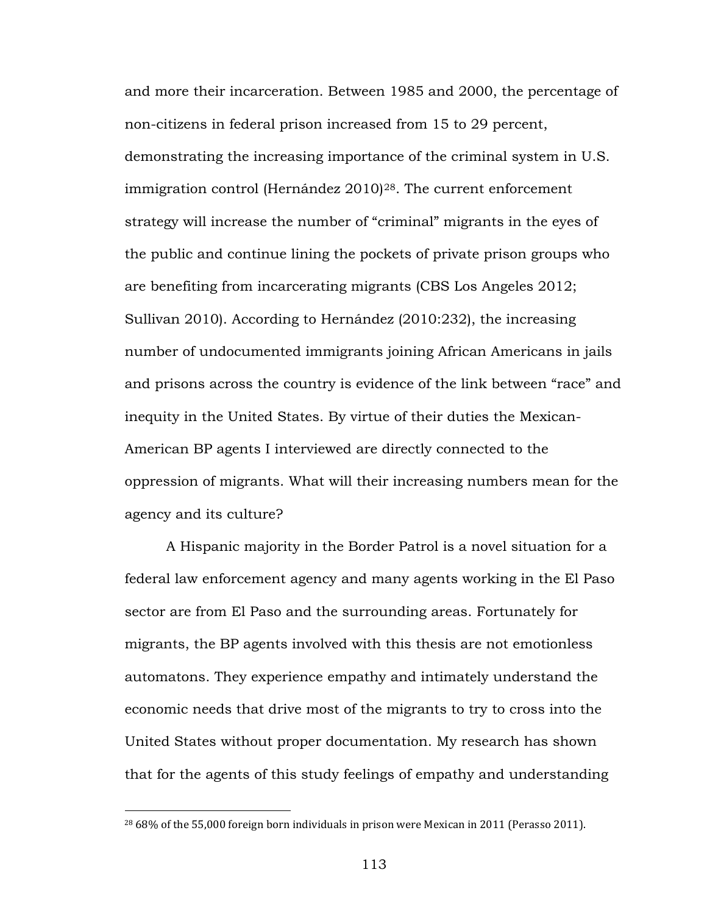and more their incarceration. Between 1985 and 2000, the percentage of non-citizens in federal prison increased from 15 to 29 percent, demonstrating the increasing importance of the criminal system in U.S. immigration control (Hernández 2010)[28]. The current enforcement strategy will increase the number of "criminal" migrants in the eyes of the public and continue lining the pockets of private prison groups who are benefiting from incarcerating migrants (CBS Los Angeles 2012; Sullivan 2010). According to Hernández (2010:232), the increasing number of undocumented immigrants joining African Americans in jails and prisons across the country is evidence of the link between "race" and inequity in the United States. By virtue of their duties the Mexican-American BP agents I interviewed are directly connected to the oppression of migrants. What will their increasing numbers mean for the agency and its culture?

A Hispanic majority in the Border Patrol is a novel situation for a federal law enforcement agency and many agents working in the El Paso sector are from El Paso and the surrounding areas. Fortunately for migrants, the BP agents involved with this thesis are not emotionless automatons. They experience empathy and intimately understand the economic needs that drive most of the migrants to try to cross into the United States without proper documentation. My research has shown that for the agents of this study feelings of empathy and understanding

[28] 68% of the 55,000 foreign born individuals in prison were Mexican in 2011 (Perasso 2011).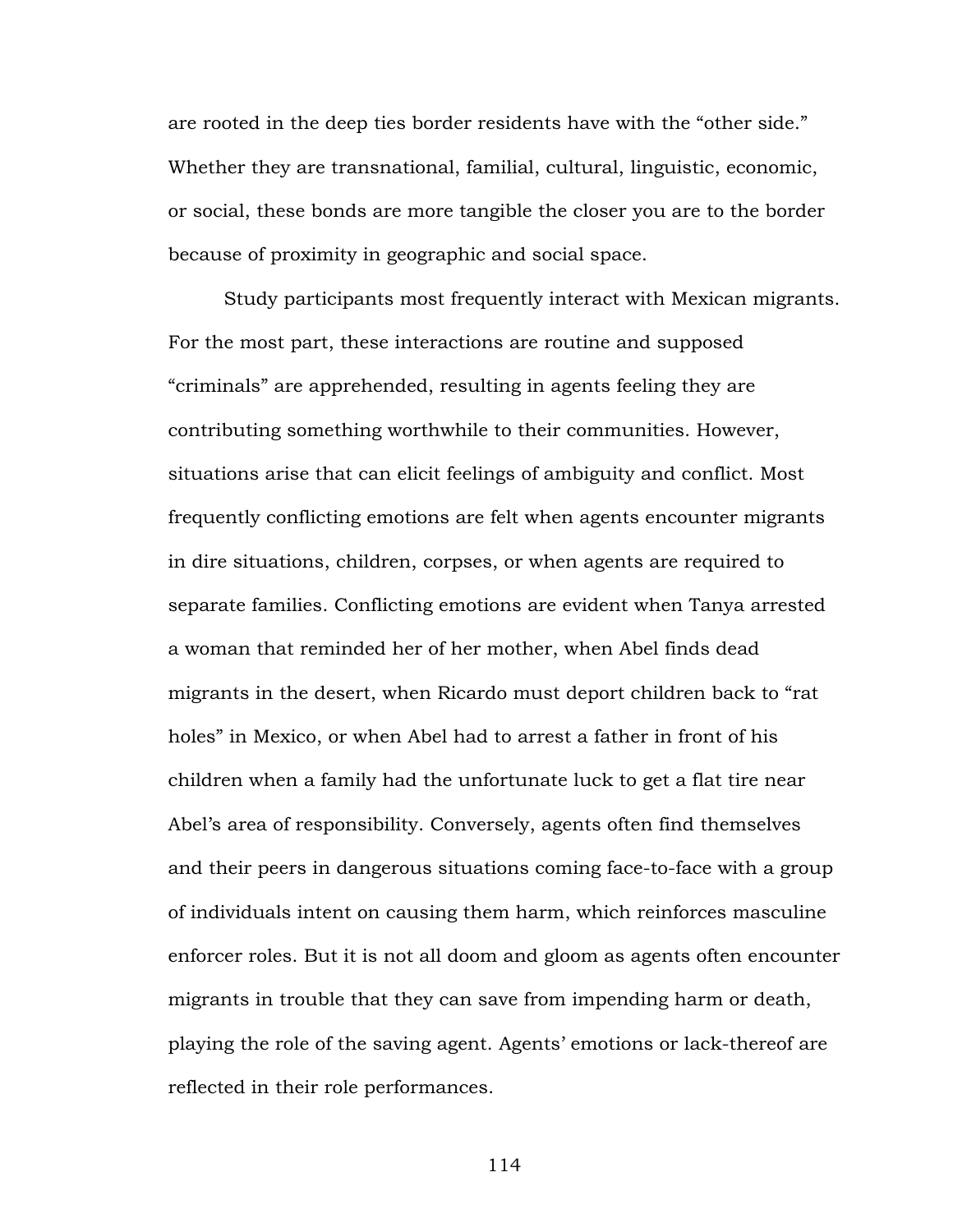are rooted in the deep ties border residents have with the "other side." Whether they are transnational, familial, cultural, linguistic, economic, or social, these bonds are more tangible the closer you are to the border because of proximity in geographic and social space.

Study participants most frequently interact with Mexican migrants. For the most part, these interactions are routine and supposed "criminals" are apprehended, resulting in agents feeling they are contributing something worthwhile to their communities. However, situations arise that can elicit feelings of ambiguity and conflict. Most frequently conflicting emotions are felt when agents encounter migrants in dire situations, children, corpses, or when agents are required to separate families. Conflicting emotions are evident when Tanya arrested a woman that reminded her of her mother, when Abel finds dead migrants in the desert, when Ricardo must deport children back to "rat holes" in Mexico, or when Abel had to arrest a father in front of his children when a family had the unfortunate luck to get a flat tire near Abel's area of responsibility. Conversely, agents often find themselves and their peers in dangerous situations coming face-to-face with a group of individuals intent on causing them harm, which reinforces masculine enforcer roles. But it is not all doom and gloom as agents often encounter migrants in trouble that they can save from impending harm or death, playing the role of the saving agent. Agents' emotions or lack-thereof are reflected in their role performances.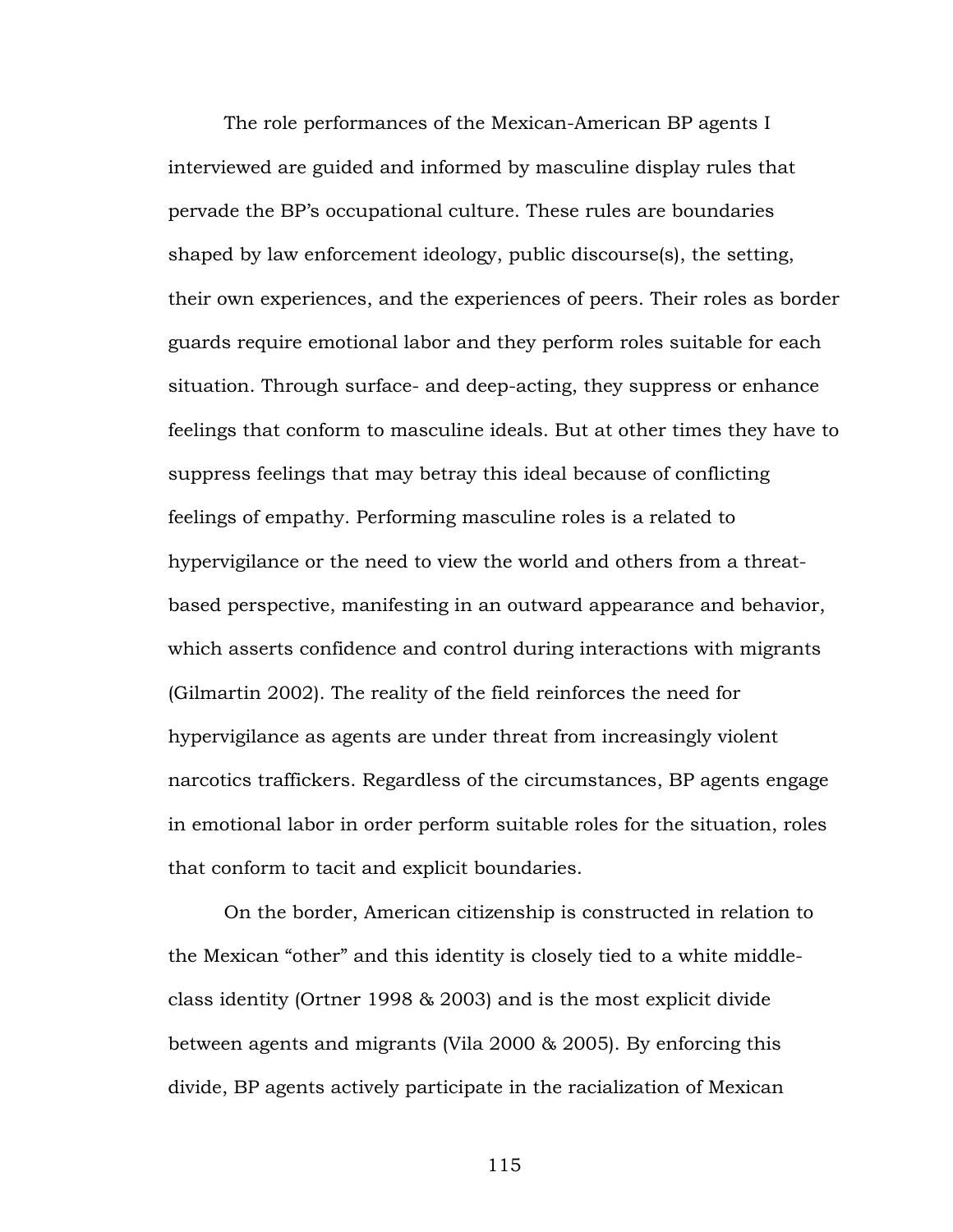The role performances of the Mexican-American BP agents I interviewed are guided and informed by masculine display rules that pervade the BP's occupational culture. These rules are boundaries shaped by law enforcement ideology, public discourse(s), the setting, their own experiences, and the experiences of peers. Their roles as border guards require emotional labor and they perform roles suitable for each situation. Through surface- and deep-acting, they suppress or enhance feelings that conform to masculine ideals. But at other times they have to suppress feelings that may betray this ideal because of conflicting feelings of empathy. Performing masculine roles is a related to hypervigilance or the need to view the world and others from a threat-based perspective, manifesting in an outward appearance and behavior, which asserts confidence and control during interactions with migrants (Gilmartin 2002). The reality of the field reinforces the need for hypervigilance as agents are under threat from increasingly violent narcotics traffickers. Regardless of the circumstances, BP agents engage in emotional labor in order perform suitable roles for the situation, roles that conform to tacit and explicit boundaries.

On the border, American citizenship is constructed in relation to the Mexican "other" and this identity is closely tied to a white middle-class identity (Ortner 1998 & 2003) and is the most explicit divide between agents and migrants (Vila 2000 & 2005). By enforcing this divide, BP agents actively participate in the racialization of Mexican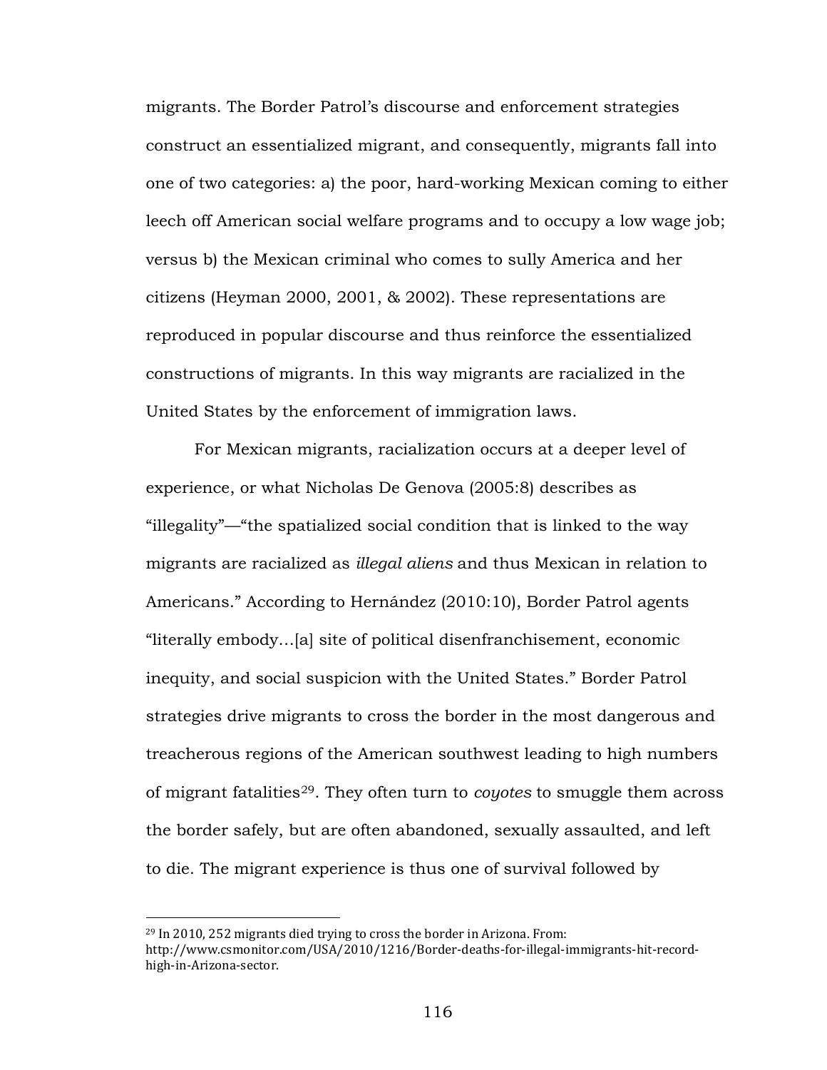migrants. The Border Patrol's discourse and enforcement strategies construct an essentialized migrant, and consequently, migrants fall into one of two categories: a) the poor, hard-working Mexican coming to either leech off American social welfare programs and to occupy a low wage job; versus b) the Mexican criminal who comes to sully America and her citizens (Heyman 2000, 2001, & 2002). These representations are reproduced in popular discourse and thus reinforce the essentialized constructions of migrants. In this way migrants are racialized in the United States by the enforcement of immigration laws.

For Mexican migrants, racialization occurs at a deeper level of experience, or what Nicholas De Genova (2005:8) describes as "illegality"—"the spatialized social condition that is linked to the way migrants are racialized as *illegal aliens* and thus Mexican in relation to Americans." According to Hernández (2010:10), Border Patrol agents "literally embody…[a] site of political disenfranchisement, economic inequity, and social suspicion with the United States." Border Patrol strategies drive migrants to cross the border in the most dangerous and treacherous regions of the American southwest leading to high numbers of migrant fatalities[29]. They often turn to *coyotes* to smuggle them across the border safely, but are often abandoned, sexually assaulted, and left to die. The migrant experience is thus one of survival followed by

[29] In 2010, 252 migrants died trying to cross the border in Arizona. From: http://www.csmonitor.com/USA/2010/1216/Border-deaths-for-illegal-immigrants-hit-record-high-in-Arizona-sector.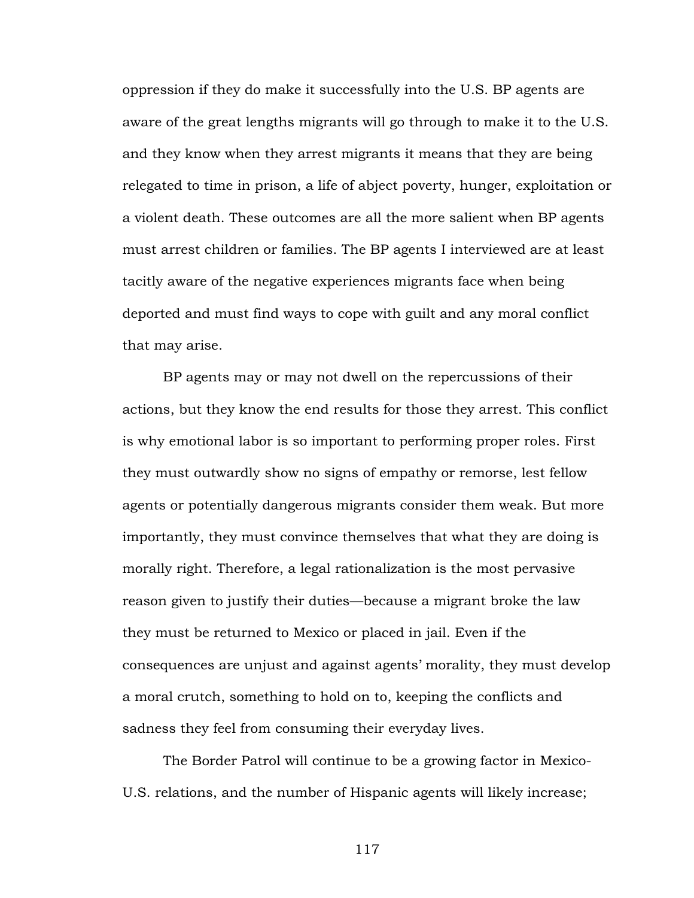oppression if they do make it successfully into the U.S. BP agents are aware of the great lengths migrants will go through to make it to the U.S. and they know when they arrest migrants it means that they are being relegated to time in prison, a life of abject poverty, hunger, exploitation or a violent death. These outcomes are all the more salient when BP agents must arrest children or families. The BP agents I interviewed are at least tacitly aware of the negative experiences migrants face when being deported and must find ways to cope with guilt and any moral conflict that may arise.

BP agents may or may not dwell on the repercussions of their actions, but they know the end results for those they arrest. This conflict is why emotional labor is so important to performing proper roles. First they must outwardly show no signs of empathy or remorse, lest fellow agents or potentially dangerous migrants consider them weak. But more importantly, they must convince themselves that what they are doing is morally right. Therefore, a legal rationalization is the most pervasive reason given to justify their duties—because a migrant broke the law they must be returned to Mexico or placed in jail. Even if the consequences are unjust and against agents' morality, they must develop a moral crutch, something to hold on to, keeping the conflicts and sadness they feel from consuming their everyday lives.

The Border Patrol will continue to be a growing factor in Mexico-U.S. relations, and the number of Hispanic agents will likely increase;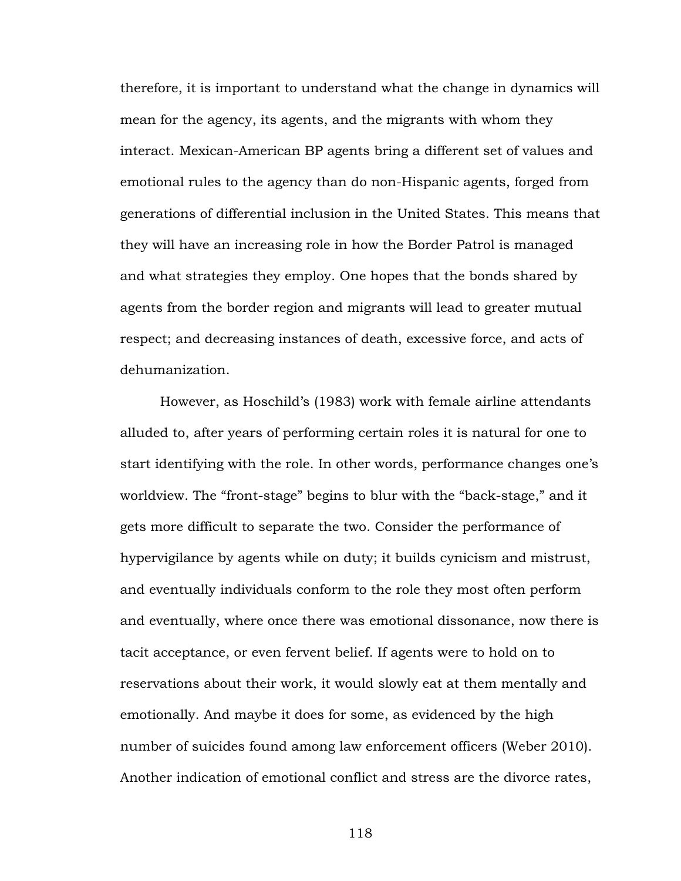therefore, it is important to understand what the change in dynamics will mean for the agency, its agents, and the migrants with whom they interact. Mexican-American BP agents bring a different set of values and emotional rules to the agency than do non-Hispanic agents, forged from generations of differential inclusion in the United States. This means that they will have an increasing role in how the Border Patrol is managed and what strategies they employ. One hopes that the bonds shared by agents from the border region and migrants will lead to greater mutual respect; and decreasing instances of death, excessive force, and acts of dehumanization.

However, as Hoschild's (1983) work with female airline attendants alluded to, after years of performing certain roles it is natural for one to start identifying with the role. In other words, performance changes one's worldview. The "front-stage" begins to blur with the "back-stage," and it gets more difficult to separate the two. Consider the performance of hypervigilance by agents while on duty; it builds cynicism and mistrust, and eventually individuals conform to the role they most often perform and eventually, where once there was emotional dissonance, now there is tacit acceptance, or even fervent belief. If agents were to hold on to reservations about their work, it would slowly eat at them mentally and emotionally. And maybe it does for some, as evidenced by the high number of suicides found among law enforcement officers (Weber 2010). Another indication of emotional conflict and stress are the divorce rates,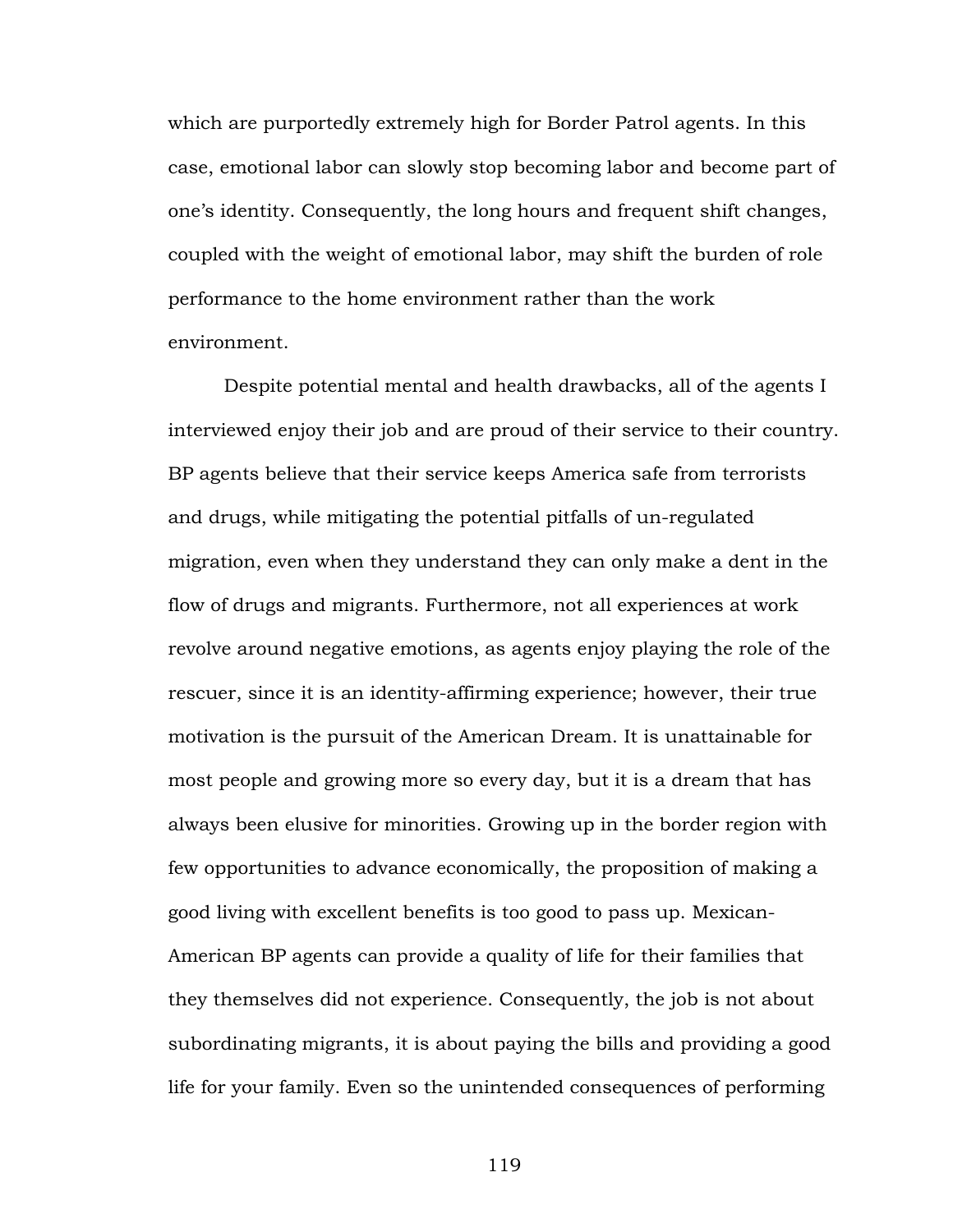which are purportedly extremely high for Border Patrol agents. In this case, emotional labor can slowly stop becoming labor and become part of one's identity. Consequently, the long hours and frequent shift changes, coupled with the weight of emotional labor, may shift the burden of role performance to the home environment rather than the work environment.

Despite potential mental and health drawbacks, all of the agents I interviewed enjoy their job and are proud of their service to their country. BP agents believe that their service keeps America safe from terrorists and drugs, while mitigating the potential pitfalls of un-regulated migration, even when they understand they can only make a dent in the flow of drugs and migrants. Furthermore, not all experiences at work revolve around negative emotions, as agents enjoy playing the role of the rescuer, since it is an identity-affirming experience; however, their true motivation is the pursuit of the American Dream. It is unattainable for most people and growing more so every day, but it is a dream that has always been elusive for minorities. Growing up in the border region with few opportunities to advance economically, the proposition of making a good living with excellent benefits is too good to pass up. Mexican-American BP agents can provide a quality of life for their families that they themselves did not experience. Consequently, the job is not about subordinating migrants, it is about paying the bills and providing a good life for your family. Even so the unintended consequences of performing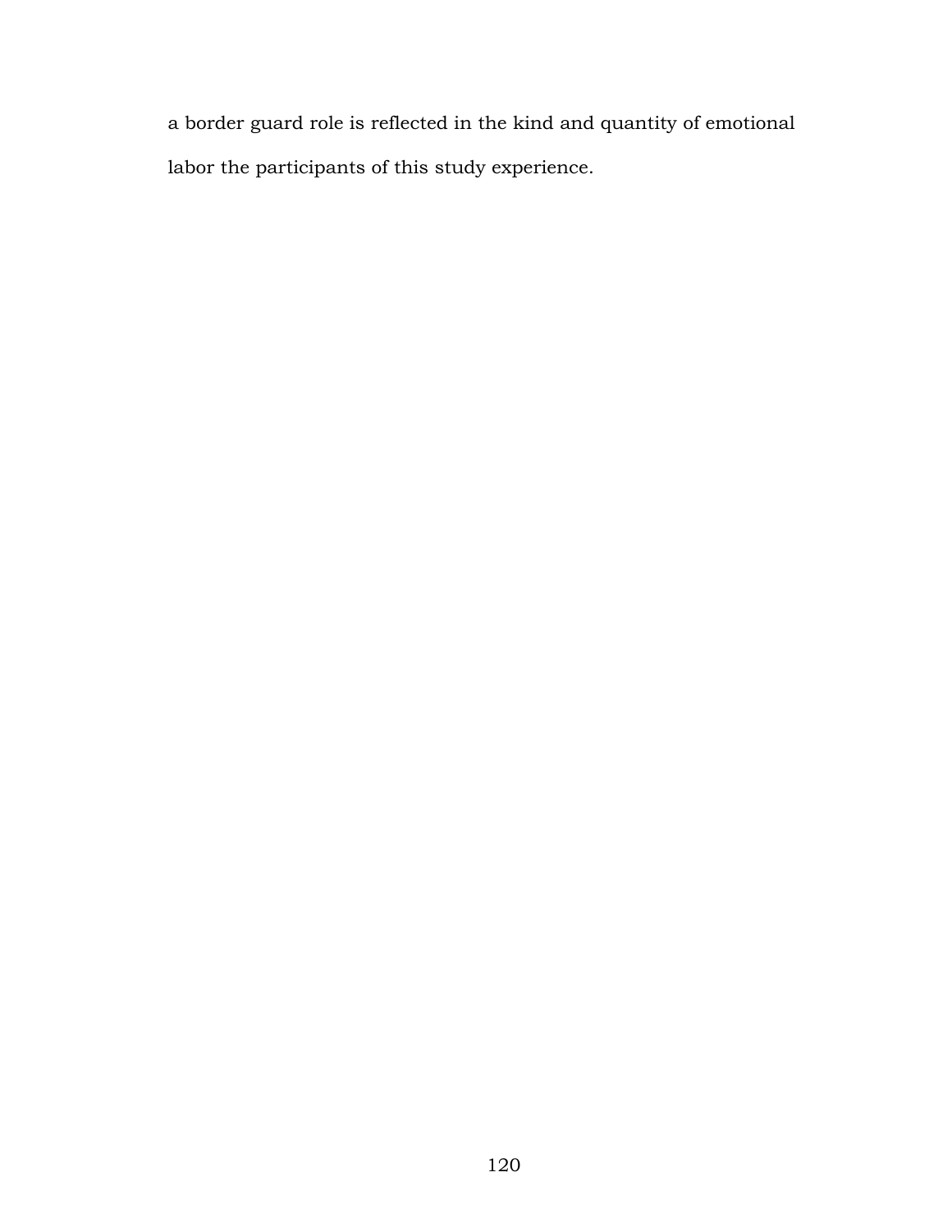a border guard role is reflected in the kind and quantity of emotional labor the participants of this study experience.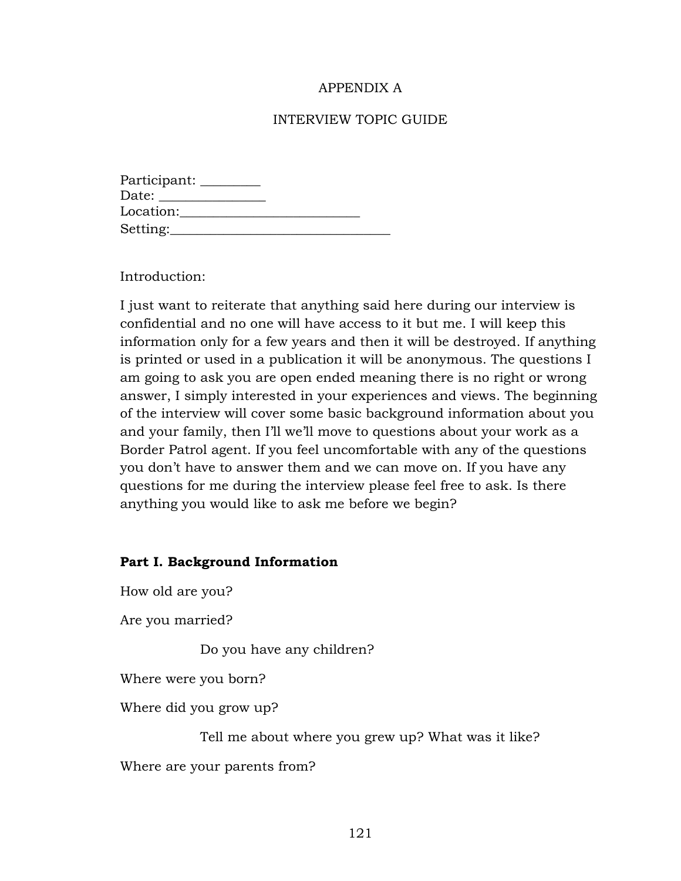# APPENDIX A

## INTERVIEW TOPIC GUIDE

Participant: _________
Date: ________________
Location:___________________________
Setting:_________________________________

Introduction:

I just want to reiterate that anything said here during our interview is confidential and no one will have access to it but me. I will keep this information only for a few years and then it will be destroyed. If anything is printed or used in a publication it will be anonymous. The questions I am going to ask you are open ended meaning there is no right or wrong answer, I simply interested in your experiences and views. The beginning of the interview will cover some basic background information about you and your family, then I'll we'll move to questions about your work as a Border Patrol agent. If you feel uncomfortable with any of the questions you don't have to answer them and we can move on. If you have any questions for me during the interview please feel free to ask. Is there anything you would like to ask me before we begin?

**Part I. Background Information**

How old are you?

Are you married?

　　Do you have any children?

Where were you born?

Where did you grow up?

　　Tell me about where you grew up? What was it like?

Where are your parents from?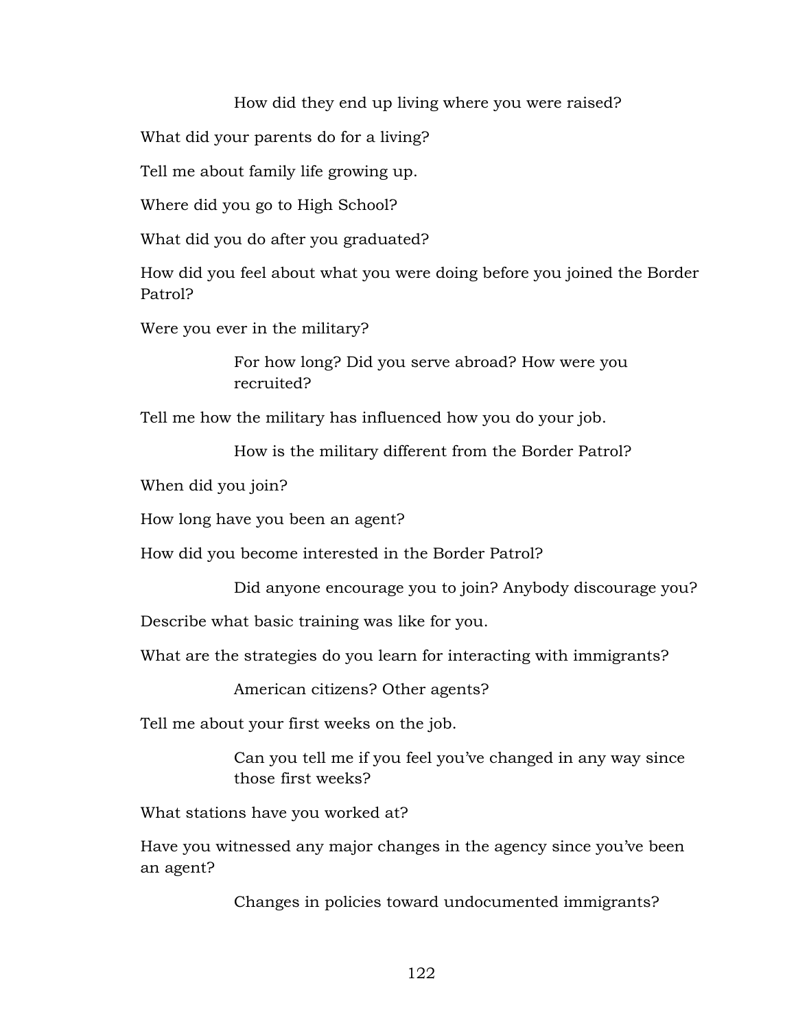How did they end up living where you were raised?

What did your parents do for a living?

Tell me about family life growing up.

Where did you go to High School?

What did you do after you graduated?

How did you feel about what you were doing before you joined the Border Patrol?

Were you ever in the military?

For how long? Did you serve abroad? How were you recruited?

Tell me how the military has influenced how you do your job.

How is the military different from the Border Patrol?

When did you join?

How long have you been an agent?

How did you become interested in the Border Patrol?

Did anyone encourage you to join? Anybody discourage you?

Describe what basic training was like for you.

What are the strategies do you learn for interacting with immigrants?

American citizens? Other agents?

Tell me about your first weeks on the job.

Can you tell me if you feel you've changed in any way since those first weeks?

What stations have you worked at?

Have you witnessed any major changes in the agency since you've been an agent?

Changes in policies toward undocumented immigrants?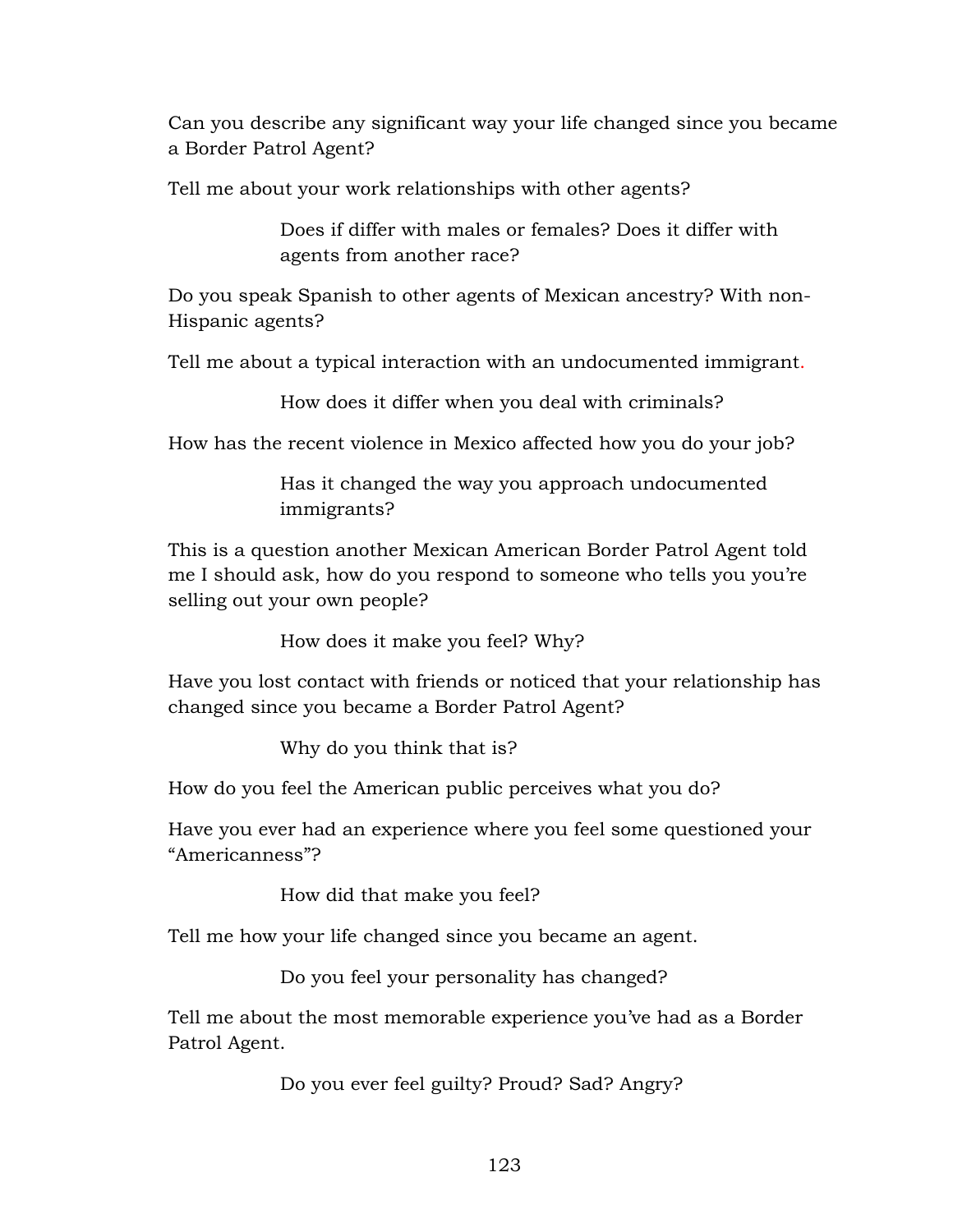Can you describe any significant way your life changed since you became a Border Patrol Agent?

Tell me about your work relationships with other agents?

> Does if differ with males or females? Does it differ with agents from another race?

Do you speak Spanish to other agents of Mexican ancestry? With non-Hispanic agents?

Tell me about a typical interaction with an undocumented immigrant.

> How does it differ when you deal with criminals?

How has the recent violence in Mexico affected how you do your job?

> Has it changed the way you approach undocumented immigrants?

This is a question another Mexican American Border Patrol Agent told me I should ask, how do you respond to someone who tells you you're selling out your own people?

> How does it make you feel? Why?

Have you lost contact with friends or noticed that your relationship has changed since you became a Border Patrol Agent?

> Why do you think that is?

How do you feel the American public perceives what you do?

Have you ever had an experience where you feel some questioned your "Americanness"?

> How did that make you feel?

Tell me how your life changed since you became an agent.

> Do you feel your personality has changed?

Tell me about the most memorable experience you've had as a Border Patrol Agent.

> Do you ever feel guilty? Proud? Sad? Angry?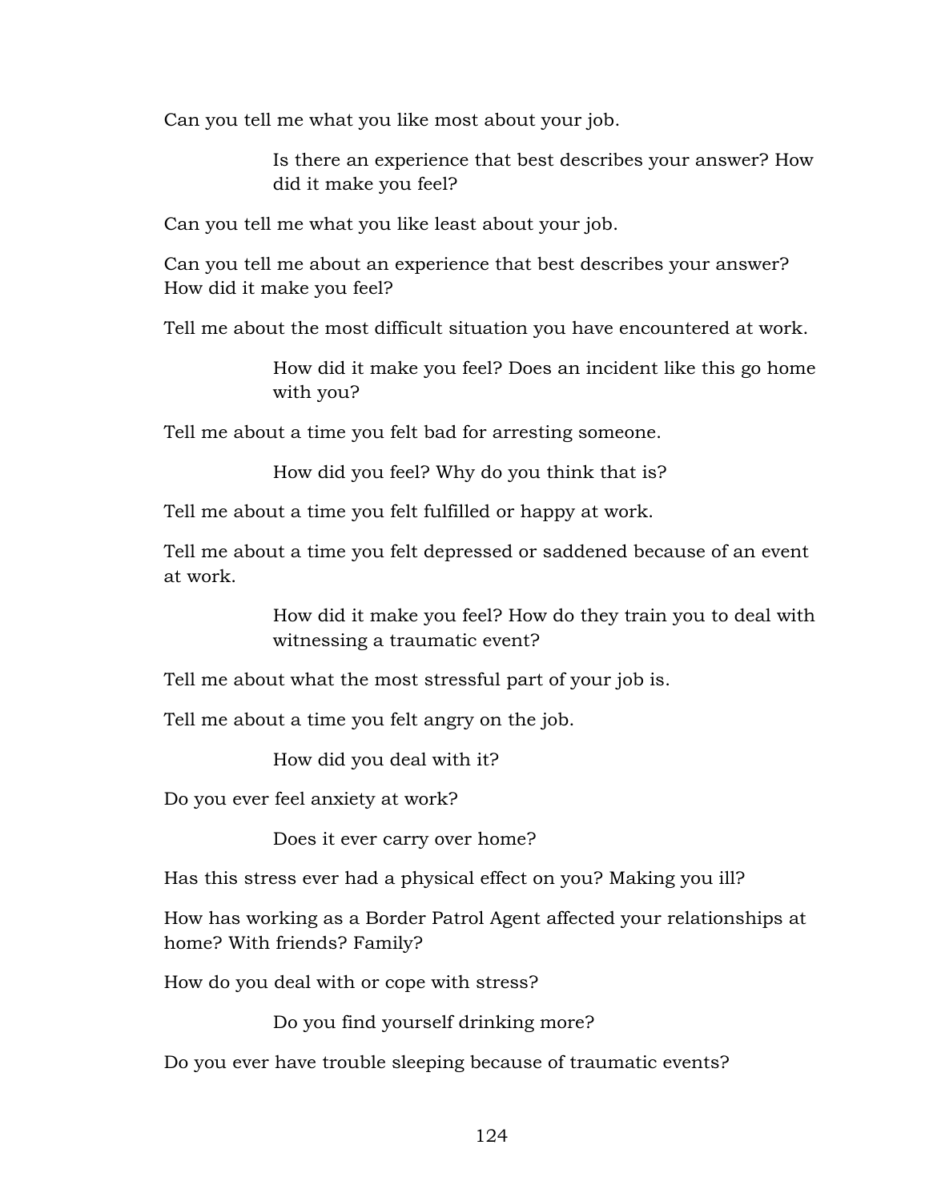Can you tell me what you like most about your job.

> Is there an experience that best describes your answer? How did it make you feel?

Can you tell me what you like least about your job.

Can you tell me about an experience that best describes your answer? How did it make you feel?

Tell me about the most difficult situation you have encountered at work.

> How did it make you feel? Does an incident like this go home with you?

Tell me about a time you felt bad for arresting someone.

> How did you feel? Why do you think that is?

Tell me about a time you felt fulfilled or happy at work.

Tell me about a time you felt depressed or saddened because of an event at work.

> How did it make you feel? How do they train you to deal with witnessing a traumatic event?

Tell me about what the most stressful part of your job is.

Tell me about a time you felt angry on the job.

> How did you deal with it?

Do you ever feel anxiety at work?

> Does it ever carry over home?

Has this stress ever had a physical effect on you? Making you ill?

How has working as a Border Patrol Agent affected your relationships at home? With friends? Family?

How do you deal with or cope with stress?

> Do you find yourself drinking more?

Do you ever have trouble sleeping because of traumatic events?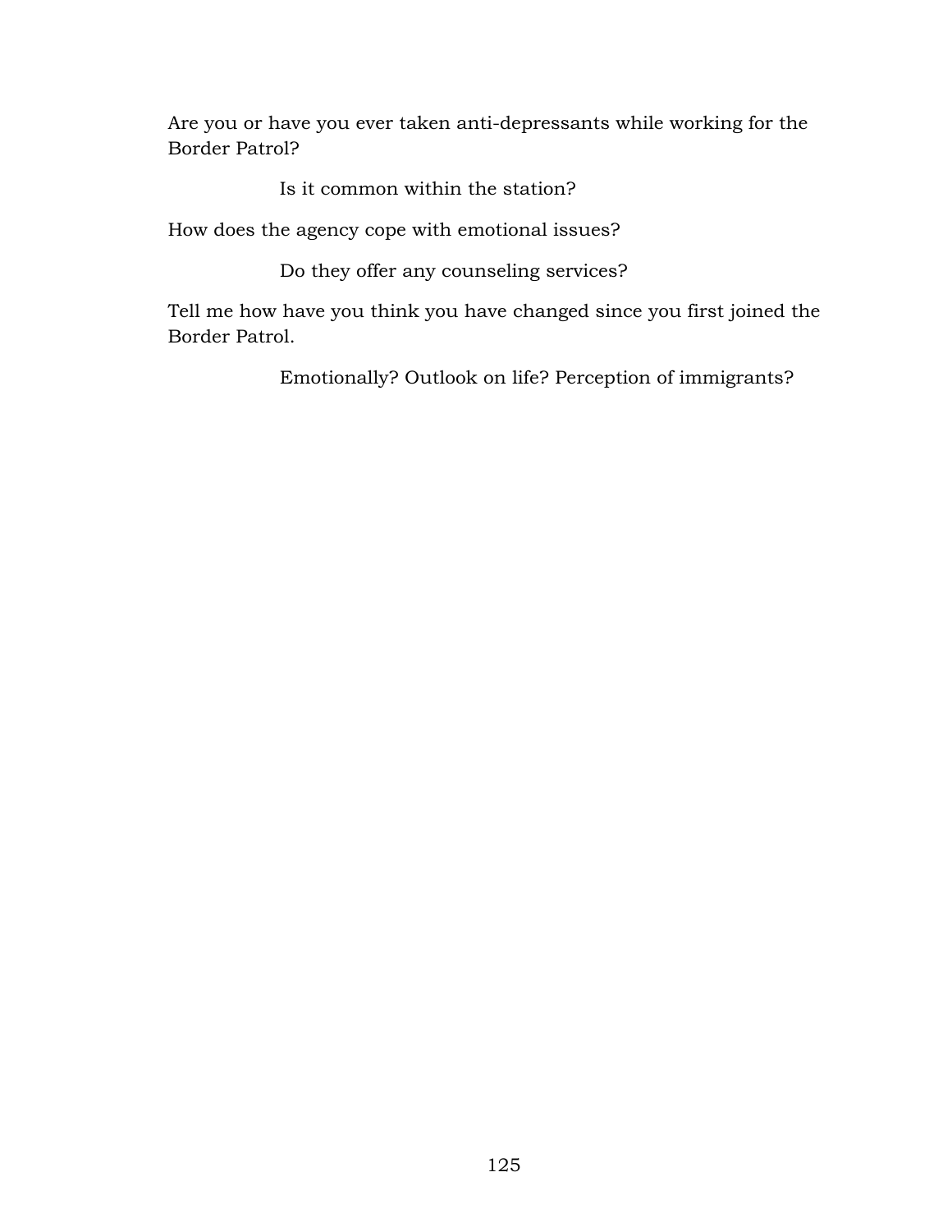Are you or have you ever taken anti-depressants while working for the Border Patrol?

Is it common within the station?

How does the agency cope with emotional issues?

Do they offer any counseling services?

Tell me how have you think you have changed since you first joined the Border Patrol.

Emotionally? Outlook on life? Perception of immigrants?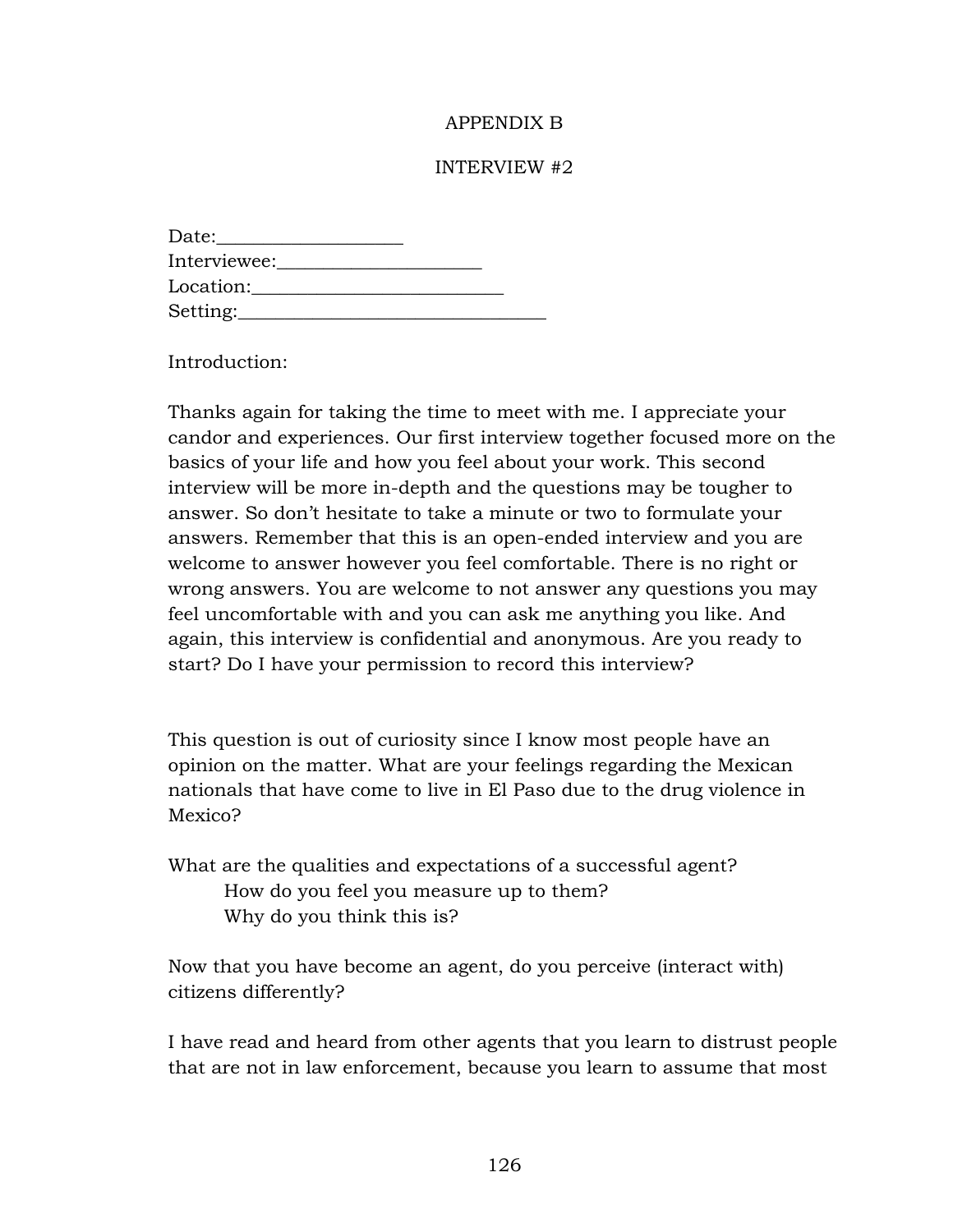# APPENDIX B

## INTERVIEW #2

Date:____________________
Interviewee:______________________
Location:___________________________
Setting:_________________________________

Introduction:

Thanks again for taking the time to meet with me. I appreciate your candor and experiences. Our first interview together focused more on the basics of your life and how you feel about your work. This second interview will be more in-depth and the questions may be tougher to answer. So don't hesitate to take a minute or two to formulate your answers. Remember that this is an open-ended interview and you are welcome to answer however you feel comfortable. There is no right or wrong answers. You are welcome to not answer any questions you may feel uncomfortable with and you can ask me anything you like. And again, this interview is confidential and anonymous. Are you ready to start? Do I have your permission to record this interview?

This question is out of curiosity since I know most people have an opinion on the matter. What are your feelings regarding the Mexican nationals that have come to live in El Paso due to the drug violence in Mexico?

What are the qualities and expectations of a successful agent?
   How do you feel you measure up to them?
   Why do you think this is?

Now that you have become an agent, do you perceive (interact with) citizens differently?

I have read and heard from other agents that you learn to distrust people that are not in law enforcement, because you learn to assume that most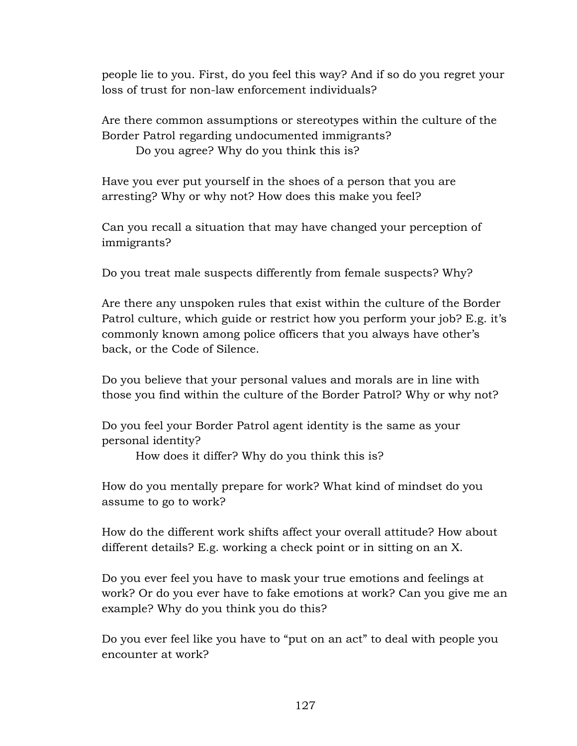people lie to you. First, do you feel this way? And if so do you regret your loss of trust for non-law enforcement individuals?

Are there common assumptions or stereotypes within the culture of the Border Patrol regarding undocumented immigrants?

  Do you agree? Why do you think this is?

Have you ever put yourself in the shoes of a person that you are arresting? Why or why not? How does this make you feel?

Can you recall a situation that may have changed your perception of immigrants?

Do you treat male suspects differently from female suspects? Why?

Are there any unspoken rules that exist within the culture of the Border Patrol culture, which guide or restrict how you perform your job? E.g. it's commonly known among police officers that you always have other's back, or the Code of Silence.

Do you believe that your personal values and morals are in line with those you find within the culture of the Border Patrol? Why or why not?

Do you feel your Border Patrol agent identity is the same as your personal identity?

  How does it differ? Why do you think this is?

How do you mentally prepare for work? What kind of mindset do you assume to go to work?

How do the different work shifts affect your overall attitude? How about different details? E.g. working a check point or in sitting on an X.

Do you ever feel you have to mask your true emotions and feelings at work? Or do you ever have to fake emotions at work? Can you give me an example? Why do you think you do this?

Do you ever feel like you have to "put on an act" to deal with people you encounter at work?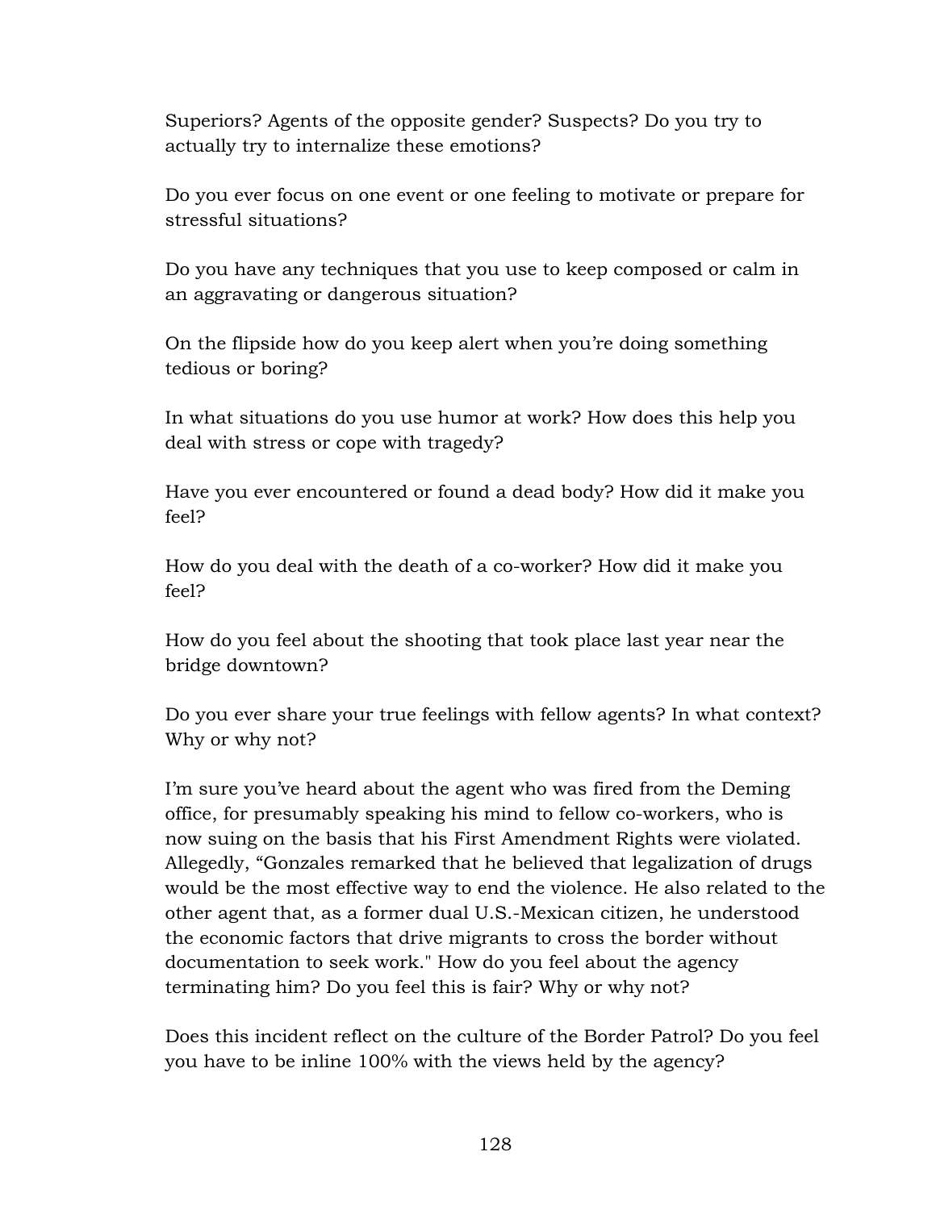Superiors? Agents of the opposite gender? Suspects? Do you try to actually try to internalize these emotions?

Do you ever focus on one event or one feeling to motivate or prepare for stressful situations?

Do you have any techniques that you use to keep composed or calm in an aggravating or dangerous situation?

On the flipside how do you keep alert when you're doing something tedious or boring?

In what situations do you use humor at work? How does this help you deal with stress or cope with tragedy?

Have you ever encountered or found a dead body? How did it make you feel?

How do you deal with the death of a co-worker? How did it make you feel?

How do you feel about the shooting that took place last year near the bridge downtown?

Do you ever share your true feelings with fellow agents? In what context? Why or why not?

I'm sure you've heard about the agent who was fired from the Deming office, for presumably speaking his mind to fellow co-workers, who is now suing on the basis that his First Amendment Rights were violated. Allegedly, "Gonzales remarked that he believed that legalization of drugs would be the most effective way to end the violence. He also related to the other agent that, as a former dual U.S.-Mexican citizen, he understood the economic factors that drive migrants to cross the border without documentation to seek work." How do you feel about the agency terminating him? Do you feel this is fair? Why or why not?

Does this incident reflect on the culture of the Border Patrol? Do you feel you have to be inline 100% with the views held by the agency?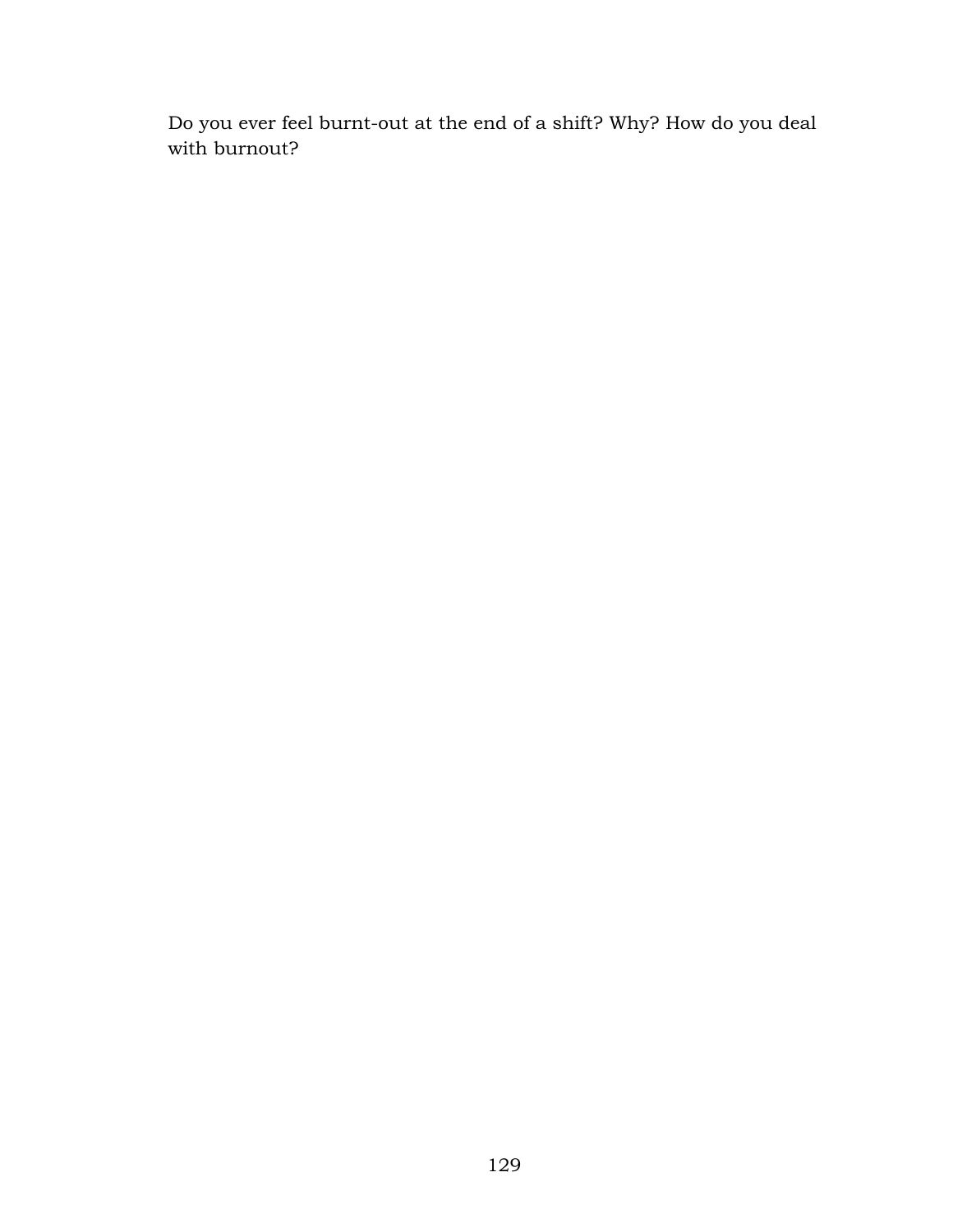Do you ever feel burnt-out at the end of a shift? Why? How do you deal with burnout?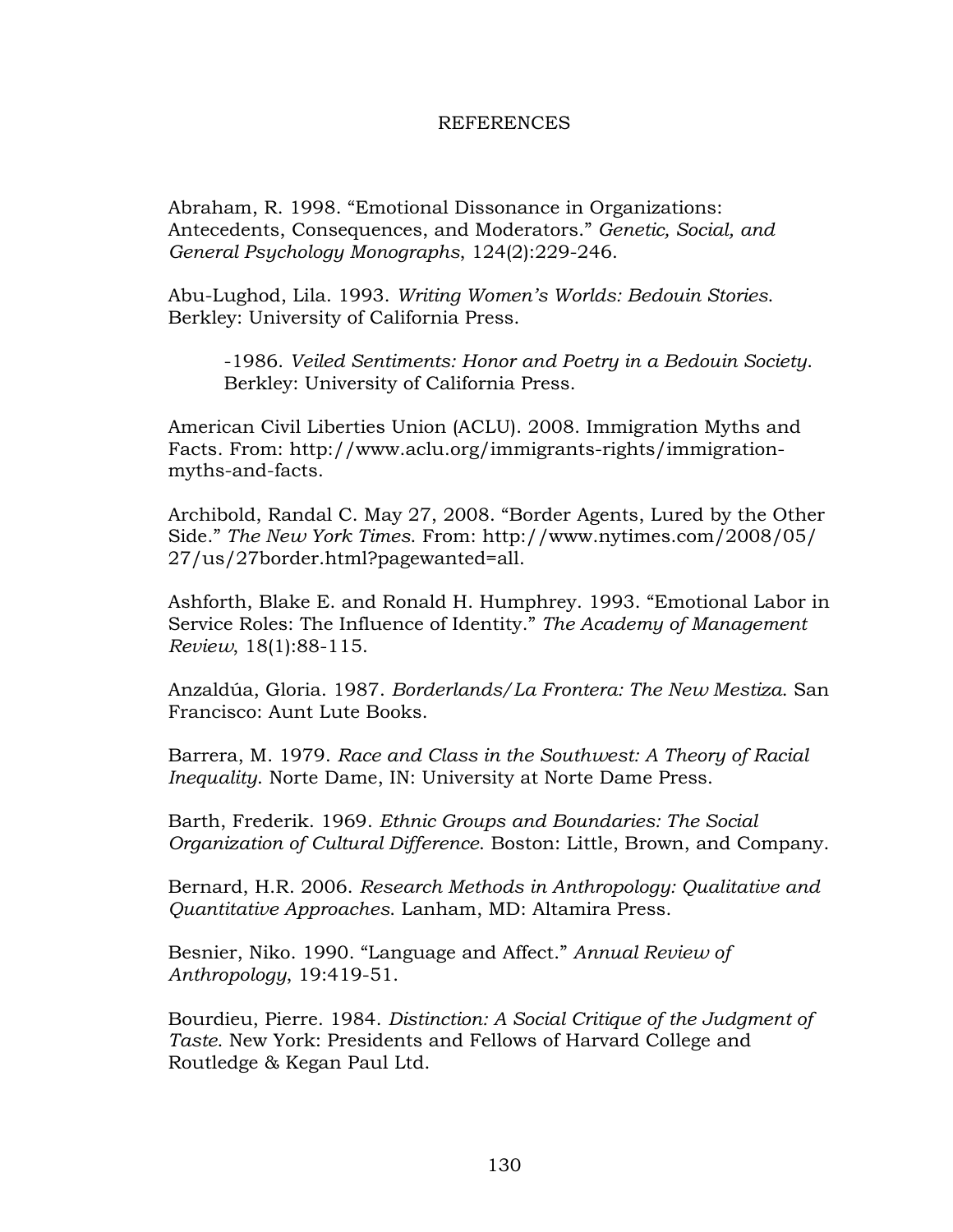# REFERENCES

Abraham, R. 1998. "Emotional Dissonance in Organizations: Antecedents, Consequences, and Moderators." *Genetic, Social, and General Psychology Monographs*, 124(2):229-246.

Abu-Lughod, Lila. 1993. *Writing Women's Worlds: Bedouin Stories*. Berkley: University of California Press.

> -1986. *Veiled Sentiments: Honor and Poetry in a Bedouin Society*. Berkley: University of California Press.

American Civil Liberties Union (ACLU). 2008. Immigration Myths and Facts. From: http://www.aclu.org/immigrants-rights/immigration-myths-and-facts.

Archibold, Randal C. May 27, 2008. "Border Agents, Lured by the Other Side." *The New York Times*. From: http://www.nytimes.com/2008/05/27/us/27border.html?pagewanted=all.

Ashforth, Blake E. and Ronald H. Humphrey. 1993. "Emotional Labor in Service Roles: The Influence of Identity." *The Academy of Management Review*, 18(1):88-115.

Anzaldúa, Gloria. 1987. *Borderlands/La Frontera: The New Mestiza*. San Francisco: Aunt Lute Books.

Barrera, M. 1979. *Race and Class in the Southwest: A Theory of Racial Inequality*. Norte Dame, IN: University at Norte Dame Press.

Barth, Frederik. 1969. *Ethnic Groups and Boundaries: The Social Organization of Cultural Difference*. Boston: Little, Brown, and Company.

Bernard, H.R. 2006. *Research Methods in Anthropology: Qualitative and Quantitative Approaches*. Lanham, MD: Altamira Press.

Besnier, Niko. 1990. "Language and Affect." *Annual Review of Anthropology*, 19:419-51.

Bourdieu, Pierre. 1984. *Distinction: A Social Critique of the Judgment of Taste*. New York: Presidents and Fellows of Harvard College and Routledge & Kegan Paul Ltd.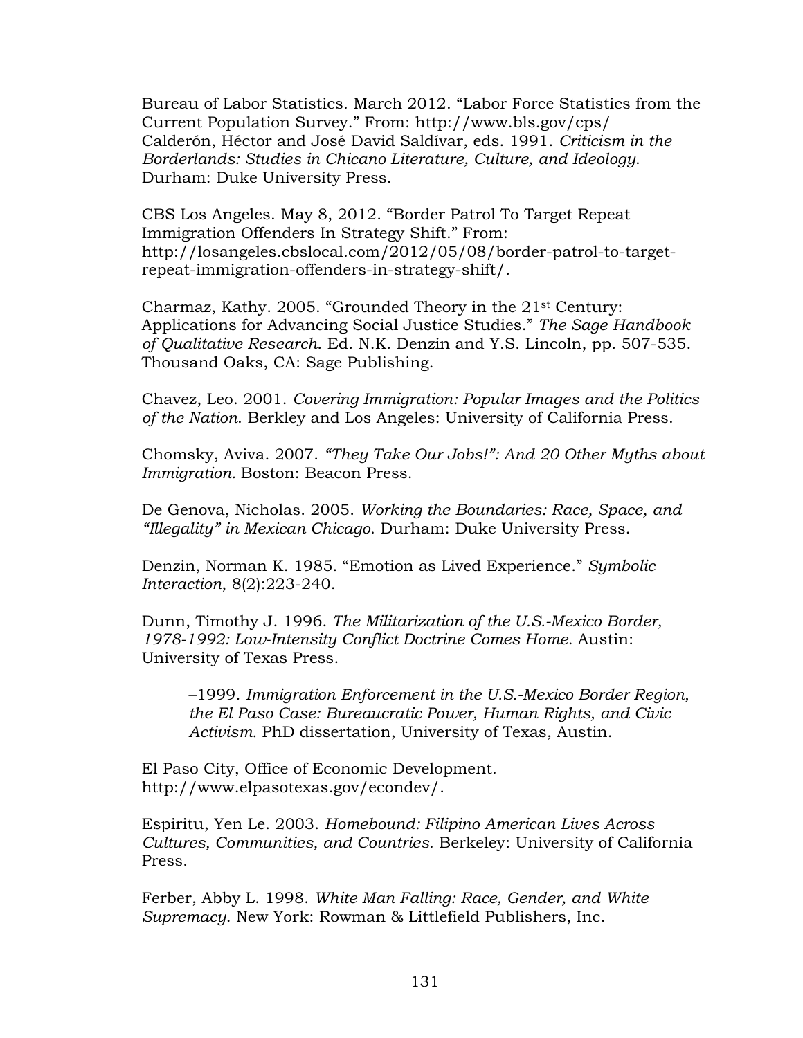Bureau of Labor Statistics. March 2012. “Labor Force Statistics from the Current Population Survey.” From: http://www.bls.gov/cps/
Calderón, Héctor and José David Saldívar, eds. 1991. *Criticism in the Borderlands: Studies in Chicano Literature, Culture, and Ideology.* Durham: Duke University Press.

CBS Los Angeles. May 8, 2012. “Border Patrol To Target Repeat Immigration Offenders In Strategy Shift.” From: http://losangeles.cbslocal.com/2012/05/08/border-patrol-to-target-repeat-immigration-offenders-in-strategy-shift/.

Charmaz, Kathy. 2005. “Grounded Theory in the 21st Century: Applications for Advancing Social Justice Studies.” *The Sage Handbook of Qualitative Research.* Ed. N.K. Denzin and Y.S. Lincoln, pp. 507-535. Thousand Oaks, CA: Sage Publishing.

Chavez, Leo. 2001. *Covering Immigration: Popular Images and the Politics of the Nation.* Berkley and Los Angeles: University of California Press.

Chomsky, Aviva. 2007. *“They Take Our Jobs!”: And 20 Other Myths about Immigration.* Boston: Beacon Press.

De Genova, Nicholas. 2005. *Working the Boundaries: Race, Space, and “Illegality” in Mexican Chicago.* Durham: Duke University Press.

Denzin, Norman K. 1985. “Emotion as Lived Experience.” *Symbolic Interaction*, 8(2):223-240.

Dunn, Timothy J. 1996. *The Militarization of the U.S.-Mexico Border, 1978-1992: Low-Intensity Conflict Doctrine Comes Home.* Austin: University of Texas Press.

–1999. *Immigration Enforcement in the U.S.-Mexico Border Region, the El Paso Case: Bureaucratic Power, Human Rights, and Civic Activism.* PhD dissertation, University of Texas, Austin.

El Paso City, Office of Economic Development. http://www.elpasotexas.gov/econdev/.

Espiritu, Yen Le. 2003. *Homebound: Filipino American Lives Across Cultures, Communities, and Countries.* Berkeley: University of California Press.

Ferber, Abby L. 1998. *White Man Falling: Race, Gender, and White Supremacy.* New York: Rowman & Littlefield Publishers, Inc.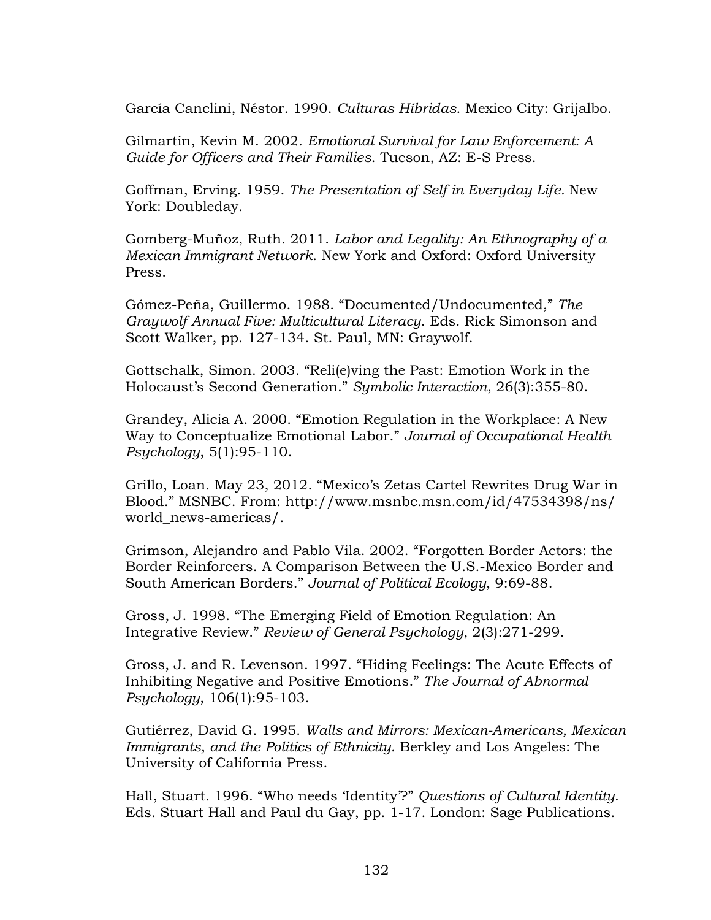García Canclini, Néstor. 1990. *Culturas Híbridas*. Mexico City: Grijalbo.

Gilmartin, Kevin M. 2002. *Emotional Survival for Law Enforcement: A Guide for Officers and Their Families*. Tucson, AZ: E-S Press.

Goffman, Erving. 1959. *The Presentation of Self in Everyday Life*. New York: Doubleday.

Gomberg-Muñoz, Ruth. 2011. *Labor and Legality: An Ethnography of a Mexican Immigrant Network*. New York and Oxford: Oxford University Press.

Gómez-Peña, Guillermo. 1988. "Documented/Undocumented," *The Graywolf Annual Five: Multicultural Literacy*. Eds. Rick Simonson and Scott Walker, pp. 127-134. St. Paul, MN: Graywolf.

Gottschalk, Simon. 2003. "Reli(e)ving the Past: Emotion Work in the Holocaust's Second Generation." *Symbolic Interaction*, 26(3):355-80.

Grandey, Alicia A. 2000. "Emotion Regulation in the Workplace: A New Way to Conceptualize Emotional Labor." *Journal of Occupational Health Psychology*, 5(1):95-110.

Grillo, Loan. May 23, 2012. "Mexico's Zetas Cartel Rewrites Drug War in Blood." MSNBC. From: http://www.msnbc.msn.com/id/47534398/ns/world_news-americas/.

Grimson, Alejandro and Pablo Vila. 2002. "Forgotten Border Actors: the Border Reinforcers. A Comparison Between the U.S.-Mexico Border and South American Borders." *Journal of Political Ecology*, 9:69-88.

Gross, J. 1998. "The Emerging Field of Emotion Regulation: An Integrative Review." *Review of General Psychology*, 2(3):271-299.

Gross, J. and R. Levenson. 1997. "Hiding Feelings: The Acute Effects of Inhibiting Negative and Positive Emotions." *The Journal of Abnormal Psychology*, 106(1):95-103.

Gutiérrez, David G. 1995. *Walls and Mirrors: Mexican-Americans, Mexican Immigrants, and the Politics of Ethnicity*. Berkley and Los Angeles: The University of California Press.

Hall, Stuart. 1996. "Who needs 'Identity'?" *Questions of Cultural Identity*. Eds. Stuart Hall and Paul du Gay, pp. 1-17. London: Sage Publications.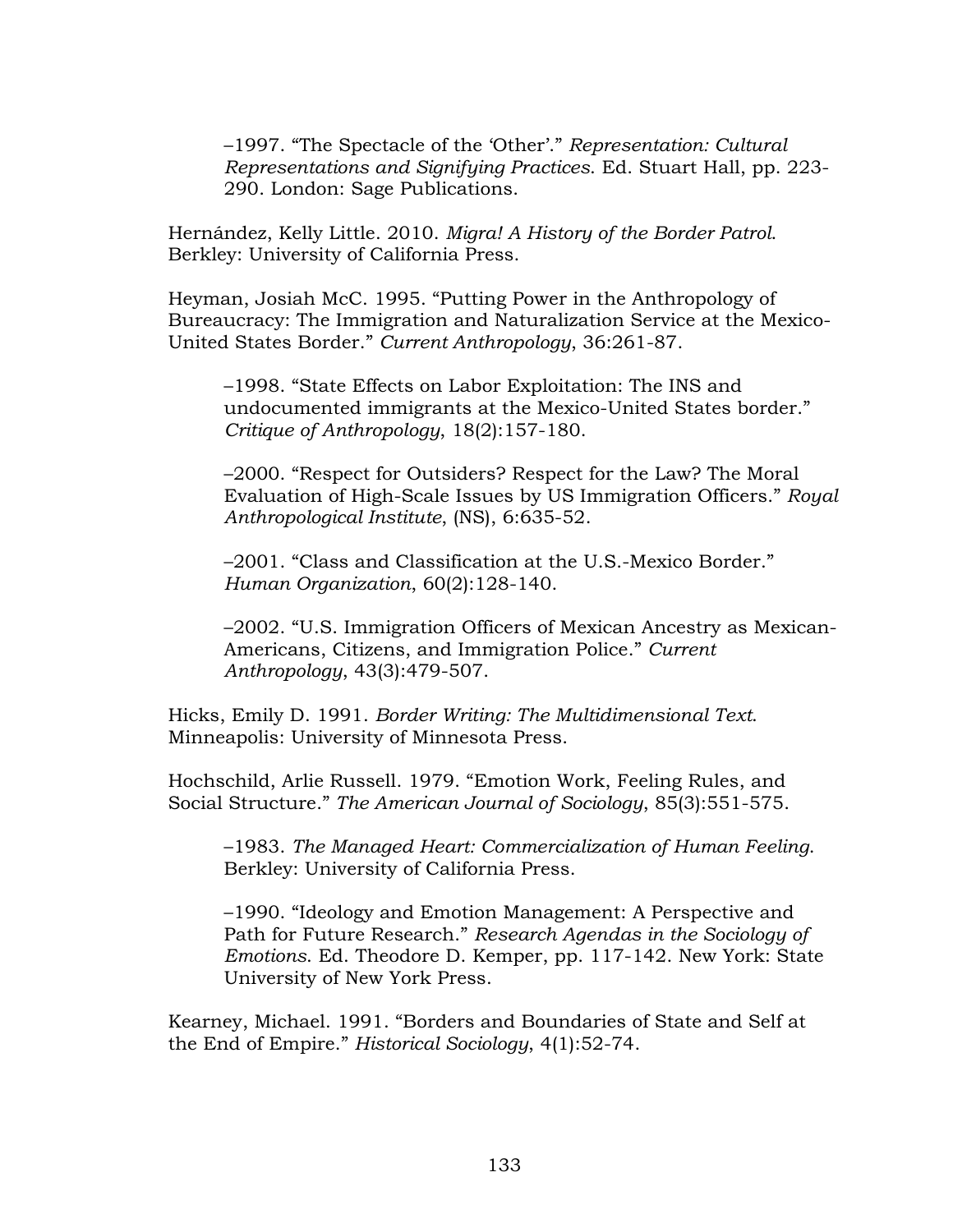–1997. "The Spectacle of the 'Other'." *Representation: Cultural Representations and Signifying Practices*. Ed. Stuart Hall, pp. 223-290. London: Sage Publications.

Hernández, Kelly Little. 2010. *Migra! A History of the Border Patrol*. Berkley: University of California Press.

Heyman, Josiah McC. 1995. "Putting Power in the Anthropology of Bureaucracy: The Immigration and Naturalization Service at the Mexico-United States Border." *Current Anthropology*, 36:261-87.

–1998. "State Effects on Labor Exploitation: The INS and undocumented immigrants at the Mexico-United States border." *Critique of Anthropology*, 18(2):157-180.

–2000. "Respect for Outsiders? Respect for the Law? The Moral Evaluation of High-Scale Issues by US Immigration Officers." *Royal Anthropological Institute*, (NS), 6:635-52.

–2001. "Class and Classification at the U.S.-Mexico Border." *Human Organization*, 60(2):128-140.

–2002. "U.S. Immigration Officers of Mexican Ancestry as Mexican-Americans, Citizens, and Immigration Police." *Current Anthropology*, 43(3):479-507.

Hicks, Emily D. 1991. *Border Writing: The Multidimensional Text*. Minneapolis: University of Minnesota Press.

Hochschild, Arlie Russell. 1979. "Emotion Work, Feeling Rules, and Social Structure." *The American Journal of Sociology*, 85(3):551-575.

–1983. *The Managed Heart: Commercialization of Human Feeling*. Berkley: University of California Press.

–1990. "Ideology and Emotion Management: A Perspective and Path for Future Research." *Research Agendas in the Sociology of Emotions*. Ed. Theodore D. Kemper, pp. 117-142. New York: State University of New York Press.

Kearney, Michael. 1991. "Borders and Boundaries of State and Self at the End of Empire." *Historical Sociology*, 4(1):52-74.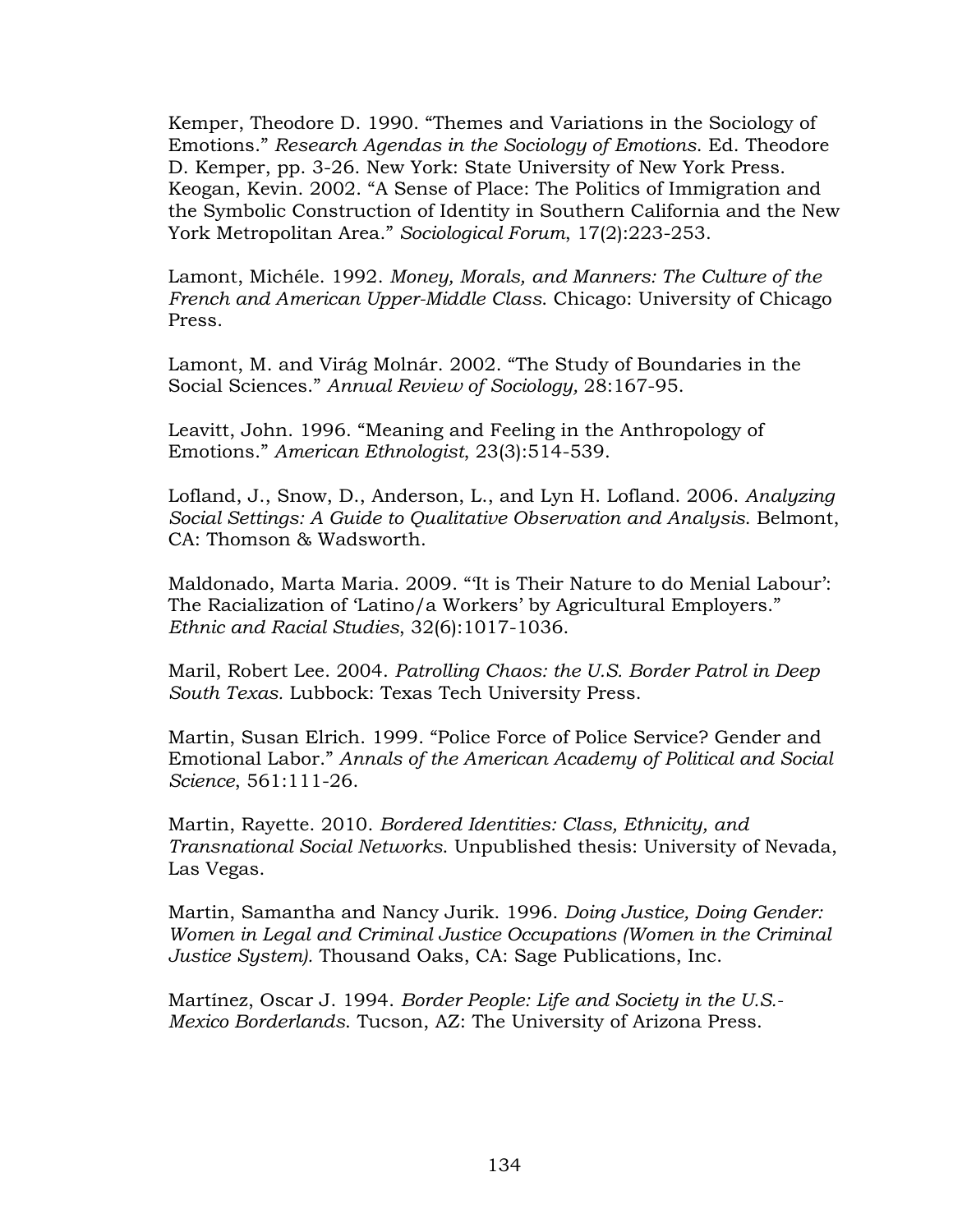Kemper, Theodore D. 1990. "Themes and Variations in the Sociology of Emotions." *Research Agendas in the Sociology of Emotions*. Ed. Theodore D. Kemper, pp. 3-26. New York: State University of New York Press.
Keogan, Kevin. 2002. "A Sense of Place: The Politics of Immigration and the Symbolic Construction of Identity in Southern California and the New York Metropolitan Area." *Sociological Forum*, 17(2):223-253.

Lamont, Michéle. 1992. *Money, Morals, and Manners: The Culture of the French and American Upper-Middle Class*. Chicago: University of Chicago Press.

Lamont, M. and Virág Molnár. 2002. "The Study of Boundaries in the Social Sciences." *Annual Review of Sociology,* 28:167-95.

Leavitt, John. 1996. "Meaning and Feeling in the Anthropology of Emotions." *American Ethnologist*, 23(3):514-539.

Lofland, J., Snow, D., Anderson, L., and Lyn H. Lofland. 2006. *Analyzing Social Settings: A Guide to Qualitative Observation and Analysis*. Belmont, CA: Thomson & Wadsworth.

Maldonado, Marta Maria. 2009. "'It is Their Nature to do Menial Labour': The Racialization of 'Latino/a Workers' by Agricultural Employers." *Ethnic and Racial Studies*, 32(6):1017-1036.

Maril, Robert Lee. 2004. *Patrolling Chaos: the U.S. Border Patrol in Deep South Texas.* Lubbock: Texas Tech University Press.

Martin, Susan Elrich. 1999. "Police Force of Police Service? Gender and Emotional Labor." *Annals of the American Academy of Political and Social Science*, 561:111-26.

Martin, Rayette. 2010. *Bordered Identities: Class, Ethnicity, and Transnational Social Networks*. Unpublished thesis: University of Nevada, Las Vegas.

Martin, Samantha and Nancy Jurik. 1996. *Doing Justice, Doing Gender: Women in Legal and Criminal Justice Occupations (Women in the Criminal Justice System).* Thousand Oaks, CA: Sage Publications, Inc.

Martínez, Oscar J. 1994. *Border People: Life and Society in the U.S.-Mexico Borderlands*. Tucson, AZ: The University of Arizona Press.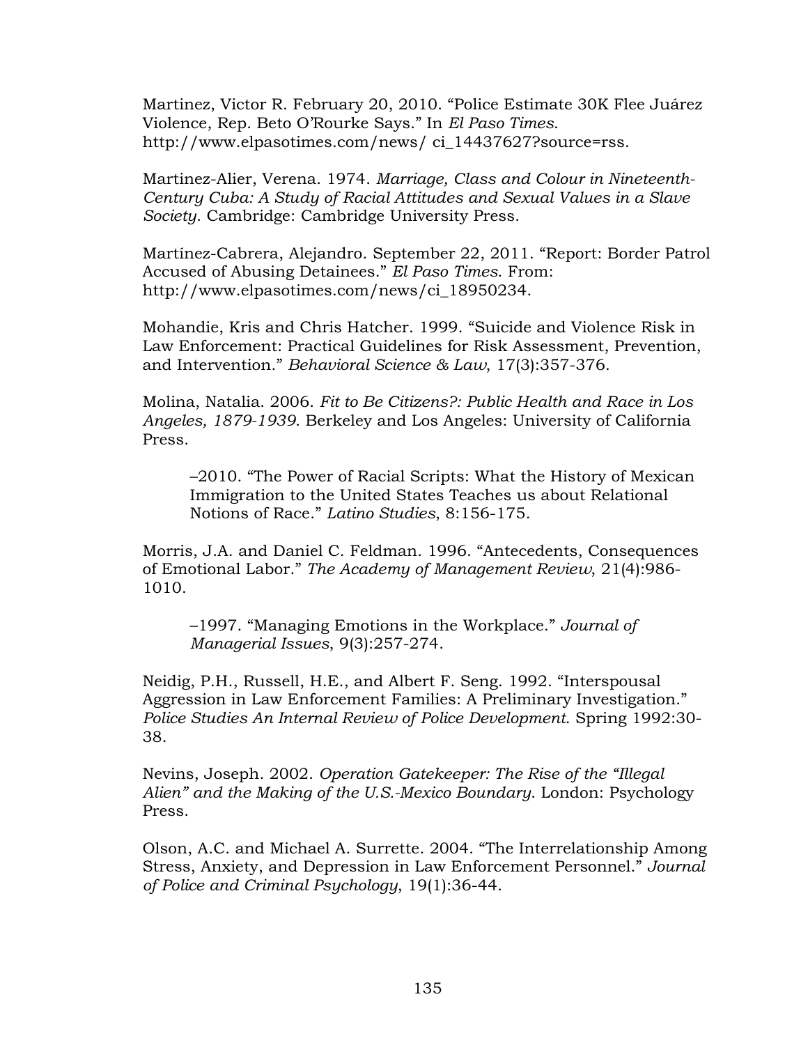Martinez, Victor R. February 20, 2010. "Police Estimate 30K Flee Juárez Violence, Rep. Beto O'Rourke Says." In *El Paso Times*. http://www.elpasotimes.com/news/ ci_14437627?source=rss.

Martinez-Alier, Verena. 1974. *Marriage, Class and Colour in Nineteenth-Century Cuba: A Study of Racial Attitudes and Sexual Values in a Slave Society*. Cambridge: Cambridge University Press.

Martínez-Cabrera, Alejandro. September 22, 2011. "Report: Border Patrol Accused of Abusing Detainees." *El Paso Times*. From: http://www.elpasotimes.com/news/ci_18950234.

Mohandie, Kris and Chris Hatcher. 1999. "Suicide and Violence Risk in Law Enforcement: Practical Guidelines for Risk Assessment, Prevention, and Intervention." *Behavioral Science & Law*, 17(3):357-376.

Molina, Natalia. 2006. *Fit to Be Citizens?: Public Health and Race in Los Angeles, 1879-1939*. Berkeley and Los Angeles: University of California Press.

> –2010. "The Power of Racial Scripts: What the History of Mexican Immigration to the United States Teaches us about Relational Notions of Race." *Latino Studies*, 8:156-175.

Morris, J.A. and Daniel C. Feldman. 1996. "Antecedents, Consequences of Emotional Labor." *The Academy of Management Review*, 21(4):986-1010.

> –1997. "Managing Emotions in the Workplace." *Journal of Managerial Issues*, 9(3):257-274.

Neidig, P.H., Russell, H.E., and Albert F. Seng. 1992. "Interspousal Aggression in Law Enforcement Families: A Preliminary Investigation." *Police Studies An Internal Review of Police Development*. Spring 1992:30-38.

Nevins, Joseph. 2002. *Operation Gatekeeper: The Rise of the "Illegal Alien" and the Making of the U.S.-Mexico Boundary*. London: Psychology Press.

Olson, A.C. and Michael A. Surrette. 2004. "The Interrelationship Among Stress, Anxiety, and Depression in Law Enforcement Personnel." *Journal of Police and Criminal Psychology*, 19(1):36-44.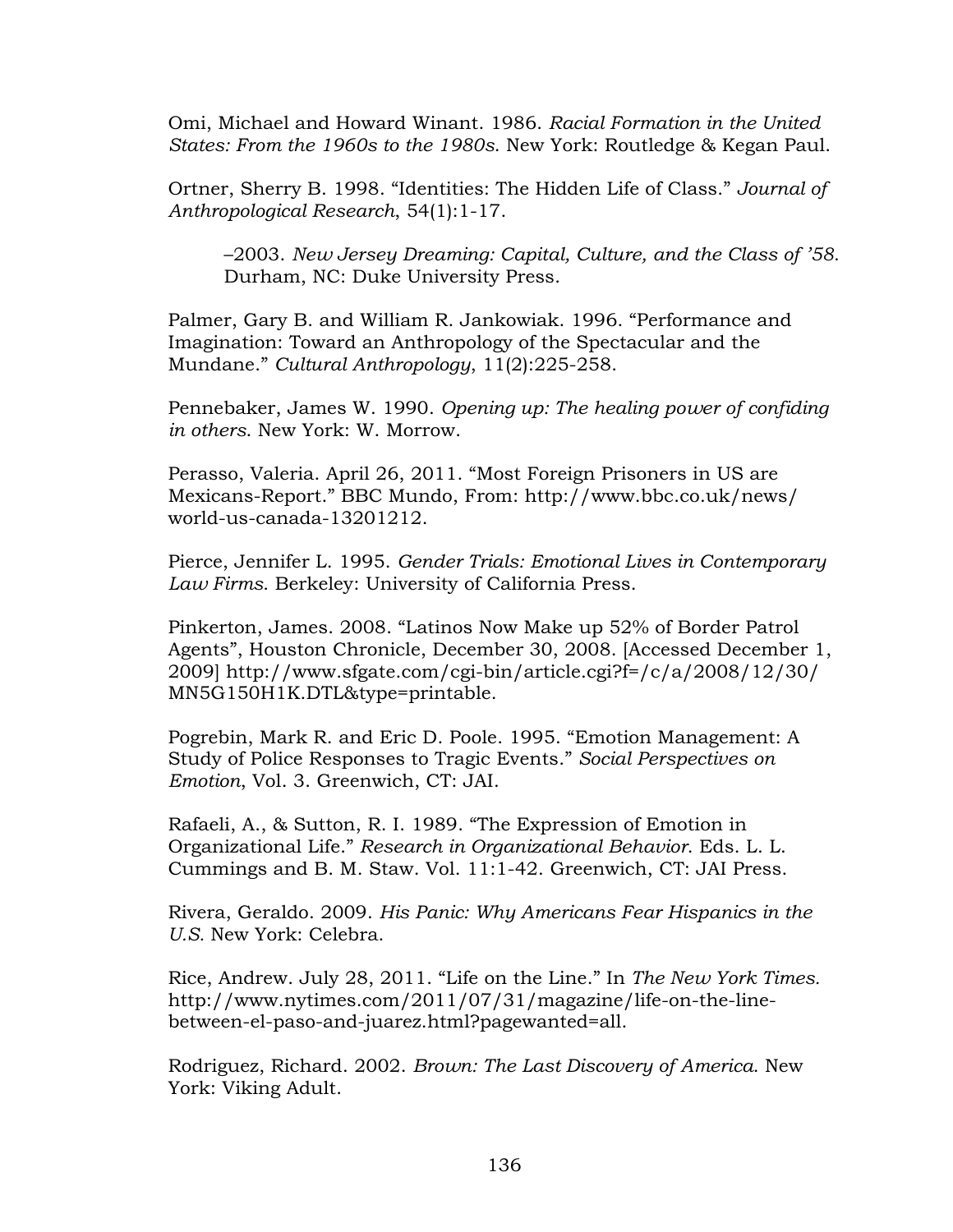Omi, Michael and Howard Winant. 1986. *Racial Formation in the United States: From the 1960s to the 1980s*. New York: Routledge & Kegan Paul.

Ortner, Sherry B. 1998. "Identities: The Hidden Life of Class." *Journal of Anthropological Research*, 54(1):1-17.

–2003. *New Jersey Dreaming: Capital, Culture, and the Class of '58*. Durham, NC: Duke University Press.

Palmer, Gary B. and William R. Jankowiak. 1996. "Performance and Imagination: Toward an Anthropology of the Spectacular and the Mundane." *Cultural Anthropology*, 11(2):225-258.

Pennebaker, James W. 1990. *Opening up: The healing power of confiding in others*. New York: W. Morrow.

Perasso, Valeria. April 26, 2011. "Most Foreign Prisoners in US are Mexicans-Report." BBC Mundo, From: http://www.bbc.co.uk/news/world-us-canada-13201212.

Pierce, Jennifer L. 1995. *Gender Trials: Emotional Lives in Contemporary Law Firms*. Berkeley: University of California Press.

Pinkerton, James. 2008. "Latinos Now Make up 52% of Border Patrol Agents", Houston Chronicle, December 30, 2008. [Accessed December 1, 2009] http://www.sfgate.com/cgi-bin/article.cgi?f=/c/a/2008/12/30/MN5G150H1K.DTL&type=printable.

Pogrebin, Mark R. and Eric D. Poole. 1995. "Emotion Management: A Study of Police Responses to Tragic Events." *Social Perspectives on Emotion*, Vol. 3. Greenwich, CT: JAI.

Rafaeli, A., & Sutton, R. I. 1989. "The Expression of Emotion in Organizational Life." *Research in Organizational Behavior*. Eds. L. L. Cummings and B. M. Staw. Vol. 11:1-42. Greenwich, CT: JAI Press.

Rivera, Geraldo. 2009. *His Panic: Why Americans Fear Hispanics in the U.S.* New York: Celebra.

Rice, Andrew. July 28, 2011. "Life on the Line." In *The New York Times.* http://www.nytimes.com/2011/07/31/magazine/life-on-the-line-between-el-paso-and-juarez.html?pagewanted=all.

Rodriguez, Richard. 2002. *Brown: The Last Discovery of America*. New York: Viking Adult.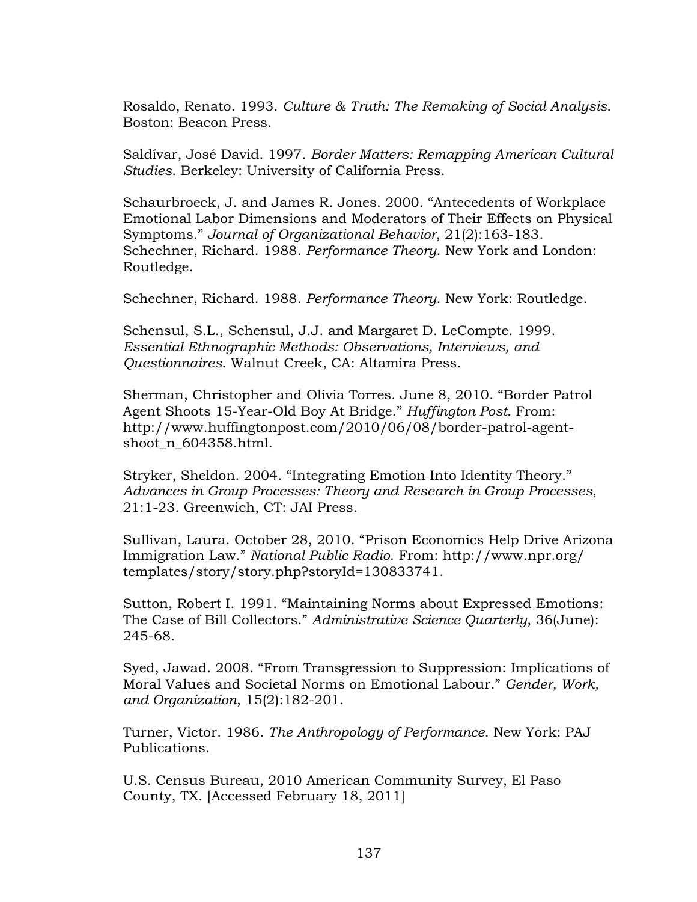Rosaldo, Renato. 1993. *Culture & Truth: The Remaking of Social Analysis*. Boston: Beacon Press.

Saldívar, José David. 1997. *Border Matters: Remapping American Cultural Studies*. Berkeley: University of California Press.

Schaurbroeck, J. and James R. Jones. 2000. "Antecedents of Workplace Emotional Labor Dimensions and Moderators of Their Effects on Physical Symptoms." *Journal of Organizational Behavior*, 21(2):163-183. Schechner, Richard. 1988. *Performance Theory*. New York and London: Routledge.

Schechner, Richard. 1988. *Performance Theory*. New York: Routledge.

Schensul, S.L., Schensul, J.J. and Margaret D. LeCompte. 1999. *Essential Ethnographic Methods: Observations, Interviews, and Questionnaires*. Walnut Creek, CA: Altamira Press.

Sherman, Christopher and Olivia Torres. June 8, 2010. "Border Patrol Agent Shoots 15-Year-Old Boy At Bridge." *Huffington Post*. From: http://www.huffingtonpost.com/2010/06/08/border-patrol-agent-shoot_n_604358.html.

Stryker, Sheldon. 2004. "Integrating Emotion Into Identity Theory." *Advances in Group Processes: Theory and Research in Group Processes*, 21:1-23. Greenwich, CT: JAI Press.

Sullivan, Laura. October 28, 2010. "Prison Economics Help Drive Arizona Immigration Law." *National Public Radio*. From: http://www.npr.org/templates/story/story.php?storyId=130833741.

Sutton, Robert I. 1991. "Maintaining Norms about Expressed Emotions: The Case of Bill Collectors." *Administrative Science Quarterly*, 36(June): 245-68.

Syed, Jawad. 2008. "From Transgression to Suppression: Implications of Moral Values and Societal Norms on Emotional Labour." *Gender, Work, and Organization*, 15(2):182-201.

Turner, Victor. 1986. *The Anthropology of Performance*. New York: PAJ Publications.

U.S. Census Bureau, 2010 American Community Survey, El Paso County, TX. [Accessed February 18, 2011]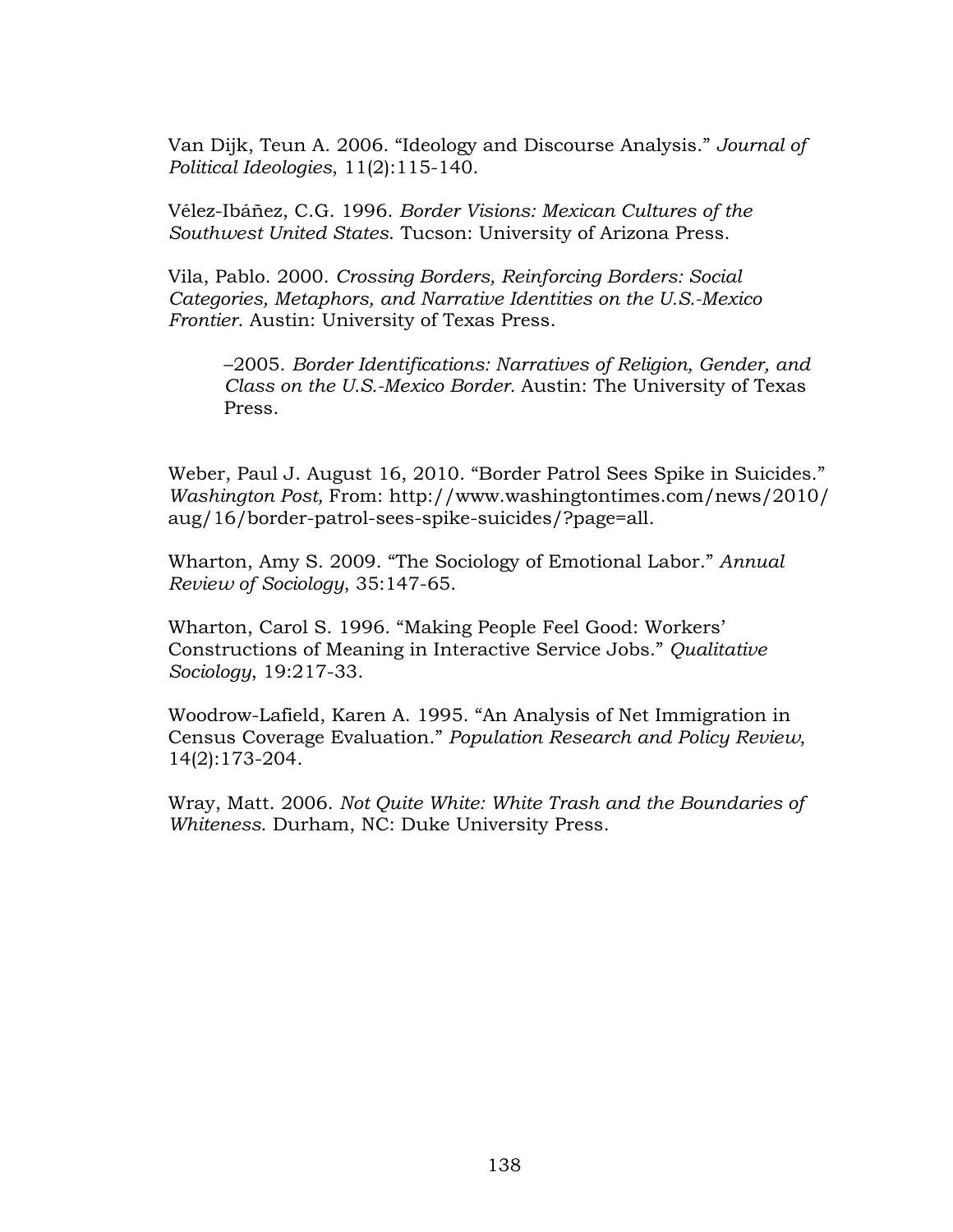Van Dijk, Teun A. 2006. "Ideology and Discourse Analysis." *Journal of Political Ideologies*, 11(2):115-140.

Vélez-Ibáñez, C.G. 1996. *Border Visions: Mexican Cultures of the Southwest United States*. Tucson: University of Arizona Press.

Vila, Pablo. 2000. *Crossing Borders, Reinforcing Borders: Social Categories, Metaphors, and Narrative Identities on the U.S.-Mexico Frontier*. Austin: University of Texas Press.

> –2005. *Border Identifications: Narratives of Religion, Gender, and Class on the U.S.-Mexico Border.* Austin: The University of Texas Press.

Weber, Paul J. August 16, 2010. "Border Patrol Sees Spike in Suicides." *Washington Post,* From: http://www.washingtontimes.com/news/2010/aug/16/border-patrol-sees-spike-suicides/?page=all.

Wharton, Amy S. 2009. "The Sociology of Emotional Labor." *Annual Review of Sociology*, 35:147-65.

Wharton, Carol S. 1996. "Making People Feel Good: Workers' Constructions of Meaning in Interactive Service Jobs." *Qualitative Sociology*, 19:217-33.

Woodrow-Lafield, Karen A. 1995. "An Analysis of Net Immigration in Census Coverage Evaluation." *Population Research and Policy Review*, 14(2):173-204.

Wray, Matt. 2006. *Not Quite White: White Trash and the Boundaries of Whiteness*. Durham, NC: Duke University Press.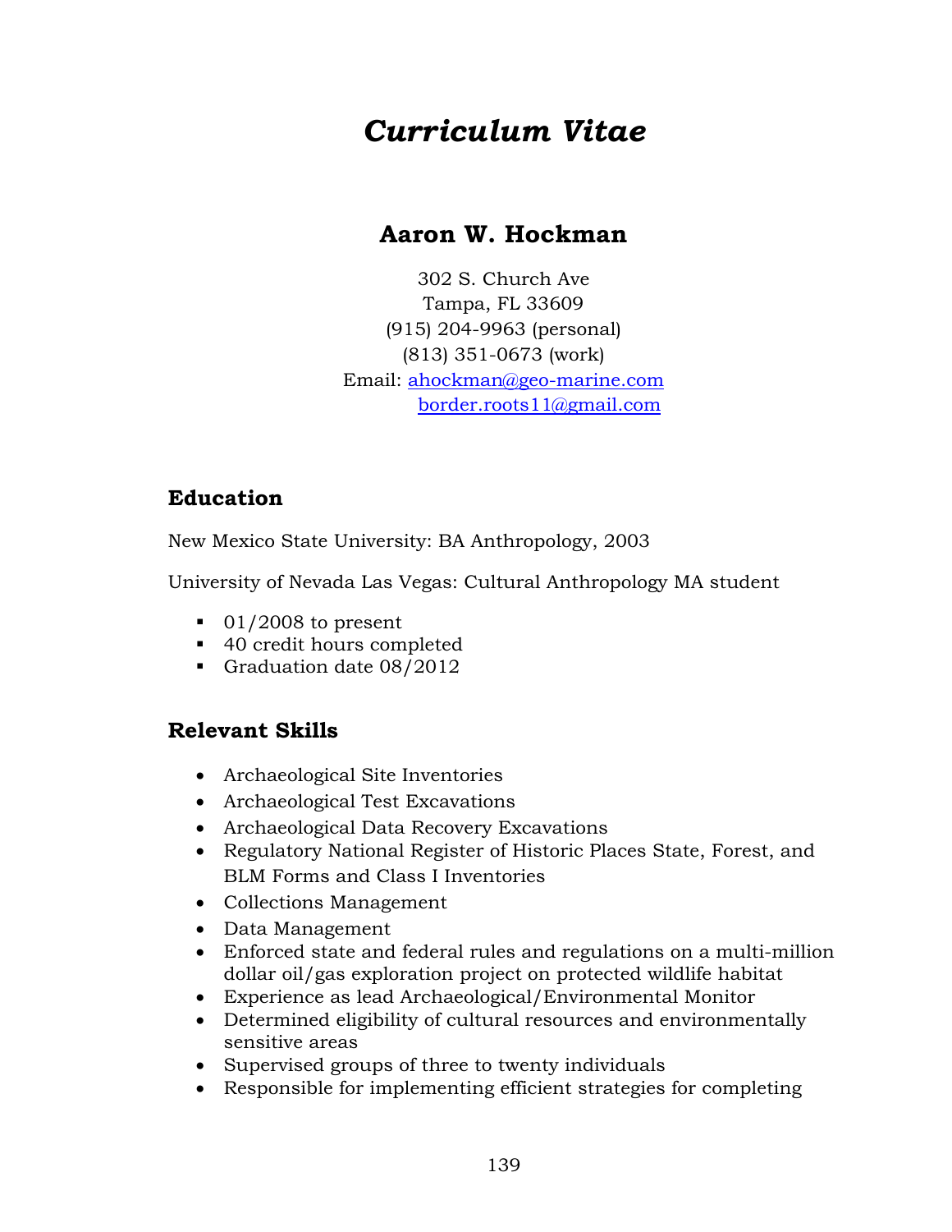# *Curriculum Vitae*

## Aaron W. Hockman

302 S. Church Ave
Tampa, FL 33609
(915) 204-9963 (personal)
(813) 351-0673 (work)
Email: ahockman@geo-marine.com
border.roots11@gmail.com

### Education

New Mexico State University: BA Anthropology, 2003

University of Nevada Las Vegas: Cultural Anthropology MA student

- 01/2008 to present
- 40 credit hours completed
- Graduation date 08/2012

### Relevant Skills

- Archaeological Site Inventories
- Archaeological Test Excavations
- Archaeological Data Recovery Excavations
- Regulatory National Register of Historic Places State, Forest, and BLM Forms and Class I Inventories
- Collections Management
- Data Management
- Enforced state and federal rules and regulations on a multi-million dollar oil/gas exploration project on protected wildlife habitat
- Experience as lead Archaeological/Environmental Monitor
- Determined eligibility of cultural resources and environmentally sensitive areas
- Supervised groups of three to twenty individuals
- Responsible for implementing efficient strategies for completing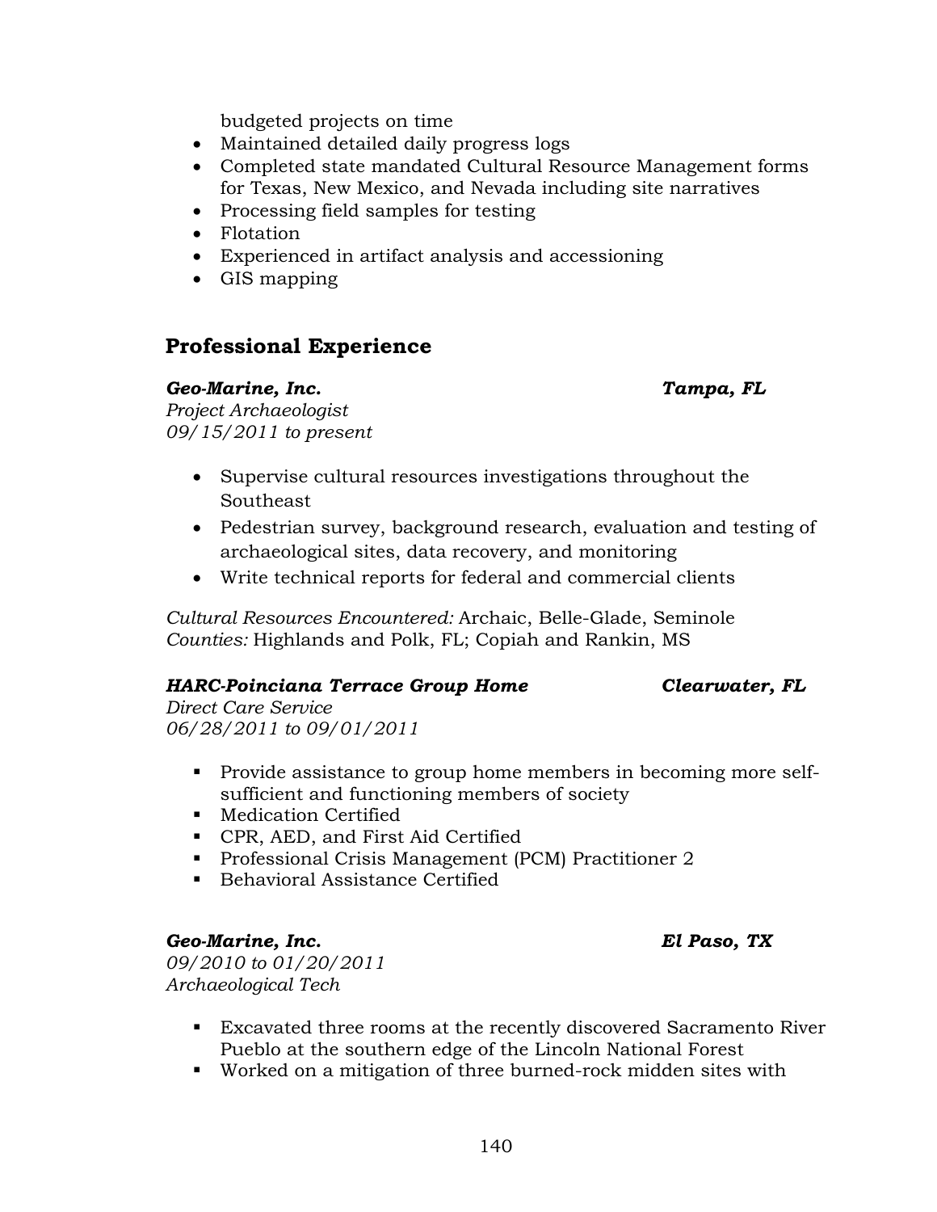budgeted projects on time

- Maintained detailed daily progress logs
- Completed state mandated Cultural Resource Management forms for Texas, New Mexico, and Nevada including site narratives
- Processing field samples for testing
- Flotation
- Experienced in artifact analysis and accessioning
- GIS mapping

## Professional Experience

***Geo-Marine, Inc.*** ***Tampa, FL***
*Project Archaeologist*
*09/15/2011 to present*

- Supervise cultural resources investigations throughout the Southeast
- Pedestrian survey, background research, evaluation and testing of archaeological sites, data recovery, and monitoring
- Write technical reports for federal and commercial clients

*Cultural Resources Encountered:* Archaic, Belle-Glade, Seminole
*Counties:* Highlands and Polk, FL; Copiah and Rankin, MS

***HARC-Poinciana Terrace Group Home*** ***Clearwater, FL***
*Direct Care Service*
*06/28/2011 to 09/01/2011*

- Provide assistance to group home members in becoming more self-sufficient and functioning members of society
- Medication Certified
- CPR, AED, and First Aid Certified
- Professional Crisis Management (PCM) Practitioner 2
- Behavioral Assistance Certified

***Geo-Marine, Inc.*** ***El Paso, TX***
*09/2010 to 01/20/2011*
*Archaeological Tech*

- Excavated three rooms at the recently discovered Sacramento River Pueblo at the southern edge of the Lincoln National Forest
- Worked on a mitigation of three burned-rock midden sites with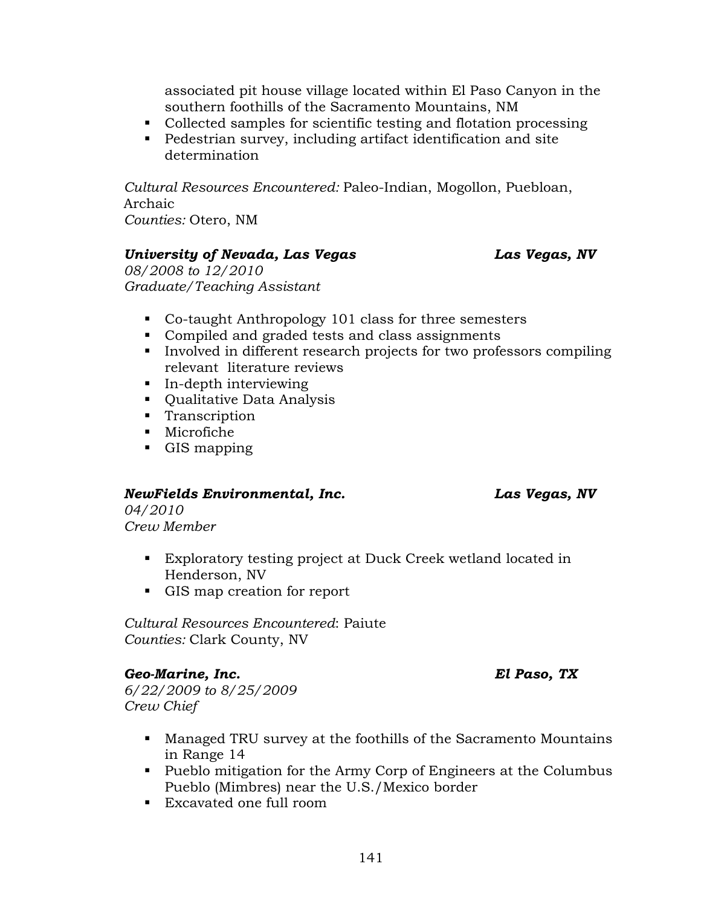associated pit house village located within El Paso Canyon in the southern foothills of the Sacramento Mountains, NM
- Collected samples for scientific testing and flotation processing
- Pedestrian survey, including artifact identification and site determination

*Cultural Resources Encountered:* Paleo-Indian, Mogollon, Puebloan, Archaic
*Counties:* Otero, NM

***University of Nevada, Las Vegas*** ***Las Vegas, NV***
*08/2008 to 12/2010*
*Graduate/Teaching Assistant*

- Co-taught Anthropology 101 class for three semesters
- Compiled and graded tests and class assignments
- Involved in different research projects for two professors compiling relevant literature reviews
- In-depth interviewing
- Qualitative Data Analysis
- Transcription
- Microfiche
- GIS mapping

***NewFields Environmental, Inc.*** ***Las Vegas, NV***
*04/2010*
*Crew Member*

- Exploratory testing project at Duck Creek wetland located in Henderson, NV
- GIS map creation for report

*Cultural Resources Encountered*: Paiute
*Counties:* Clark County, NV

***Geo-Marine, Inc.*** ***El Paso, TX***
*6/22/2009 to 8/25/2009*
*Crew Chief*

- Managed TRU survey at the foothills of the Sacramento Mountains in Range 14
- Pueblo mitigation for the Army Corp of Engineers at the Columbus Pueblo (Mimbres) near the U.S./Mexico border
- Excavated one full room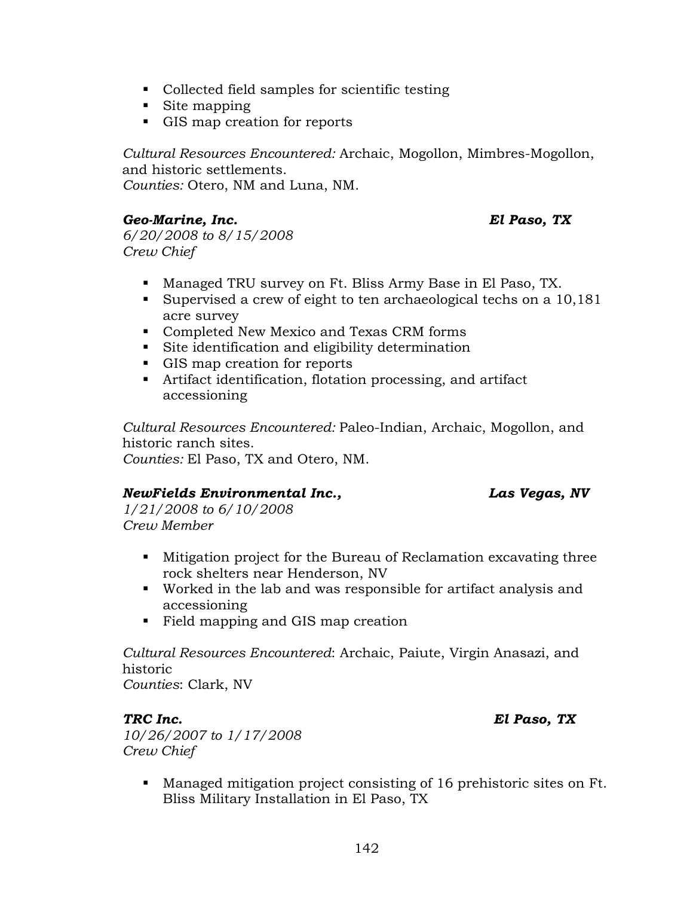- Collected field samples for scientific testing
- Site mapping
- GIS map creation for reports

*Cultural Resources Encountered:* Archaic, Mogollon, Mimbres-Mogollon, and historic settlements.
*Counties:* Otero, NM and Luna, NM.

***Geo-Marine, Inc.*** ***El Paso, TX***
*6/20/2008 to 8/15/2008*
*Crew Chief*

- Managed TRU survey on Ft. Bliss Army Base in El Paso, TX.
- Supervised a crew of eight to ten archaeological techs on a 10,181 acre survey
- Completed New Mexico and Texas CRM forms
- Site identification and eligibility determination
- GIS map creation for reports
- Artifact identification, flotation processing, and artifact accessioning

*Cultural Resources Encountered:* Paleo-Indian, Archaic, Mogollon, and historic ranch sites.
*Counties:* El Paso, TX and Otero, NM.

***NewFields Environmental Inc.,*** ***Las Vegas, NV***
*1/21/2008 to 6/10/2008*
*Crew Member*

- Mitigation project for the Bureau of Reclamation excavating three rock shelters near Henderson, NV
- Worked in the lab and was responsible for artifact analysis and accessioning
- Field mapping and GIS map creation

*Cultural Resources Encountered*: Archaic, Paiute, Virgin Anasazi, and historic
*Counties*: Clark, NV

***TRC Inc.*** ***El Paso, TX***
*10/26/2007 to 1/17/2008*
*Crew Chief*

- Managed mitigation project consisting of 16 prehistoric sites on Ft. Bliss Military Installation in El Paso, TX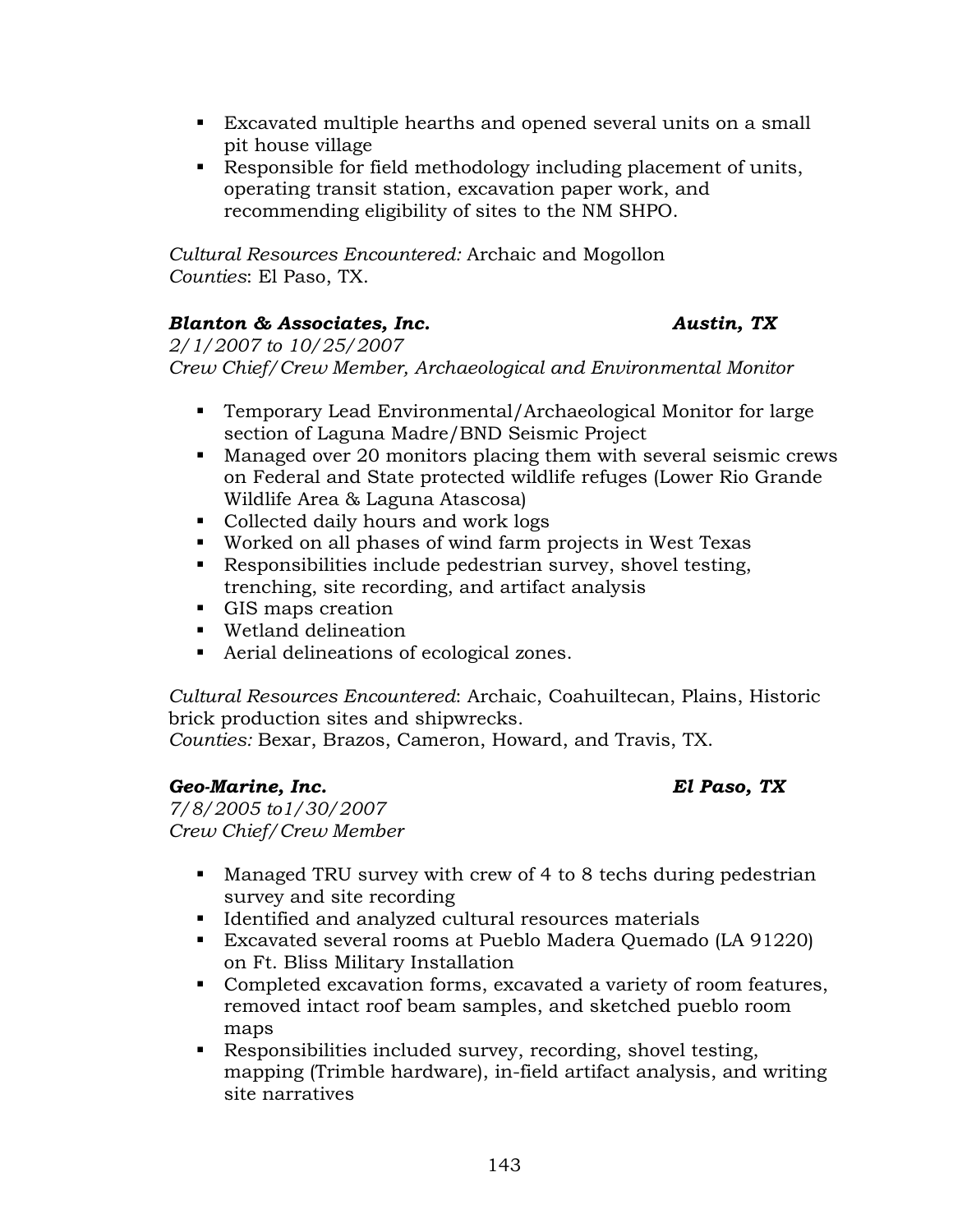- Excavated multiple hearths and opened several units on a small pit house village
- Responsible for field methodology including placement of units, operating transit station, excavation paper work, and recommending eligibility of sites to the NM SHPO.

*Cultural Resources Encountered:* Archaic and Mogollon
*Counties*: El Paso, TX.

***Blanton & Associates, Inc.*** ***Austin, TX***
*2/1/2007 to 10/25/2007*
*Crew Chief/Crew Member, Archaeological and Environmental Monitor*

- Temporary Lead Environmental/Archaeological Monitor for large section of Laguna Madre/BND Seismic Project
- Managed over 20 monitors placing them with several seismic crews on Federal and State protected wildlife refuges (Lower Rio Grande Wildlife Area & Laguna Atascosa)
- Collected daily hours and work logs
- Worked on all phases of wind farm projects in West Texas
- Responsibilities include pedestrian survey, shovel testing, trenching, site recording, and artifact analysis
- GIS maps creation
- Wetland delineation
- Aerial delineations of ecological zones.

*Cultural Resources Encountered*: Archaic, Coahuiltecan, Plains, Historic brick production sites and shipwrecks.
*Counties:* Bexar, Brazos, Cameron, Howard, and Travis, TX.

***Geo-Marine, Inc.*** ***El Paso, TX***
*7/8/2005 to1/30/2007*
*Crew Chief/Crew Member*

- Managed TRU survey with crew of 4 to 8 techs during pedestrian survey and site recording
- Identified and analyzed cultural resources materials
- Excavated several rooms at Pueblo Madera Quemado (LA 91220) on Ft. Bliss Military Installation
- Completed excavation forms, excavated a variety of room features, removed intact roof beam samples, and sketched pueblo room maps
- Responsibilities included survey, recording, shovel testing, mapping (Trimble hardware), in-field artifact analysis, and writing site narratives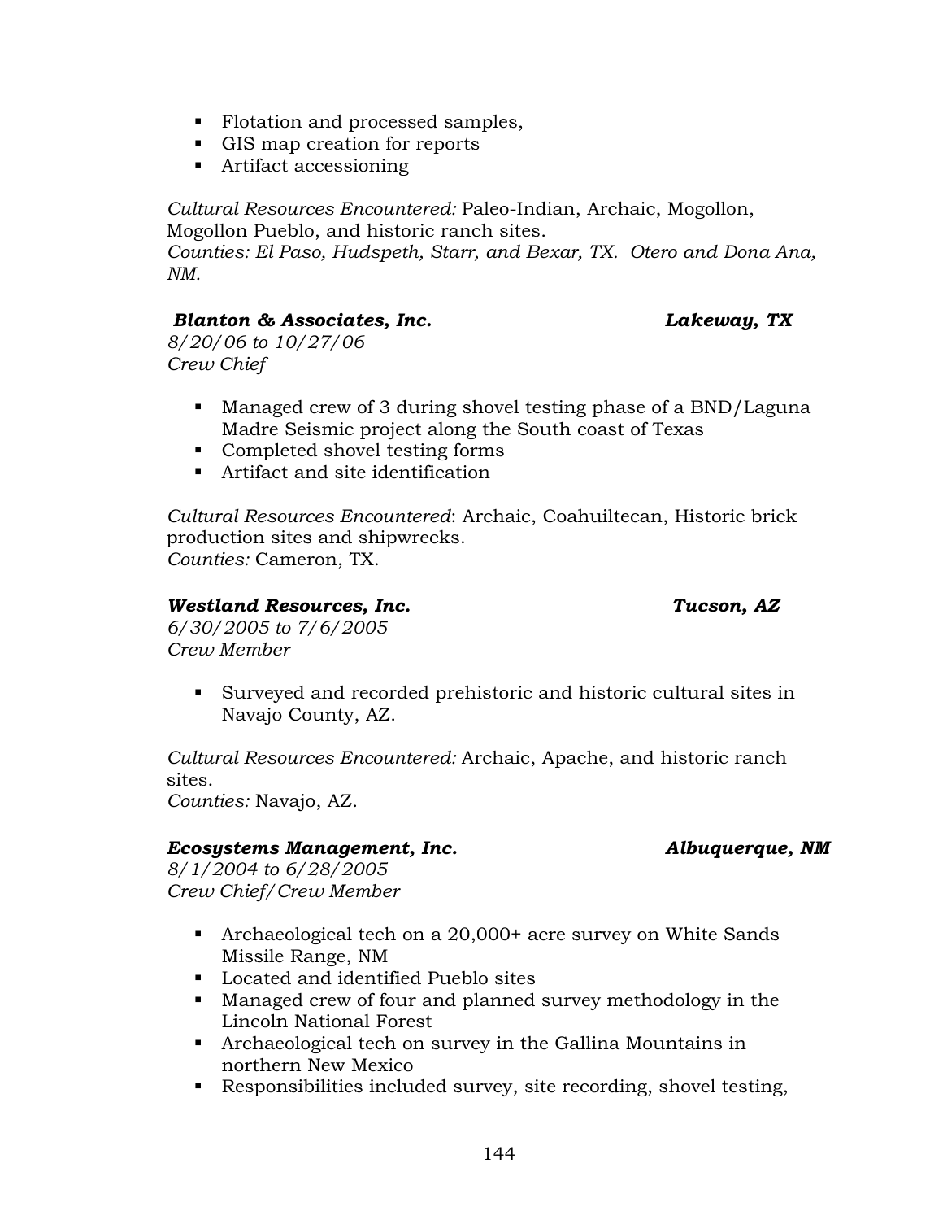- Flotation and processed samples,
- GIS map creation for reports
- Artifact accessioning

*Cultural Resources Encountered:* Paleo-Indian, Archaic, Mogollon, Mogollon Pueblo, and historic ranch sites.
*Counties: El Paso, Hudspeth, Starr, and Bexar, TX. Otero and Dona Ana, NM.*

***Blanton & Associates, Inc.*** ***Lakeway, TX***
*8/20/06 to 10/27/06*
*Crew Chief*

- Managed crew of 3 during shovel testing phase of a BND/Laguna Madre Seismic project along the South coast of Texas
- Completed shovel testing forms
- Artifact and site identification

*Cultural Resources Encountered*: Archaic, Coahuiltecan, Historic brick production sites and shipwrecks.
*Counties:* Cameron, TX.

***Westland Resources, Inc.*** ***Tucson, AZ***
*6/30/2005 to 7/6/2005*
*Crew Member*

- Surveyed and recorded prehistoric and historic cultural sites in Navajo County, AZ.

*Cultural Resources Encountered:* Archaic, Apache, and historic ranch sites.
*Counties:* Navajo, AZ.

***Ecosystems Management, Inc.*** ***Albuquerque, NM***
*8/1/2004 to 6/28/2005*
*Crew Chief/Crew Member*

- Archaeological tech on a 20,000+ acre survey on White Sands Missile Range, NM
- Located and identified Pueblo sites
- Managed crew of four and planned survey methodology in the Lincoln National Forest
- Archaeological tech on survey in the Gallina Mountains in northern New Mexico
- Responsibilities included survey, site recording, shovel testing,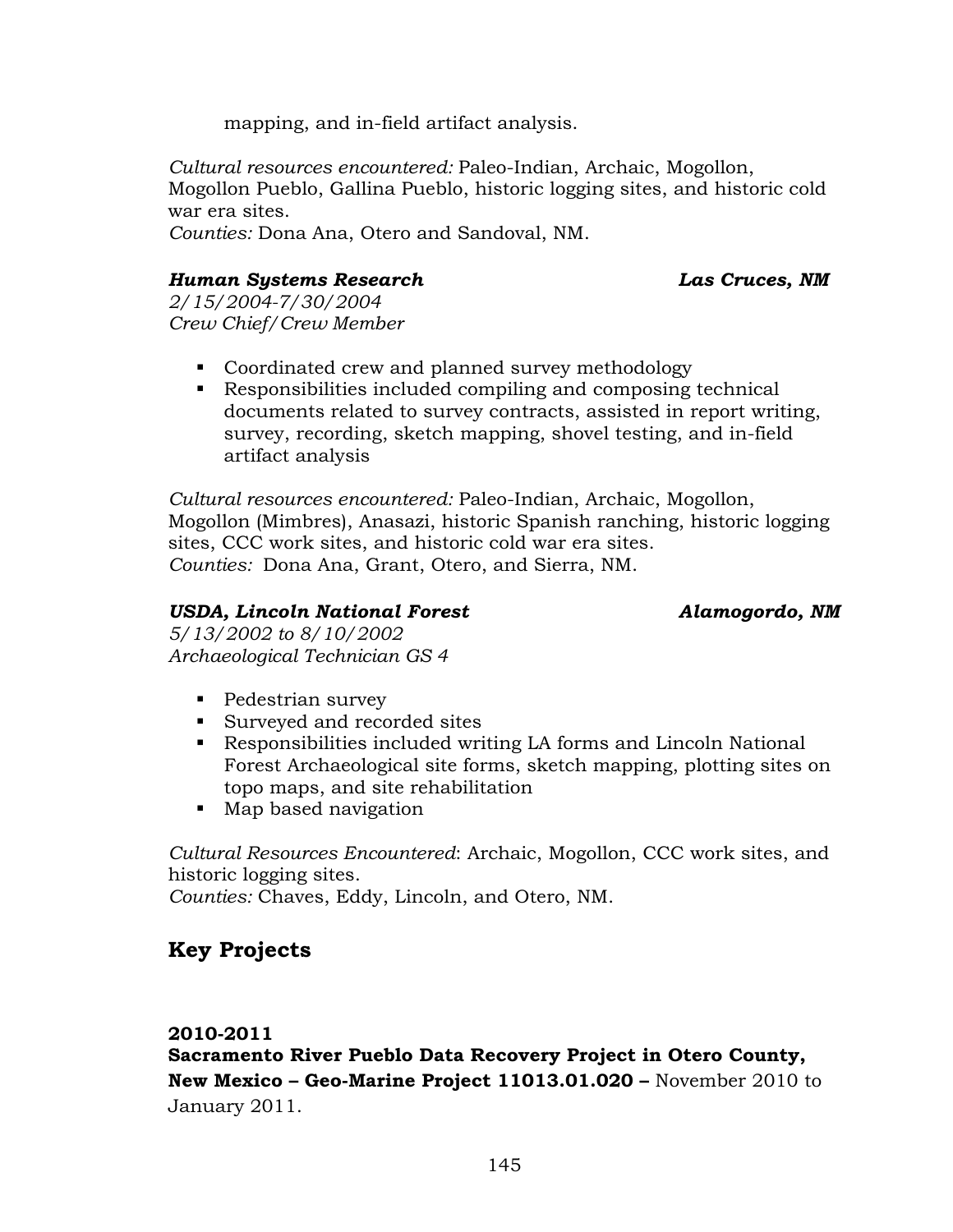mapping, and in-field artifact analysis.

*Cultural resources encountered:* Paleo-Indian, Archaic, Mogollon, Mogollon Pueblo, Gallina Pueblo, historic logging sites, and historic cold war era sites.
*Counties:* Dona Ana, Otero and Sandoval, NM.

***Human Systems Research*** ***Las Cruces, NM***
*2/15/2004-7/30/2004*
*Crew Chief/Crew Member*

- Coordinated crew and planned survey methodology
- Responsibilities included compiling and composing technical documents related to survey contracts, assisted in report writing, survey, recording, sketch mapping, shovel testing, and in-field artifact analysis

*Cultural resources encountered:* Paleo-Indian, Archaic, Mogollon, Mogollon (Mimbres), Anasazi, historic Spanish ranching, historic logging sites, CCC work sites, and historic cold war era sites.
*Counties:* Dona Ana, Grant, Otero, and Sierra, NM.

***USDA, Lincoln National Forest*** ***Alamogordo, NM***
*5/13/2002 to 8/10/2002*
*Archaeological Technician GS 4*

- Pedestrian survey
- Surveyed and recorded sites
- Responsibilities included writing LA forms and Lincoln National Forest Archaeological site forms, sketch mapping, plotting sites on topo maps, and site rehabilitation
- Map based navigation

*Cultural Resources Encountered*: Archaic, Mogollon, CCC work sites, and historic logging sites.
*Counties:* Chaves, Eddy, Lincoln, and Otero, NM.

## Key Projects

**2010-2011**
**Sacramento River Pueblo Data Recovery Project in Otero County, New Mexico – Geo-Marine Project 11013.01.020 –** November 2010 to January 2011.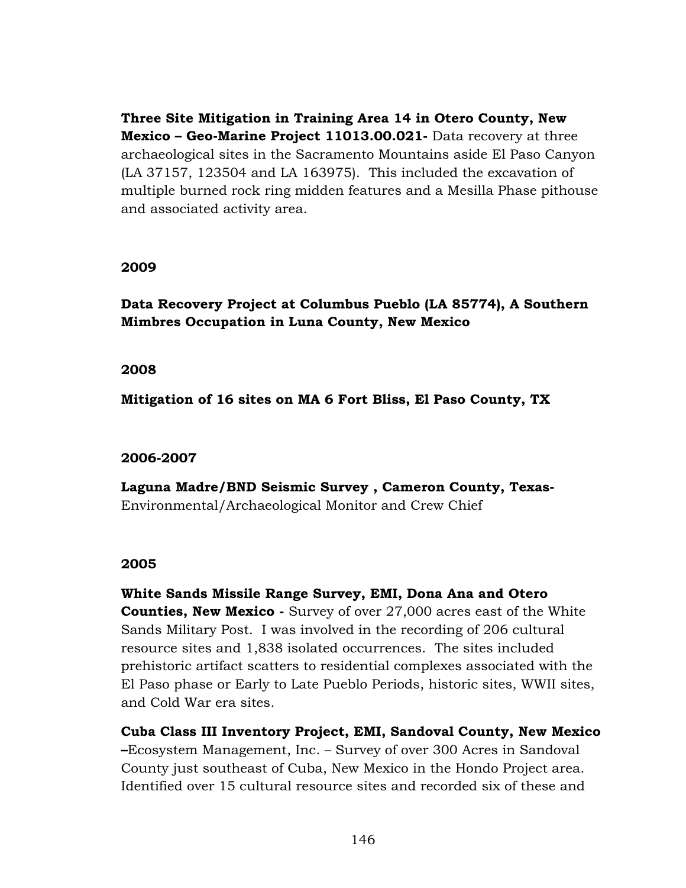**Three Site Mitigation in Training Area 14 in Otero County, New Mexico – Geo-Marine Project 11013.00.021-** Data recovery at three archaeological sites in the Sacramento Mountains aside El Paso Canyon (LA 37157, 123504 and LA 163975). This included the excavation of multiple burned rock ring midden features and a Mesilla Phase pithouse and associated activity area.

**2009**

**Data Recovery Project at Columbus Pueblo (LA 85774), A Southern Mimbres Occupation in Luna County, New Mexico**

**2008**

**Mitigation of 16 sites on MA 6 Fort Bliss, El Paso County, TX**

**2006-2007**

**Laguna Madre/BND Seismic Survey , Cameron County, Texas-** Environmental/Archaeological Monitor and Crew Chief

**2005**

**White Sands Missile Range Survey, EMI, Dona Ana and Otero Counties, New Mexico -** Survey of over 27,000 acres east of the White Sands Military Post. I was involved in the recording of 206 cultural resource sites and 1,838 isolated occurrences. The sites included prehistoric artifact scatters to residential complexes associated with the El Paso phase or Early to Late Pueblo Periods, historic sites, WWII sites, and Cold War era sites.

**Cuba Class III Inventory Project, EMI, Sandoval County, New Mexico –**Ecosystem Management, Inc. – Survey of over 300 Acres in Sandoval County just southeast of Cuba, New Mexico in the Hondo Project area. Identified over 15 cultural resource sites and recorded six of these and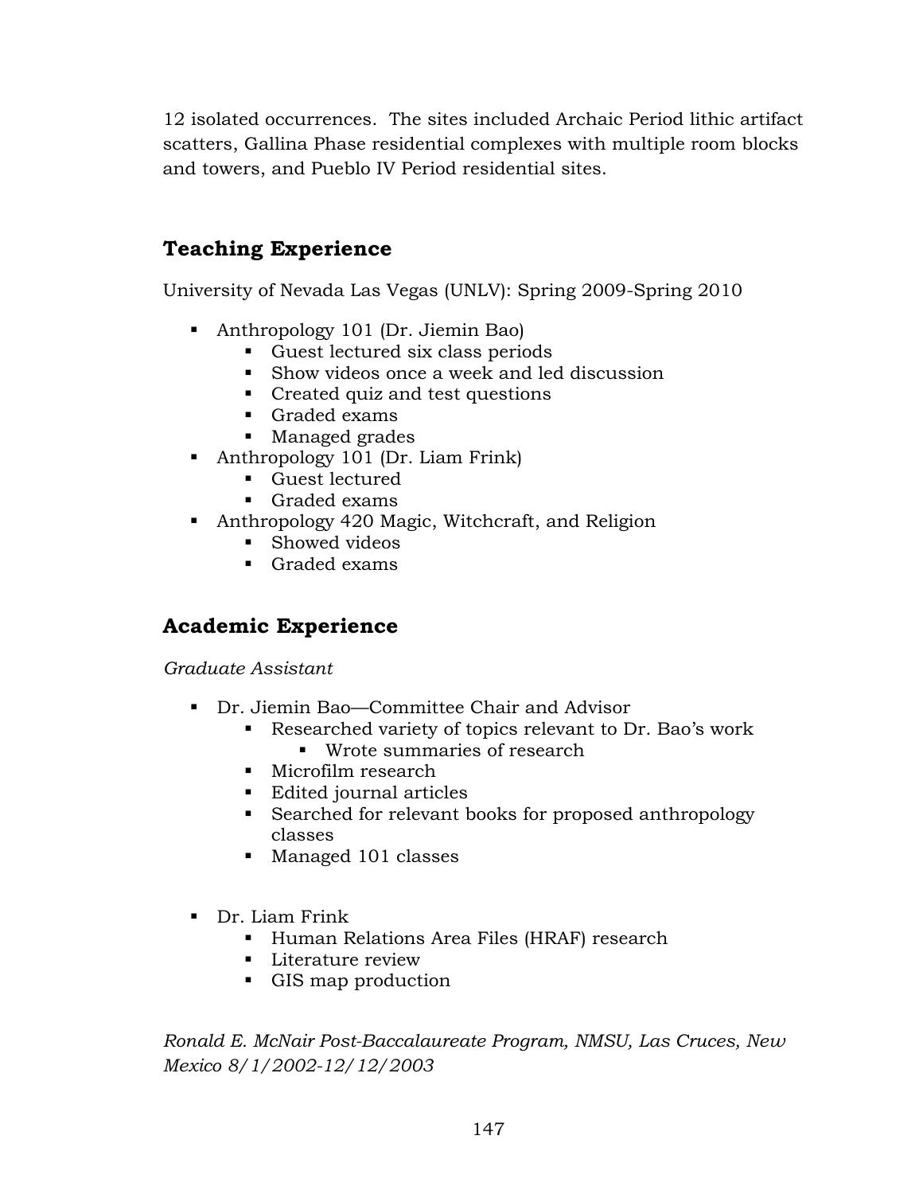12 isolated occurrences. The sites included Archaic Period lithic artifact scatters, Gallina Phase residential complexes with multiple room blocks and towers, and Pueblo IV Period residential sites.

## Teaching Experience

University of Nevada Las Vegas (UNLV): Spring 2009-Spring 2010

- Anthropology 101 (Dr. Jiemin Bao)
  - Guest lectured six class periods
  - Show videos once a week and led discussion
  - Created quiz and test questions
  - Graded exams
  - Managed grades
- Anthropology 101 (Dr. Liam Frink)
  - Guest lectured
  - Graded exams
- Anthropology 420 Magic, Witchcraft, and Religion
  - Showed videos
  - Graded exams

## Academic Experience

*Graduate Assistant*

- Dr. Jiemin Bao—Committee Chair and Advisor
  - Researched variety of topics relevant to Dr. Bao's work
    - Wrote summaries of research
  - Microfilm research
  - Edited journal articles
  - Searched for relevant books for proposed anthropology classes
  - Managed 101 classes

- Dr. Liam Frink
  - Human Relations Area Files (HRAF) research
  - Literature review
  - GIS map production

*Ronald E. McNair Post-Baccalaureate Program, NMSU, Las Cruces, New Mexico 8/1/2002-12/12/2003*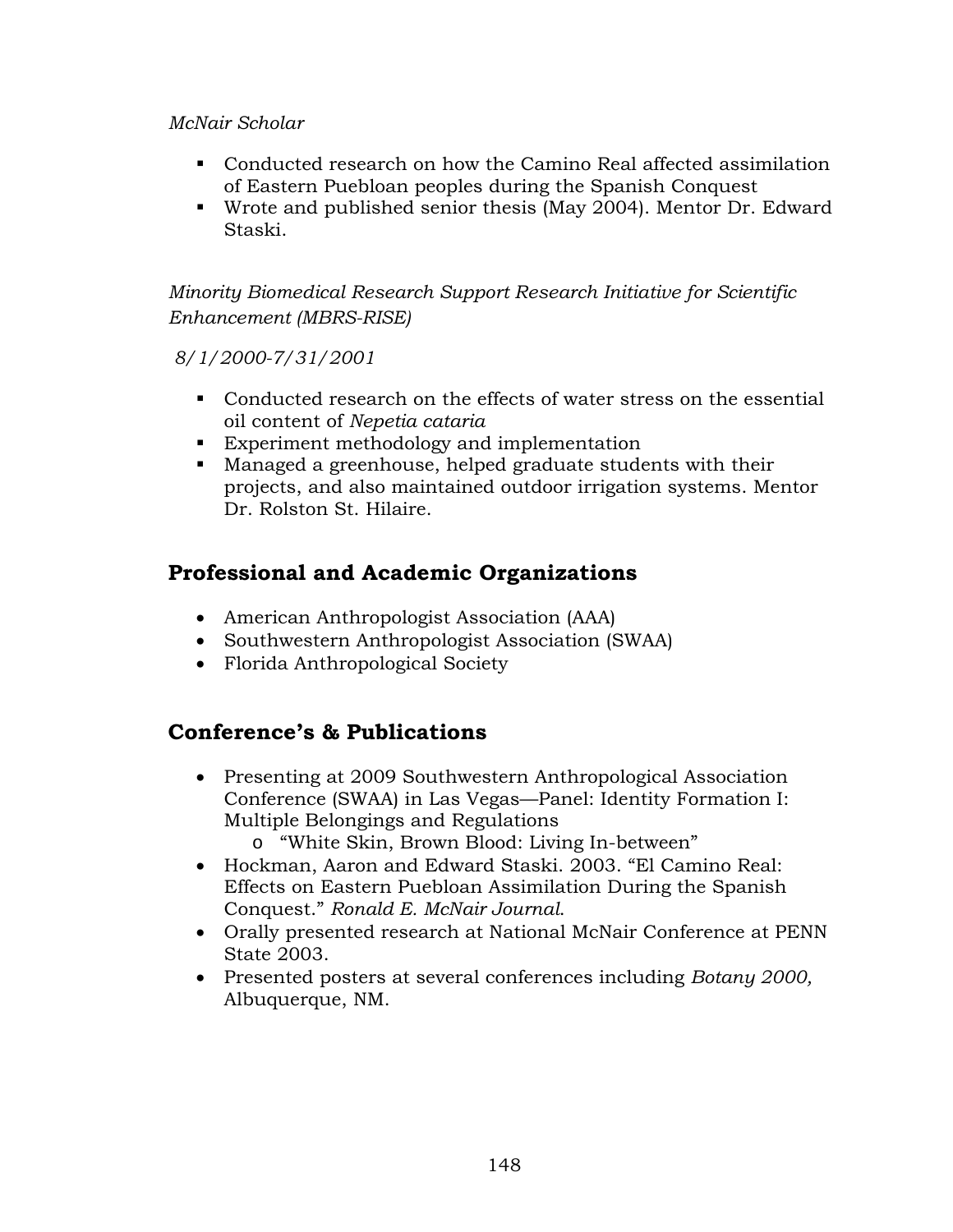*McNair Scholar*

- Conducted research on how the Camino Real affected assimilation of Eastern Puebloan peoples during the Spanish Conquest
- Wrote and published senior thesis (May 2004). Mentor Dr. Edward Staski.

*Minority Biomedical Research Support Research Initiative for Scientific Enhancement (MBRS-RISE)*

*8/1/2000-7/31/2001*

- Conducted research on the effects of water stress on the essential oil content of *Nepetia cataria*
- Experiment methodology and implementation
- Managed a greenhouse, helped graduate students with their projects, and also maintained outdoor irrigation systems. Mentor Dr. Rolston St. Hilaire.

## Professional and Academic Organizations

- American Anthropologist Association (AAA)
- Southwestern Anthropologist Association (SWAA)
- Florida Anthropological Society

## Conference's & Publications

- Presenting at 2009 Southwestern Anthropological Association Conference (SWAA) in Las Vegas—Panel: Identity Formation I: Multiple Belongings and Regulations
    - "White Skin, Brown Blood: Living In-between"
- Hockman, Aaron and Edward Staski. 2003. "El Camino Real: Effects on Eastern Puebloan Assimilation During the Spanish Conquest." *Ronald E. McNair Journal*.
- Orally presented research at National McNair Conference at PENN State 2003.
- Presented posters at several conferences including *Botany 2000,* Albuquerque, NM.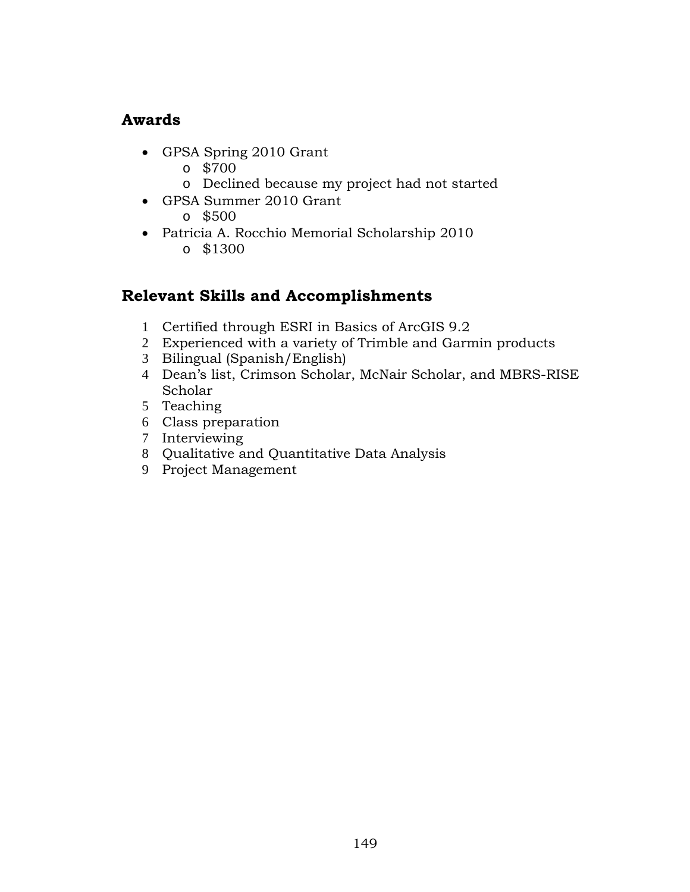## Awards

- GPSA Spring 2010 Grant
    - $700
    - Declined because my project had not started
- GPSA Summer 2010 Grant
    - $500
- Patricia A. Rocchio Memorial Scholarship 2010
    - $1300

## Relevant Skills and Accomplishments

1. Certified through ESRI in Basics of ArcGIS 9.2
2. Experienced with a variety of Trimble and Garmin products
3. Bilingual (Spanish/English)
4. Dean's list, Crimson Scholar, McNair Scholar, and MBRS-RISE Scholar
5. Teaching
6. Class preparation
7. Interviewing
8. Qualitative and Quantitative Data Analysis
9. Project Management